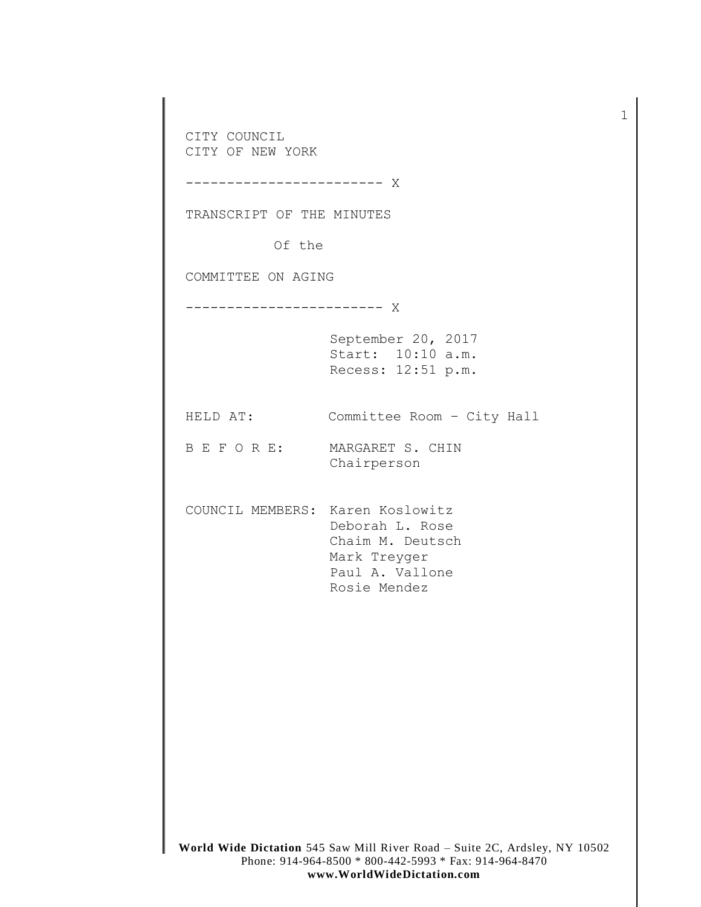CITY COUNCIL
CITY OF NEW YORK

------------------------ X

TRANSCRIPT OF THE MINUTES

Of the

COMMITTEE ON AGING

------------------------ X

September 20, 2017
Start: 10:10 a.m.
Recess: 12:51 p.m.

HELD AT: Committee Room – City Hall

B E F O R E: MARGARET S. CHIN
Chairperson

COUNCIL MEMBERS: Karen Koslowitz
Deborah L. Rose
Chaim M. Deutsch
Mark Treyger
Paul A. Vallone
Rosie Mendez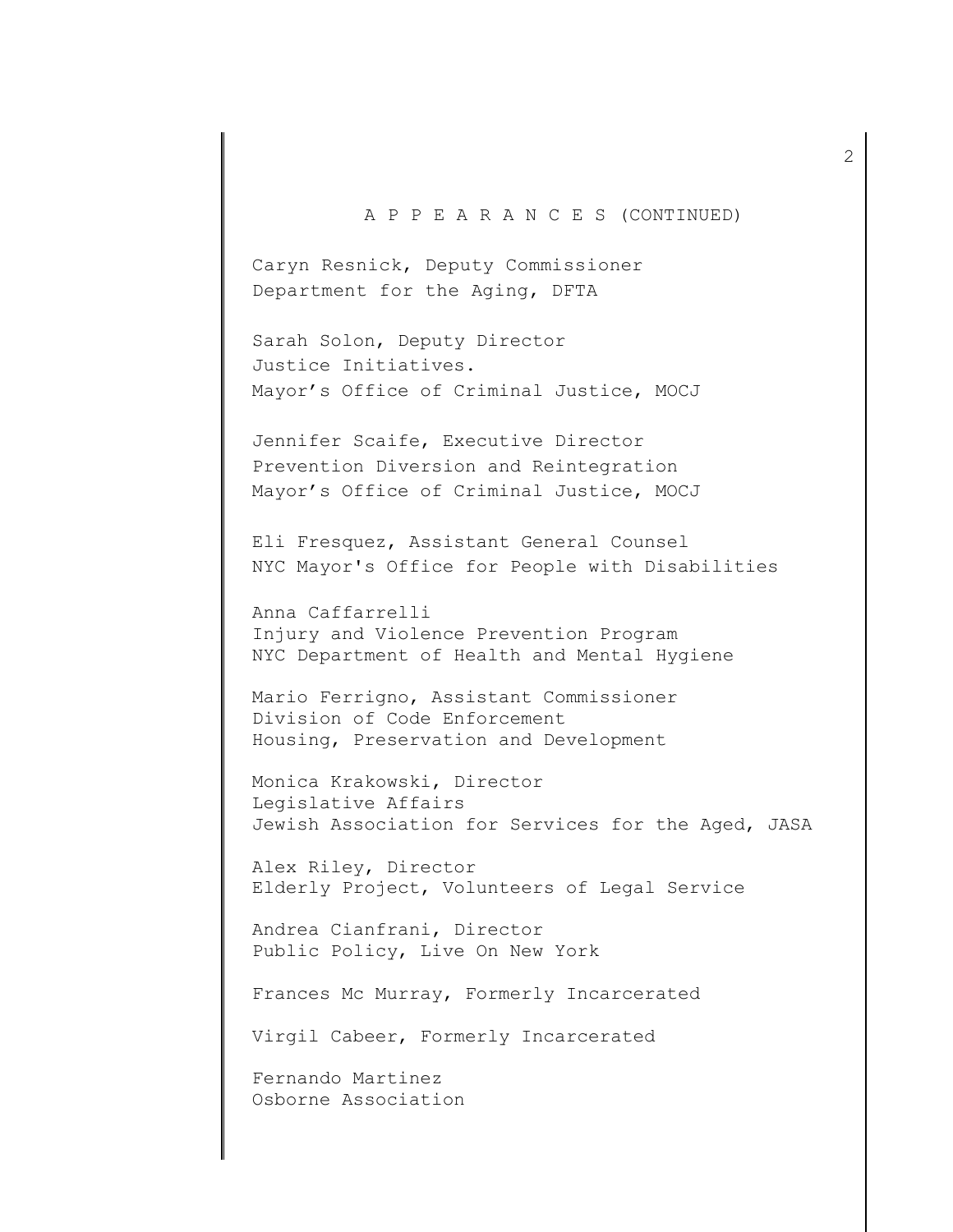A P P E A R A N C E S (CONTINUED)

Caryn Resnick, Deputy Commissioner
Department for the Aging, DFTA

Sarah Solon, Deputy Director
Justice Initiatives.
Mayor's Office of Criminal Justice, MOCJ

Jennifer Scaife, Executive Director
Prevention Diversion and Reintegration
Mayor's Office of Criminal Justice, MOCJ

Eli Fresquez, Assistant General Counsel
NYC Mayor's Office for People with Disabilities

Anna Caffarrelli
Injury and Violence Prevention Program
NYC Department of Health and Mental Hygiene

Mario Ferrigno, Assistant Commissioner
Division of Code Enforcement
Housing, Preservation and Development

Monica Krakowski, Director
Legislative Affairs
Jewish Association for Services for the Aged, JASA

Alex Riley, Director
Elderly Project, Volunteers of Legal Service

Andrea Cianfrani, Director
Public Policy, Live On New York

Frances Mc Murray, Formerly Incarcerated

Virgil Cabeer, Formerly Incarcerated

Fernando Martinez
Osborne Association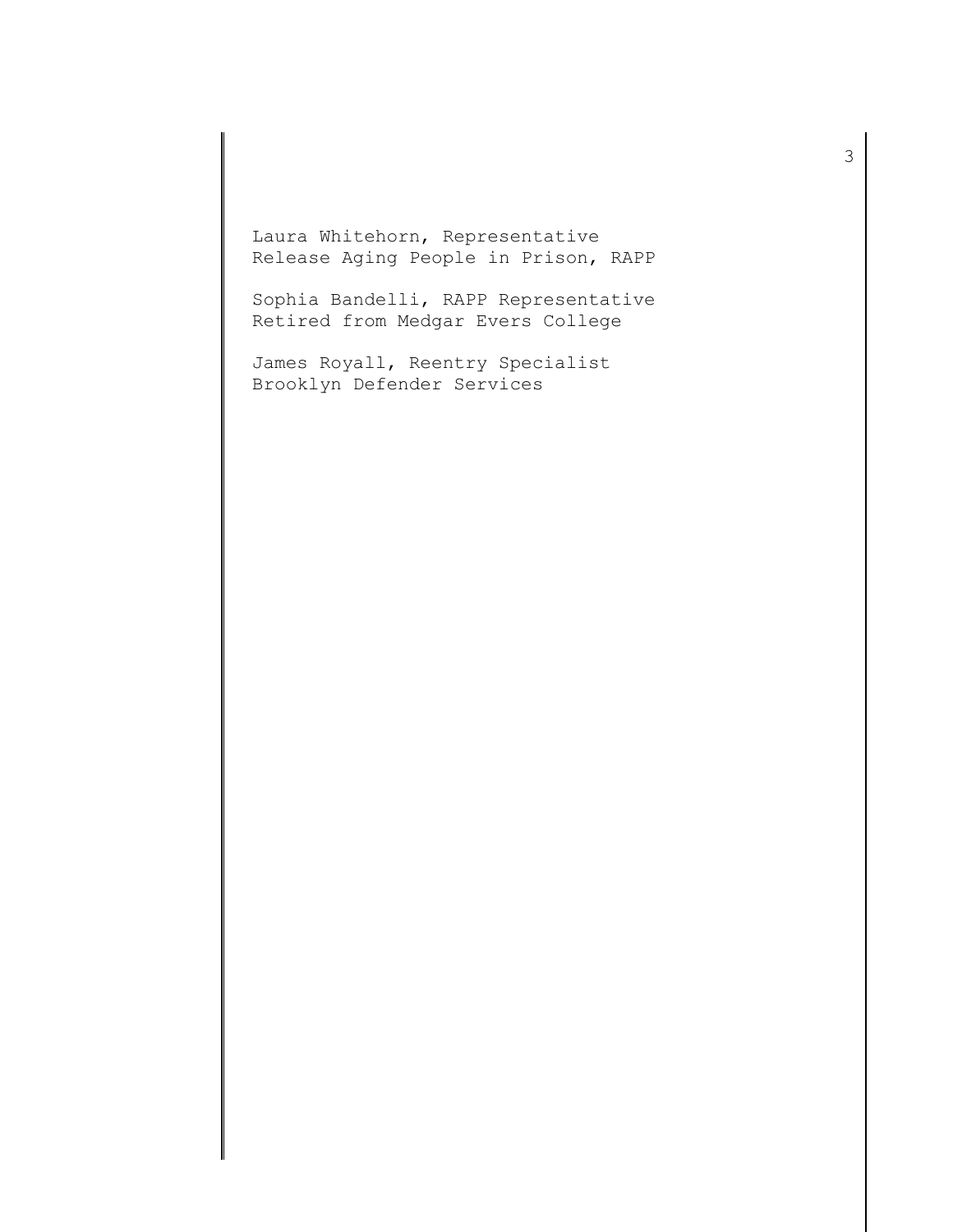Laura Whitehorn, Representative
Release Aging People in Prison, RAPP

Sophia Bandelli, RAPP Representative
Retired from Medgar Evers College

James Royall, Reentry Specialist
Brooklyn Defender Services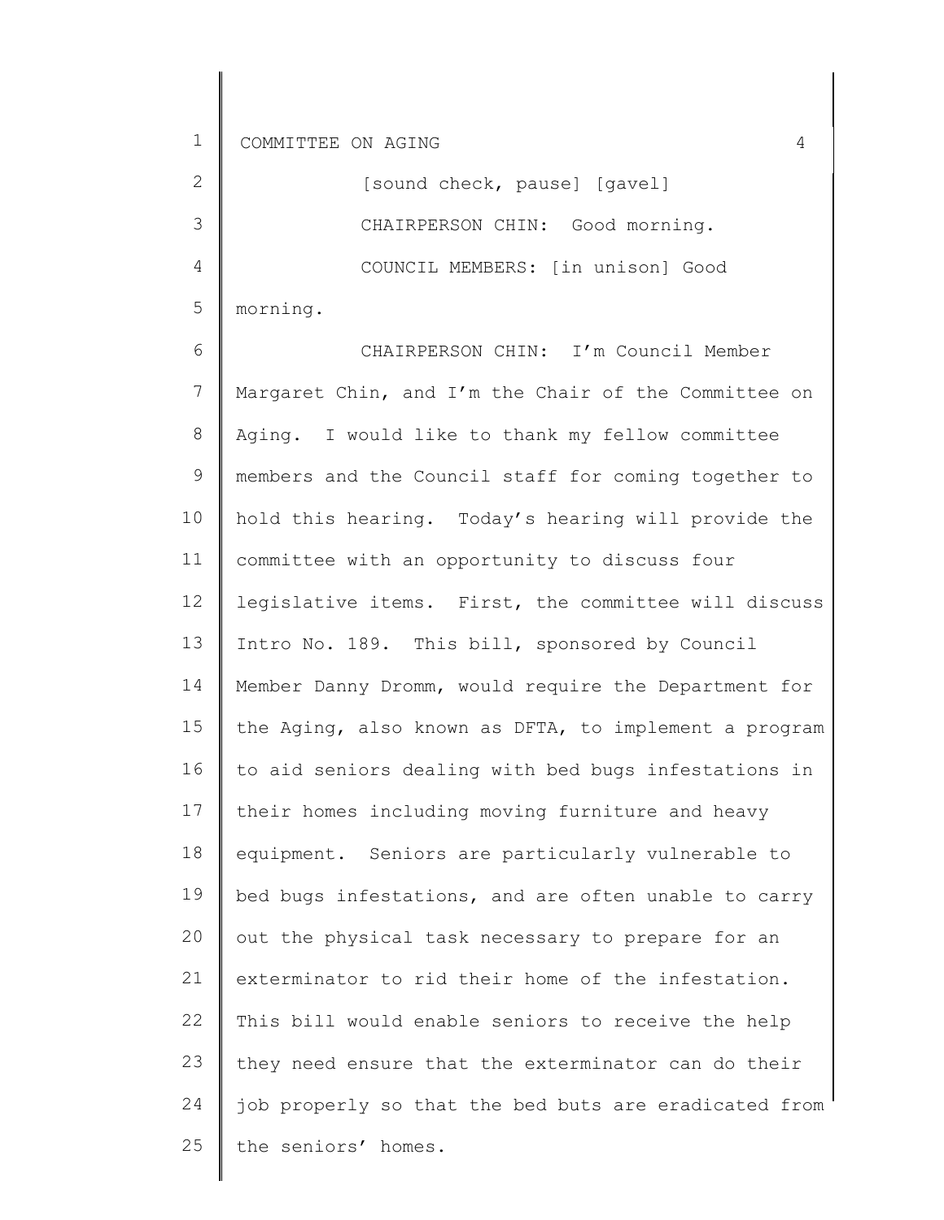[sound check, pause] [gavel]

CHAIRPERSON CHIN: Good morning.

COUNCIL MEMBERS: [in unison] Good morning.

CHAIRPERSON CHIN: I'm Council Member Margaret Chin, and I'm the Chair of the Committee on Aging. I would like to thank my fellow committee members and the Council staff for coming together to hold this hearing. Today's hearing will provide the committee with an opportunity to discuss four legislative items. First, the committee will discuss Intro No. 189. This bill, sponsored by Council Member Danny Dromm, would require the Department for the Aging, also known as DFTA, to implement a program to aid seniors dealing with bed bugs infestations in their homes including moving furniture and heavy equipment. Seniors are particularly vulnerable to bed bugs infestations, and are often unable to carry out the physical task necessary to prepare for an exterminator to rid their home of the infestation. This bill would enable seniors to receive the help they need ensure that the exterminator can do their job properly so that the bed buts are eradicated from the seniors' homes.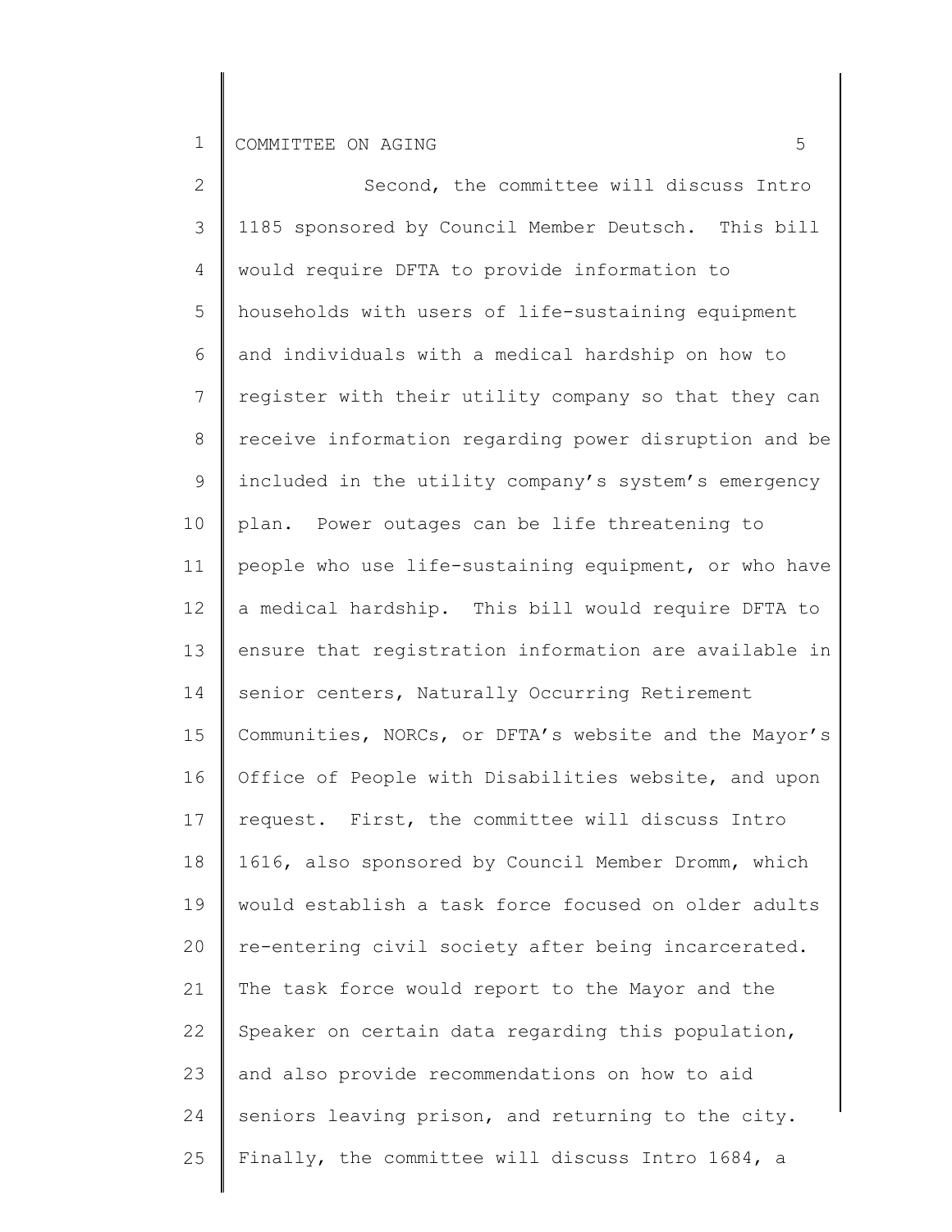Second, the committee will discuss Intro 1185 sponsored by Council Member Deutsch. This bill would require DFTA to provide information to households with users of life-sustaining equipment and individuals with a medical hardship on how to register with their utility company so that they can receive information regarding power disruption and be included in the utility company's system's emergency plan. Power outages can be life threatening to people who use life-sustaining equipment, or who have a medical hardship. This bill would require DFTA to ensure that registration information are available in senior centers, Naturally Occurring Retirement Communities, NORCs, or DFTA's website and the Mayor's Office of People with Disabilities website, and upon request. First, the committee will discuss Intro 1616, also sponsored by Council Member Dromm, which would establish a task force focused on older adults re-entering civil society after being incarcerated. The task force would report to the Mayor and the Speaker on certain data regarding this population, and also provide recommendations on how to aid seniors leaving prison, and returning to the city. Finally, the committee will discuss Intro 1684, a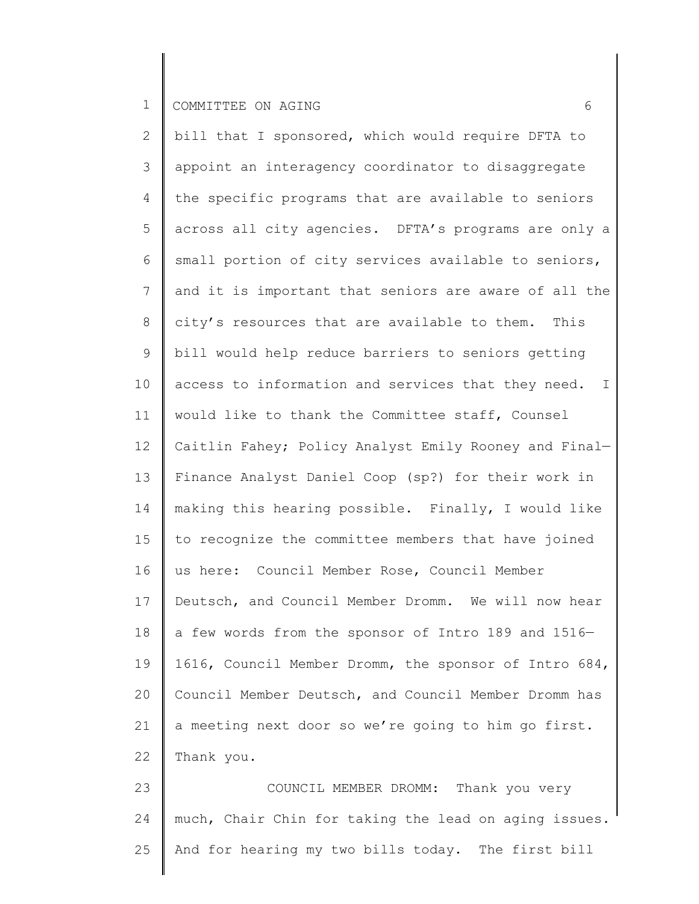bill that I sponsored, which would require DFTA to appoint an interagency coordinator to disaggregate the specific programs that are available to seniors across all city agencies. DFTA's programs are only a small portion of city services available to seniors, and it is important that seniors are aware of all the city's resources that are available to them. This bill would help reduce barriers to seniors getting access to information and services that they need. I would like to thank the Committee staff, Counsel Caitlin Fahey; Policy Analyst Emily Rooney and Final—Finance Analyst Daniel Coop (sp?) for their work in making this hearing possible. Finally, I would like to recognize the committee members that have joined us here: Council Member Rose, Council Member Deutsch, and Council Member Dromm. We will now hear a few words from the sponsor of Intro 189 and 1516—1616, Council Member Dromm, the sponsor of Intro 684, Council Member Deutsch, and Council Member Dromm has a meeting next door so we're going to him go first. Thank you.

COUNCIL MEMBER DROMM: Thank you very much, Chair Chin for taking the lead on aging issues. And for hearing my two bills today. The first bill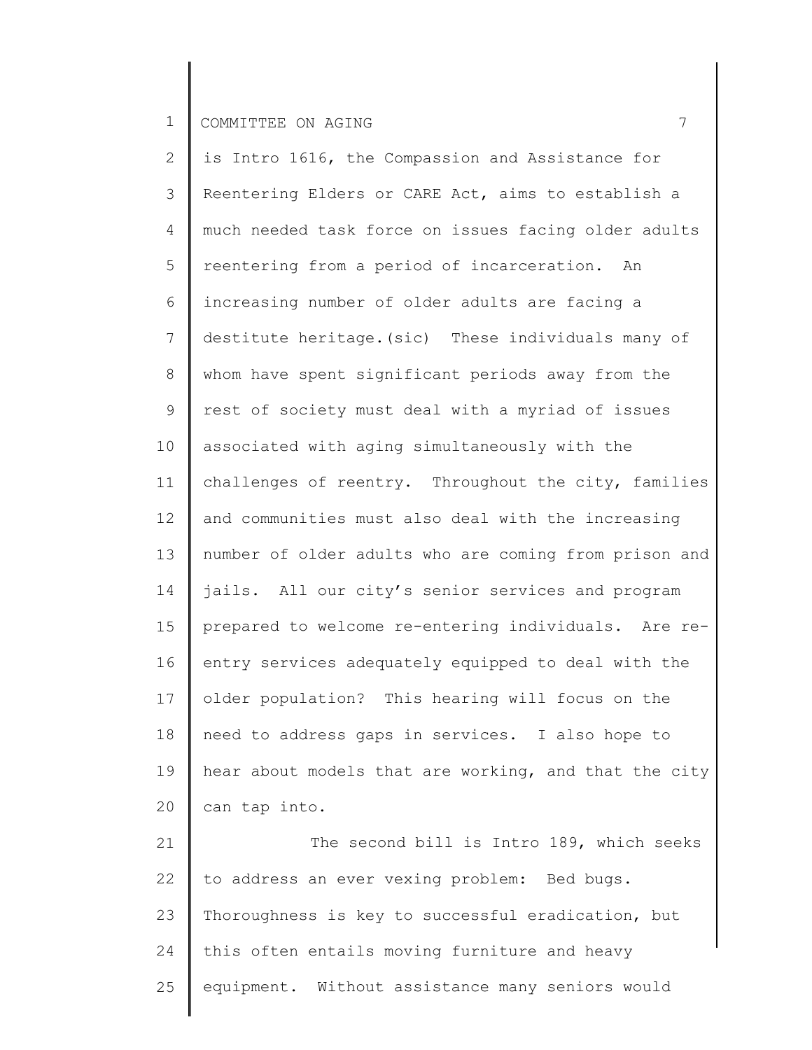is Intro 1616, the Compassion and Assistance for Reentering Elders or CARE Act, aims to establish a much needed task force on issues facing older adults reentering from a period of incarceration. An increasing number of older adults are facing a destitute heritage.(sic) These individuals many of whom have spent significant periods away from the rest of society must deal with a myriad of issues associated with aging simultaneously with the challenges of reentry. Throughout the city, families and communities must also deal with the increasing number of older adults who are coming from prison and jails. All our city's senior services and program prepared to welcome re-entering individuals. Are re-entry services adequately equipped to deal with the older population? This hearing will focus on the need to address gaps in services. I also hope to hear about models that are working, and that the city can tap into.

The second bill is Intro 189, which seeks to address an ever vexing problem: Bed bugs. Thoroughness is key to successful eradication, but this often entails moving furniture and heavy equipment. Without assistance many seniors would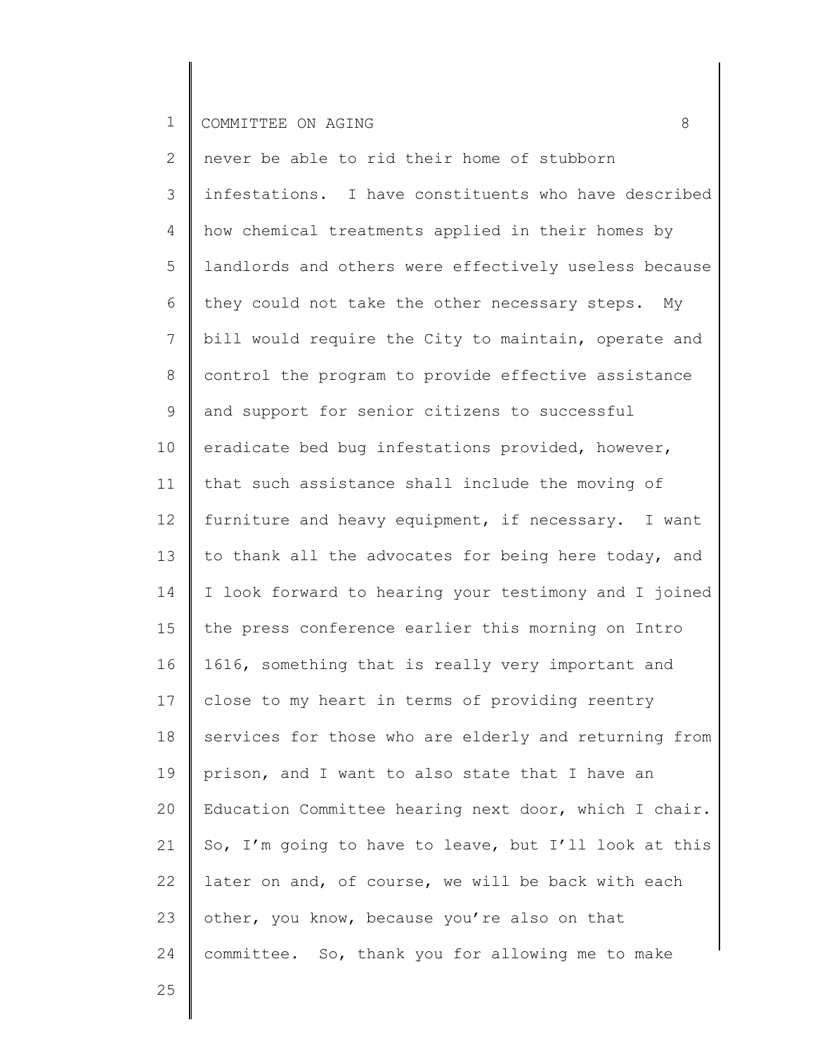never be able to rid their home of stubborn infestations. I have constituents who have described how chemical treatments applied in their homes by landlords and others were effectively useless because they could not take the other necessary steps. My bill would require the City to maintain, operate and control the program to provide effective assistance and support for senior citizens to successful eradicate bed bug infestations provided, however, that such assistance shall include the moving of furniture and heavy equipment, if necessary. I want to thank all the advocates for being here today, and I look forward to hearing your testimony and I joined the press conference earlier this morning on Intro 1616, something that is really very important and close to my heart in terms of providing reentry services for those who are elderly and returning from prison, and I want to also state that I have an Education Committee hearing next door, which I chair. So, I'm going to have to leave, but I'll look at this later on and, of course, we will be back with each other, you know, because you're also on that committee. So, thank you for allowing me to make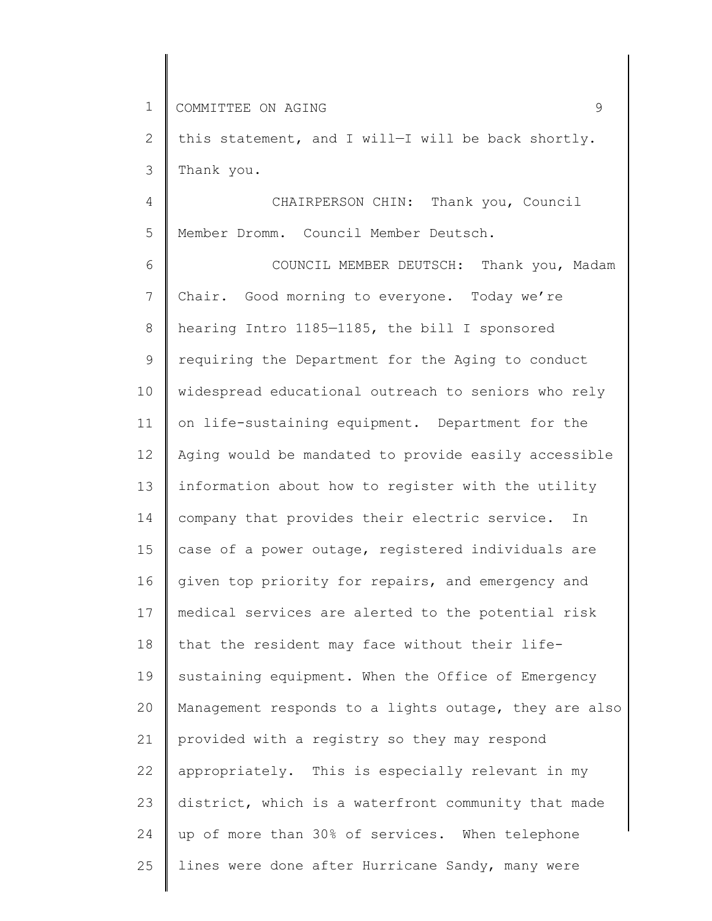this statement, and I will—I will be back shortly. Thank you.

CHAIRPERSON CHIN: Thank you, Council Member Dromm. Council Member Deutsch.

COUNCIL MEMBER DEUTSCH: Thank you, Madam Chair. Good morning to everyone. Today we're hearing Intro 1185—1185, the bill I sponsored requiring the Department for the Aging to conduct widespread educational outreach to seniors who rely on life-sustaining equipment. Department for the Aging would be mandated to provide easily accessible information about how to register with the utility company that provides their electric service. In case of a power outage, registered individuals are given top priority for repairs, and emergency and medical services are alerted to the potential risk that the resident may face without their life-sustaining equipment. When the Office of Emergency Management responds to a lights outage, they are also provided with a registry so they may respond appropriately. This is especially relevant in my district, which is a waterfront community that made up of more than 30% of services. When telephone lines were done after Hurricane Sandy, many were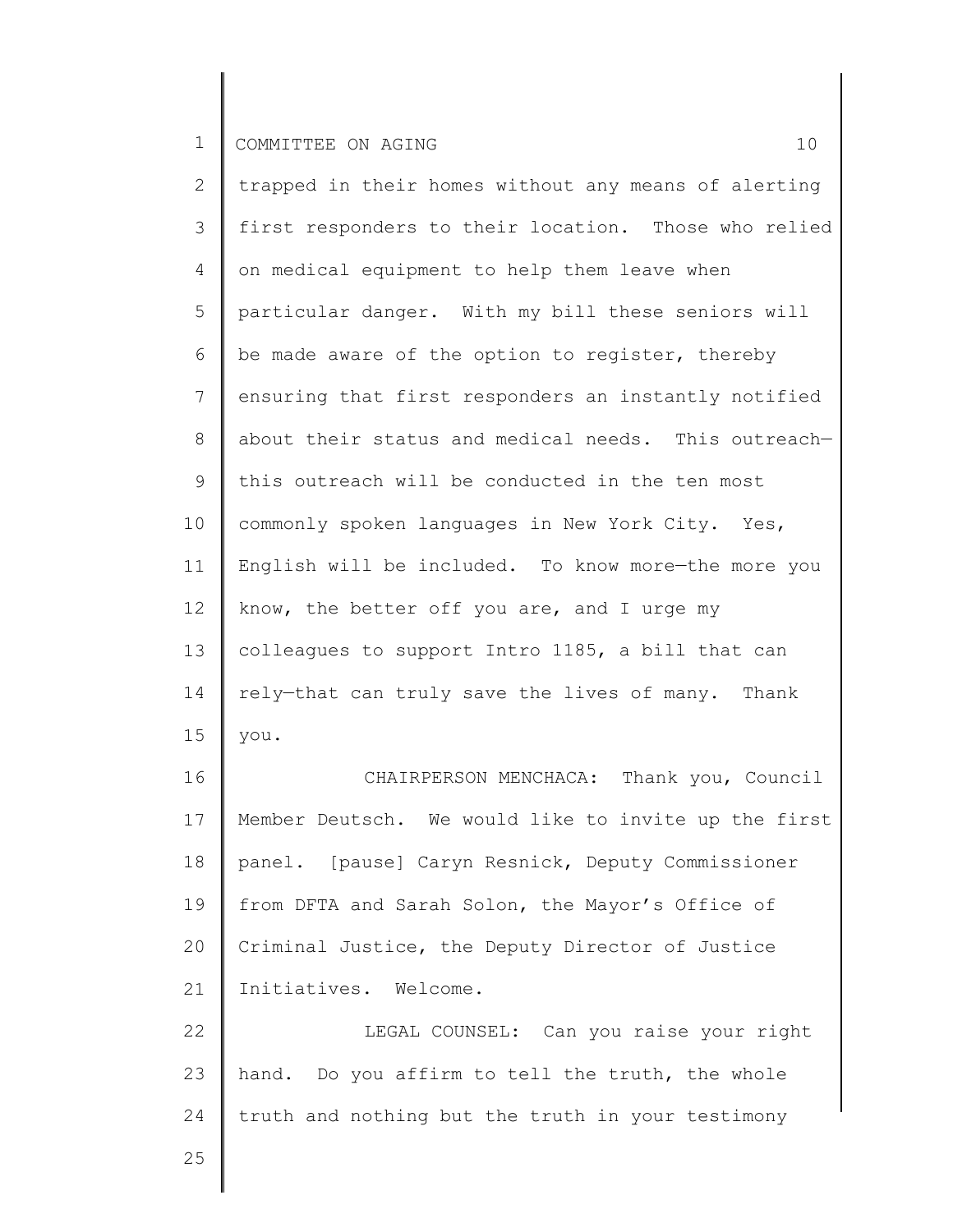trapped in their homes without any means of alerting first responders to their location. Those who relied on medical equipment to help them leave when particular danger. With my bill these seniors will be made aware of the option to register, thereby ensuring that first responders an instantly notified about their status and medical needs. This outreach—this outreach will be conducted in the ten most commonly spoken languages in New York City. Yes, English will be included. To know more—the more you know, the better off you are, and I urge my colleagues to support Intro 1185, a bill that can rely—that can truly save the lives of many. Thank you.

CHAIRPERSON MENCHACA: Thank you, Council Member Deutsch. We would like to invite up the first panel. [pause] Caryn Resnick, Deputy Commissioner from DFTA and Sarah Solon, the Mayor's Office of Criminal Justice, the Deputy Director of Justice Initiatives. Welcome.

LEGAL COUNSEL: Can you raise your right hand. Do you affirm to tell the truth, the whole truth and nothing but the truth in your testimony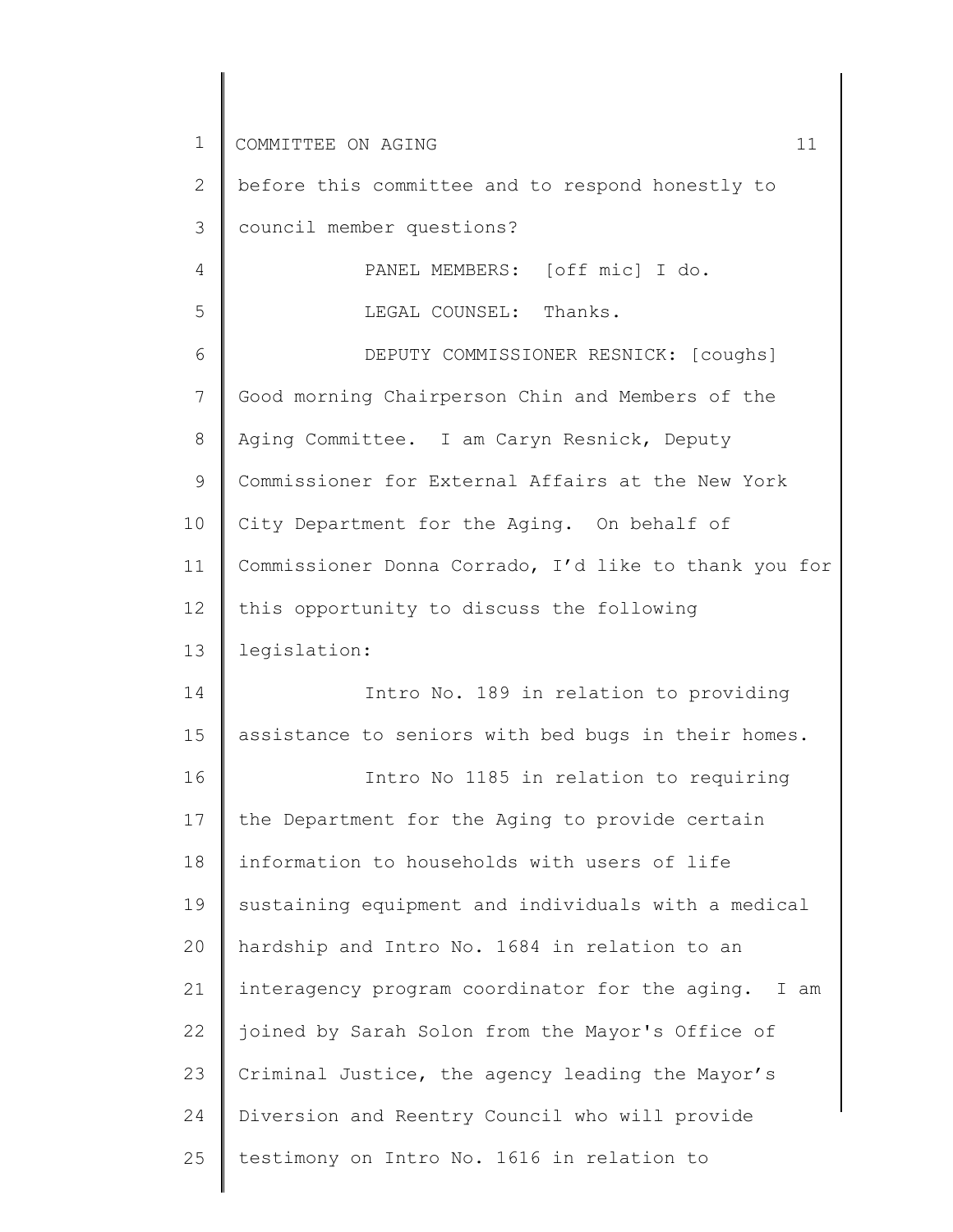before this committee and to respond honestly to council member questions?

PANEL MEMBERS: [off mic] I do.

LEGAL COUNSEL: Thanks.

DEPUTY COMMISSIONER RESNICK: [coughs] Good morning Chairperson Chin and Members of the Aging Committee. I am Caryn Resnick, Deputy Commissioner for External Affairs at the New York City Department for the Aging. On behalf of Commissioner Donna Corrado, I'd like to thank you for this opportunity to discuss the following legislation:

Intro No. 189 in relation to providing assistance to seniors with bed bugs in their homes.

Intro No 1185 in relation to requiring the Department for the Aging to provide certain information to households with users of life sustaining equipment and individuals with a medical hardship and Intro No. 1684 in relation to an interagency program coordinator for the aging. I am joined by Sarah Solon from the Mayor's Office of Criminal Justice, the agency leading the Mayor's Diversion and Reentry Council who will provide testimony on Intro No. 1616 in relation to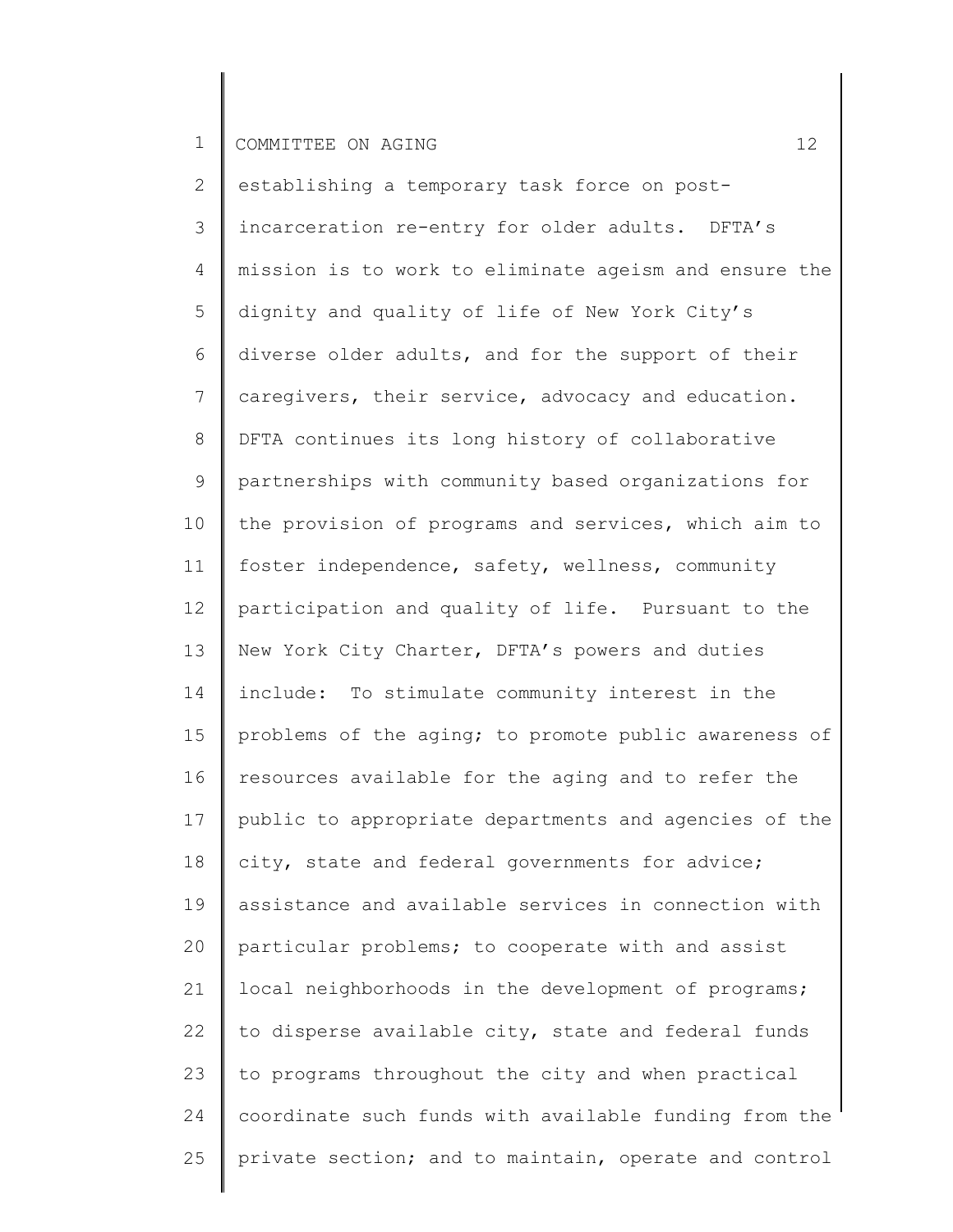establishing a temporary task force on post-incarceration re-entry for older adults. DFTA's mission is to work to eliminate ageism and ensure the dignity and quality of life of New York City's diverse older adults, and for the support of their caregivers, their service, advocacy and education. DFTA continues its long history of collaborative partnerships with community based organizations for the provision of programs and services, which aim to foster independence, safety, wellness, community participation and quality of life. Pursuant to the New York City Charter, DFTA's powers and duties include: To stimulate community interest in the problems of the aging; to promote public awareness of resources available for the aging and to refer the public to appropriate departments and agencies of the city, state and federal governments for advice; assistance and available services in connection with particular problems; to cooperate with and assist local neighborhoods in the development of programs; to disperse available city, state and federal funds to programs throughout the city and when practical coordinate such funds with available funding from the private section; and to maintain, operate and control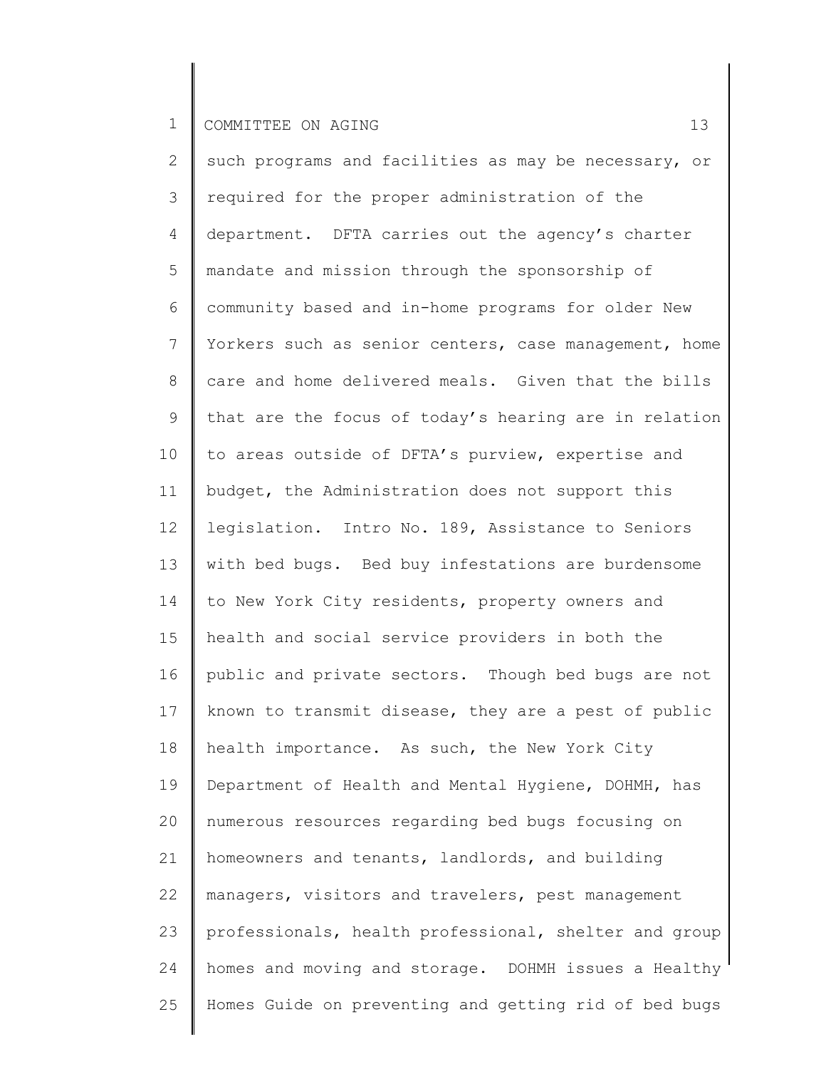such programs and facilities as may be necessary, or required for the proper administration of the department. DFTA carries out the agency's charter mandate and mission through the sponsorship of community based and in-home programs for older New Yorkers such as senior centers, case management, home care and home delivered meals. Given that the bills that are the focus of today's hearing are in relation to areas outside of DFTA's purview, expertise and budget, the Administration does not support this legislation. Intro No. 189, Assistance to Seniors with bed bugs. Bed buy infestations are burdensome to New York City residents, property owners and health and social service providers in both the public and private sectors. Though bed bugs are not known to transmit disease, they are a pest of public health importance. As such, the New York City Department of Health and Mental Hygiene, DOHMH, has numerous resources regarding bed bugs focusing on homeowners and tenants, landlords, and building managers, visitors and travelers, pest management professionals, health professional, shelter and group homes and moving and storage. DOHMH issues a Healthy Homes Guide on preventing and getting rid of bed bugs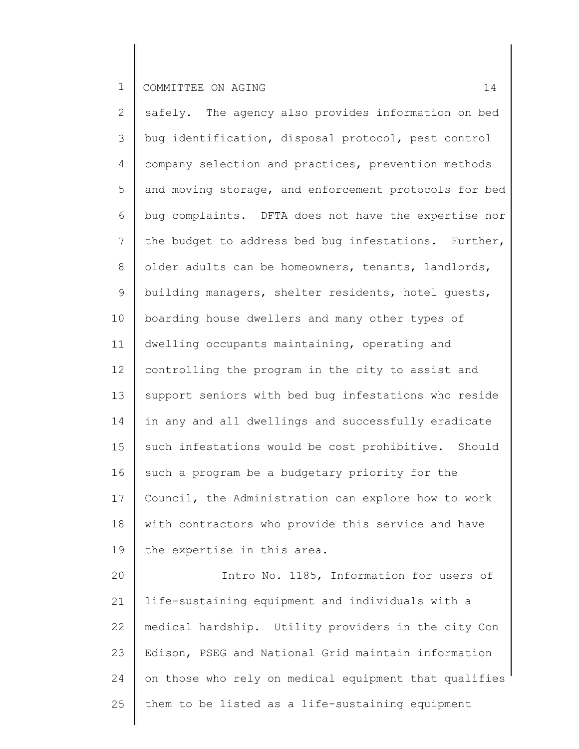safely. The agency also provides information on bed bug identification, disposal protocol, pest control company selection and practices, prevention methods and moving storage, and enforcement protocols for bed bug complaints. DFTA does not have the expertise nor the budget to address bed bug infestations. Further, older adults can be homeowners, tenants, landlords, building managers, shelter residents, hotel guests, boarding house dwellers and many other types of dwelling occupants maintaining, operating and controlling the program in the city to assist and support seniors with bed bug infestations who reside in any and all dwellings and successfully eradicate such infestations would be cost prohibitive. Should such a program be a budgetary priority for the Council, the Administration can explore how to work with contractors who provide this service and have the expertise in this area.

Intro No. 1185, Information for users of life-sustaining equipment and individuals with a medical hardship. Utility providers in the city Con Edison, PSEG and National Grid maintain information on those who rely on medical equipment that qualifies them to be listed as a life-sustaining equipment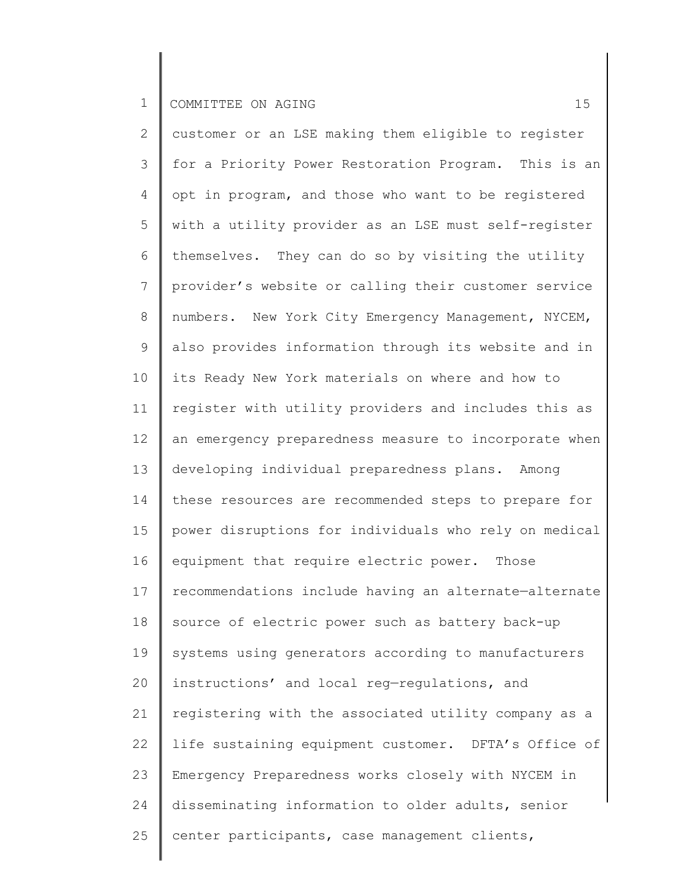customer or an LSE making them eligible to register for a Priority Power Restoration Program. This is an opt in program, and those who want to be registered with a utility provider as an LSE must self-register themselves. They can do so by visiting the utility provider's website or calling their customer service numbers. New York City Emergency Management, NYCEM, also provides information through its website and in its Ready New York materials on where and how to register with utility providers and includes this as an emergency preparedness measure to incorporate when developing individual preparedness plans. Among these resources are recommended steps to prepare for power disruptions for individuals who rely on medical equipment that require electric power. Those recommendations include having an alternate—alternate source of electric power such as battery back-up systems using generators according to manufacturers instructions' and local reg—regulations, and registering with the associated utility company as a life sustaining equipment customer. DFTA's Office of Emergency Preparedness works closely with NYCEM in disseminating information to older adults, senior center participants, case management clients,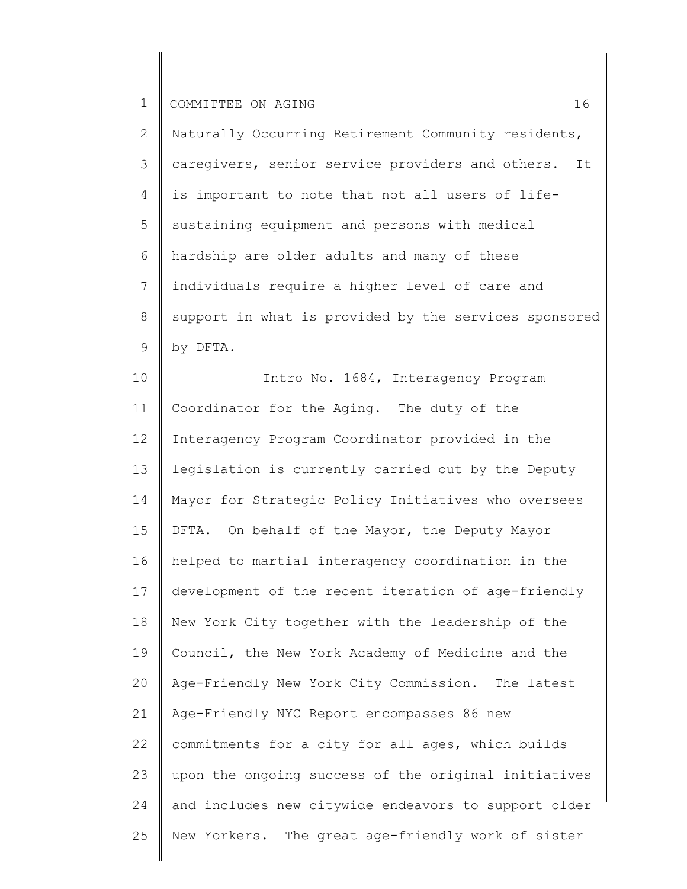Naturally Occurring Retirement Community residents, caregivers, senior service providers and others. It is important to note that not all users of life-sustaining equipment and persons with medical hardship are older adults and many of these individuals require a higher level of care and support in what is provided by the services sponsored by DFTA.

Intro No. 1684, Interagency Program Coordinator for the Aging. The duty of the Interagency Program Coordinator provided in the legislation is currently carried out by the Deputy Mayor for Strategic Policy Initiatives who oversees DFTA. On behalf of the Mayor, the Deputy Mayor helped to martial interagency coordination in the development of the recent iteration of age-friendly New York City together with the leadership of the Council, the New York Academy of Medicine and the Age-Friendly New York City Commission. The latest Age-Friendly NYC Report encompasses 86 new commitments for a city for all ages, which builds upon the ongoing success of the original initiatives and includes new citywide endeavors to support older New Yorkers. The great age-friendly work of sister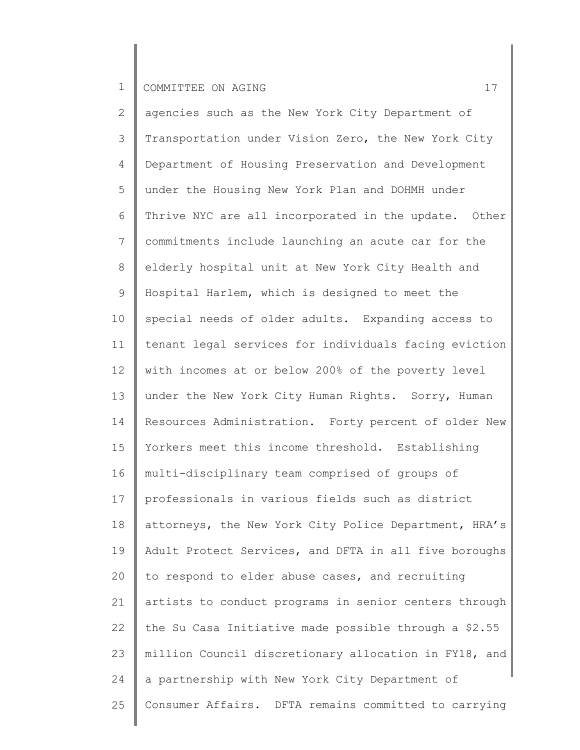agencies such as the New York City Department of Transportation under Vision Zero, the New York City Department of Housing Preservation and Development under the Housing New York Plan and DOHMH under Thrive NYC are all incorporated in the update. Other commitments include launching an acute car for the elderly hospital unit at New York City Health and Hospital Harlem, which is designed to meet the special needs of older adults. Expanding access to tenant legal services for individuals facing eviction with incomes at or below 200% of the poverty level under the New York City Human Rights. Sorry, Human Resources Administration. Forty percent of older New Yorkers meet this income threshold. Establishing multi-disciplinary team comprised of groups of professionals in various fields such as district attorneys, the New York City Police Department, HRA's Adult Protect Services, and DFTA in all five boroughs to respond to elder abuse cases, and recruiting artists to conduct programs in senior centers through the Su Casa Initiative made possible through a $2.55 million Council discretionary allocation in FY18, and a partnership with New York City Department of Consumer Affairs. DFTA remains committed to carrying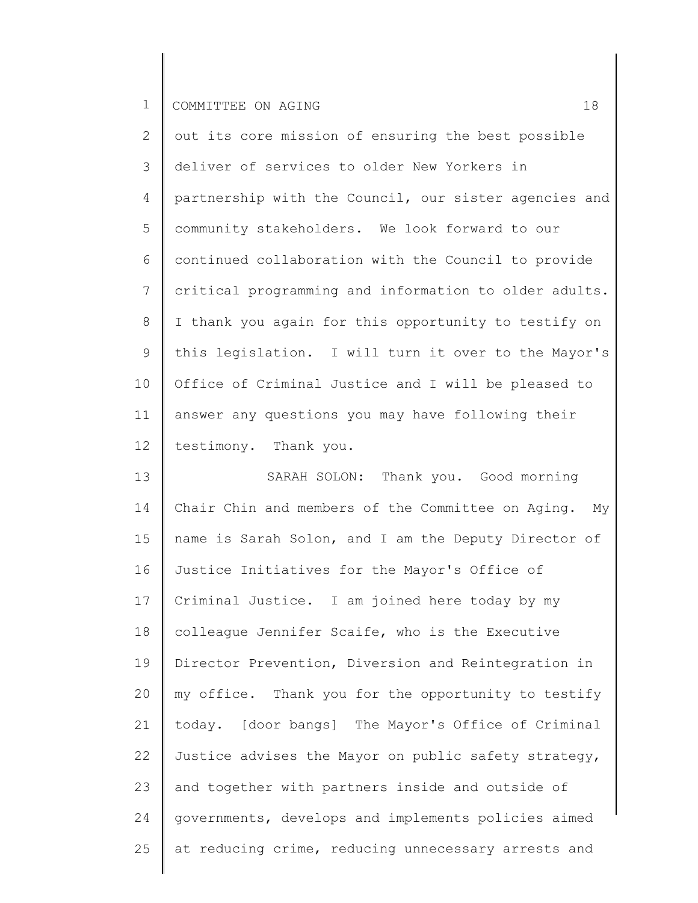out its core mission of ensuring the best possible deliver of services to older New Yorkers in partnership with the Council, our sister agencies and community stakeholders. We look forward to our continued collaboration with the Council to provide critical programming and information to older adults. I thank you again for this opportunity to testify on this legislation. I will turn it over to the Mayor's Office of Criminal Justice and I will be pleased to answer any questions you may have following their testimony. Thank you.

SARAH SOLON: Thank you. Good morning Chair Chin and members of the Committee on Aging. My name is Sarah Solon, and I am the Deputy Director of Justice Initiatives for the Mayor's Office of Criminal Justice. I am joined here today by my colleague Jennifer Scaife, who is the Executive Director Prevention, Diversion and Reintegration in my office. Thank you for the opportunity to testify today. [door bangs] The Mayor's Office of Criminal Justice advises the Mayor on public safety strategy, and together with partners inside and outside of governments, develops and implements policies aimed at reducing crime, reducing unnecessary arrests and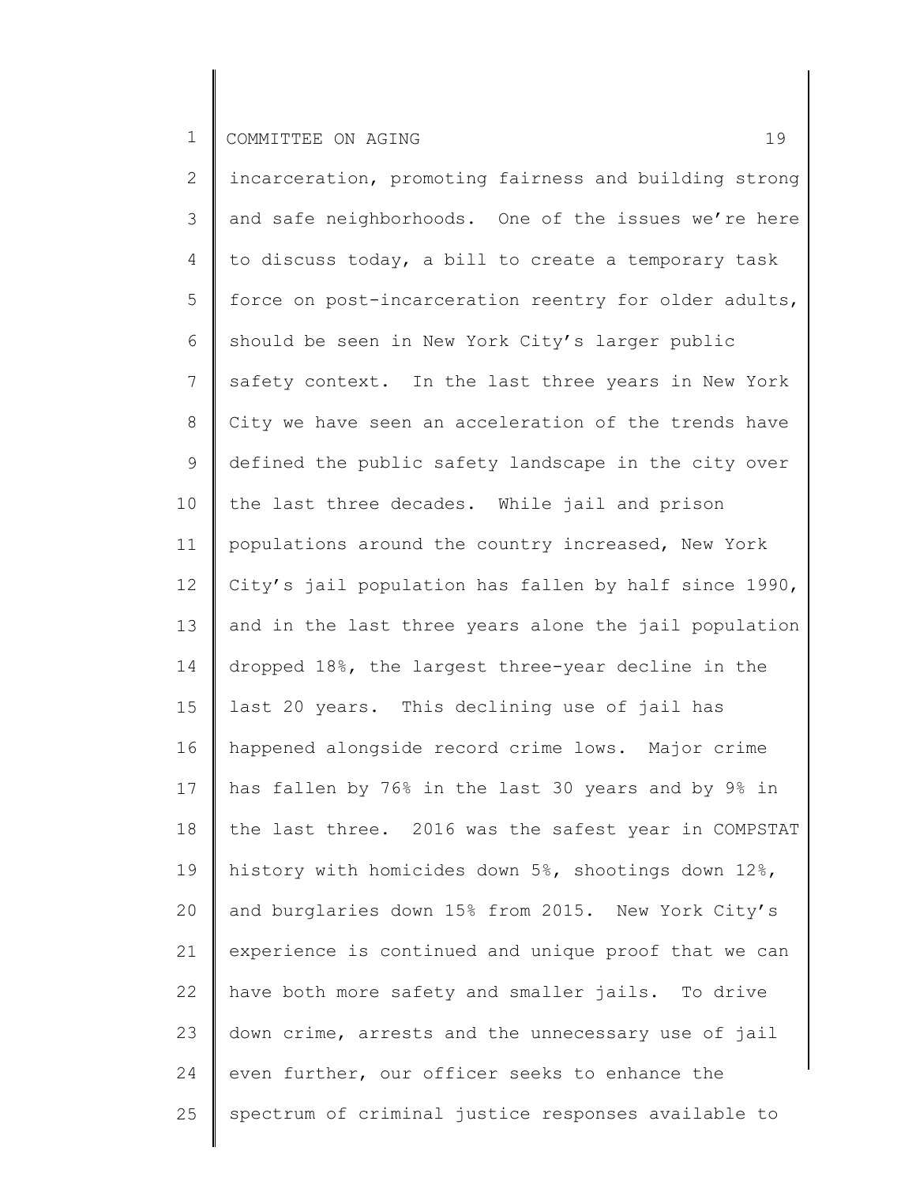incarceration, promoting fairness and building strong and safe neighborhoods. One of the issues we're here to discuss today, a bill to create a temporary task force on post-incarceration reentry for older adults, should be seen in New York City's larger public safety context. In the last three years in New York City we have seen an acceleration of the trends have defined the public safety landscape in the city over the last three decades. While jail and prison populations around the country increased, New York City's jail population has fallen by half since 1990, and in the last three years alone the jail population dropped 18%, the largest three-year decline in the last 20 years. This declining use of jail has happened alongside record crime lows. Major crime has fallen by 76% in the last 30 years and by 9% in the last three. 2016 was the safest year in COMPSTAT history with homicides down 5%, shootings down 12%, and burglaries down 15% from 2015. New York City's experience is continued and unique proof that we can have both more safety and smaller jails. To drive down crime, arrests and the unnecessary use of jail even further, our officer seeks to enhance the spectrum of criminal justice responses available to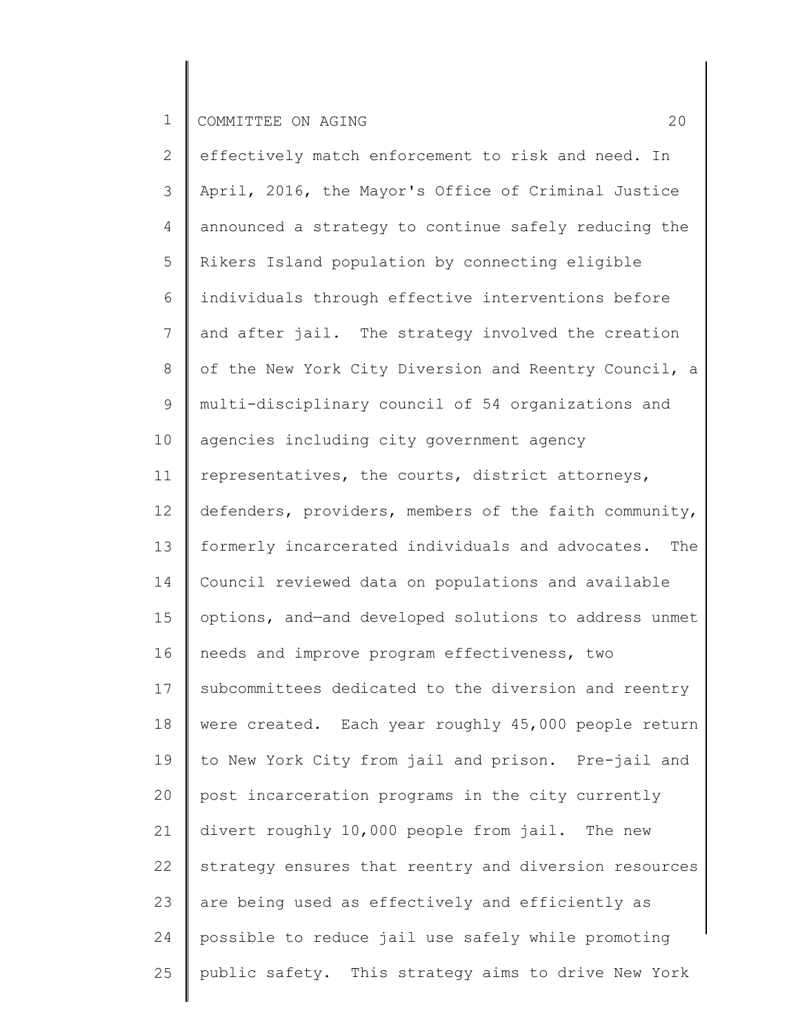effectively match enforcement to risk and need. In April, 2016, the Mayor's Office of Criminal Justice announced a strategy to continue safely reducing the Rikers Island population by connecting eligible individuals through effective interventions before and after jail. The strategy involved the creation of the New York City Diversion and Reentry Council, a multi-disciplinary council of 54 organizations and agencies including city government agency representatives, the courts, district attorneys, defenders, providers, members of the faith community, formerly incarcerated individuals and advocates. The Council reviewed data on populations and available options, and—and developed solutions to address unmet needs and improve program effectiveness, two subcommittees dedicated to the diversion and reentry were created. Each year roughly 45,000 people return to New York City from jail and prison. Pre-jail and post incarceration programs in the city currently divert roughly 10,000 people from jail. The new strategy ensures that reentry and diversion resources are being used as effectively and efficiently as possible to reduce jail use safely while promoting public safety. This strategy aims to drive New York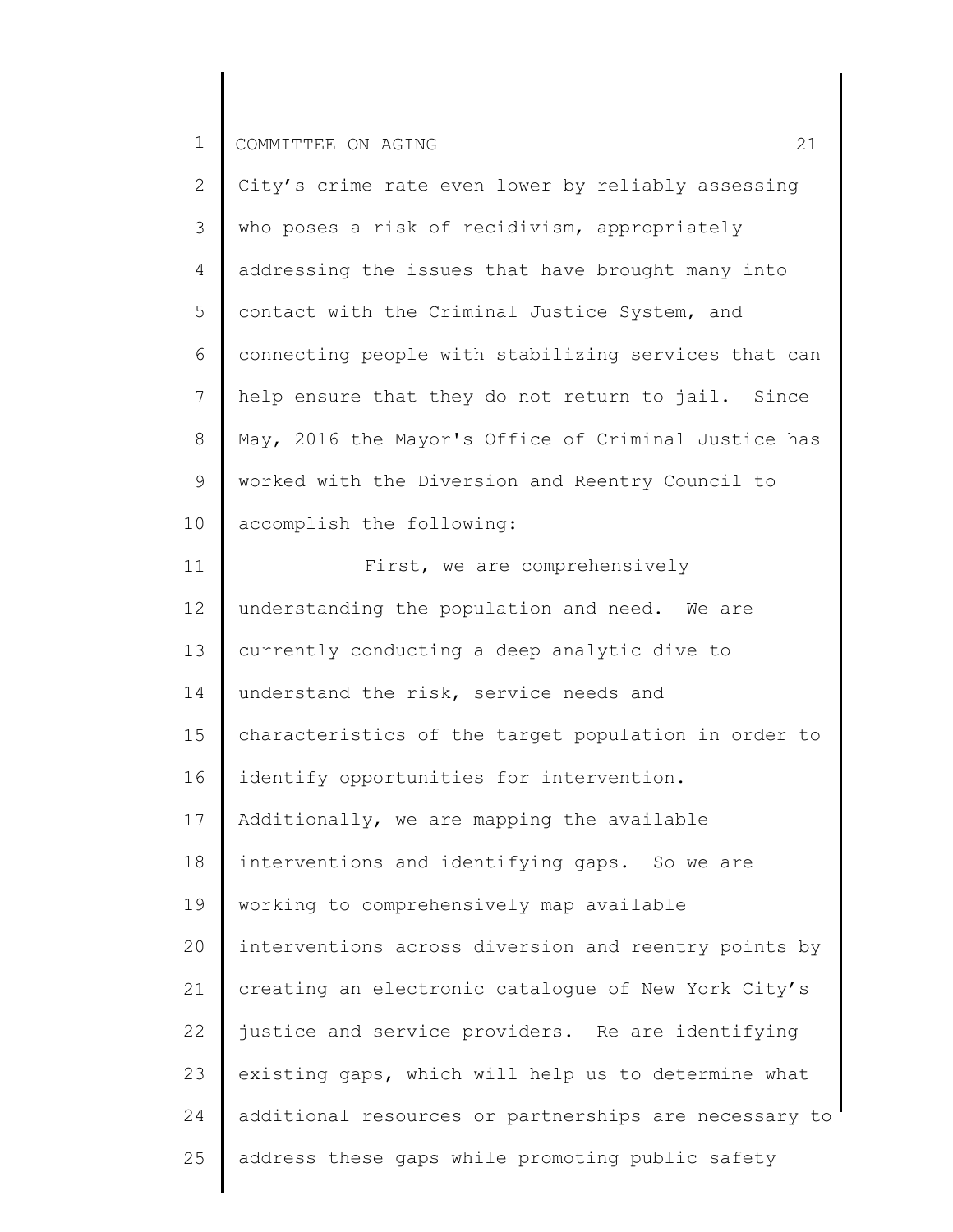City's crime rate even lower by reliably assessing who poses a risk of recidivism, appropriately addressing the issues that have brought many into contact with the Criminal Justice System, and connecting people with stabilizing services that can help ensure that they do not return to jail. Since May, 2016 the Mayor's Office of Criminal Justice has worked with the Diversion and Reentry Council to accomplish the following:

First, we are comprehensively understanding the population and need. We are currently conducting a deep analytic dive to understand the risk, service needs and characteristics of the target population in order to identify opportunities for intervention. Additionally, we are mapping the available interventions and identifying gaps. So we are working to comprehensively map available interventions across diversion and reentry points by creating an electronic catalogue of New York City's justice and service providers. Re are identifying existing gaps, which will help us to determine what additional resources or partnerships are necessary to address these gaps while promoting public safety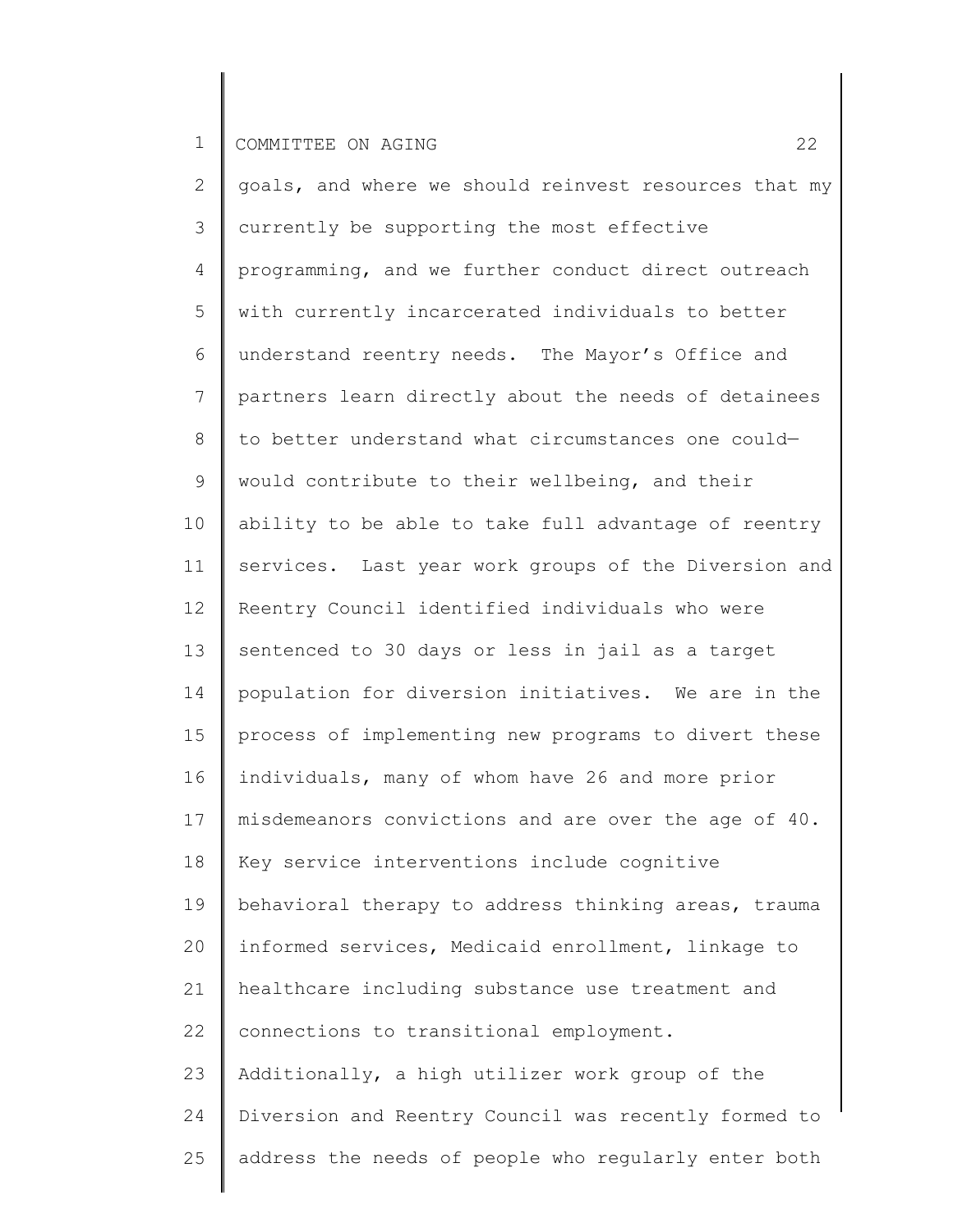goals, and where we should reinvest resources that my currently be supporting the most effective programming, and we further conduct direct outreach with currently incarcerated individuals to better understand reentry needs. The Mayor's Office and partners learn directly about the needs of detainees to better understand what circumstances one could—would contribute to their wellbeing, and their ability to be able to take full advantage of reentry services. Last year work groups of the Diversion and Reentry Council identified individuals who were sentenced to 30 days or less in jail as a target population for diversion initiatives. We are in the process of implementing new programs to divert these individuals, many of whom have 26 and more prior misdemeanors convictions and are over the age of 40. Key service interventions include cognitive behavioral therapy to address thinking areas, trauma informed services, Medicaid enrollment, linkage to healthcare including substance use treatment and connections to transitional employment. Additionally, a high utilizer work group of the Diversion and Reentry Council was recently formed to address the needs of people who regularly enter both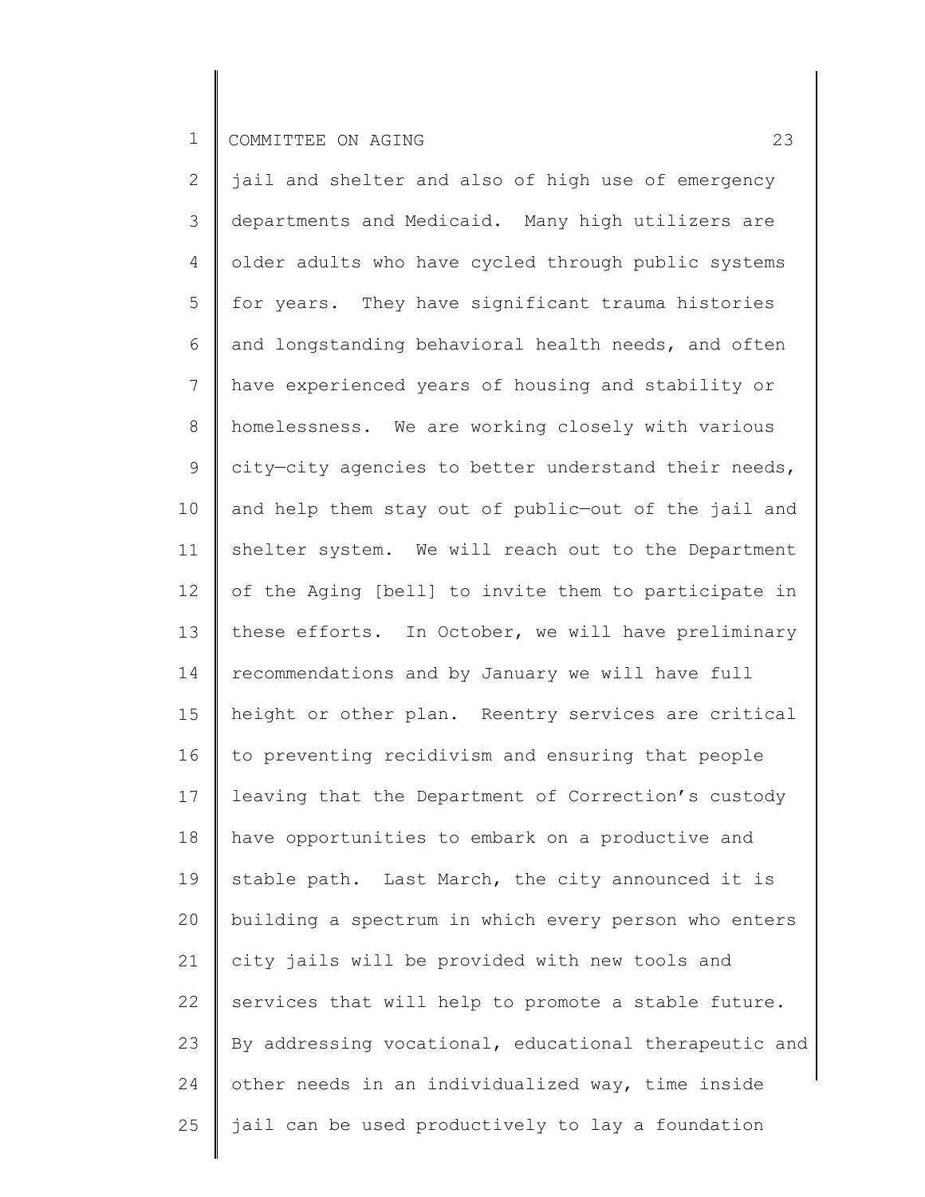jail and shelter and also of high use of emergency departments and Medicaid. Many high utilizers are older adults who have cycled through public systems for years. They have significant trauma histories and longstanding behavioral health needs, and often have experienced years of housing and stability or homelessness. We are working closely with various city—city agencies to better understand their needs, and help them stay out of public—out of the jail and shelter system. We will reach out to the Department of the Aging [bell] to invite them to participate in these efforts. In October, we will have preliminary recommendations and by January we will have full height or other plan. Reentry services are critical to preventing recidivism and ensuring that people leaving that the Department of Correction's custody have opportunities to embark on a productive and stable path. Last March, the city announced it is building a spectrum in which every person who enters city jails will be provided with new tools and services that will help to promote a stable future. By addressing vocational, educational therapeutic and other needs in an individualized way, time inside jail can be used productively to lay a foundation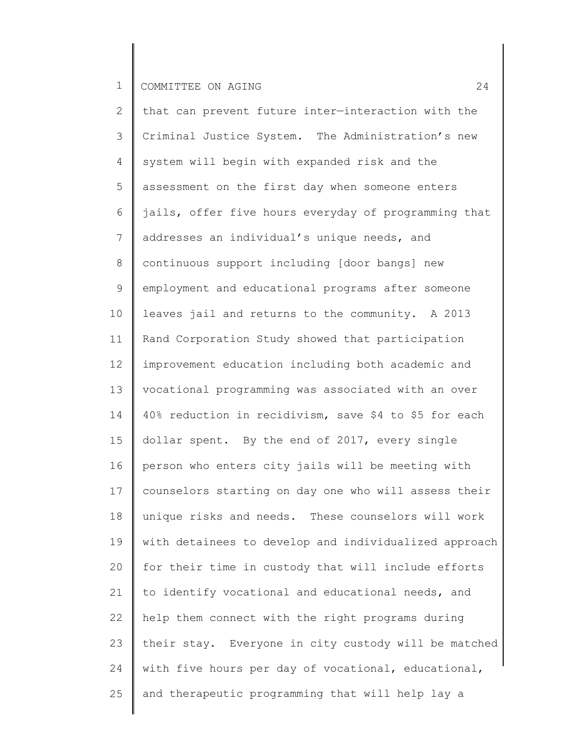that can prevent future inter—interaction with the Criminal Justice System. The Administration's new system will begin with expanded risk and the assessment on the first day when someone enters jails, offer five hours everyday of programming that addresses an individual's unique needs, and continuous support including [door bangs] new employment and educational programs after someone leaves jail and returns to the community. A 2013 Rand Corporation Study showed that participation improvement education including both academic and vocational programming was associated with an over 40% reduction in recidivism, save $4 to $5 for each dollar spent. By the end of 2017, every single person who enters city jails will be meeting with counselors starting on day one who will assess their unique risks and needs. These counselors will work with detainees to develop and individualized approach for their time in custody that will include efforts to identify vocational and educational needs, and help them connect with the right programs during their stay. Everyone in city custody will be matched with five hours per day of vocational, educational, and therapeutic programming that will help lay a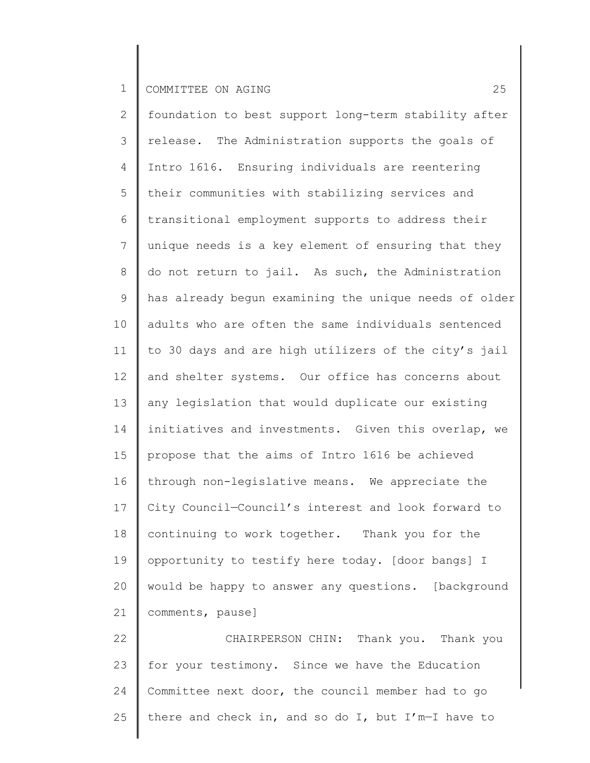foundation to best support long-term stability after release. The Administration supports the goals of Intro 1616. Ensuring individuals are reentering their communities with stabilizing services and transitional employment supports to address their unique needs is a key element of ensuring that they do not return to jail. As such, the Administration has already begun examining the unique needs of older adults who are often the same individuals sentenced to 30 days and are high utilizers of the city's jail and shelter systems. Our office has concerns about any legislation that would duplicate our existing initiatives and investments. Given this overlap, we propose that the aims of Intro 1616 be achieved through non-legislative means. We appreciate the City Council—Council's interest and look forward to continuing to work together. Thank you for the opportunity to testify here today. [door bangs] I would be happy to answer any questions. [background comments, pause]

CHAIRPERSON CHIN: Thank you. Thank you for your testimony. Since we have the Education Committee next door, the council member had to go there and check in, and so do I, but I'm—I have to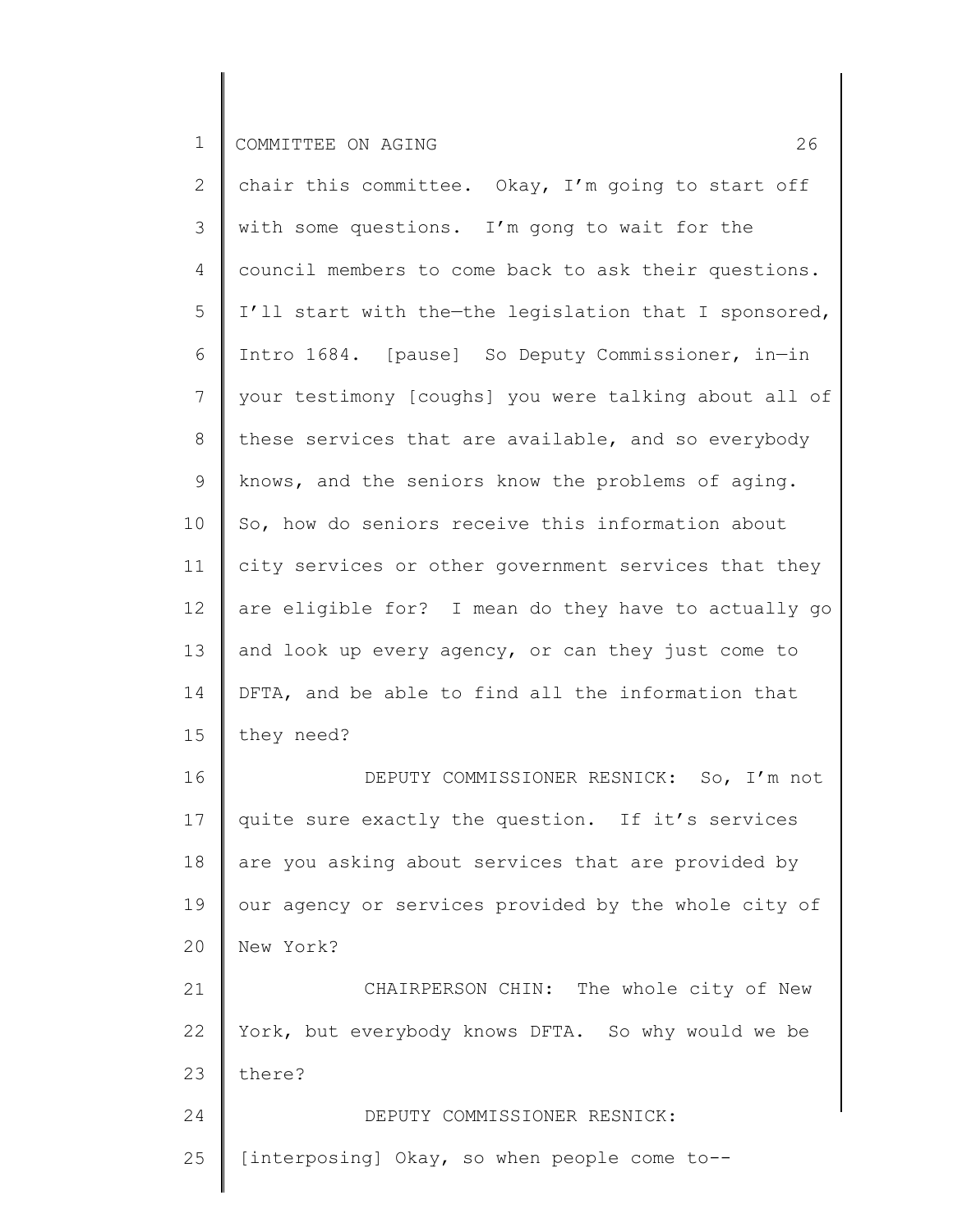chair this committee. Okay, I'm going to start off with some questions. I'm gong to wait for the council members to come back to ask their questions. I'll start with the—the legislation that I sponsored, Intro 1684. [pause] So Deputy Commissioner, in—in your testimony [coughs] you were talking about all of these services that are available, and so everybody knows, and the seniors know the problems of aging. So, how do seniors receive this information about city services or other government services that they are eligible for? I mean do they have to actually go and look up every agency, or can they just come to DFTA, and be able to find all the information that they need?

DEPUTY COMMISSIONER RESNICK: So, I'm not quite sure exactly the question. If it's services are you asking about services that are provided by our agency or services provided by the whole city of New York?

CHAIRPERSON CHIN: The whole city of New York, but everybody knows DFTA. So why would we be there?

DEPUTY COMMISSIONER RESNICK: [interposing] Okay, so when people come to--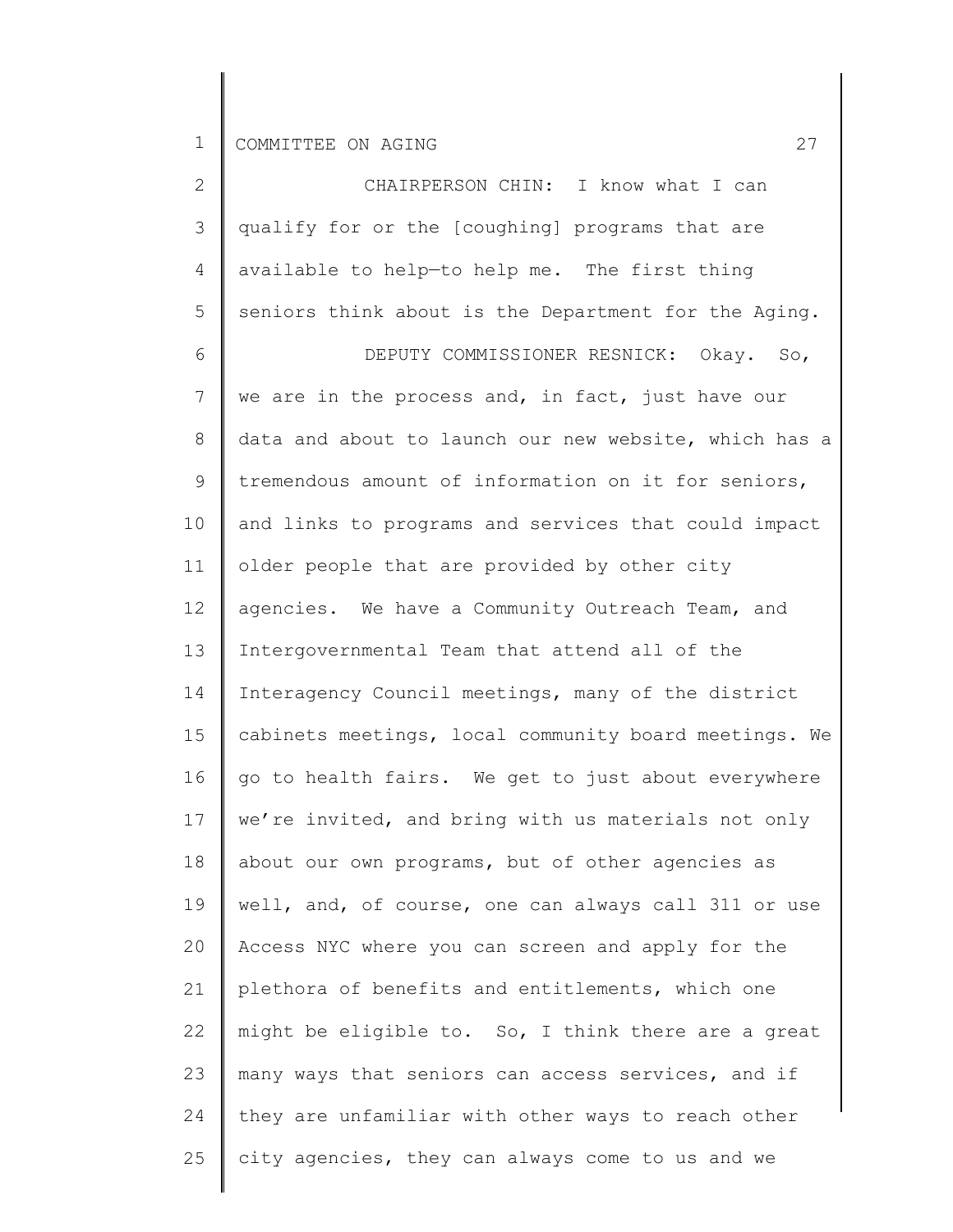CHAIRPERSON CHIN: I know what I can qualify for or the [coughing] programs that are available to help—to help me. The first thing seniors think about is the Department for the Aging.

DEPUTY COMMISSIONER RESNICK: Okay. So, we are in the process and, in fact, just have our data and about to launch our new website, which has a tremendous amount of information on it for seniors, and links to programs and services that could impact older people that are provided by other city agencies. We have a Community Outreach Team, and Intergovernmental Team that attend all of the Interagency Council meetings, many of the district cabinets meetings, local community board meetings. We go to health fairs. We get to just about everywhere we're invited, and bring with us materials not only about our own programs, but of other agencies as well, and, of course, one can always call 311 or use Access NYC where you can screen and apply for the plethora of benefits and entitlements, which one might be eligible to. So, I think there are a great many ways that seniors can access services, and if they are unfamiliar with other ways to reach other city agencies, they can always come to us and we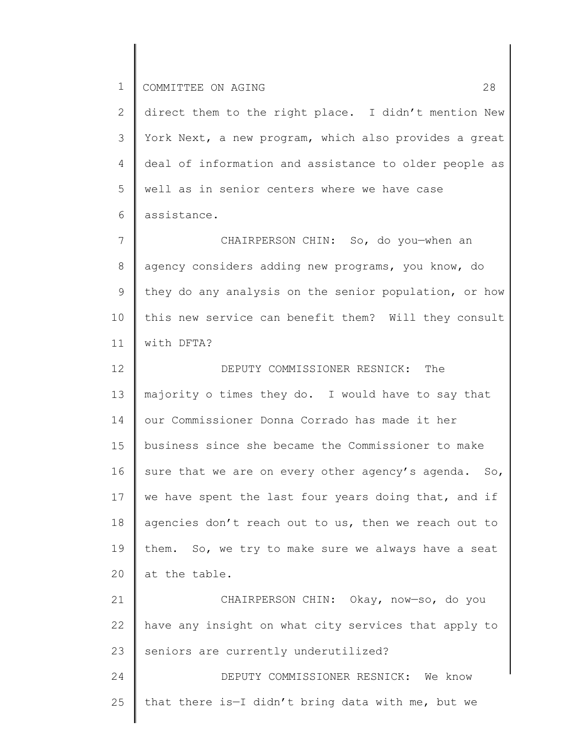direct them to the right place. I didn't mention New York Next, a new program, which also provides a great deal of information and assistance to older people as well as in senior centers where we have case assistance.

CHAIRPERSON CHIN: So, do you—when an agency considers adding new programs, you know, do they do any analysis on the senior population, or how this new service can benefit them? Will they consult with DFTA?

DEPUTY COMMISSIONER RESNICK: The majority o times they do. I would have to say that our Commissioner Donna Corrado has made it her business since she became the Commissioner to make sure that we are on every other agency's agenda. So, we have spent the last four years doing that, and if agencies don't reach out to us, then we reach out to them. So, we try to make sure we always have a seat at the table.

CHAIRPERSON CHIN: Okay, now—so, do you have any insight on what city services that apply to seniors are currently underutilized?

DEPUTY COMMISSIONER RESNICK: We know that there is—I didn't bring data with me, but we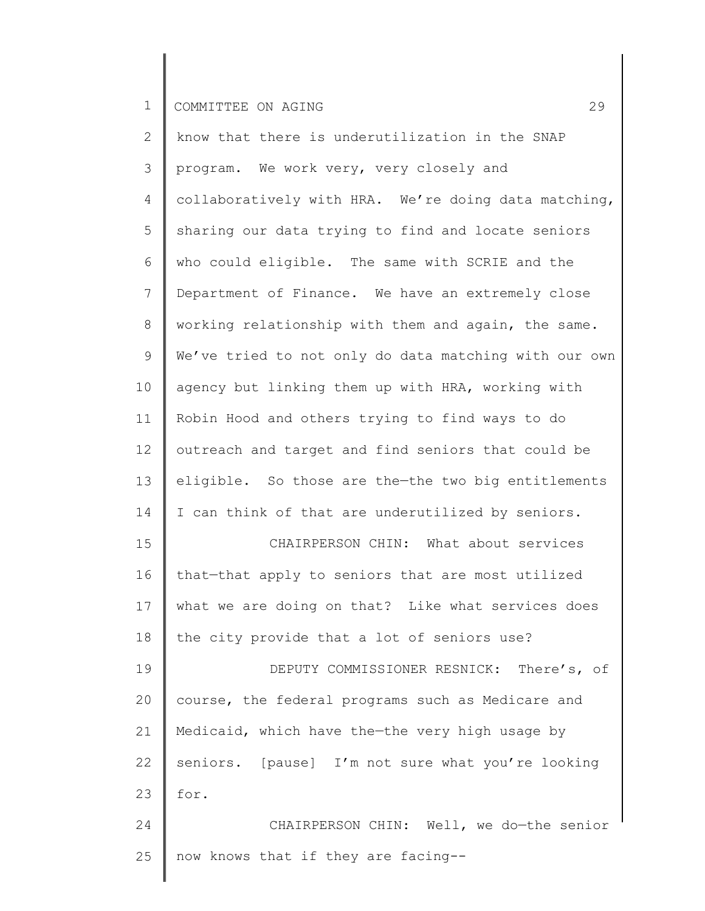know that there is underutilization in the SNAP program. We work very, very closely and collaboratively with HRA. We're doing data matching, sharing our data trying to find and locate seniors who could eligible. The same with SCRIE and the Department of Finance. We have an extremely close working relationship with them and again, the same. We've tried to not only do data matching with our own agency but linking them up with HRA, working with Robin Hood and others trying to find ways to do outreach and target and find seniors that could be eligible. So those are the—the two big entitlements I can think of that are underutilized by seniors.

CHAIRPERSON CHIN: What about services that—that apply to seniors that are most utilized what we are doing on that? Like what services does the city provide that a lot of seniors use?

DEPUTY COMMISSIONER RESNICK: There's, of course, the federal programs such as Medicare and Medicaid, which have the—the very high usage by seniors. [pause] I'm not sure what you're looking for.

CHAIRPERSON CHIN: Well, we do—the senior now knows that if they are facing--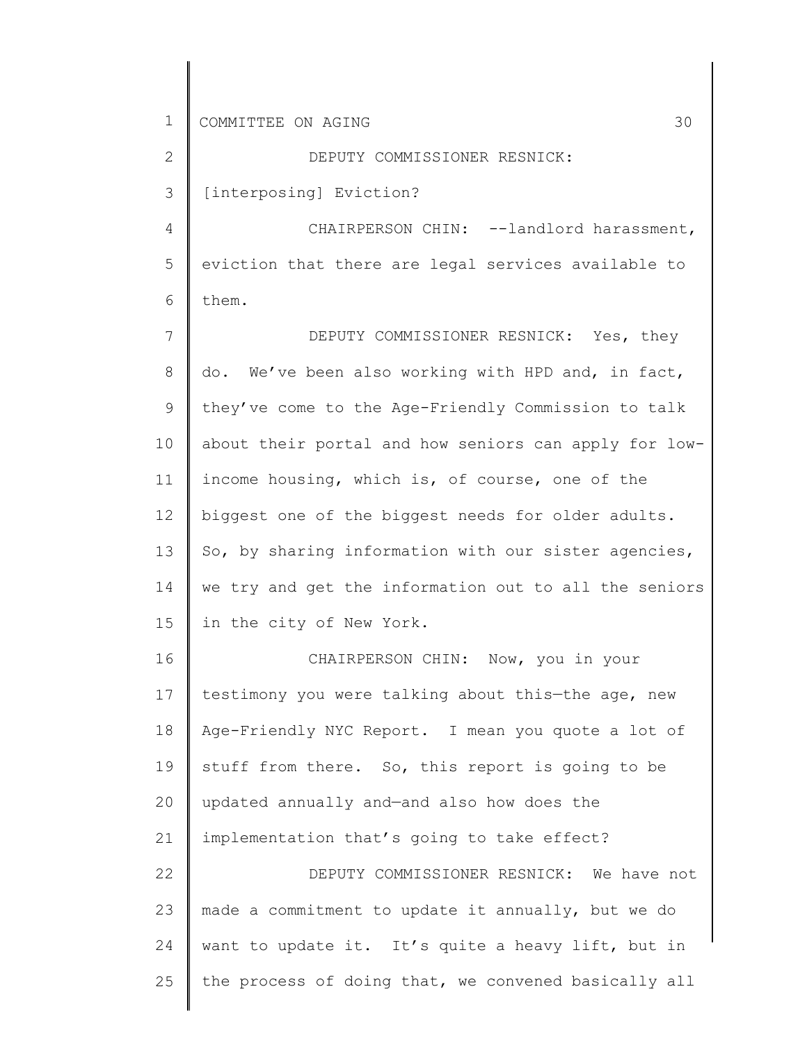DEPUTY COMMISSIONER RESNICK: [interposing] Eviction?

CHAIRPERSON CHIN: --landlord harassment, eviction that there are legal services available to them.

DEPUTY COMMISSIONER RESNICK: Yes, they do. We've been also working with HPD and, in fact, they've come to the Age-Friendly Commission to talk about their portal and how seniors can apply for low-income housing, which is, of course, one of the biggest one of the biggest needs for older adults. So, by sharing information with our sister agencies, we try and get the information out to all the seniors in the city of New York.

CHAIRPERSON CHIN: Now, you in your testimony you were talking about this—the age, new Age-Friendly NYC Report. I mean you quote a lot of stuff from there. So, this report is going to be updated annually and—and also how does the implementation that's going to take effect?

DEPUTY COMMISSIONER RESNICK: We have not made a commitment to update it annually, but we do want to update it. It's quite a heavy lift, but in the process of doing that, we convened basically all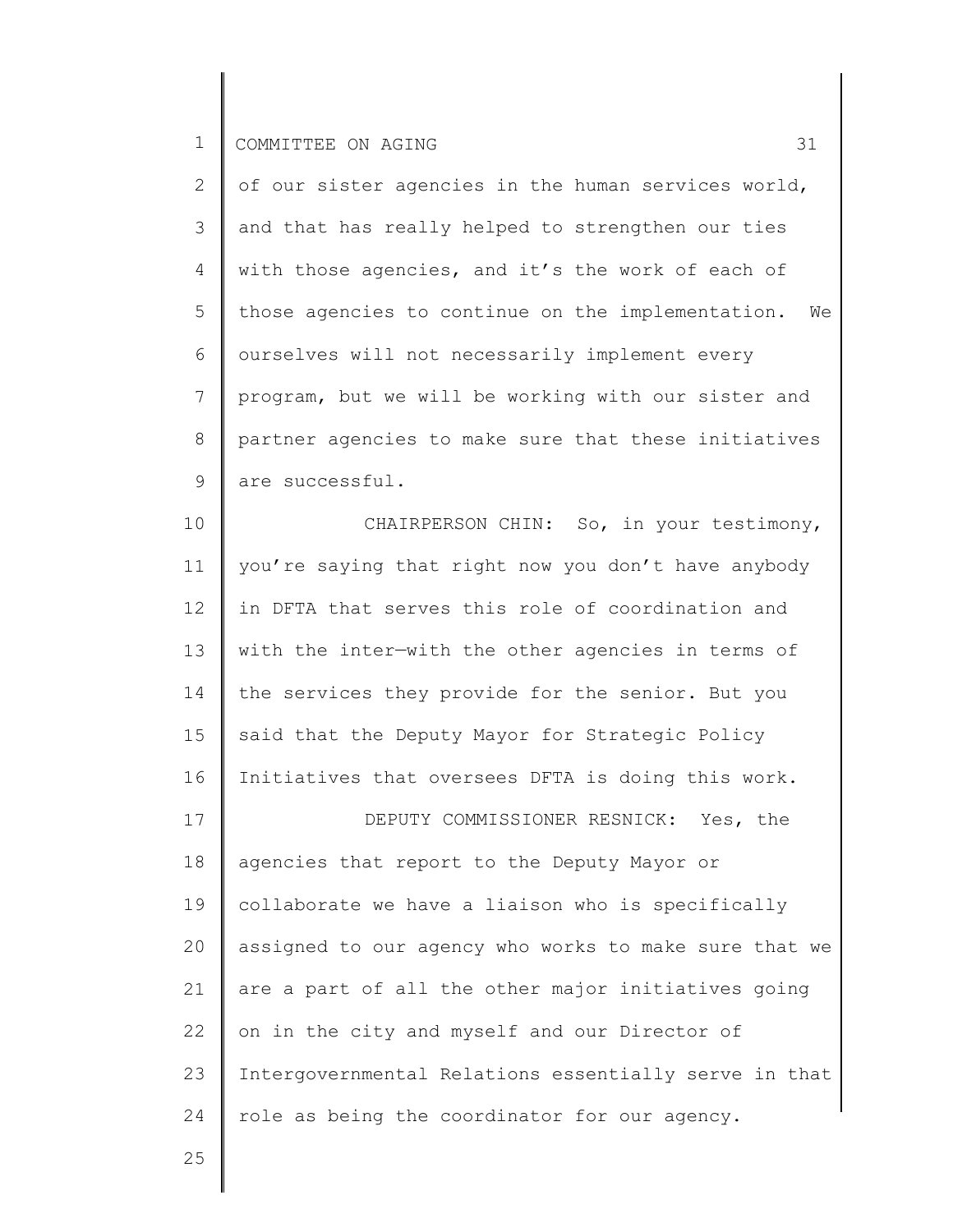of our sister agencies in the human services world, and that has really helped to strengthen our ties with those agencies, and it's the work of each of those agencies to continue on the implementation. We ourselves will not necessarily implement every program, but we will be working with our sister and partner agencies to make sure that these initiatives are successful.

CHAIRPERSON CHIN: So, in your testimony, you're saying that right now you don't have anybody in DFTA that serves this role of coordination and with the inter—with the other agencies in terms of the services they provide for the senior. But you said that the Deputy Mayor for Strategic Policy Initiatives that oversees DFTA is doing this work.

DEPUTY COMMISSIONER RESNICK: Yes, the agencies that report to the Deputy Mayor or collaborate we have a liaison who is specifically assigned to our agency who works to make sure that we are a part of all the other major initiatives going on in the city and myself and our Director of Intergovernmental Relations essentially serve in that role as being the coordinator for our agency.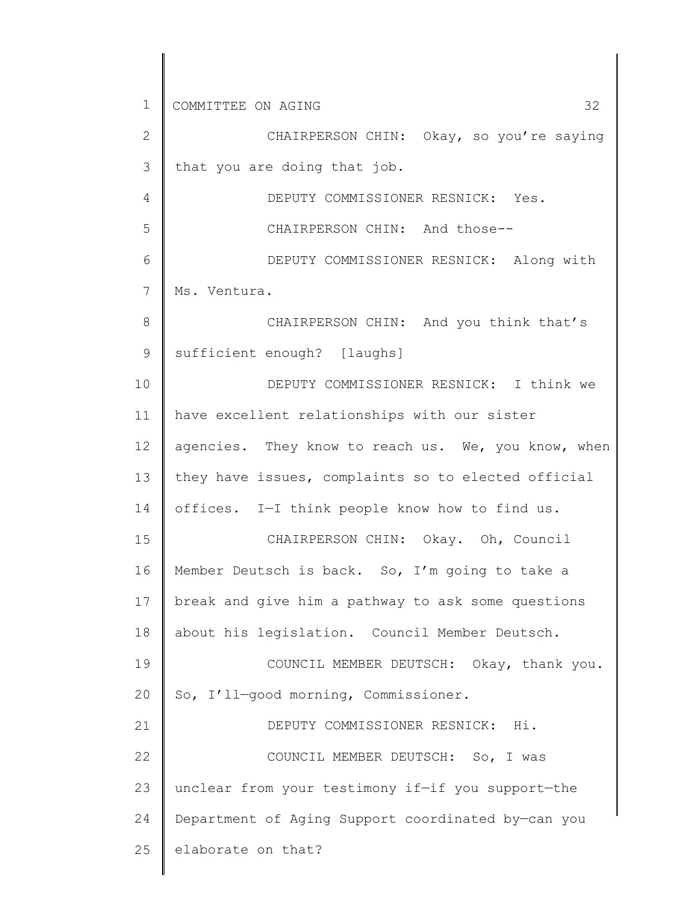CHAIRPERSON CHIN: Okay, so you're saying that you are doing that job.

DEPUTY COMMISSIONER RESNICK: Yes.

CHAIRPERSON CHIN: And those--

DEPUTY COMMISSIONER RESNICK: Along with Ms. Ventura.

CHAIRPERSON CHIN: And you think that's sufficient enough? [laughs]

DEPUTY COMMISSIONER RESNICK: I think we have excellent relationships with our sister agencies. They know to reach us. We, you know, when they have issues, complaints so to elected official offices. I—I think people know how to find us.

CHAIRPERSON CHIN: Okay. Oh, Council Member Deutsch is back. So, I'm going to take a break and give him a pathway to ask some questions about his legislation. Council Member Deutsch.

COUNCIL MEMBER DEUTSCH: Okay, thank you. So, I'll—good morning, Commissioner.

DEPUTY COMMISSIONER RESNICK: Hi.

COUNCIL MEMBER DEUTSCH: So, I was unclear from your testimony if—if you support—the Department of Aging Support coordinated by—can you elaborate on that?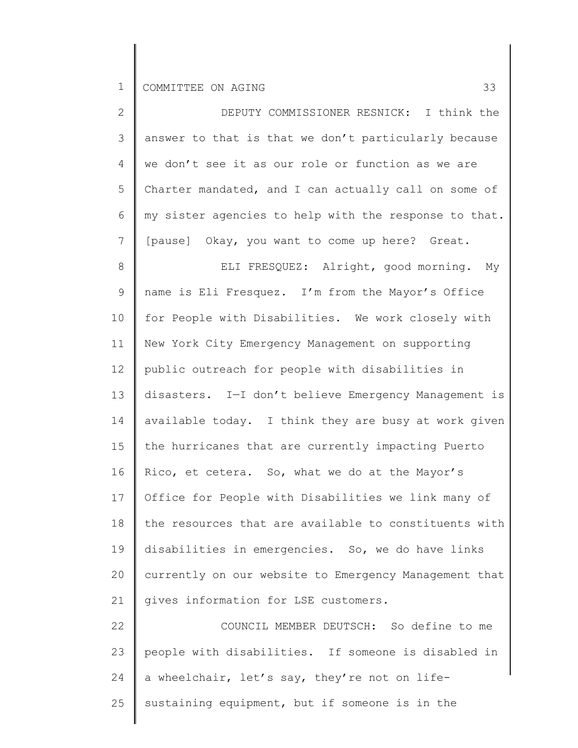DEPUTY COMMISSIONER RESNICK: I think the answer to that is that we don't particularly because we don't see it as our role or function as we are Charter mandated, and I can actually call on some of my sister agencies to help with the response to that. [pause] Okay, you want to come up here? Great.

ELI FRESQUEZ: Alright, good morning. My name is Eli Fresquez. I'm from the Mayor's Office for People with Disabilities. We work closely with New York City Emergency Management on supporting public outreach for people with disabilities in disasters. I—I don't believe Emergency Management is available today. I think they are busy at work given the hurricanes that are currently impacting Puerto Rico, et cetera. So, what we do at the Mayor's Office for People with Disabilities we link many of the resources that are available to constituents with disabilities in emergencies. So, we do have links currently on our website to Emergency Management that gives information for LSE customers.

COUNCIL MEMBER DEUTSCH: So define to me people with disabilities. If someone is disabled in a wheelchair, let's say, they're not on life-sustaining equipment, but if someone is in the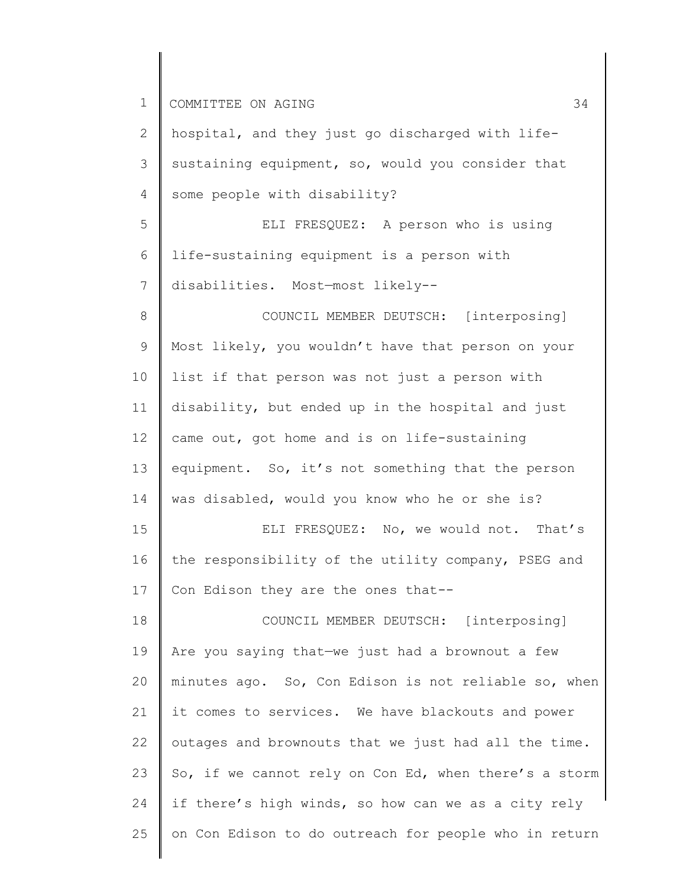hospital, and they just go discharged with life-sustaining equipment, so, would you consider that some people with disability?

ELI FRESQUEZ: A person who is using life-sustaining equipment is a person with disabilities. Most—most likely--

COUNCIL MEMBER DEUTSCH: [interposing] Most likely, you wouldn't have that person on your list if that person was not just a person with disability, but ended up in the hospital and just came out, got home and is on life-sustaining equipment. So, it's not something that the person was disabled, would you know who he or she is?

ELI FRESQUEZ: No, we would not. That's the responsibility of the utility company, PSEG and Con Edison they are the ones that--

COUNCIL MEMBER DEUTSCH: [interposing] Are you saying that—we just had a brownout a few minutes ago. So, Con Edison is not reliable so, when it comes to services. We have blackouts and power outages and brownouts that we just had all the time. So, if we cannot rely on Con Ed, when there's a storm if there's high winds, so how can we as a city rely on Con Edison to do outreach for people who in return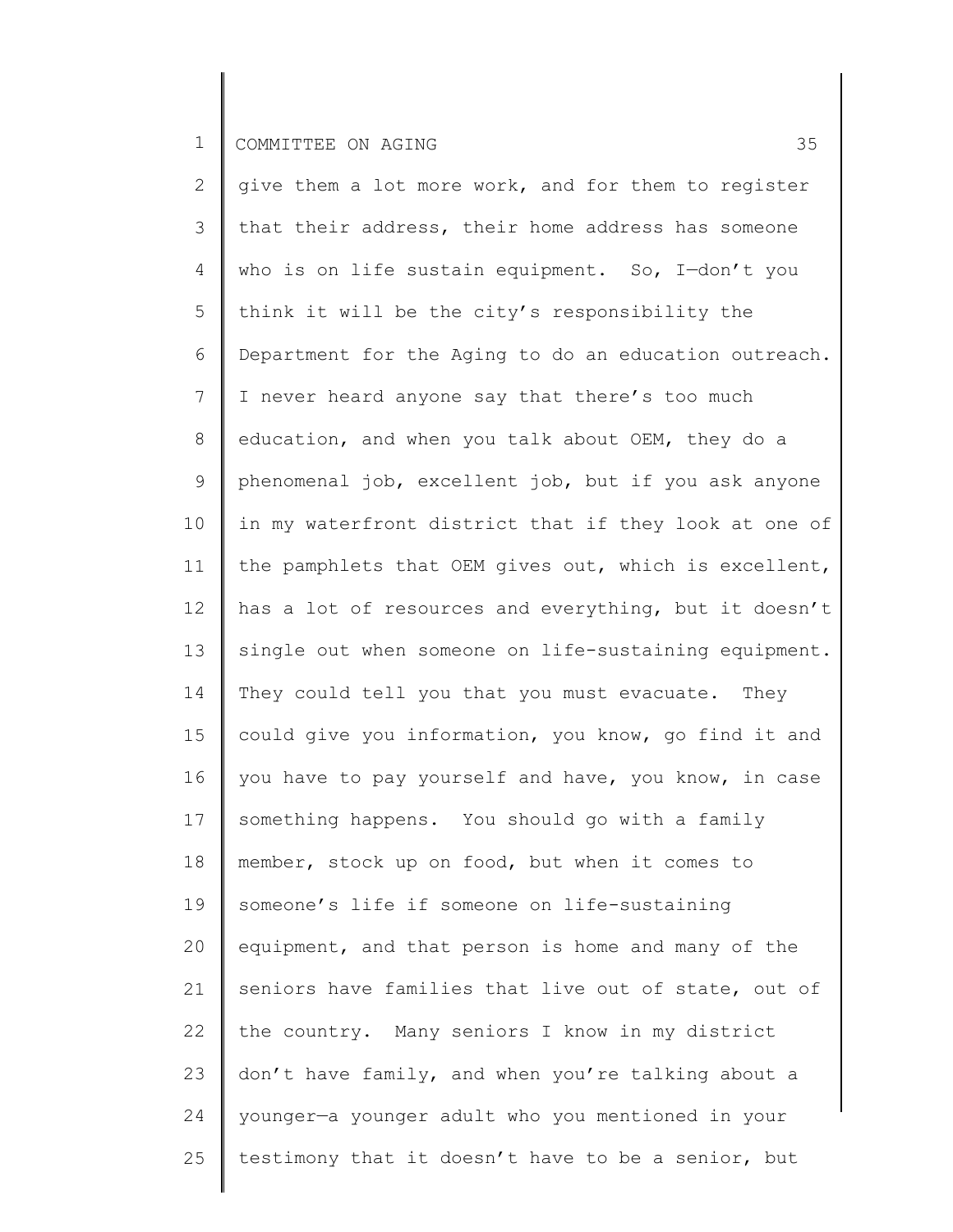give them a lot more work, and for them to register that their address, their home address has someone who is on life sustain equipment. So, I—don't you think it will be the city's responsibility the Department for the Aging to do an education outreach. I never heard anyone say that there's too much education, and when you talk about OEM, they do a phenomenal job, excellent job, but if you ask anyone in my waterfront district that if they look at one of the pamphlets that OEM gives out, which is excellent, has a lot of resources and everything, but it doesn't single out when someone on life-sustaining equipment. They could tell you that you must evacuate. They could give you information, you know, go find it and you have to pay yourself and have, you know, in case something happens. You should go with a family member, stock up on food, but when it comes to someone's life if someone on life-sustaining equipment, and that person is home and many of the seniors have families that live out of state, out of the country. Many seniors I know in my district don't have family, and when you're talking about a younger—a younger adult who you mentioned in your testimony that it doesn't have to be a senior, but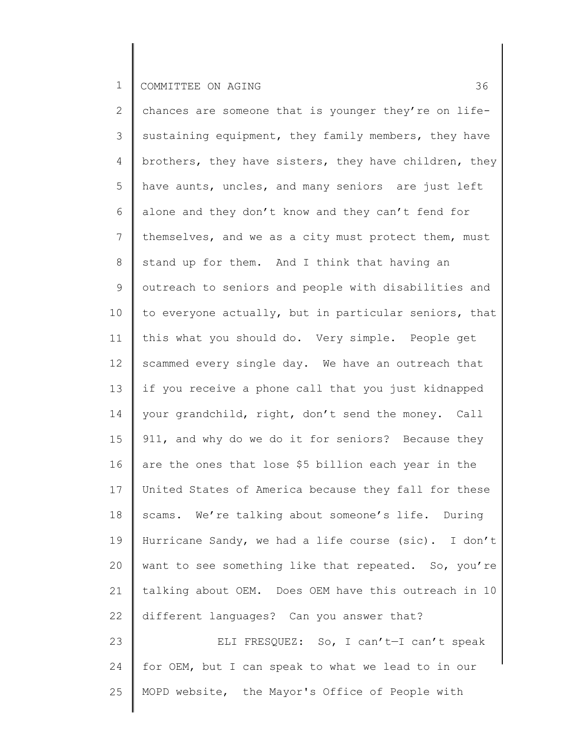chances are someone that is younger they're on life-sustaining equipment, they family members, they have brothers, they have sisters, they have children, they have aunts, uncles, and many seniors are just left alone and they don't know and they can't fend for themselves, and we as a city must protect them, must stand up for them. And I think that having an outreach to seniors and people with disabilities and to everyone actually, but in particular seniors, that this what you should do. Very simple. People get scammed every single day. We have an outreach that if you receive a phone call that you just kidnapped your grandchild, right, don't send the money. Call 911, and why do we do it for seniors? Because they are the ones that lose $5 billion each year in the United States of America because they fall for these scams. We're talking about someone's life. During Hurricane Sandy, we had a life course (sic). I don't want to see something like that repeated. So, you're talking about OEM. Does OEM have this outreach in 10 different languages? Can you answer that?

ELI FRESQUEZ: So, I can't—I can't speak for OEM, but I can speak to what we lead to in our MOPD website, the Mayor's Office of People with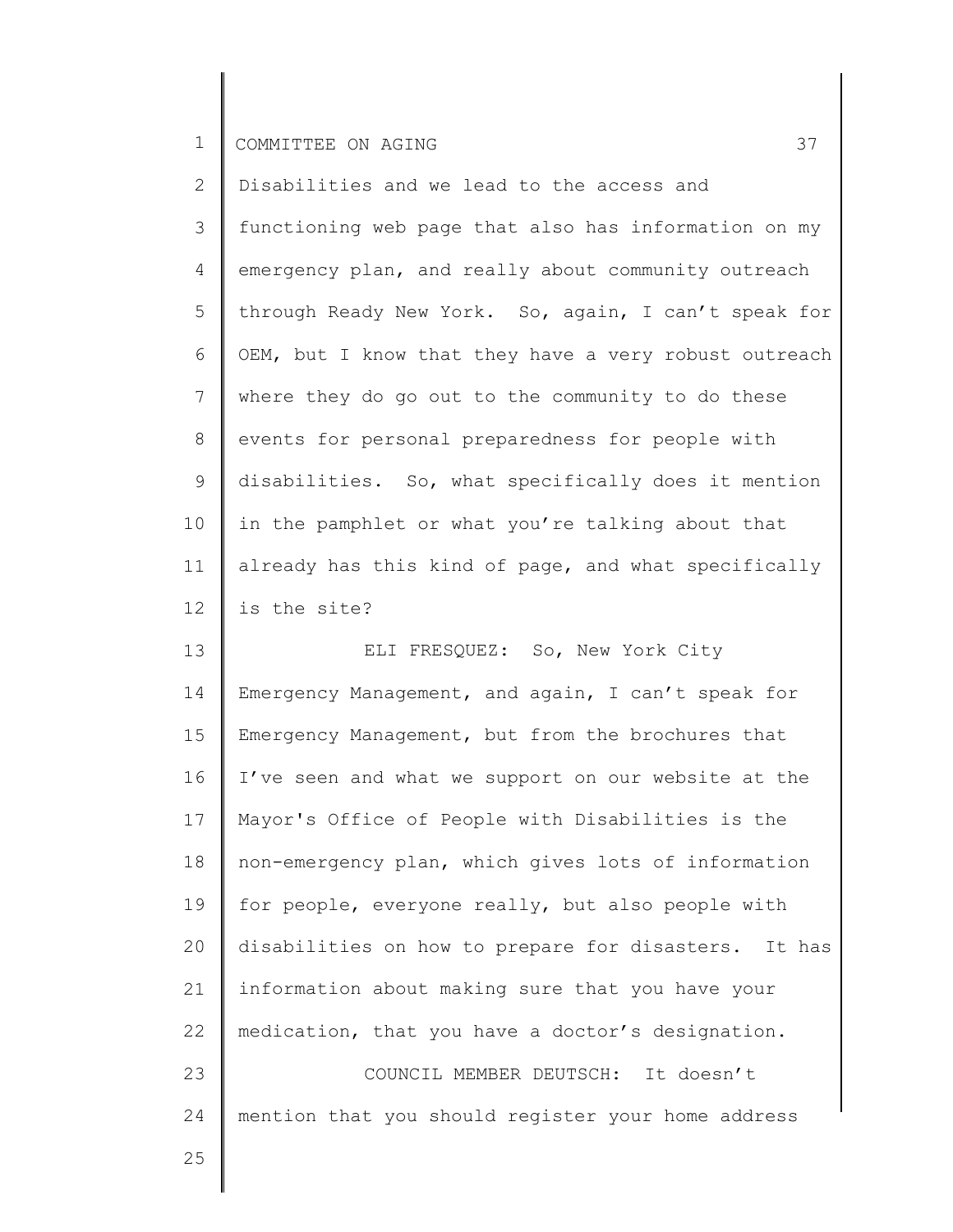Disabilities and we lead to the access and functioning web page that also has information on my emergency plan, and really about community outreach through Ready New York. So, again, I can't speak for OEM, but I know that they have a very robust outreach where they do go out to the community to do these events for personal preparedness for people with disabilities. So, what specifically does it mention in the pamphlet or what you're talking about that already has this kind of page, and what specifically is the site?

ELI FRESQUEZ: So, New York City Emergency Management, and again, I can't speak for Emergency Management, but from the brochures that I've seen and what we support on our website at the Mayor's Office of People with Disabilities is the non-emergency plan, which gives lots of information for people, everyone really, but also people with disabilities on how to prepare for disasters. It has information about making sure that you have your medication, that you have a doctor's designation.

COUNCIL MEMBER DEUTSCH: It doesn't mention that you should register your home address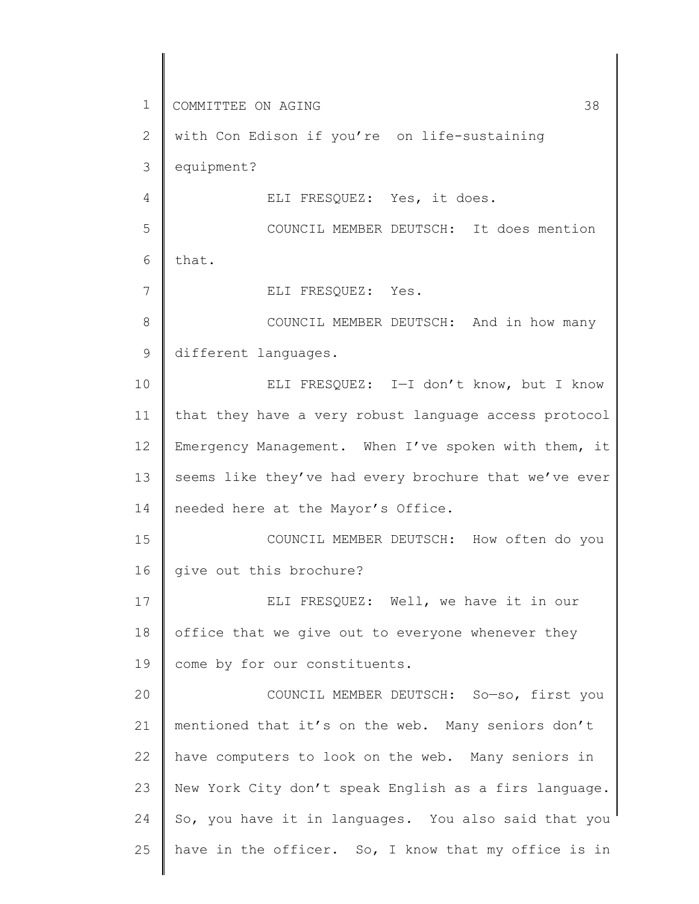with Con Edison if you're on life-sustaining equipment?

ELI FRESQUEZ: Yes, it does.

COUNCIL MEMBER DEUTSCH: It does mention that.

ELI FRESQUEZ: Yes.

COUNCIL MEMBER DEUTSCH: And in how many different languages.

ELI FRESQUEZ: I—I don't know, but I know that they have a very robust language access protocol Emergency Management. When I've spoken with them, it seems like they've had every brochure that we've ever needed here at the Mayor's Office.

COUNCIL MEMBER DEUTSCH: How often do you give out this brochure?

ELI FRESQUEZ: Well, we have it in our office that we give out to everyone whenever they come by for our constituents.

COUNCIL MEMBER DEUTSCH: So—so, first you mentioned that it's on the web. Many seniors don't have computers to look on the web. Many seniors in New York City don't speak English as a firs language. So, you have it in languages. You also said that you have in the officer. So, I know that my office is in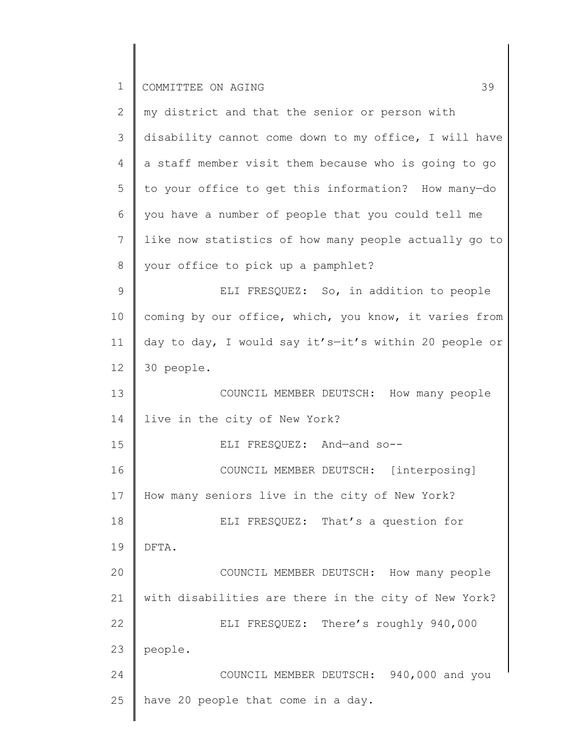my district and that the senior or person with disability cannot come down to my office, I will have a staff member visit them because who is going to go to your office to get this information? How many—do you have a number of people that you could tell me like now statistics of how many people actually go to your office to pick up a pamphlet?

ELI FRESQUEZ: So, in addition to people coming by our office, which, you know, it varies from day to day, I would say it's—it's within 20 people or 30 people.

COUNCIL MEMBER DEUTSCH: How many people live in the city of New York?

ELI FRESQUEZ: And—and so--

COUNCIL MEMBER DEUTSCH: [interposing] How many seniors live in the city of New York?

ELI FRESQUEZ: That's a question for DFTA.

COUNCIL MEMBER DEUTSCH: How many people with disabilities are there in the city of New York?

ELI FRESQUEZ: There's roughly 940,000 people.

COUNCIL MEMBER DEUTSCH: 940,000 and you have 20 people that come in a day.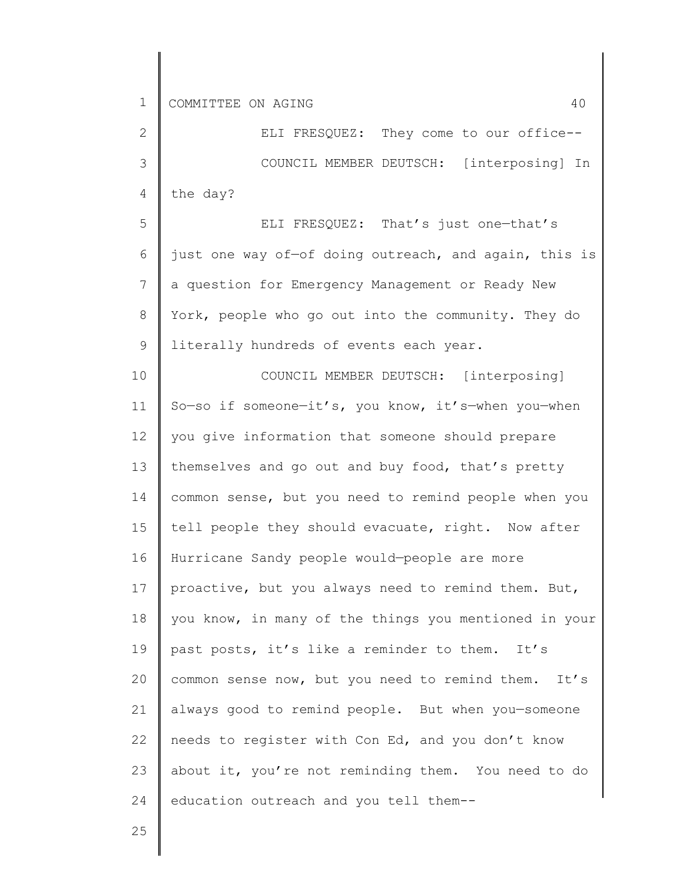ELI FRESQUEZ: They come to our office--

COUNCIL MEMBER DEUTSCH: [interposing] In the day?

ELI FRESQUEZ: That's just one—that's just one way of—of doing outreach, and again, this is a question for Emergency Management or Ready New York, people who go out into the community. They do literally hundreds of events each year.

COUNCIL MEMBER DEUTSCH: [interposing] So—so if someone—it's, you know, it's—when you—when you give information that someone should prepare themselves and go out and buy food, that's pretty common sense, but you need to remind people when you tell people they should evacuate, right. Now after Hurricane Sandy people would—people are more proactive, but you always need to remind them. But, you know, in many of the things you mentioned in your past posts, it's like a reminder to them. It's common sense now, but you need to remind them. It's always good to remind people. But when you—someone needs to register with Con Ed, and you don't know about it, you're not reminding them. You need to do education outreach and you tell them--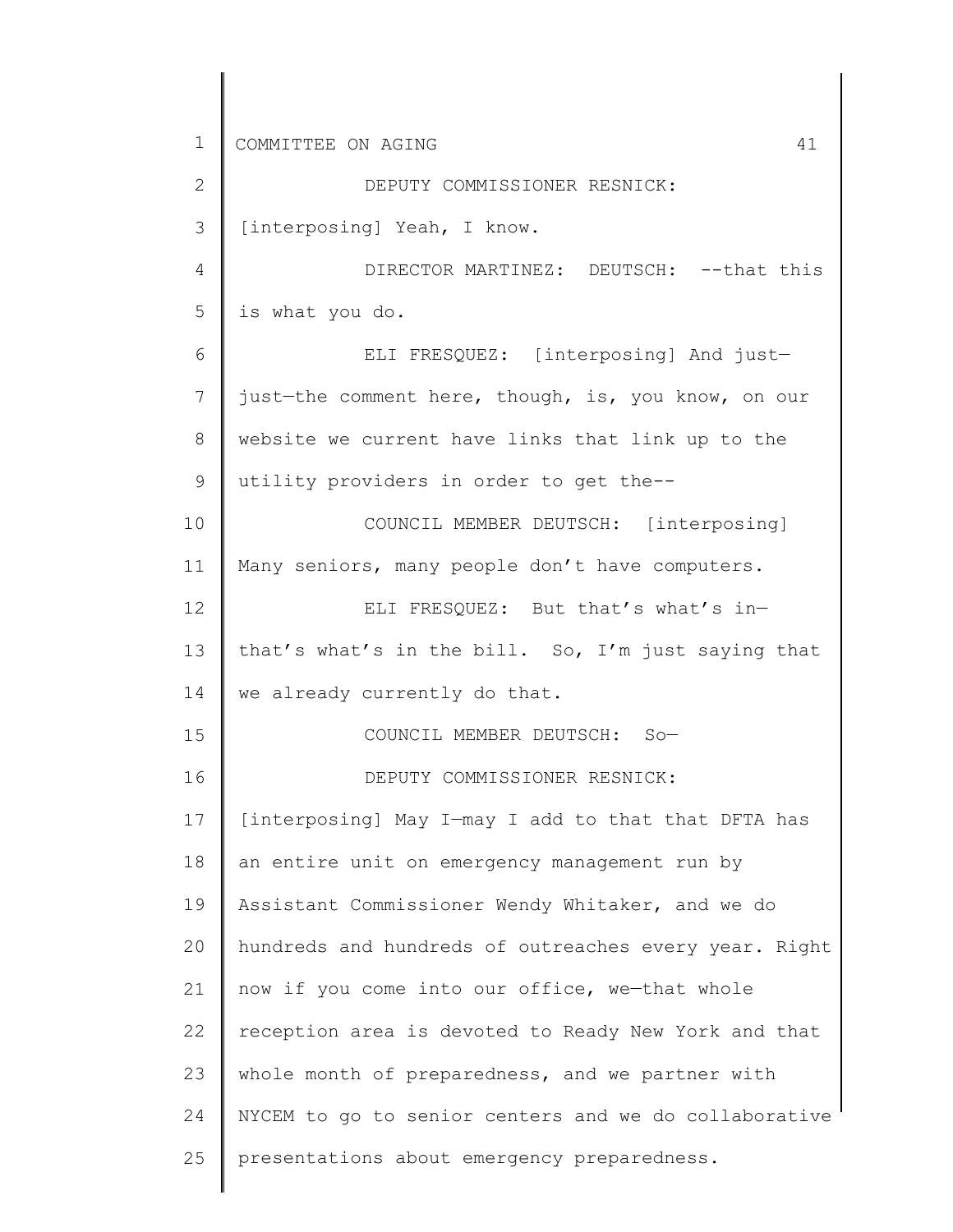DEPUTY COMMISSIONER RESNICK: [interposing] Yeah, I know.

DIRECTOR MARTINEZ: DEUTSCH: --that this is what you do.

ELI FRESQUEZ: [interposing] And just—just—the comment here, though, is, you know, on our website we current have links that link up to the utility providers in order to get the--

COUNCIL MEMBER DEUTSCH: [interposing] Many seniors, many people don't have computers.

ELI FRESQUEZ: But that's what's in—that's what's in the bill. So, I'm just saying that we already currently do that.

COUNCIL MEMBER DEUTSCH: So—

DEPUTY COMMISSIONER RESNICK: [interposing] May I—may I add to that that DFTA has an entire unit on emergency management run by Assistant Commissioner Wendy Whitaker, and we do hundreds and hundreds of outreaches every year. Right now if you come into our office, we—that whole reception area is devoted to Ready New York and that whole month of preparedness, and we partner with NYCEM to go to senior centers and we do collaborative presentations about emergency preparedness.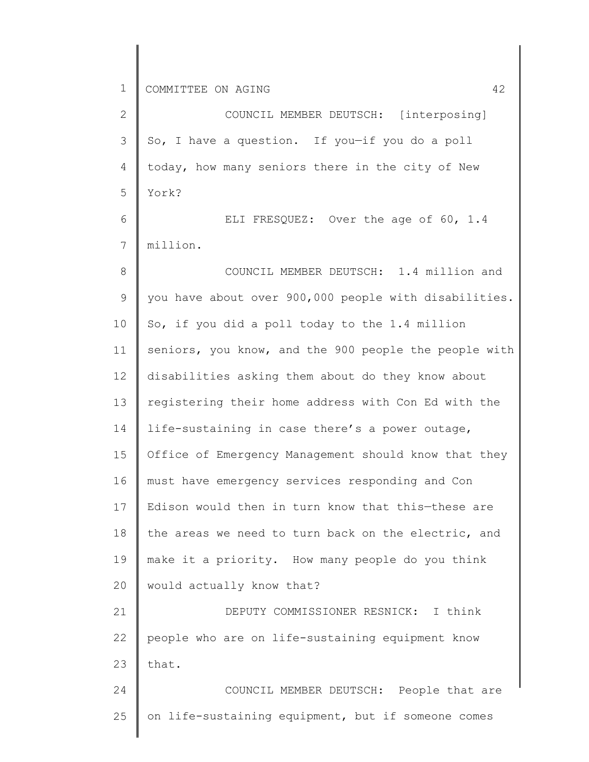COUNCIL MEMBER DEUTSCH: [interposing] So, I have a question. If you—if you do a poll today, how many seniors there in the city of New York?

ELI FRESQUEZ: Over the age of 60, 1.4 million.

COUNCIL MEMBER DEUTSCH: 1.4 million and you have about over 900,000 people with disabilities. So, if you did a poll today to the 1.4 million seniors, you know, and the 900 people the people with disabilities asking them about do they know about registering their home address with Con Ed with the life-sustaining in case there's a power outage, Office of Emergency Management should know that they must have emergency services responding and Con Edison would then in turn know that this—these are the areas we need to turn back on the electric, and make it a priority. How many people do you think would actually know that?

DEPUTY COMMISSIONER RESNICK: I think people who are on life-sustaining equipment know that.

COUNCIL MEMBER DEUTSCH: People that are on life-sustaining equipment, but if someone comes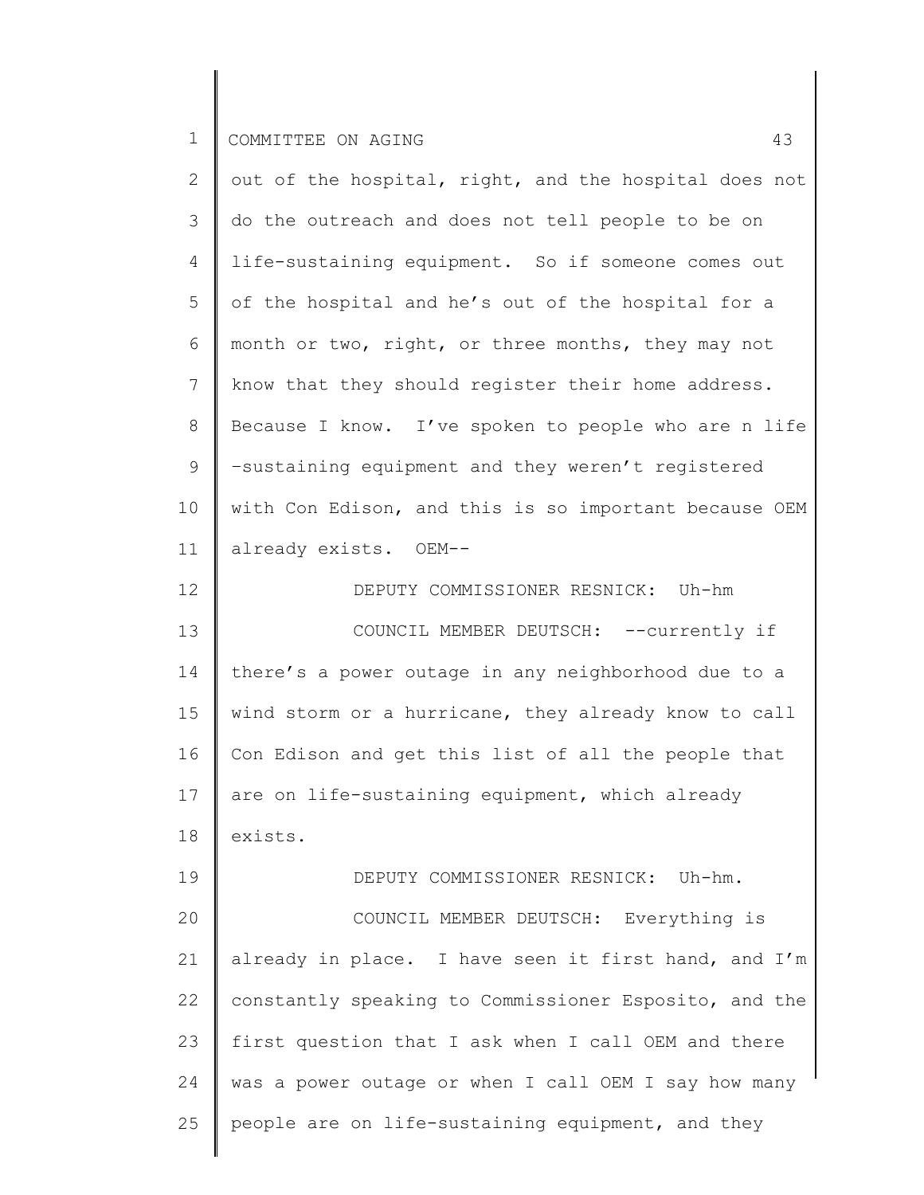out of the hospital, right, and the hospital does not do the outreach and does not tell people to be on life-sustaining equipment. So if someone comes out of the hospital and he's out of the hospital for a month or two, right, or three months, they may not know that they should register their home address. Because I know. I've spoken to people who are n life –sustaining equipment and they weren't registered with Con Edison, and this is so important because OEM already exists. OEM--

DEPUTY COMMISSIONER RESNICK: Uh-hm

COUNCIL MEMBER DEUTSCH: --currently if there's a power outage in any neighborhood due to a wind storm or a hurricane, they already know to call Con Edison and get this list of all the people that are on life-sustaining equipment, which already exists.

DEPUTY COMMISSIONER RESNICK: Uh-hm.

COUNCIL MEMBER DEUTSCH: Everything is already in place. I have seen it first hand, and I'm constantly speaking to Commissioner Esposito, and the first question that I ask when I call OEM and there was a power outage or when I call OEM I say how many people are on life-sustaining equipment, and they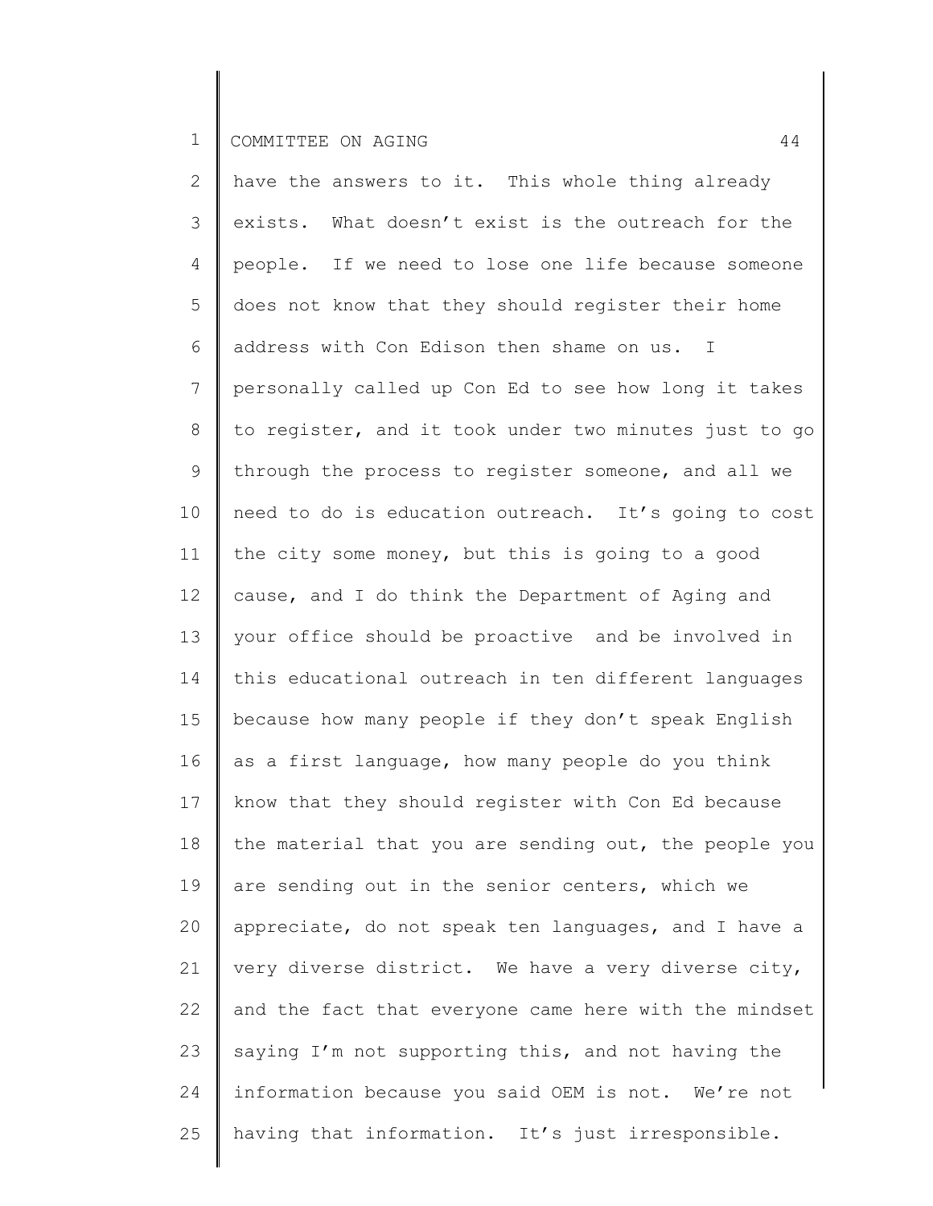have the answers to it. This whole thing already exists. What doesn't exist is the outreach for the people. If we need to lose one life because someone does not know that they should register their home address with Con Edison then shame on us. I personally called up Con Ed to see how long it takes to register, and it took under two minutes just to go through the process to register someone, and all we need to do is education outreach. It's going to cost the city some money, but this is going to a good cause, and I do think the Department of Aging and your office should be proactive and be involved in this educational outreach in ten different languages because how many people if they don't speak English as a first language, how many people do you think know that they should register with Con Ed because the material that you are sending out, the people you are sending out in the senior centers, which we appreciate, do not speak ten languages, and I have a very diverse district. We have a very diverse city, and the fact that everyone came here with the mindset saying I'm not supporting this, and not having the information because you said OEM is not. We're not having that information. It's just irresponsible.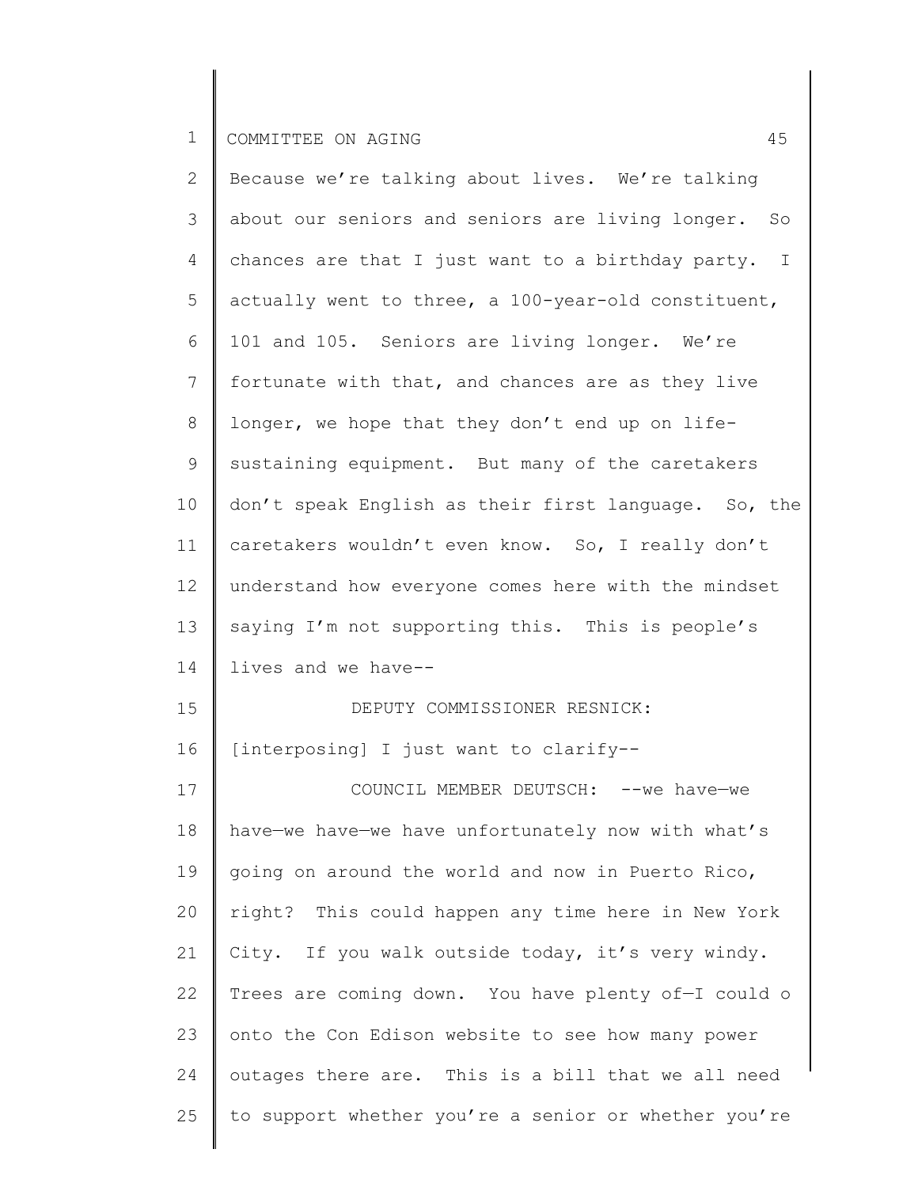Because we're talking about lives. We're talking about our seniors and seniors are living longer. So chances are that I just want to a birthday party. I actually went to three, a 100-year-old constituent, 101 and 105. Seniors are living longer. We're fortunate with that, and chances are as they live longer, we hope that they don't end up on life-sustaining equipment. But many of the caretakers don't speak English as their first language. So, the caretakers wouldn't even know. So, I really don't understand how everyone comes here with the mindset saying I'm not supporting this. This is people's lives and we have--

DEPUTY COMMISSIONER RESNICK: [interposing] I just want to clarify--

COUNCIL MEMBER DEUTSCH: --we have—we have—we have—we have unfortunately now with what's going on around the world and now in Puerto Rico, right? This could happen any time here in New York City. If you walk outside today, it's very windy. Trees are coming down. You have plenty of—I could o onto the Con Edison website to see how many power outages there are. This is a bill that we all need to support whether you're a senior or whether you're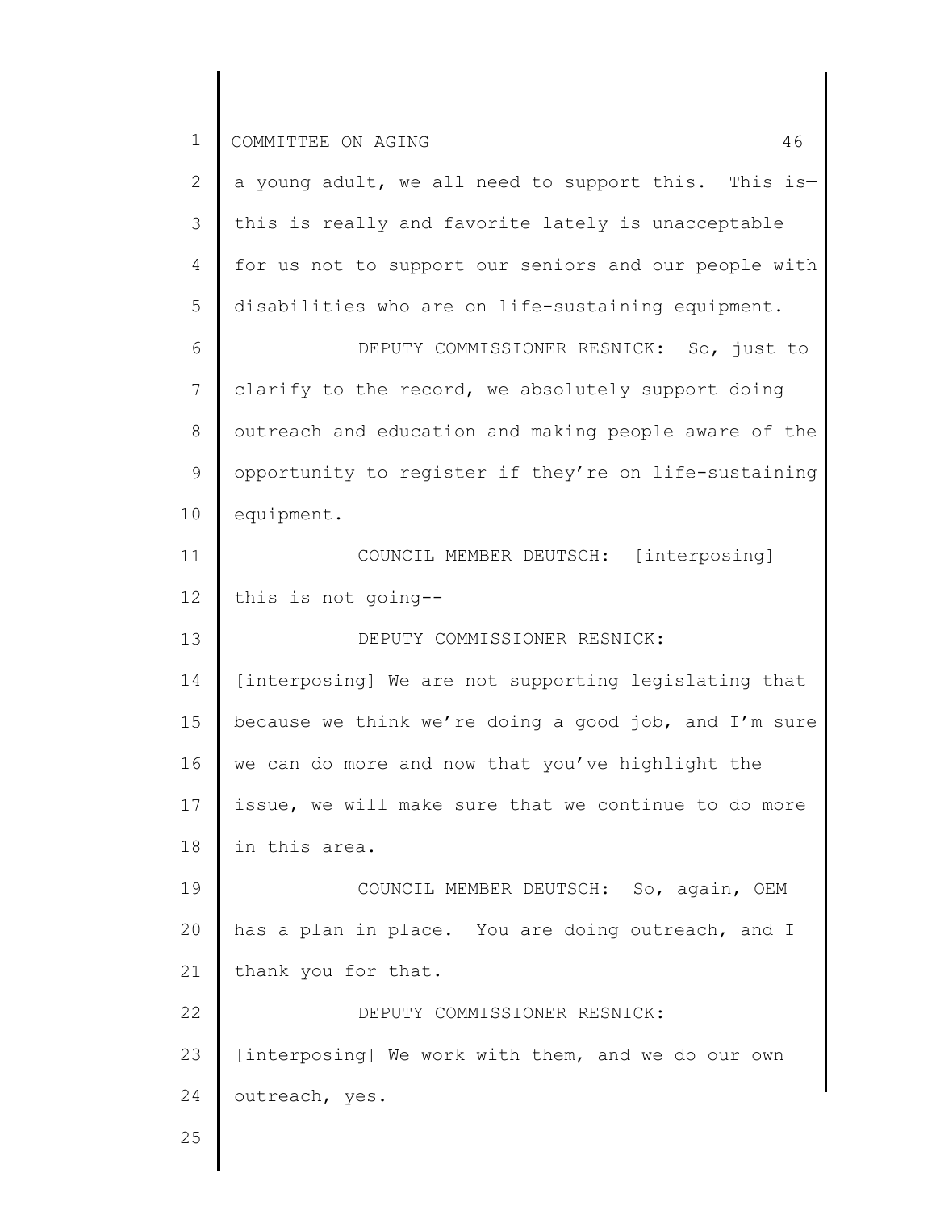a young adult, we all need to support this. This is—this is really and favorite lately is unacceptable for us not to support our seniors and our people with disabilities who are on life-sustaining equipment.

DEPUTY COMMISSIONER RESNICK: So, just to clarify to the record, we absolutely support doing outreach and education and making people aware of the opportunity to register if they're on life-sustaining equipment.

COUNCIL MEMBER DEUTSCH: [interposing] this is not going--

DEPUTY COMMISSIONER RESNICK: [interposing] We are not supporting legislating that because we think we're doing a good job, and I'm sure we can do more and now that you've highlight the issue, we will make sure that we continue to do more in this area.

COUNCIL MEMBER DEUTSCH: So, again, OEM has a plan in place. You are doing outreach, and I thank you for that.

DEPUTY COMMISSIONER RESNICK: [interposing] We work with them, and we do our own outreach, yes.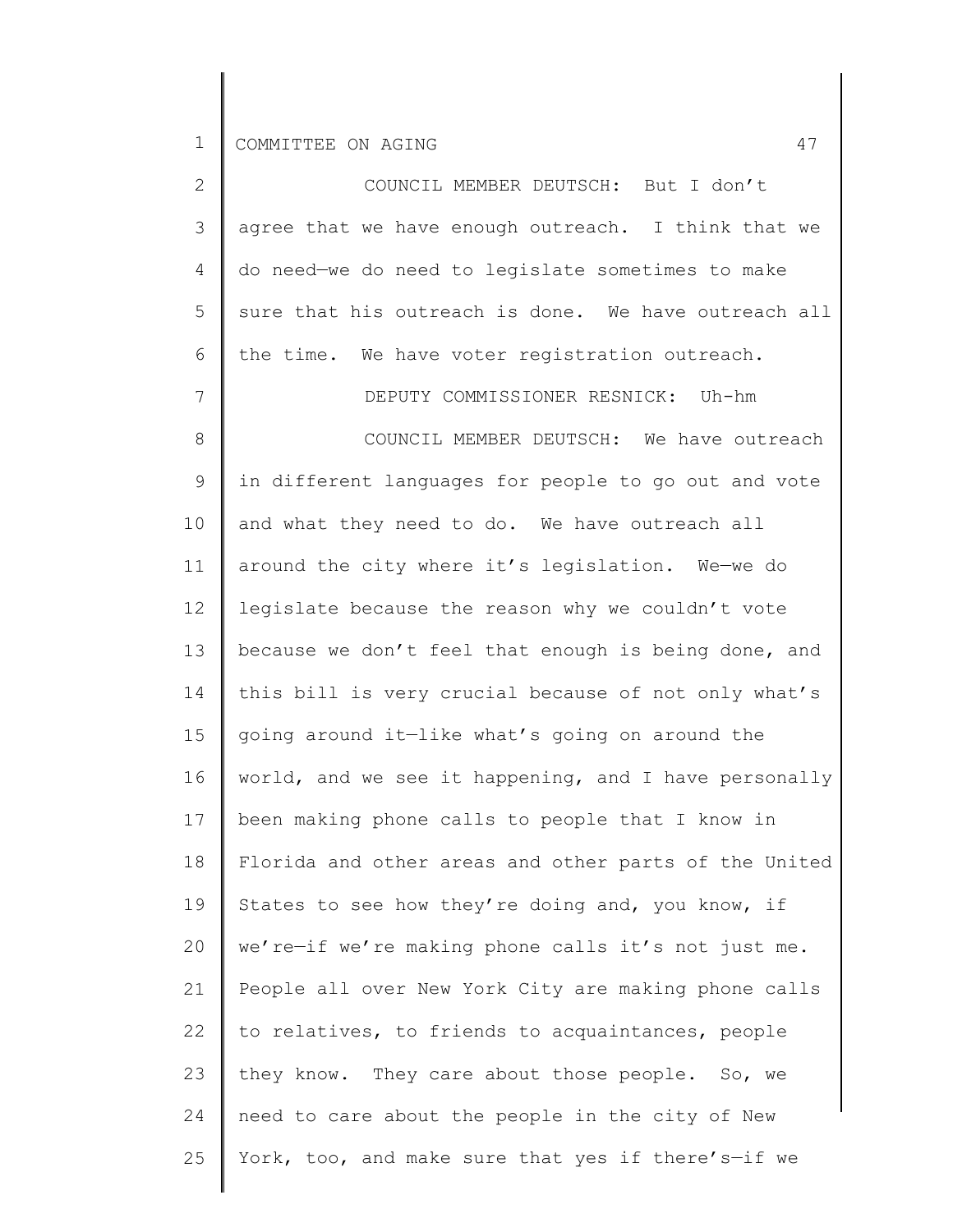COUNCIL MEMBER DEUTSCH: But I don't agree that we have enough outreach. I think that we do need—we do need to legislate sometimes to make sure that his outreach is done. We have outreach all the time. We have voter registration outreach.

DEPUTY COMMISSIONER RESNICK: Uh-hm

COUNCIL MEMBER DEUTSCH: We have outreach in different languages for people to go out and vote and what they need to do. We have outreach all around the city where it's legislation. We—we do legislate because the reason why we couldn't vote because we don't feel that enough is being done, and this bill is very crucial because of not only what's going around it—like what's going on around the world, and we see it happening, and I have personally been making phone calls to people that I know in Florida and other areas and other parts of the United States to see how they're doing and, you know, if we're—if we're making phone calls it's not just me. People all over New York City are making phone calls to relatives, to friends to acquaintances, people they know. They care about those people. So, we need to care about the people in the city of New York, too, and make sure that yes if there's—if we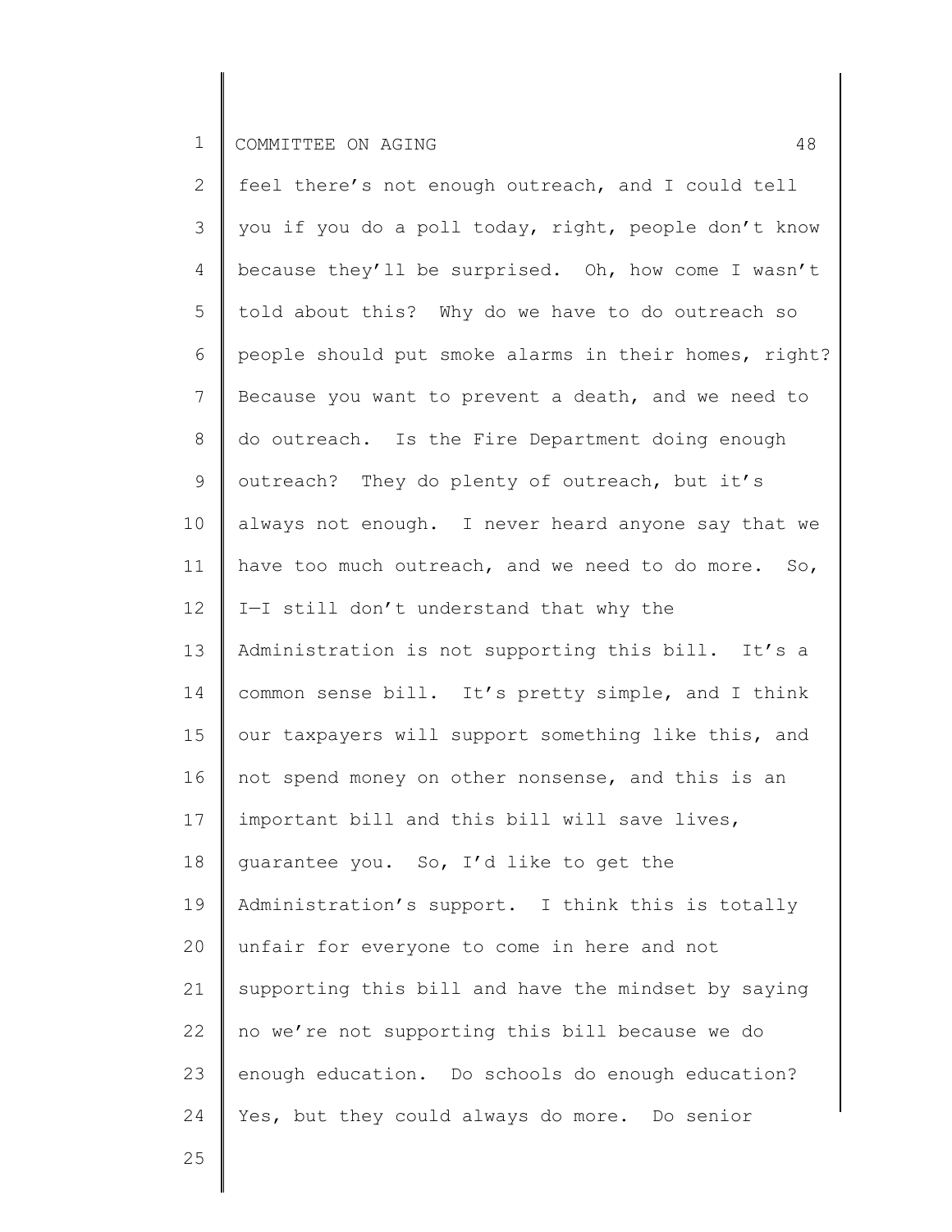feel there's not enough outreach, and I could tell you if you do a poll today, right, people don't know because they'll be surprised. Oh, how come I wasn't told about this? Why do we have to do outreach so people should put smoke alarms in their homes, right? Because you want to prevent a death, and we need to do outreach. Is the Fire Department doing enough outreach? They do plenty of outreach, but it's always not enough. I never heard anyone say that we have too much outreach, and we need to do more. So, I—I still don't understand that why the Administration is not supporting this bill. It's a common sense bill. It's pretty simple, and I think our taxpayers will support something like this, and not spend money on other nonsense, and this is an important bill and this bill will save lives, guarantee you. So, I'd like to get the Administration's support. I think this is totally unfair for everyone to come in here and not supporting this bill and have the mindset by saying no we're not supporting this bill because we do enough education. Do schools do enough education? Yes, but they could always do more. Do senior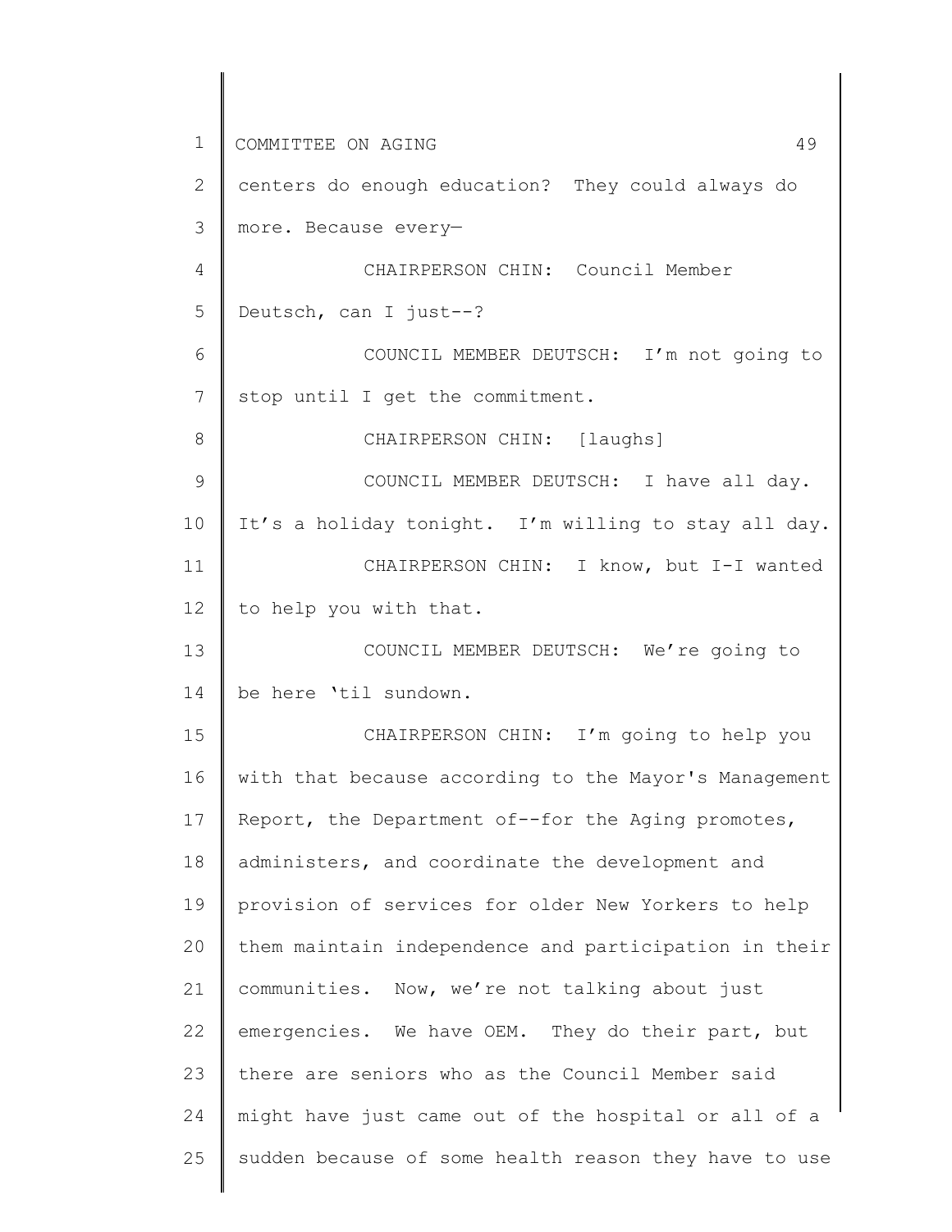centers do enough education? They could always do more. Because every—

CHAIRPERSON CHIN: Council Member Deutsch, can I just--?

COUNCIL MEMBER DEUTSCH: I'm not going to stop until I get the commitment.

CHAIRPERSON CHIN: [laughs]

COUNCIL MEMBER DEUTSCH: I have all day. It's a holiday tonight. I'm willing to stay all day.

CHAIRPERSON CHIN: I know, but I-I wanted to help you with that.

COUNCIL MEMBER DEUTSCH: We're going to be here 'til sundown.

CHAIRPERSON CHIN: I'm going to help you with that because according to the Mayor's Management Report, the Department of--for the Aging promotes, administers, and coordinate the development and provision of services for older New Yorkers to help them maintain independence and participation in their communities. Now, we're not talking about just emergencies. We have OEM. They do their part, but there are seniors who as the Council Member said might have just came out of the hospital or all of a sudden because of some health reason they have to use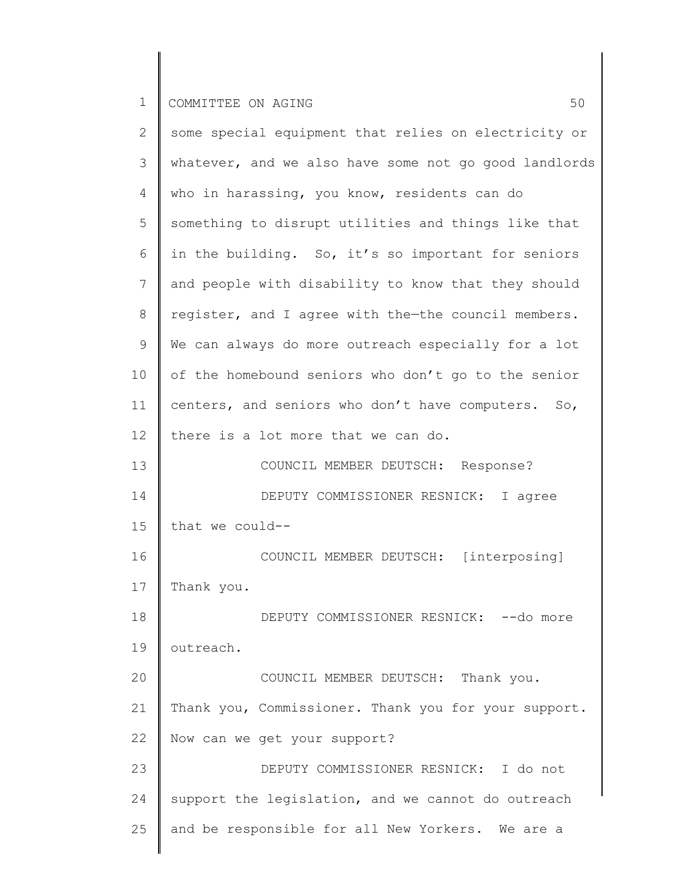some special equipment that relies on electricity or whatever, and we also have some not go good landlords who in harassing, you know, residents can do something to disrupt utilities and things like that in the building. So, it's so important for seniors and people with disability to know that they should register, and I agree with the—the council members. We can always do more outreach especially for a lot of the homebound seniors who don't go to the senior centers, and seniors who don't have computers. So, there is a lot more that we can do.

COUNCIL MEMBER DEUTSCH: Response?

DEPUTY COMMISSIONER RESNICK: I agree that we could--

COUNCIL MEMBER DEUTSCH: [interposing] Thank you.

DEPUTY COMMISSIONER RESNICK: --do more outreach.

COUNCIL MEMBER DEUTSCH: Thank you. Thank you, Commissioner. Thank you for your support. Now can we get your support?

DEPUTY COMMISSIONER RESNICK: I do not support the legislation, and we cannot do outreach and be responsible for all New Yorkers. We are a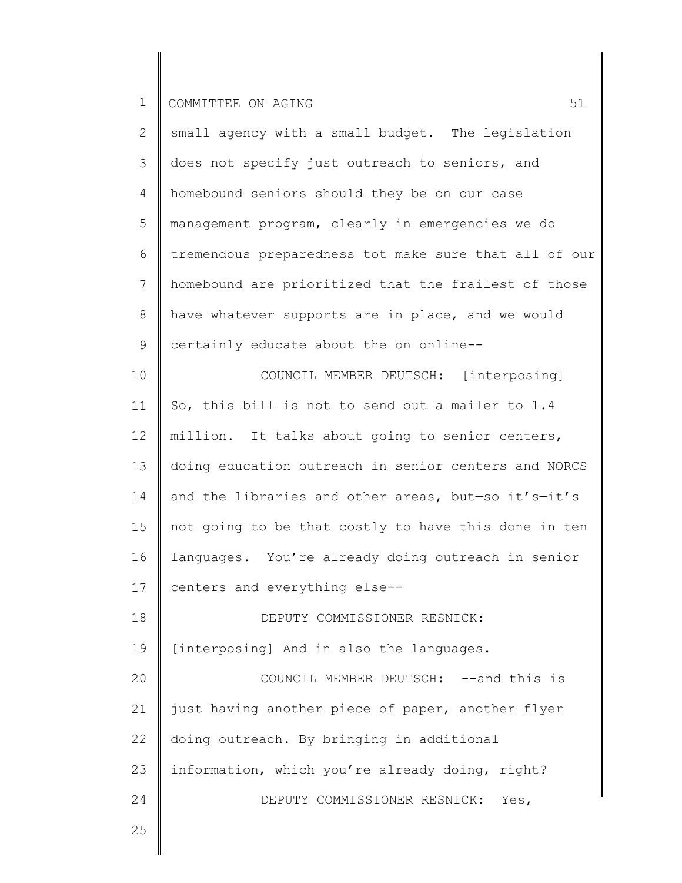small agency with a small budget. The legislation does not specify just outreach to seniors, and homebound seniors should they be on our case management program, clearly in emergencies we do tremendous preparedness tot make sure that all of our homebound are prioritized that the frailest of those have whatever supports are in place, and we would certainly educate about the on online--

COUNCIL MEMBER DEUTSCH: [interposing] So, this bill is not to send out a mailer to 1.4 million. It talks about going to senior centers, doing education outreach in senior centers and NORCS and the libraries and other areas, but—so it's—it's not going to be that costly to have this done in ten languages. You're already doing outreach in senior centers and everything else--

DEPUTY COMMISSIONER RESNICK: [interposing] And in also the languages.

COUNCIL MEMBER DEUTSCH: --and this is just having another piece of paper, another flyer doing outreach. By bringing in additional information, which you're already doing, right?

DEPUTY COMMISSIONER RESNICK: Yes,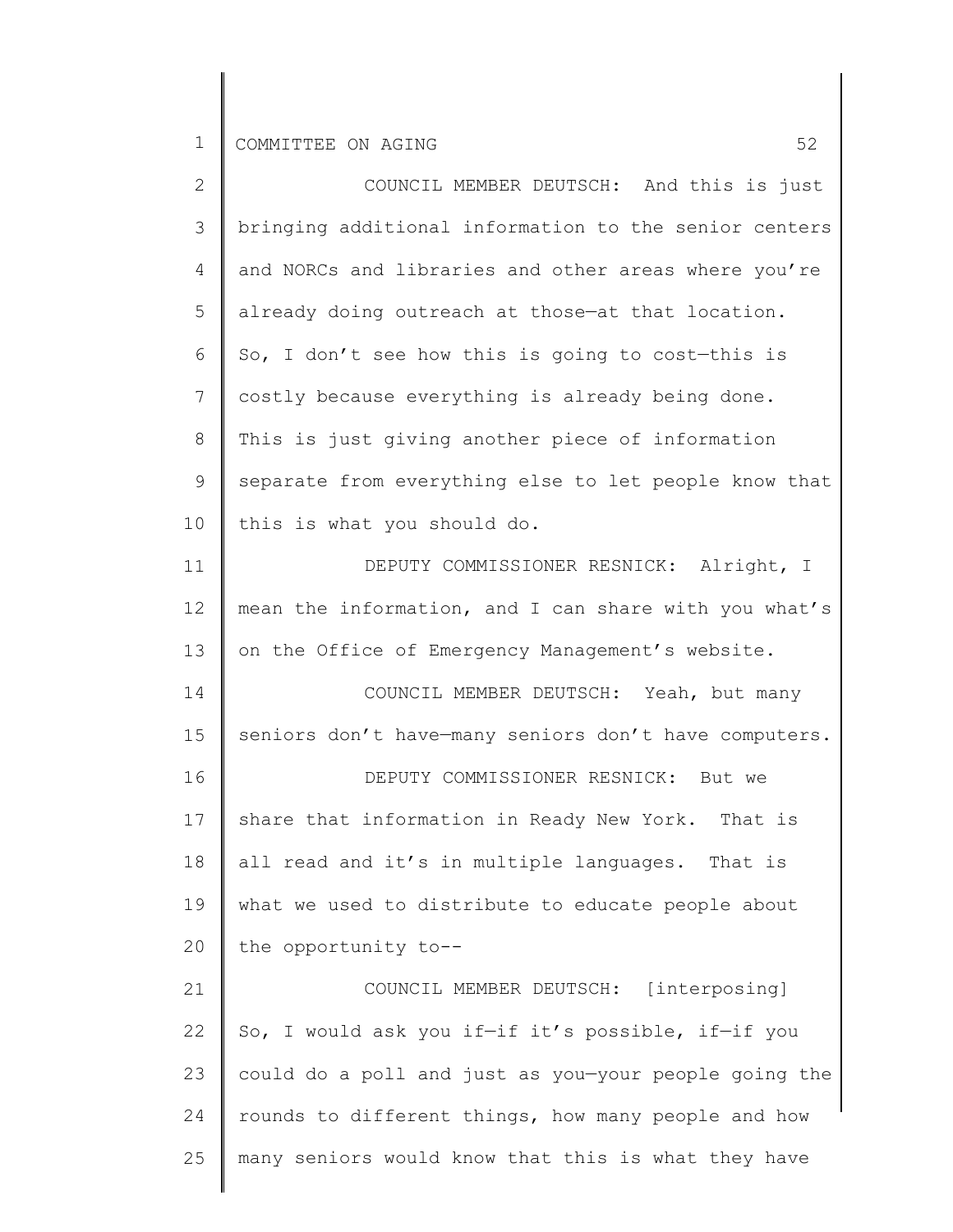COUNCIL MEMBER DEUTSCH: And this is just bringing additional information to the senior centers and NORCs and libraries and other areas where you're already doing outreach at those—at that location. So, I don't see how this is going to cost—this is costly because everything is already being done. This is just giving another piece of information separate from everything else to let people know that this is what you should do.

DEPUTY COMMISSIONER RESNICK: Alright, I mean the information, and I can share with you what's on the Office of Emergency Management's website.

COUNCIL MEMBER DEUTSCH: Yeah, but many seniors don't have—many seniors don't have computers.

DEPUTY COMMISSIONER RESNICK: But we share that information in Ready New York. That is all read and it's in multiple languages. That is what we used to distribute to educate people about the opportunity to--

COUNCIL MEMBER DEUTSCH: [interposing] So, I would ask you if—if it's possible, if—if you could do a poll and just as you—your people going the rounds to different things, how many people and how many seniors would know that this is what they have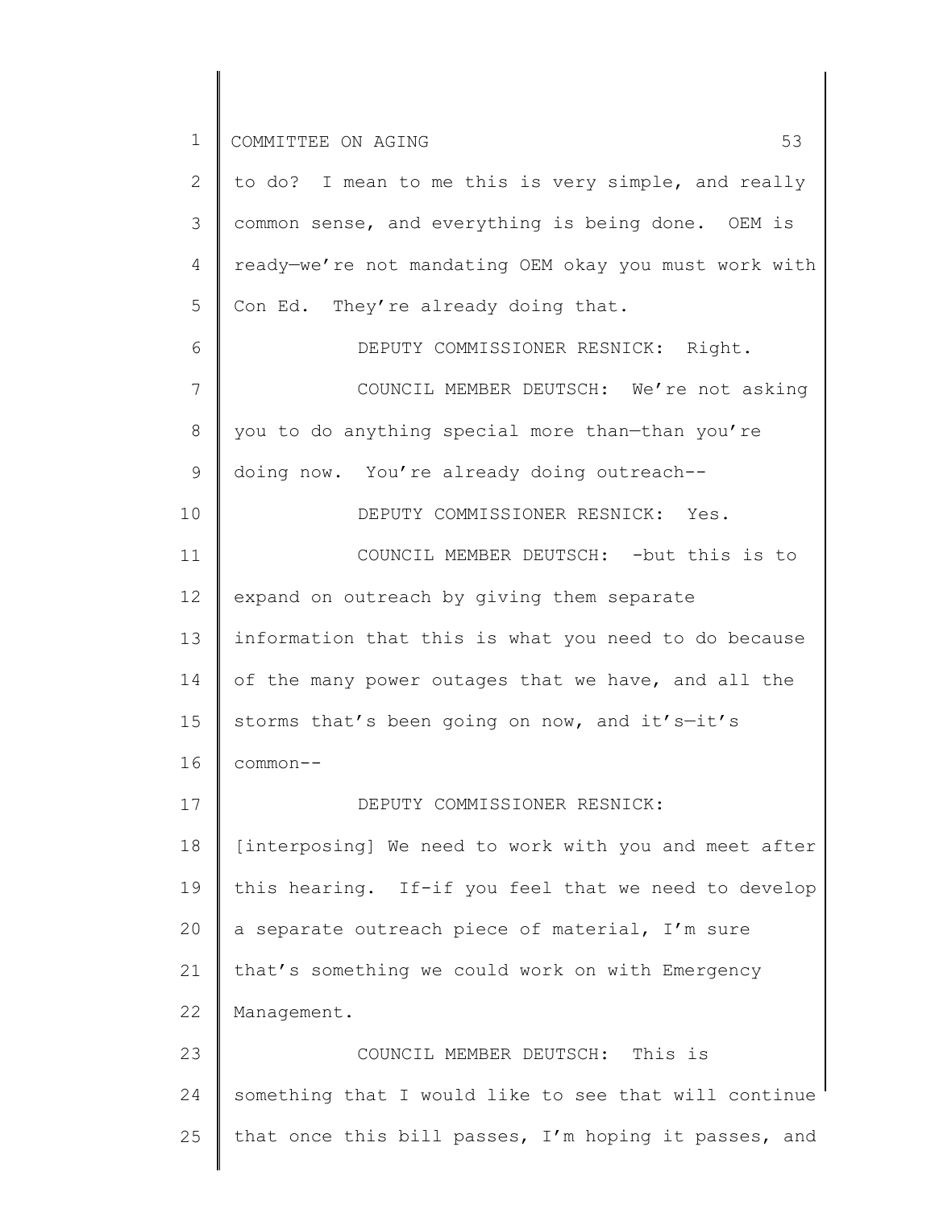to do? I mean to me this is very simple, and really common sense, and everything is being done. OEM is ready—we're not mandating OEM okay you must work with Con Ed. They're already doing that.

DEPUTY COMMISSIONER RESNICK: Right.

COUNCIL MEMBER DEUTSCH: We're not asking you to do anything special more than—than you're doing now. You're already doing outreach--

DEPUTY COMMISSIONER RESNICK: Yes.

COUNCIL MEMBER DEUTSCH: -but this is to expand on outreach by giving them separate information that this is what you need to do because of the many power outages that we have, and all the storms that's been going on now, and it's—it's common--

DEPUTY COMMISSIONER RESNICK: [interposing] We need to work with you and meet after this hearing. If-if you feel that we need to develop a separate outreach piece of material, I'm sure that's something we could work on with Emergency Management.

COUNCIL MEMBER DEUTSCH: This is something that I would like to see that will continue that once this bill passes, I'm hoping it passes, and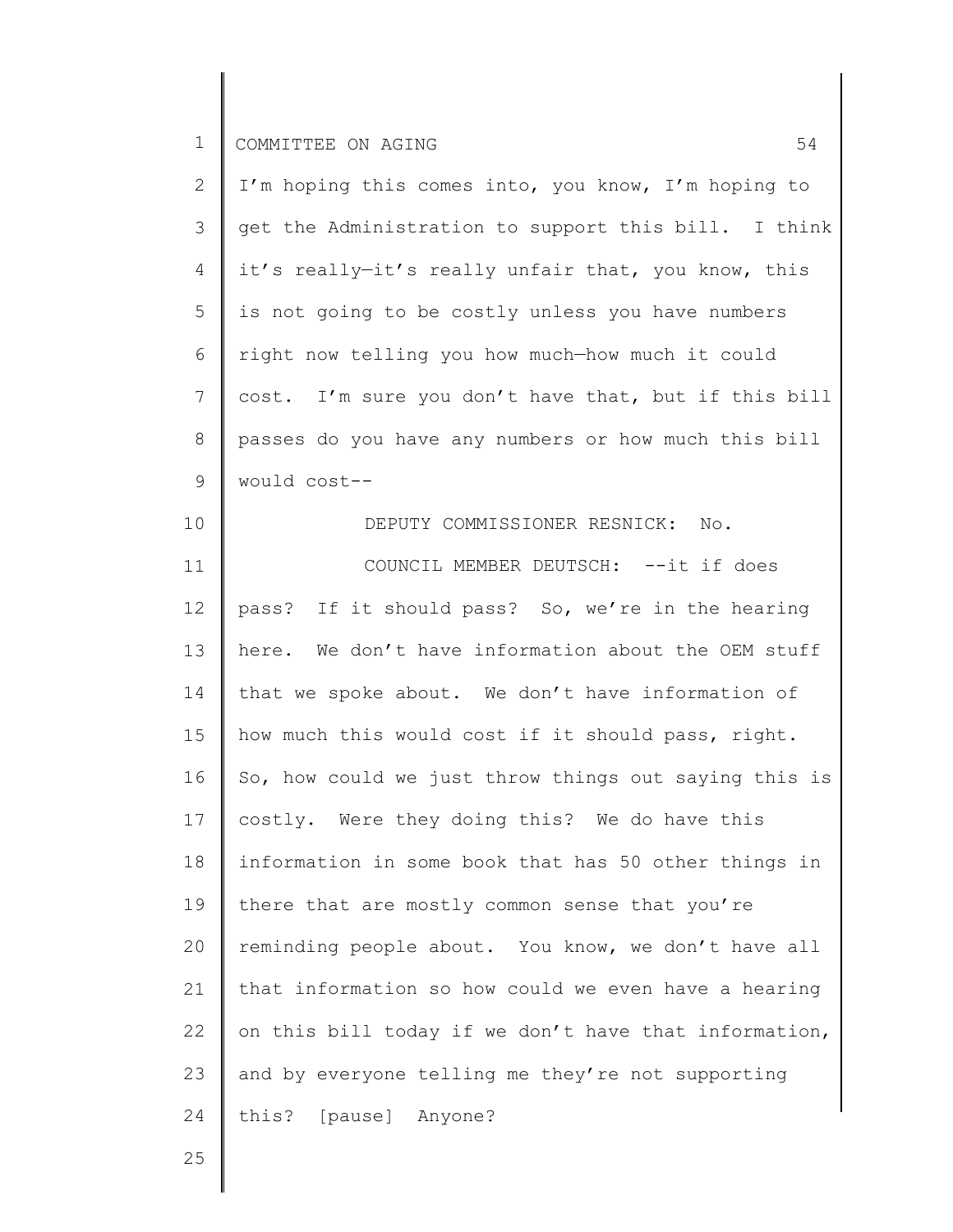I'm hoping this comes into, you know, I'm hoping to get the Administration to support this bill. I think it's really—it's really unfair that, you know, this is not going to be costly unless you have numbers right now telling you how much—how much it could cost. I'm sure you don't have that, but if this bill passes do you have any numbers or how much this bill would cost--

DEPUTY COMMISSIONER RESNICK: No.

COUNCIL MEMBER DEUTSCH: --it if does pass? If it should pass? So, we're in the hearing here. We don't have information about the OEM stuff that we spoke about. We don't have information of how much this would cost if it should pass, right. So, how could we just throw things out saying this is costly. Were they doing this? We do have this information in some book that has 50 other things in there that are mostly common sense that you're reminding people about. You know, we don't have all that information so how could we even have a hearing on this bill today if we don't have that information, and by everyone telling me they're not supporting this? [pause] Anyone?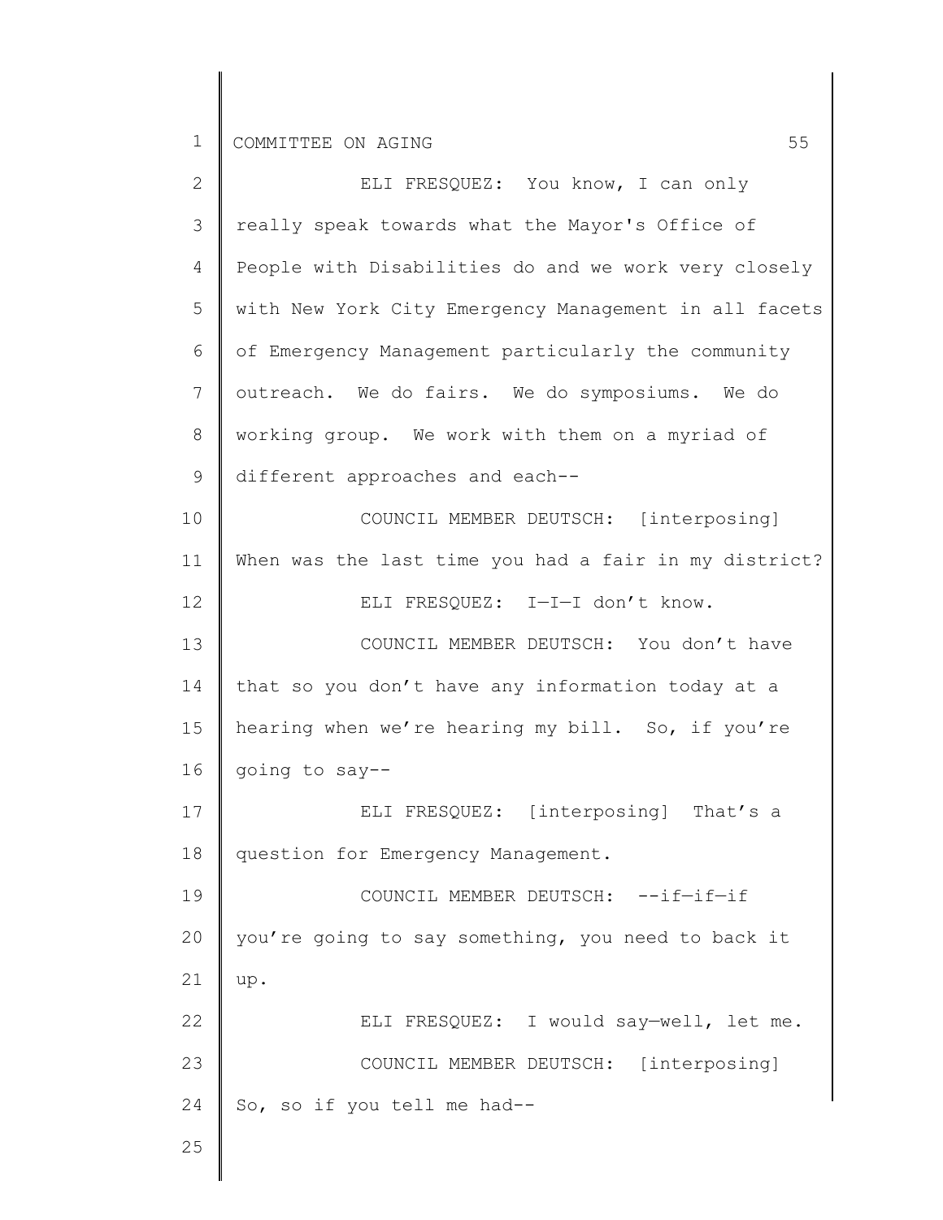ELI FRESQUEZ: You know, I can only really speak towards what the Mayor's Office of People with Disabilities do and we work very closely with New York City Emergency Management in all facets of Emergency Management particularly the community outreach. We do fairs. We do symposiums. We do working group. We work with them on a myriad of different approaches and each--

COUNCIL MEMBER DEUTSCH: [interposing] When was the last time you had a fair in my district?

ELI FRESQUEZ: I—I—I don't know.

COUNCIL MEMBER DEUTSCH: You don't have that so you don't have any information today at a hearing when we're hearing my bill. So, if you're going to say--

ELI FRESQUEZ: [interposing] That's a question for Emergency Management.

COUNCIL MEMBER DEUTSCH: --if—if—if you're going to say something, you need to back it up.

ELI FRESQUEZ: I would say—well, let me.

COUNCIL MEMBER DEUTSCH: [interposing] So, so if you tell me had--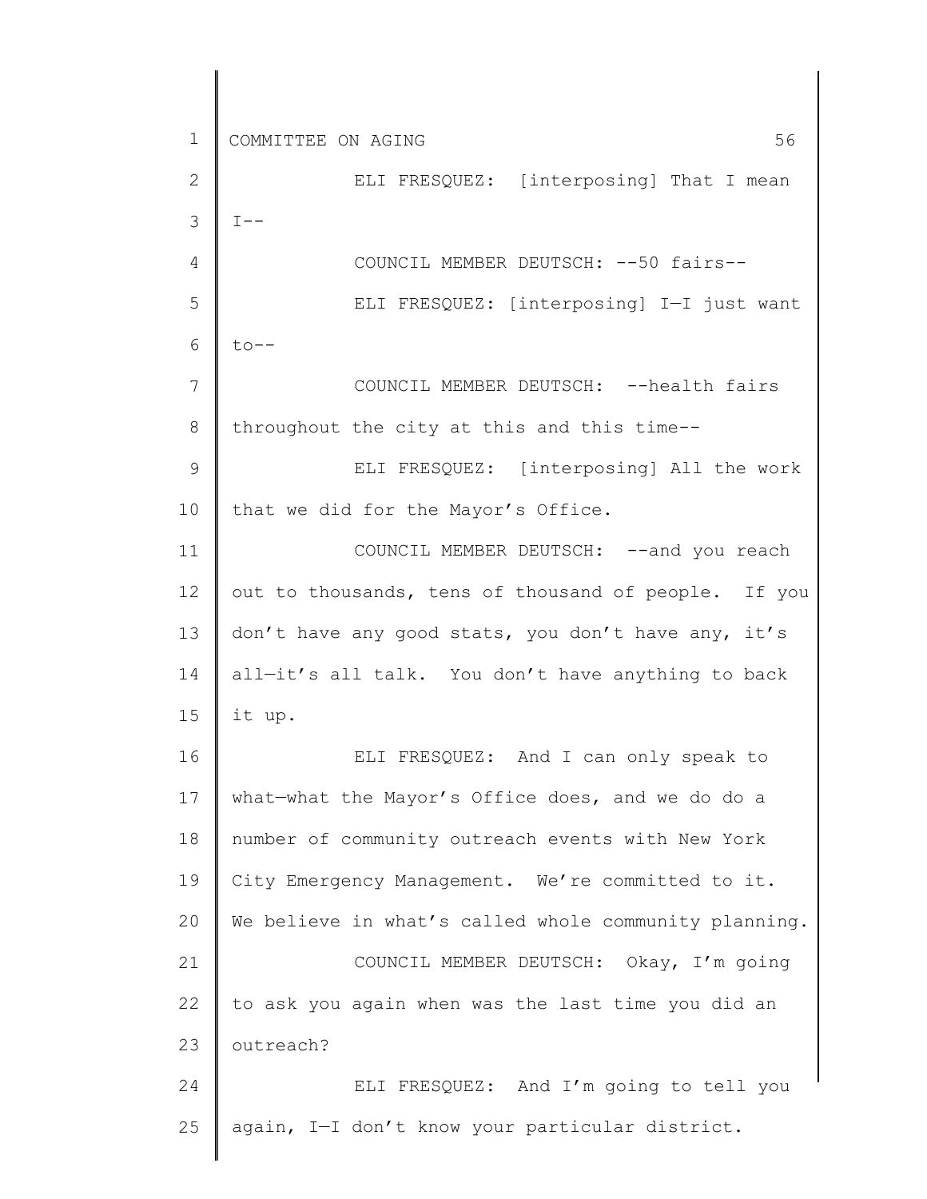ELI FRESQUEZ: [interposing] That I mean I--

COUNCIL MEMBER DEUTSCH: --50 fairs--

ELI FRESQUEZ: [interposing] I—I just want to--

COUNCIL MEMBER DEUTSCH: --health fairs throughout the city at this and this time--

ELI FRESQUEZ: [interposing] All the work that we did for the Mayor's Office.

COUNCIL MEMBER DEUTSCH: --and you reach out to thousands, tens of thousand of people. If you don't have any good stats, you don't have any, it's all—it's all talk. You don't have anything to back it up.

ELI FRESQUEZ: And I can only speak to what—what the Mayor's Office does, and we do do a number of community outreach events with New York City Emergency Management. We're committed to it. We believe in what's called whole community planning.

COUNCIL MEMBER DEUTSCH: Okay, I'm going to ask you again when was the last time you did an outreach?

ELI FRESQUEZ: And I'm going to tell you again, I—I don't know your particular district.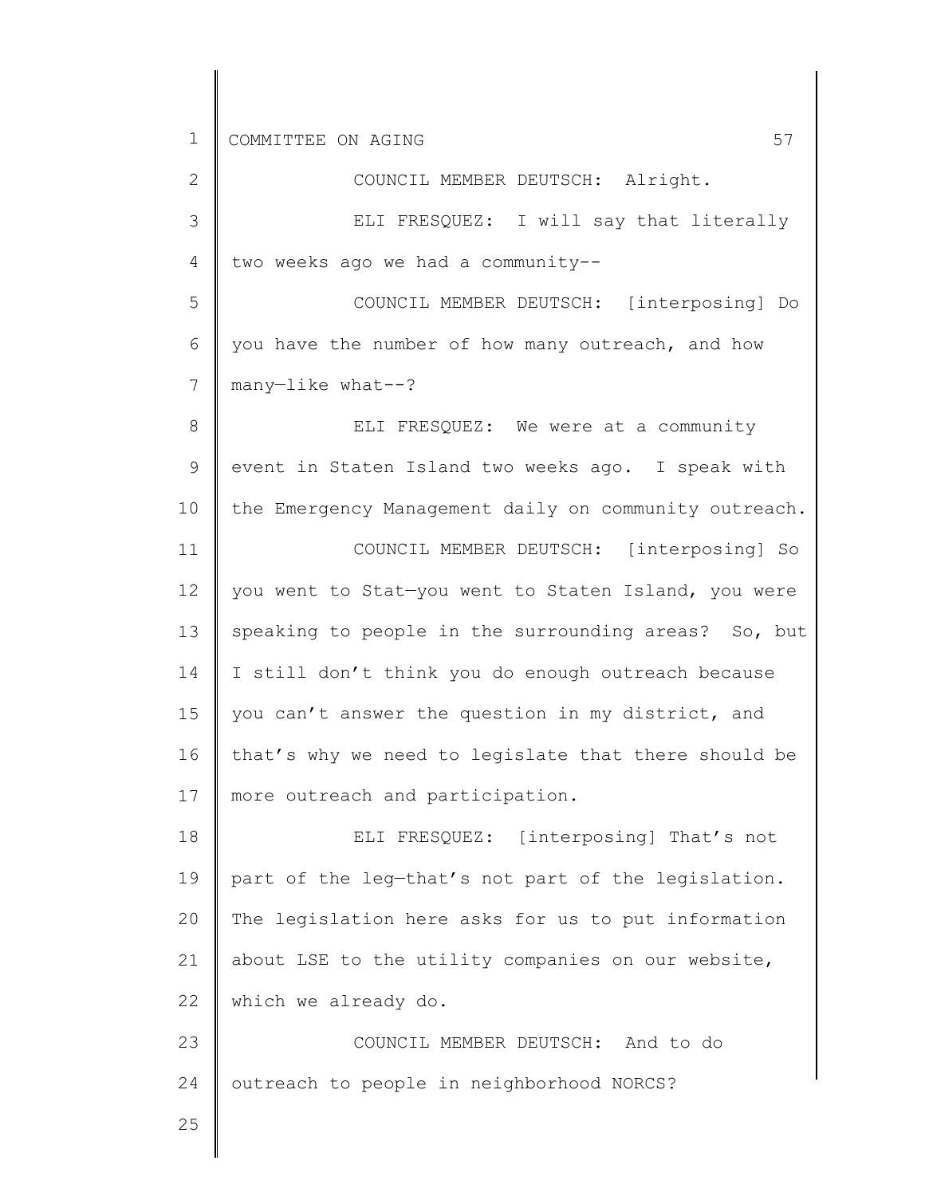COUNCIL MEMBER DEUTSCH: Alright.

ELI FRESQUEZ: I will say that literally two weeks ago we had a community--

COUNCIL MEMBER DEUTSCH: [interposing] Do you have the number of how many outreach, and how many—like what--?

ELI FRESQUEZ: We were at a community event in Staten Island two weeks ago. I speak with the Emergency Management daily on community outreach.

COUNCIL MEMBER DEUTSCH: [interposing] So you went to Stat—you went to Staten Island, you were speaking to people in the surrounding areas? So, but I still don't think you do enough outreach because you can't answer the question in my district, and that's why we need to legislate that there should be more outreach and participation.

ELI FRESQUEZ: [interposing] That's not part of the leg—that's not part of the legislation. The legislation here asks for us to put information about LSE to the utility companies on our website, which we already do.

COUNCIL MEMBER DEUTSCH: And to do outreach to people in neighborhood NORCS?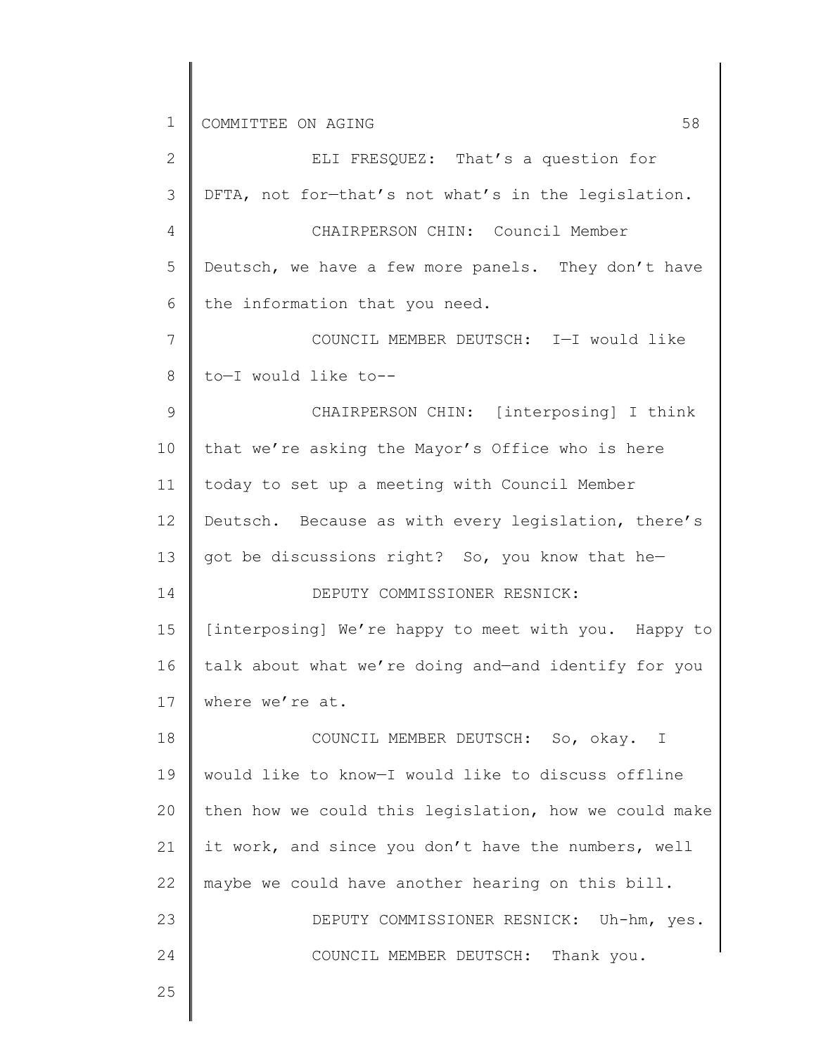ELI FRESQUEZ: That's a question for DFTA, not for—that's not what's in the legislation.

CHAIRPERSON CHIN: Council Member Deutsch, we have a few more panels. They don't have the information that you need.

COUNCIL MEMBER DEUTSCH: I—I would like to—I would like to--

CHAIRPERSON CHIN: [interposing] I think that we're asking the Mayor's Office who is here today to set up a meeting with Council Member Deutsch. Because as with every legislation, there's got be discussions right? So, you know that he—

DEPUTY COMMISSIONER RESNICK: [interposing] We're happy to meet with you. Happy to talk about what we're doing and—and identify for you where we're at.

COUNCIL MEMBER DEUTSCH: So, okay. I would like to know—I would like to discuss offline then how we could this legislation, how we could make it work, and since you don't have the numbers, well maybe we could have another hearing on this bill.

DEPUTY COMMISSIONER RESNICK: Uh-hm, yes.

COUNCIL MEMBER DEUTSCH: Thank you.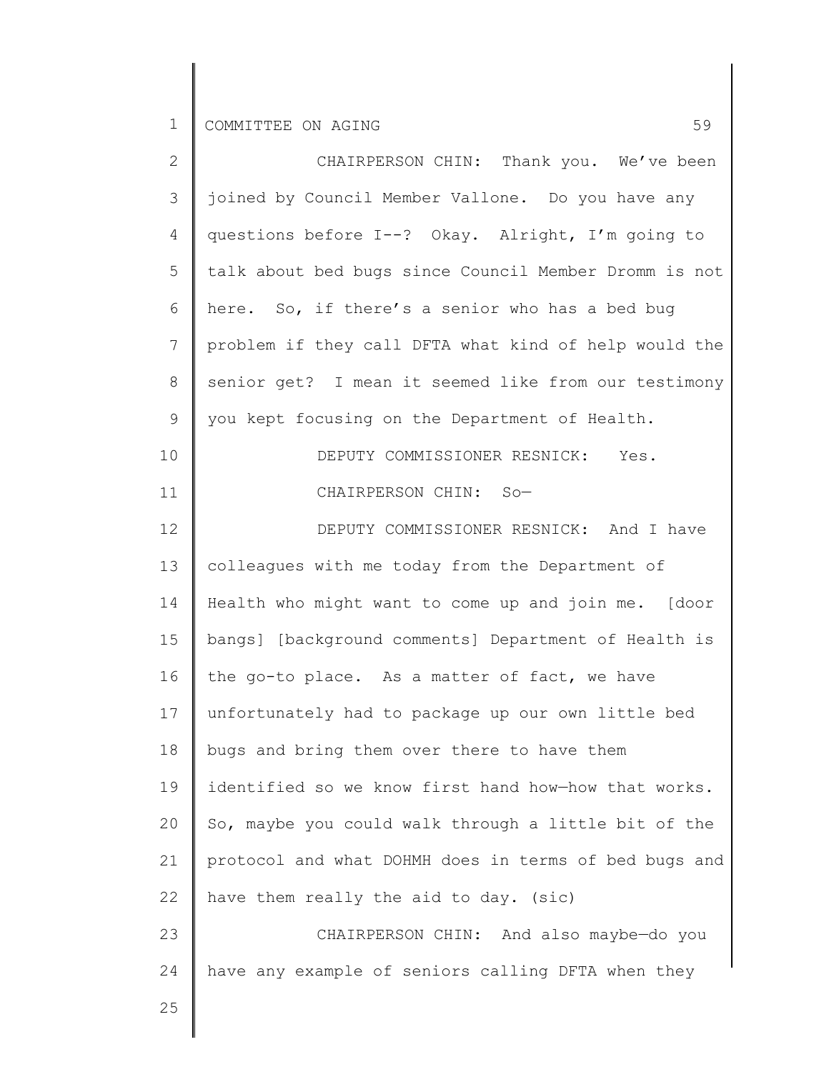CHAIRPERSON CHIN: Thank you. We've been joined by Council Member Vallone. Do you have any questions before I--? Okay. Alright, I'm going to talk about bed bugs since Council Member Dromm is not here. So, if there's a senior who has a bed bug problem if they call DFTA what kind of help would the senior get? I mean it seemed like from our testimony you kept focusing on the Department of Health.

DEPUTY COMMISSIONER RESNICK: Yes.

CHAIRPERSON CHIN: So—

DEPUTY COMMISSIONER RESNICK: And I have colleagues with me today from the Department of Health who might want to come up and join me. [door bangs] [background comments] Department of Health is the go-to place. As a matter of fact, we have unfortunately had to package up our own little bed bugs and bring them over there to have them identified so we know first hand how—how that works. So, maybe you could walk through a little bit of the protocol and what DOHMH does in terms of bed bugs and have them really the aid to day. (sic)

CHAIRPERSON CHIN: And also maybe—do you have any example of seniors calling DFTA when they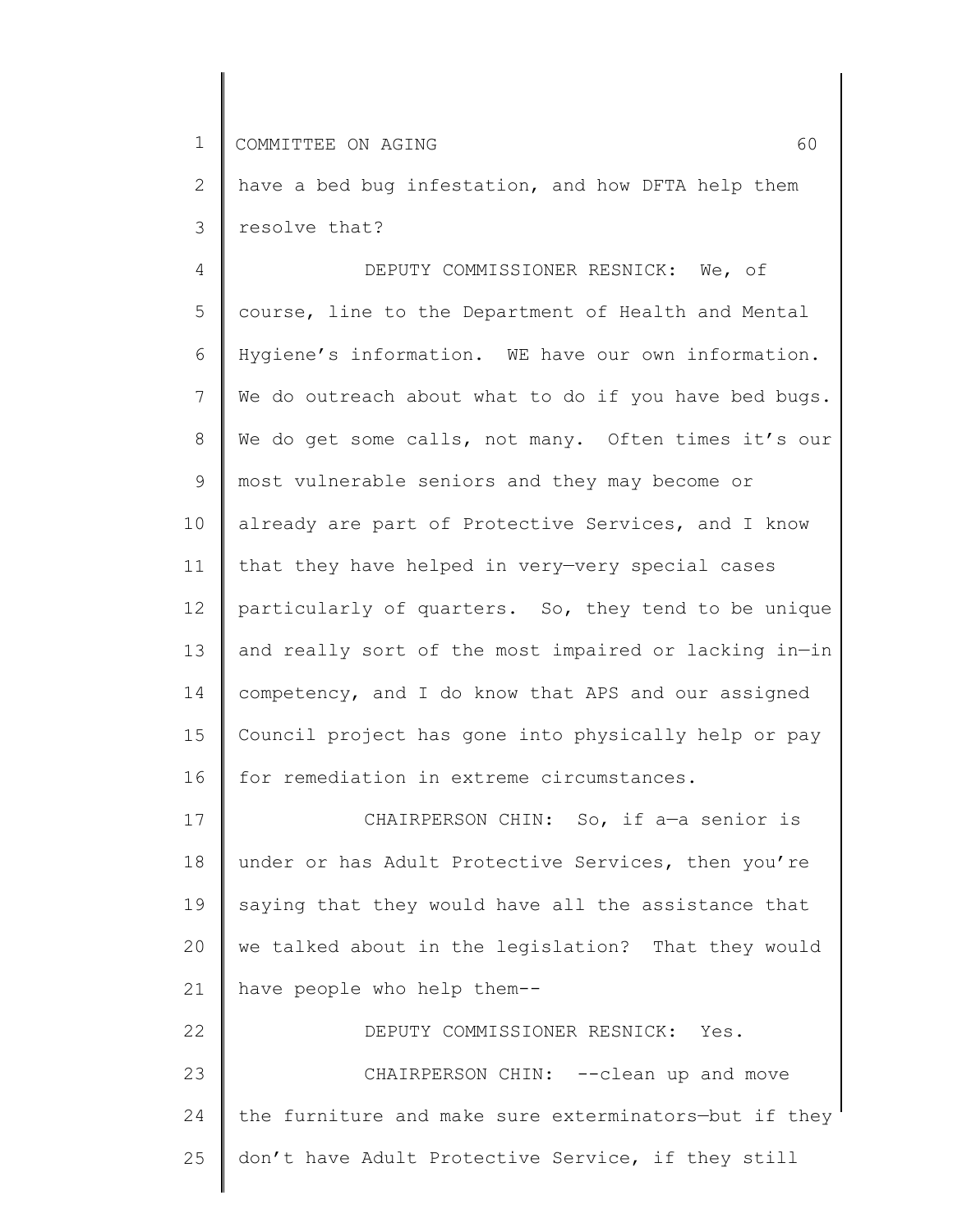have a bed bug infestation, and how DFTA help them resolve that?

DEPUTY COMMISSIONER RESNICK: We, of course, line to the Department of Health and Mental Hygiene's information. WE have our own information. We do outreach about what to do if you have bed bugs. We do get some calls, not many. Often times it's our most vulnerable seniors and they may become or already are part of Protective Services, and I know that they have helped in very—very special cases particularly of quarters. So, they tend to be unique and really sort of the most impaired or lacking in—in competency, and I do know that APS and our assigned Council project has gone into physically help or pay for remediation in extreme circumstances.

CHAIRPERSON CHIN: So, if a—a senior is under or has Adult Protective Services, then you're saying that they would have all the assistance that we talked about in the legislation? That they would have people who help them--

DEPUTY COMMISSIONER RESNICK: Yes.

CHAIRPERSON CHIN: --clean up and move the furniture and make sure exterminators—but if they don't have Adult Protective Service, if they still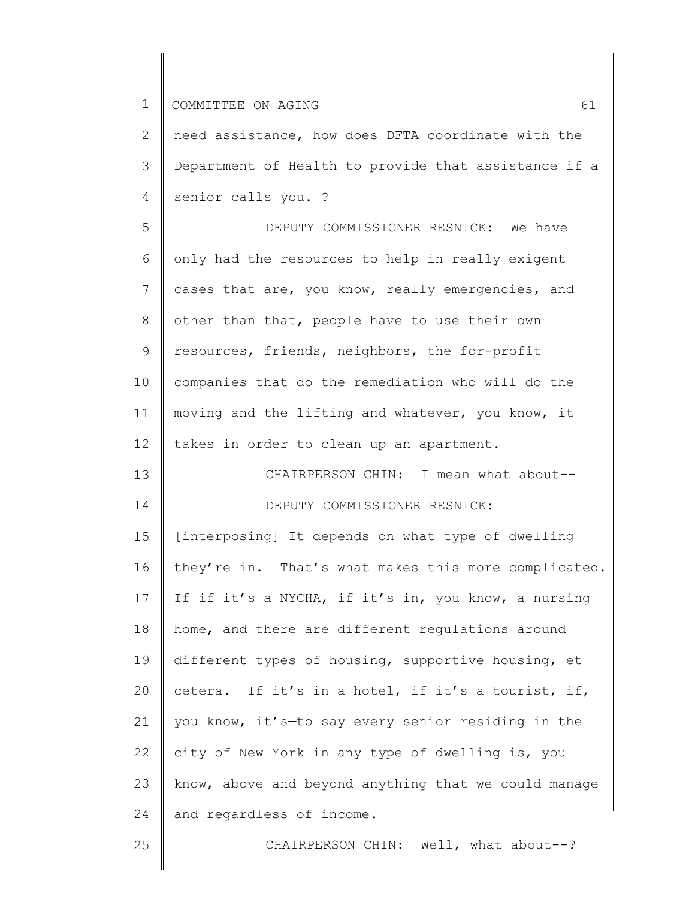need assistance, how does DFTA coordinate with the Department of Health to provide that assistance if a senior calls you. ?

DEPUTY COMMISSIONER RESNICK: We have only had the resources to help in really exigent cases that are, you know, really emergencies, and other than that, people have to use their own resources, friends, neighbors, the for-profit companies that do the remediation who will do the moving and the lifting and whatever, you know, it takes in order to clean up an apartment.

CHAIRPERSON CHIN: I mean what about--

DEPUTY COMMISSIONER RESNICK: [interposing] It depends on what type of dwelling they're in. That's what makes this more complicated. If—if it's a NYCHA, if it's in, you know, a nursing home, and there are different regulations around different types of housing, supportive housing, et cetera. If it's in a hotel, if it's a tourist, if, you know, it's—to say every senior residing in the city of New York in any type of dwelling is, you know, above and beyond anything that we could manage and regardless of income.

CHAIRPERSON CHIN: Well, what about--?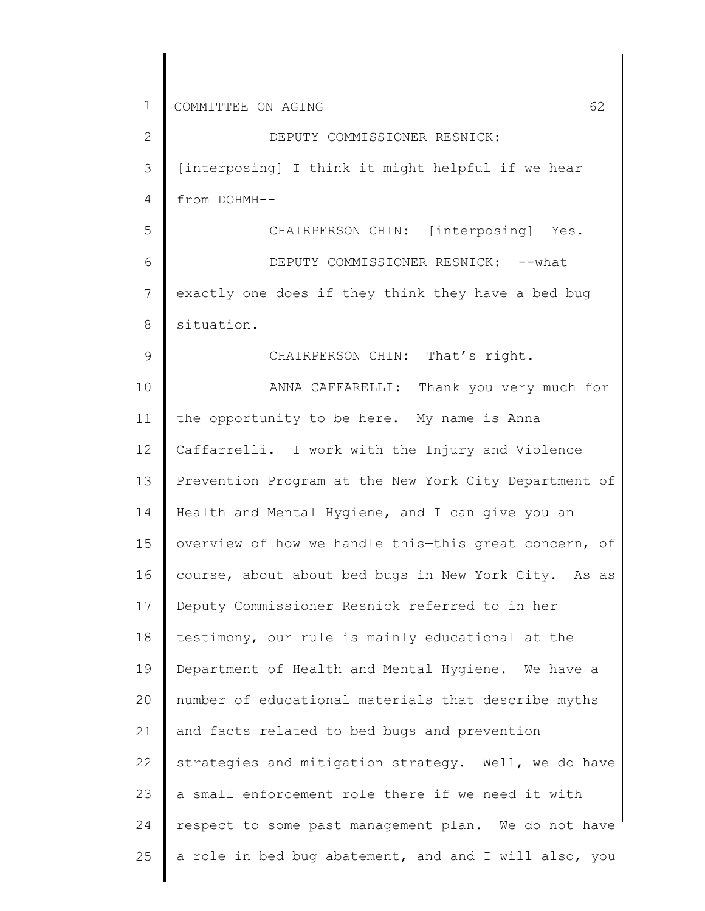DEPUTY COMMISSIONER RESNICK: [interposing] I think it might helpful if we hear from DOHMH--

CHAIRPERSON CHIN: [interposing] Yes.

DEPUTY COMMISSIONER RESNICK: --what exactly one does if they think they have a bed bug situation.

CHAIRPERSON CHIN: That's right.

ANNA CAFFARELLI: Thank you very much for the opportunity to be here. My name is Anna Caffarrelli. I work with the Injury and Violence Prevention Program at the New York City Department of Health and Mental Hygiene, and I can give you an overview of how we handle this—this great concern, of course, about—about bed bugs in New York City. As—as Deputy Commissioner Resnick referred to in her testimony, our rule is mainly educational at the Department of Health and Mental Hygiene. We have a number of educational materials that describe myths and facts related to bed bugs and prevention strategies and mitigation strategy. Well, we do have a small enforcement role there if we need it with respect to some past management plan. We do not have a role in bed bug abatement, and—and I will also, you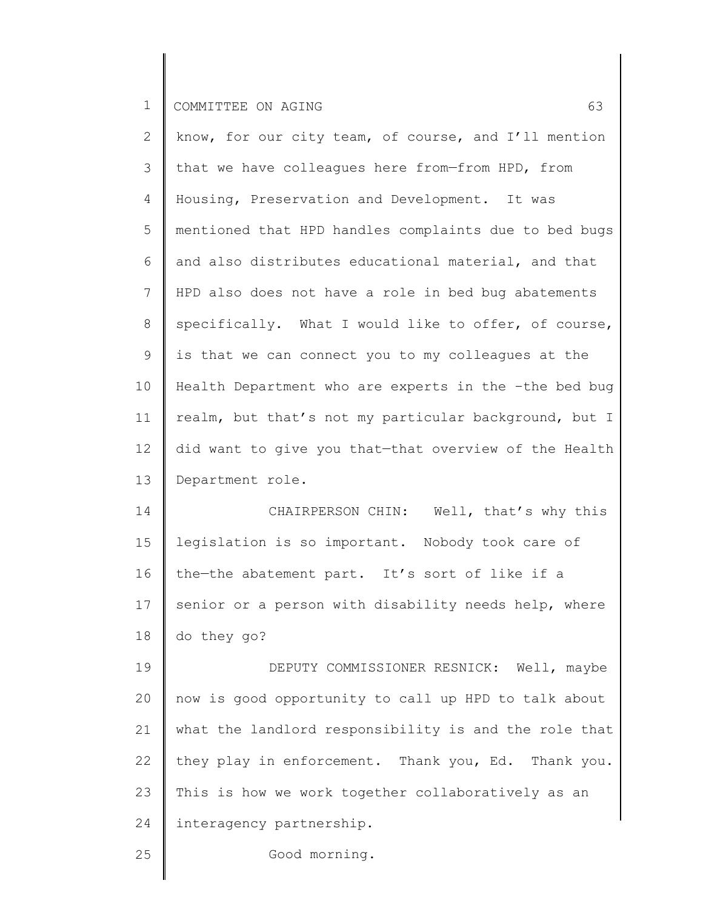know, for our city team, of course, and I'll mention that we have colleagues here from—from HPD, from Housing, Preservation and Development. It was mentioned that HPD handles complaints due to bed bugs and also distributes educational material, and that HPD also does not have a role in bed bug abatements specifically. What I would like to offer, of course, is that we can connect you to my colleagues at the Health Department who are experts in the -the bed bug realm, but that's not my particular background, but I did want to give you that—that overview of the Health Department role.

CHAIRPERSON CHIN: Well, that's why this legislation is so important. Nobody took care of the—the abatement part. It's sort of like if a senior or a person with disability needs help, where do they go?

DEPUTY COMMISSIONER RESNICK: Well, maybe now is good opportunity to call up HPD to talk about what the landlord responsibility is and the role that they play in enforcement. Thank you, Ed. Thank you. This is how we work together collaboratively as an interagency partnership.

Good morning.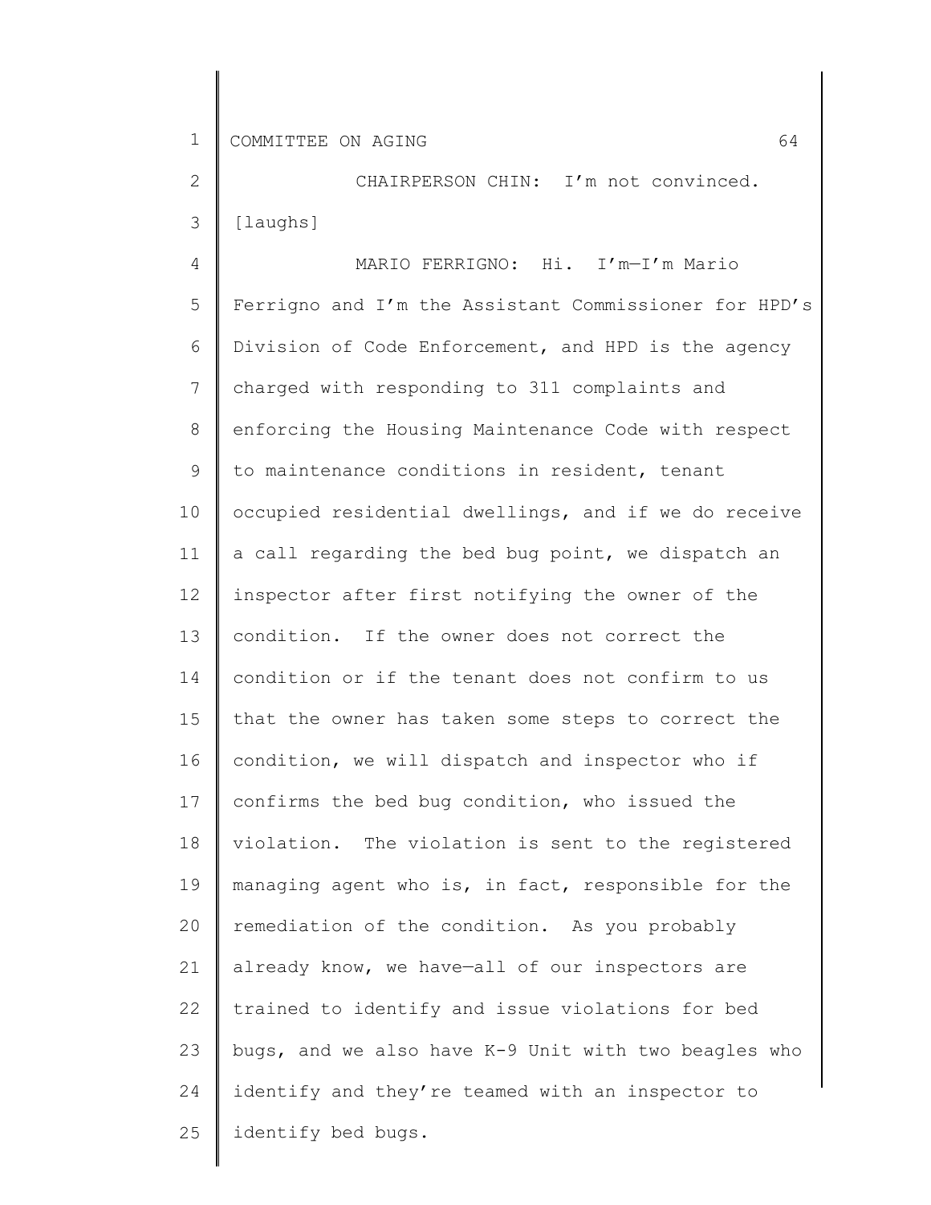CHAIRPERSON CHIN: I'm not convinced. [laughs]

MARIO FERRIGNO: Hi. I'm—I'm Mario Ferrigno and I'm the Assistant Commissioner for HPD's Division of Code Enforcement, and HPD is the agency charged with responding to 311 complaints and enforcing the Housing Maintenance Code with respect to maintenance conditions in resident, tenant occupied residential dwellings, and if we do receive a call regarding the bed bug point, we dispatch an inspector after first notifying the owner of the condition. If the owner does not correct the condition or if the tenant does not confirm to us that the owner has taken some steps to correct the condition, we will dispatch and inspector who if confirms the bed bug condition, who issued the violation. The violation is sent to the registered managing agent who is, in fact, responsible for the remediation of the condition. As you probably already know, we have—all of our inspectors are trained to identify and issue violations for bed bugs, and we also have K-9 Unit with two beagles who identify and they're teamed with an inspector to identify bed bugs.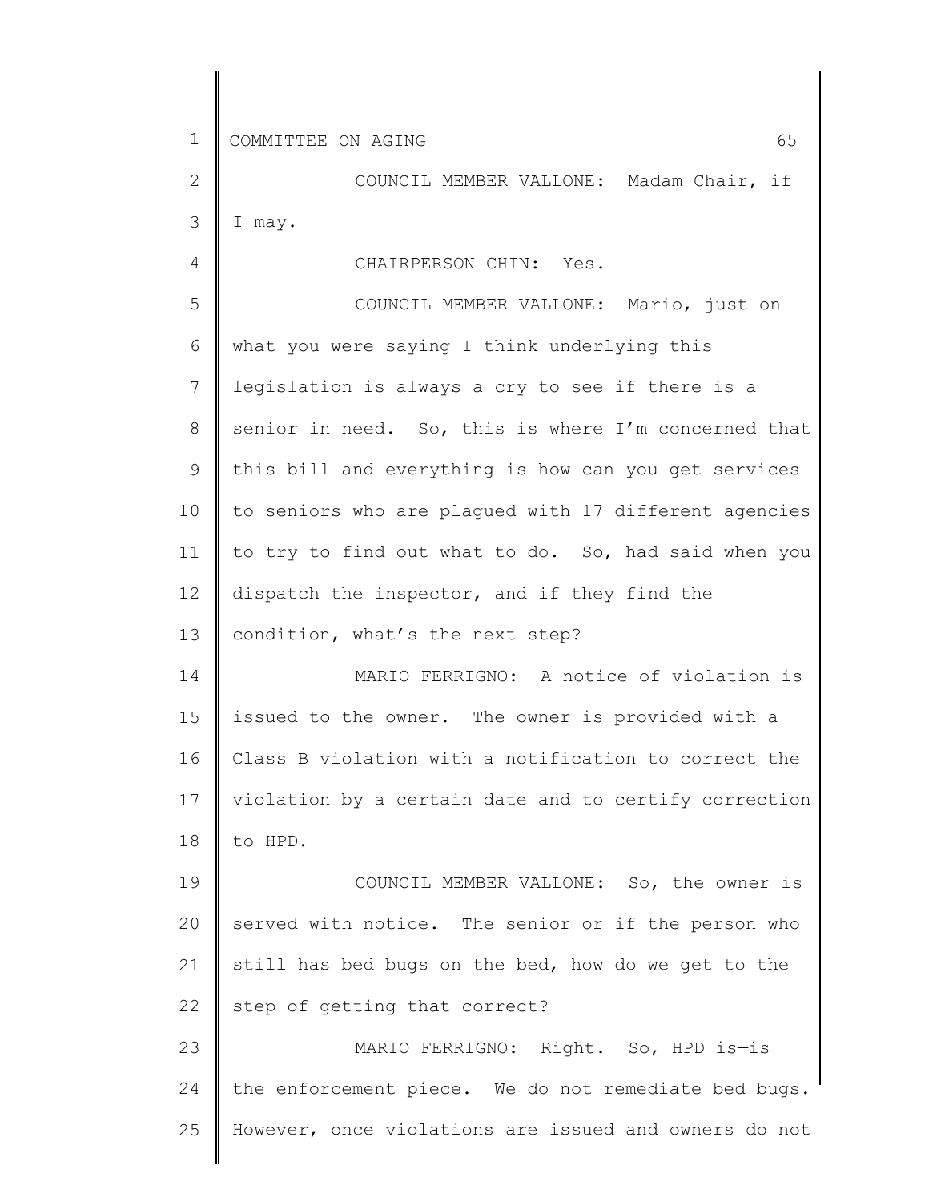COUNCIL MEMBER VALLONE: Madam Chair, if I may.

CHAIRPERSON CHIN: Yes.

COUNCIL MEMBER VALLONE: Mario, just on what you were saying I think underlying this legislation is always a cry to see if there is a senior in need. So, this is where I'm concerned that this bill and everything is how can you get services to seniors who are plagued with 17 different agencies to try to find out what to do. So, had said when you dispatch the inspector, and if they find the condition, what's the next step?

MARIO FERRIGNO: A notice of violation is issued to the owner. The owner is provided with a Class B violation with a notification to correct the violation by a certain date and to certify correction to HPD.

COUNCIL MEMBER VALLONE: So, the owner is served with notice. The senior or if the person who still has bed bugs on the bed, how do we get to the step of getting that correct?

MARIO FERRIGNO: Right. So, HPD is—is the enforcement piece. We do not remediate bed bugs. However, once violations are issued and owners do not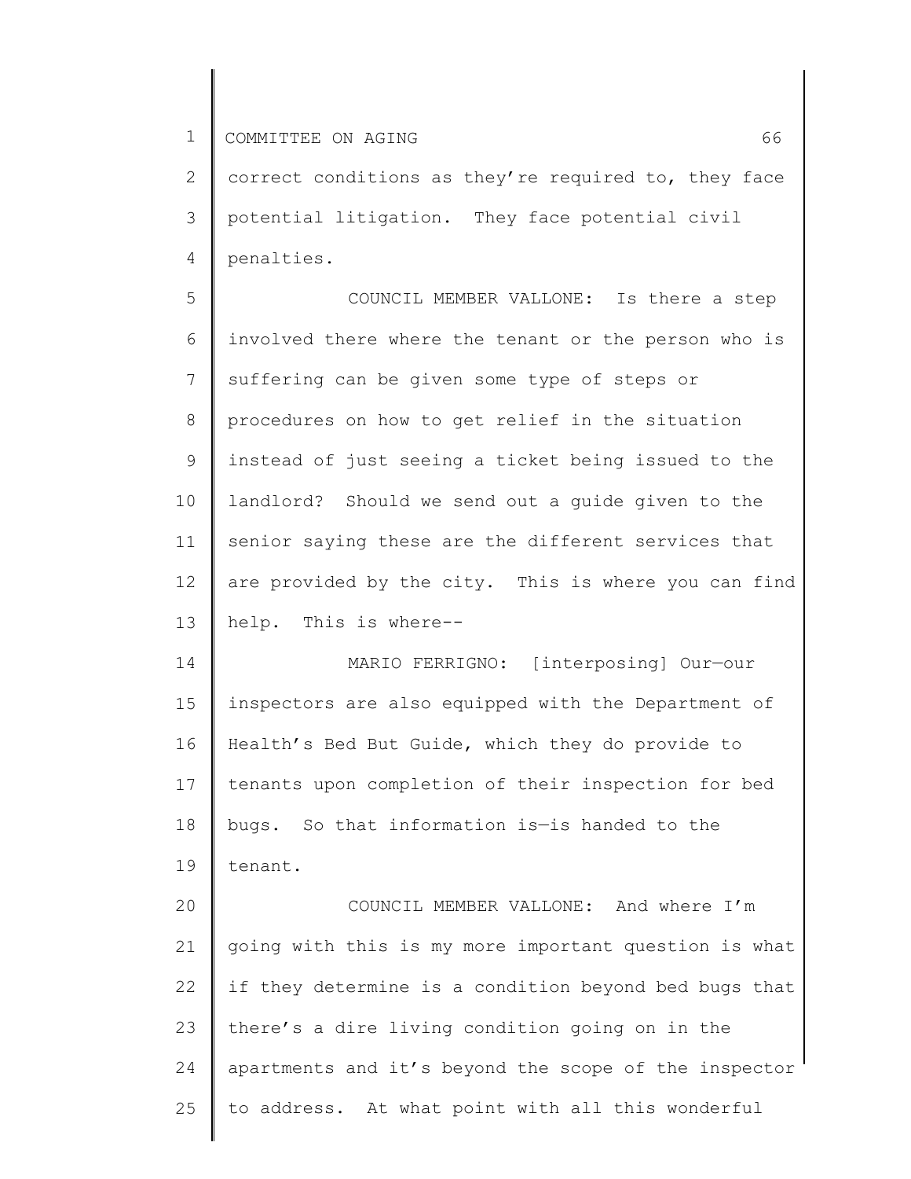correct conditions as they're required to, they face potential litigation. They face potential civil penalties.

COUNCIL MEMBER VALLONE: Is there a step involved there where the tenant or the person who is suffering can be given some type of steps or procedures on how to get relief in the situation instead of just seeing a ticket being issued to the landlord? Should we send out a guide given to the senior saying these are the different services that are provided by the city. This is where you can find help. This is where--

MARIO FERRIGNO: [interposing] Our—our inspectors are also equipped with the Department of Health's Bed But Guide, which they do provide to tenants upon completion of their inspection for bed bugs. So that information is—is handed to the tenant.

COUNCIL MEMBER VALLONE: And where I'm going with this is my more important question is what if they determine is a condition beyond bed bugs that there's a dire living condition going on in the apartments and it's beyond the scope of the inspector to address. At what point with all this wonderful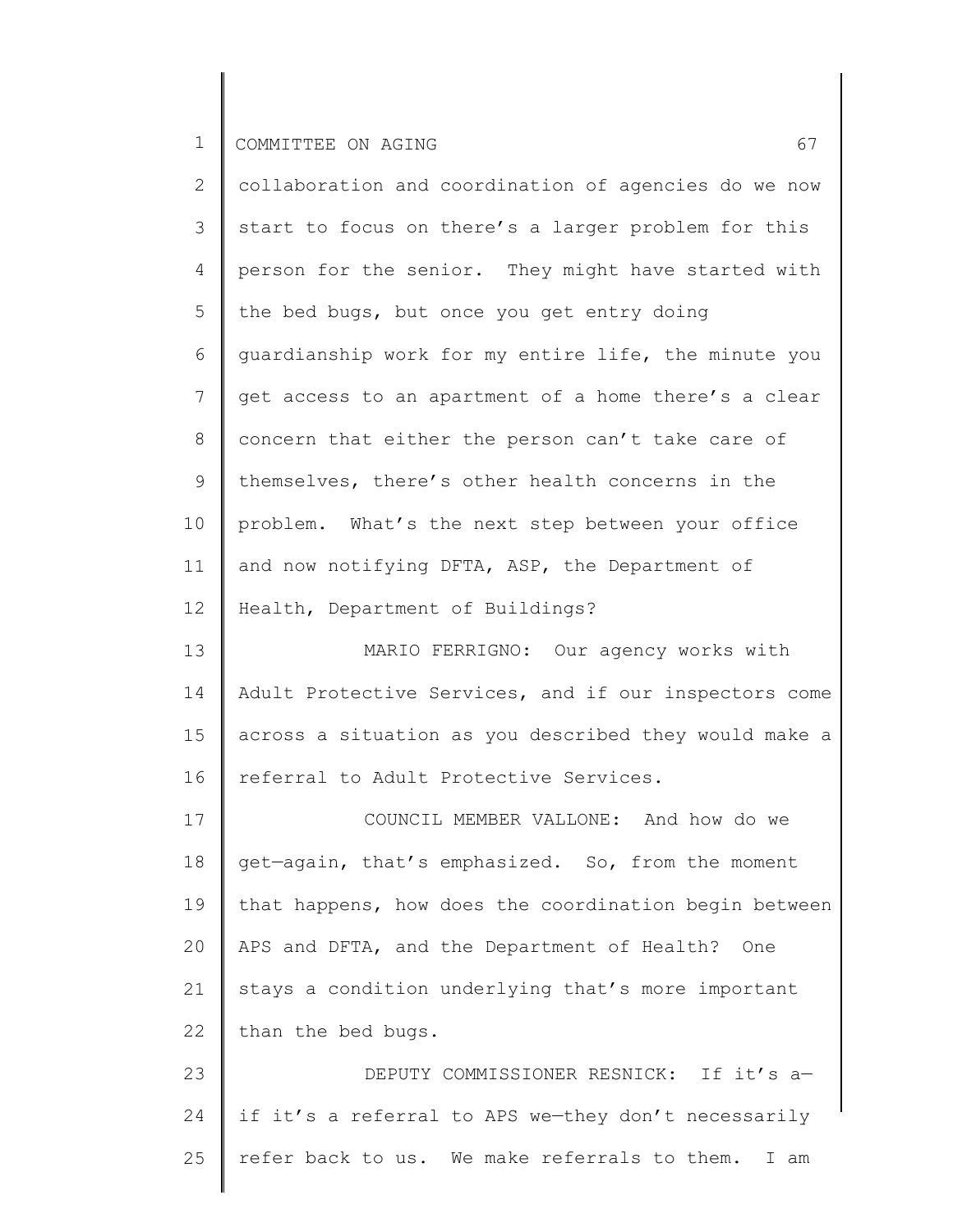collaboration and coordination of agencies do we now start to focus on there's a larger problem for this person for the senior. They might have started with the bed bugs, but once you get entry doing guardianship work for my entire life, the minute you get access to an apartment of a home there's a clear concern that either the person can't take care of themselves, there's other health concerns in the problem. What's the next step between your office and now notifying DFTA, ASP, the Department of Health, Department of Buildings?

MARIO FERRIGNO: Our agency works with Adult Protective Services, and if our inspectors come across a situation as you described they would make a referral to Adult Protective Services.

COUNCIL MEMBER VALLONE: And how do we get—again, that's emphasized. So, from the moment that happens, how does the coordination begin between APS and DFTA, and the Department of Health? One stays a condition underlying that's more important than the bed bugs.

DEPUTY COMMISSIONER RESNICK: If it's a—if it's a referral to APS we—they don't necessarily refer back to us. We make referrals to them. I am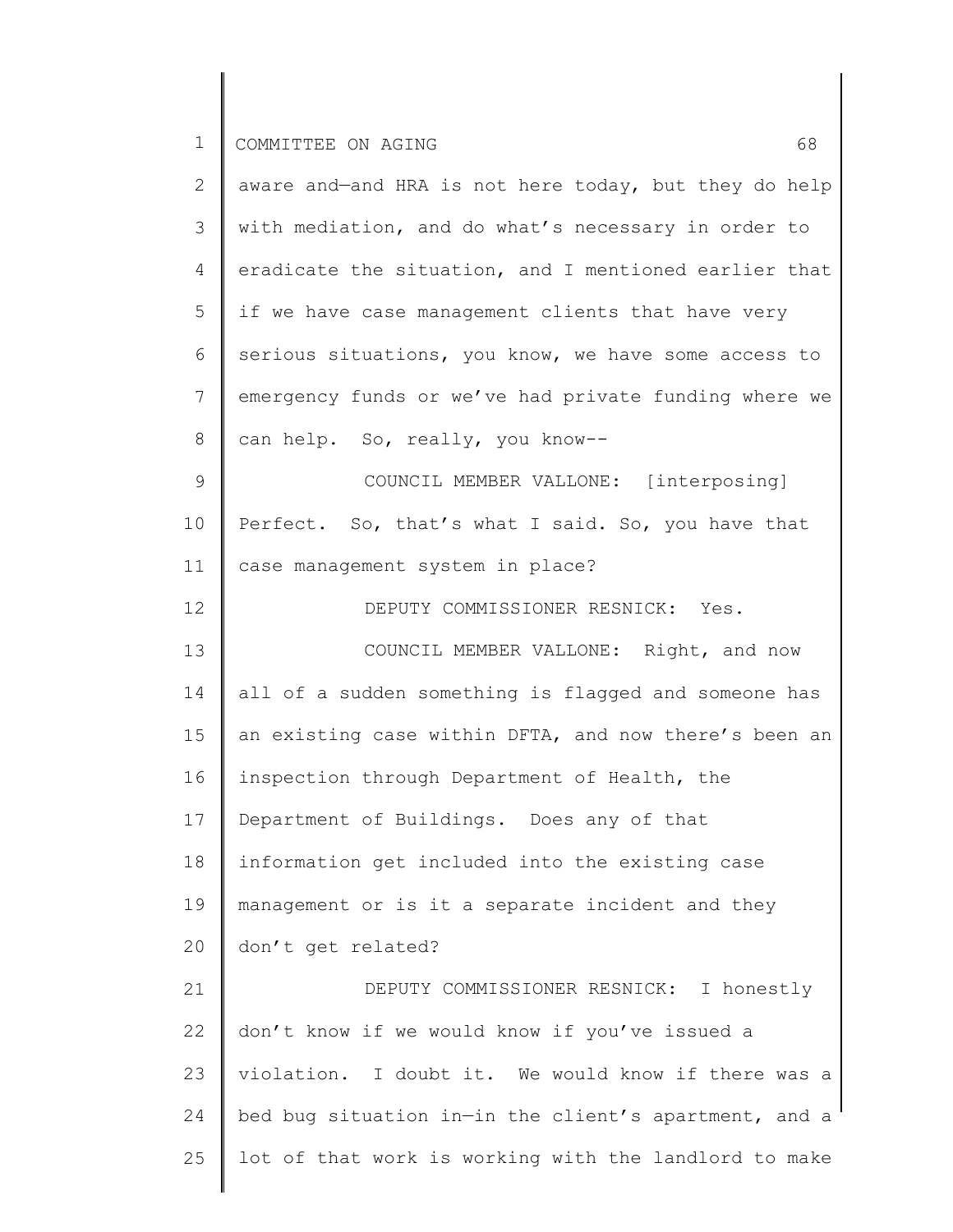aware and—and HRA is not here today, but they do help with mediation, and do what's necessary in order to eradicate the situation, and I mentioned earlier that if we have case management clients that have very serious situations, you know, we have some access to emergency funds or we've had private funding where we can help. So, really, you know--

COUNCIL MEMBER VALLONE: [interposing] Perfect. So, that's what I said. So, you have that case management system in place?

DEPUTY COMMISSIONER RESNICK: Yes.

COUNCIL MEMBER VALLONE: Right, and now all of a sudden something is flagged and someone has an existing case within DFTA, and now there's been an inspection through Department of Health, the Department of Buildings. Does any of that information get included into the existing case management or is it a separate incident and they don't get related?

DEPUTY COMMISSIONER RESNICK: I honestly don't know if we would know if you've issued a violation. I doubt it. We would know if there was a bed bug situation in—in the client's apartment, and a lot of that work is working with the landlord to make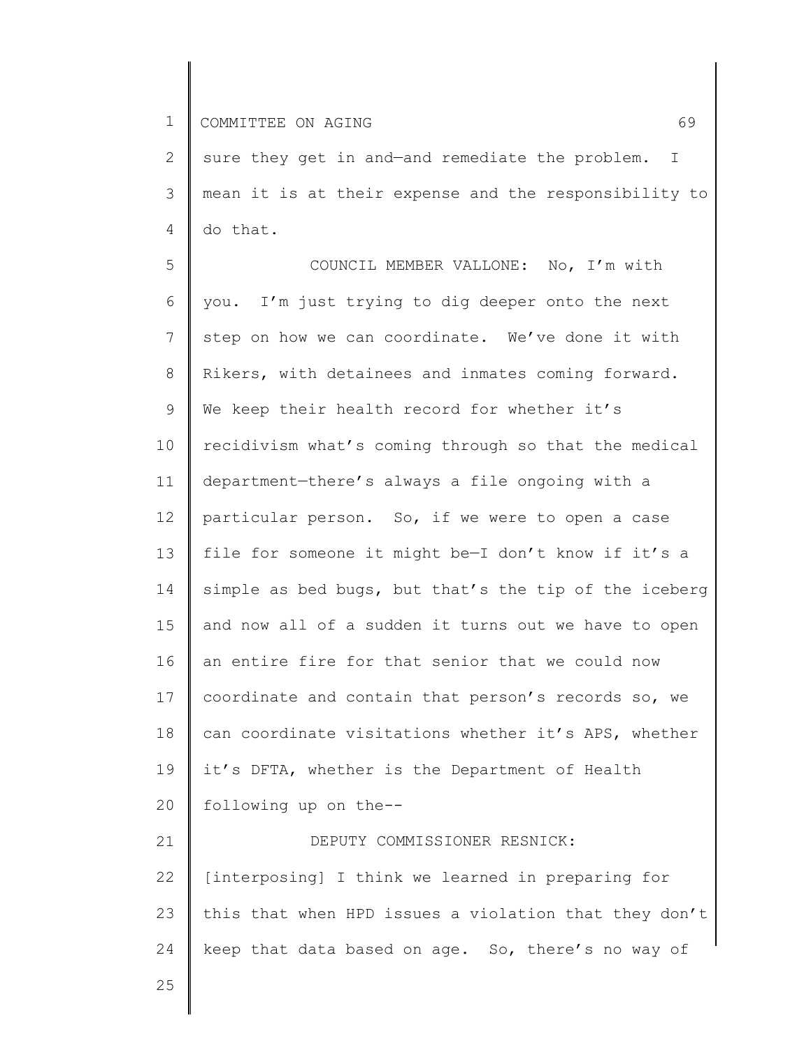sure they get in and—and remediate the problem. I mean it is at their expense and the responsibility to do that.

COUNCIL MEMBER VALLONE: No, I'm with you. I'm just trying to dig deeper onto the next step on how we can coordinate. We've done it with Rikers, with detainees and inmates coming forward. We keep their health record for whether it's recidivism what's coming through so that the medical department—there's always a file ongoing with a particular person. So, if we were to open a case file for someone it might be—I don't know if it's a simple as bed bugs, but that's the tip of the iceberg and now all of a sudden it turns out we have to open an entire fire for that senior that we could now coordinate and contain that person's records so, we can coordinate visitations whether it's APS, whether it's DFTA, whether is the Department of Health following up on the--

DEPUTY COMMISSIONER RESNICK: [interposing] I think we learned in preparing for this that when HPD issues a violation that they don't keep that data based on age. So, there's no way of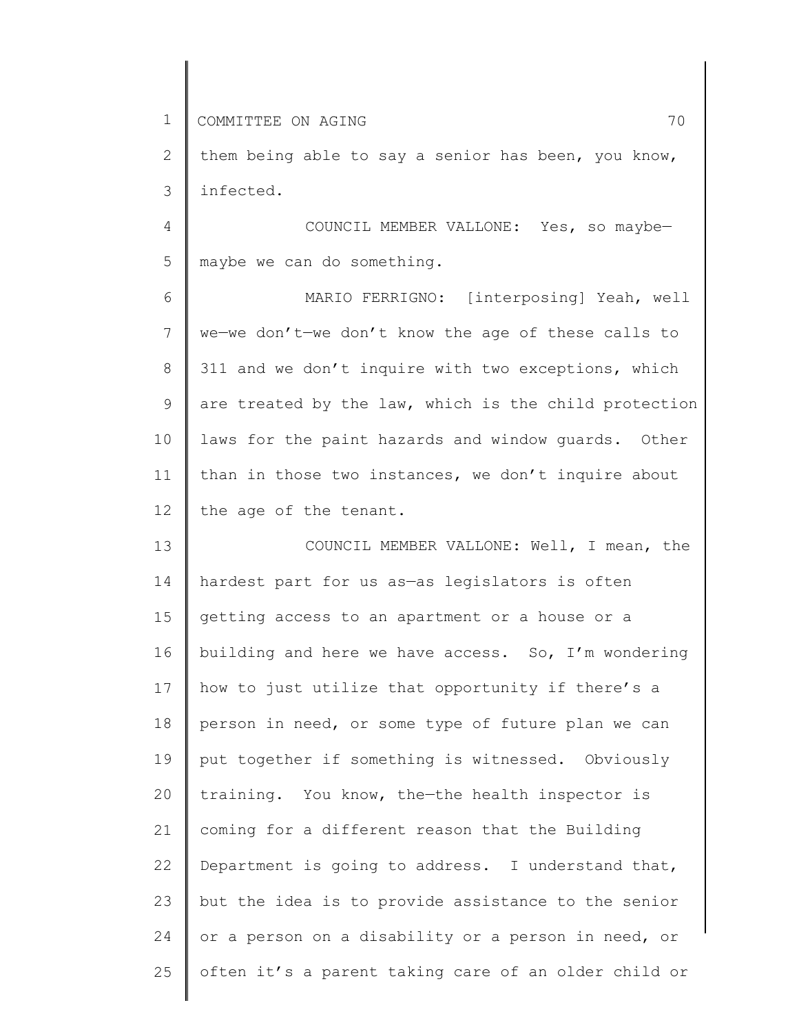them being able to say a senior has been, you know, infected.

COUNCIL MEMBER VALLONE: Yes, so maybe—maybe we can do something.

MARIO FERRIGNO: [interposing] Yeah, well we—we don't—we don't know the age of these calls to 311 and we don't inquire with two exceptions, which are treated by the law, which is the child protection laws for the paint hazards and window guards. Other than in those two instances, we don't inquire about the age of the tenant.

COUNCIL MEMBER VALLONE: Well, I mean, the hardest part for us as—as legislators is often getting access to an apartment or a house or a building and here we have access. So, I'm wondering how to just utilize that opportunity if there's a person in need, or some type of future plan we can put together if something is witnessed. Obviously training. You know, the—the health inspector is coming for a different reason that the Building Department is going to address. I understand that, but the idea is to provide assistance to the senior or a person on a disability or a person in need, or often it's a parent taking care of an older child or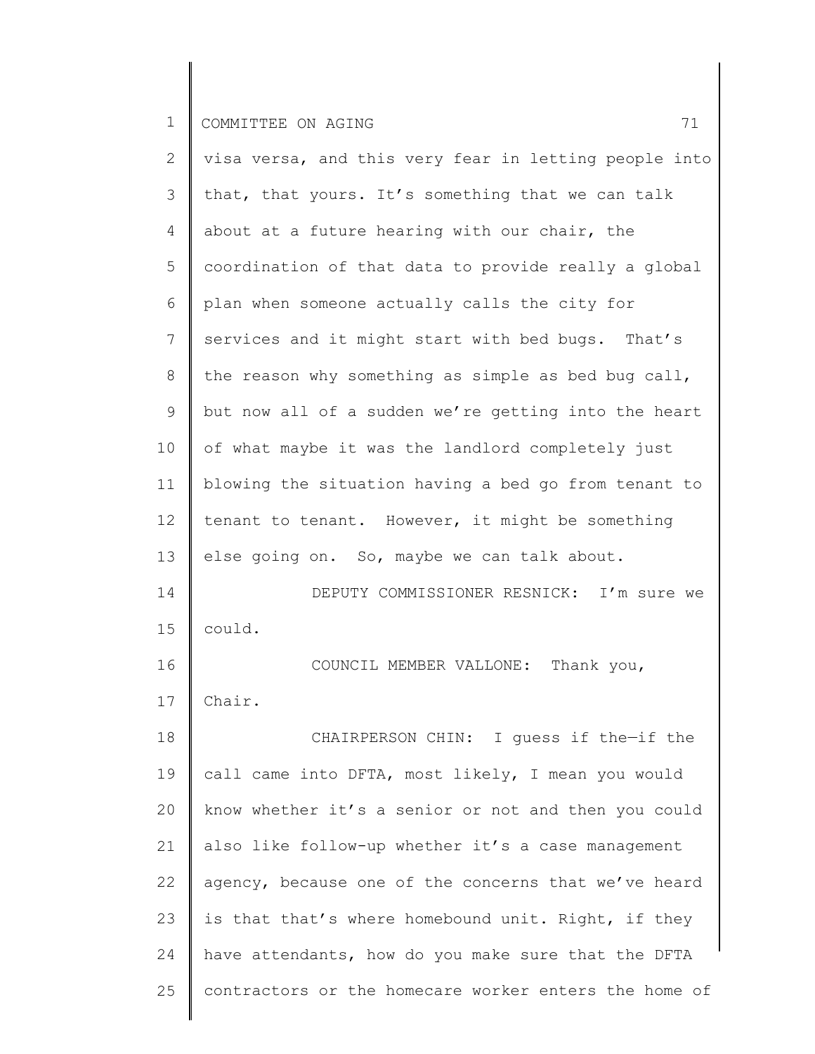visa versa, and this very fear in letting people into that, that yours. It's something that we can talk about at a future hearing with our chair, the coordination of that data to provide really a global plan when someone actually calls the city for services and it might start with bed bugs. That's the reason why something as simple as bed bug call, but now all of a sudden we're getting into the heart of what maybe it was the landlord completely just blowing the situation having a bed go from tenant to tenant to tenant. However, it might be something else going on. So, maybe we can talk about.

DEPUTY COMMISSIONER RESNICK: I'm sure we could.

COUNCIL MEMBER VALLONE: Thank you, Chair.

CHAIRPERSON CHIN: I guess if the—if the call came into DFTA, most likely, I mean you would know whether it's a senior or not and then you could also like follow-up whether it's a case management agency, because one of the concerns that we've heard is that that's where homebound unit. Right, if they have attendants, how do you make sure that the DFTA contractors or the homecare worker enters the home of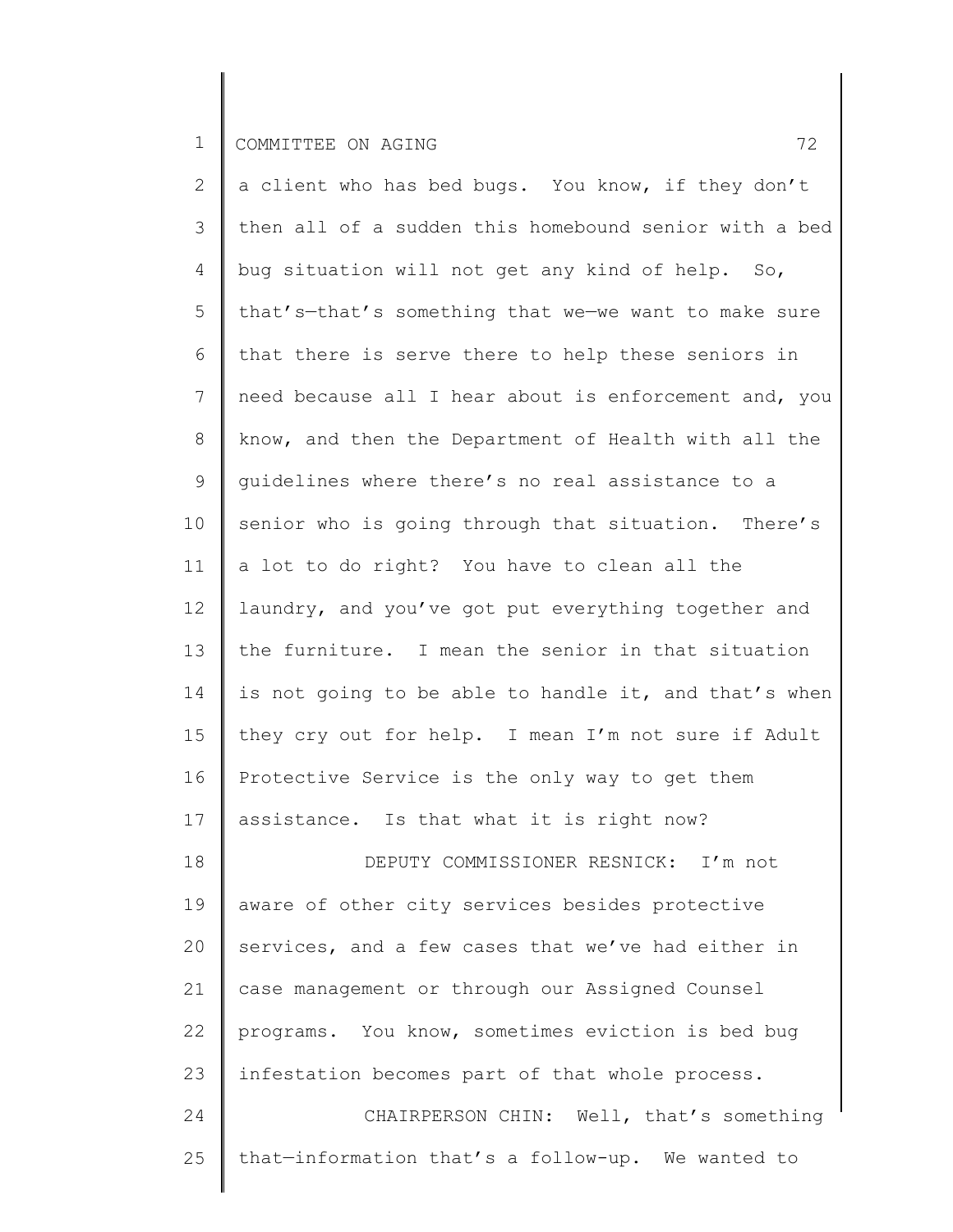a client who has bed bugs. You know, if they don't then all of a sudden this homebound senior with a bed bug situation will not get any kind of help. So, that's—that's something that we—we want to make sure that there is serve there to help these seniors in need because all I hear about is enforcement and, you know, and then the Department of Health with all the guidelines where there's no real assistance to a senior who is going through that situation. There's a lot to do right? You have to clean all the laundry, and you've got put everything together and the furniture. I mean the senior in that situation is not going to be able to handle it, and that's when they cry out for help. I mean I'm not sure if Adult Protective Service is the only way to get them assistance. Is that what it is right now?

DEPUTY COMMISSIONER RESNICK: I'm not aware of other city services besides protective services, and a few cases that we've had either in case management or through our Assigned Counsel programs. You know, sometimes eviction is bed bug infestation becomes part of that whole process.

CHAIRPERSON CHIN: Well, that's something that—information that's a follow-up. We wanted to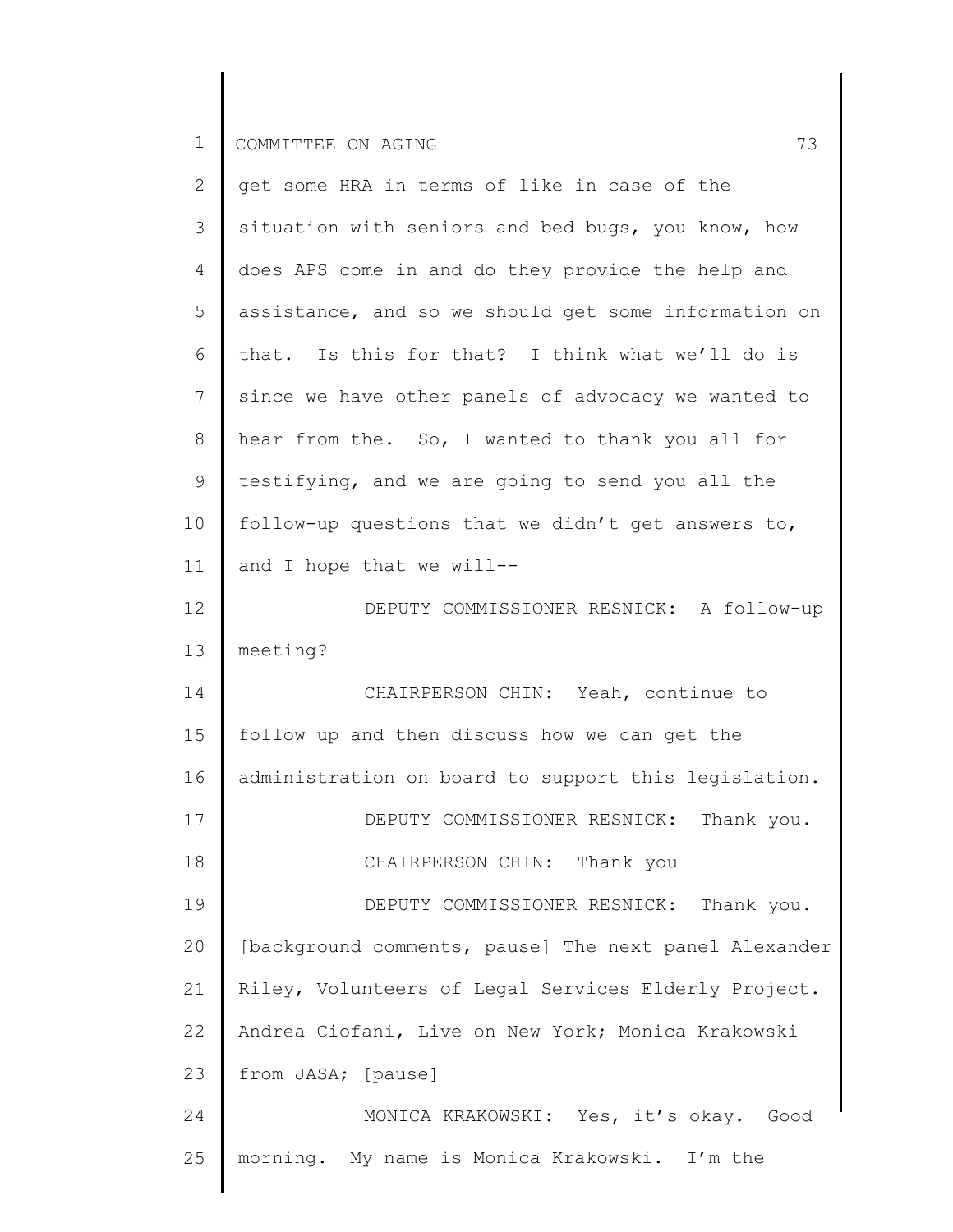get some HRA in terms of like in case of the situation with seniors and bed bugs, you know, how does APS come in and do they provide the help and assistance, and so we should get some information on that. Is this for that? I think what we'll do is since we have other panels of advocacy we wanted to hear from the. So, I wanted to thank you all for testifying, and we are going to send you all the follow-up questions that we didn't get answers to, and I hope that we will--

DEPUTY COMMISSIONER RESNICK: A follow-up meeting?

CHAIRPERSON CHIN: Yeah, continue to follow up and then discuss how we can get the administration on board to support this legislation.

DEPUTY COMMISSIONER RESNICK: Thank you.

CHAIRPERSON CHIN: Thank you

DEPUTY COMMISSIONER RESNICK: Thank you. [background comments, pause] The next panel Alexander Riley, Volunteers of Legal Services Elderly Project. Andrea Ciofani, Live on New York; Monica Krakowski from JASA; [pause]

MONICA KRAKOWSKI: Yes, it's okay. Good morning. My name is Monica Krakowski. I'm the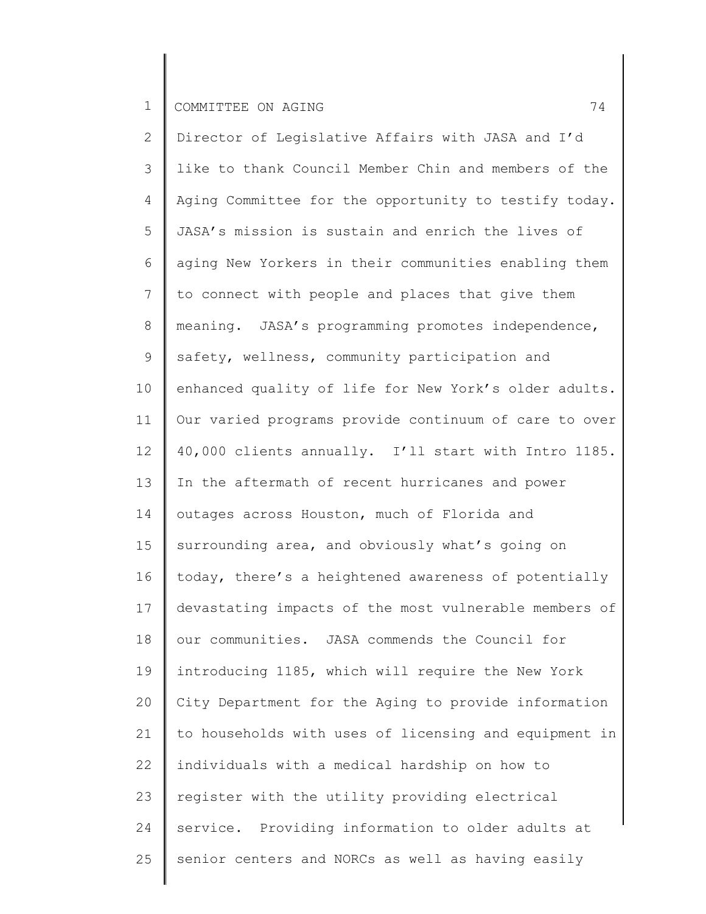Director of Legislative Affairs with JASA and I'd like to thank Council Member Chin and members of the Aging Committee for the opportunity to testify today. JASA's mission is sustain and enrich the lives of aging New Yorkers in their communities enabling them to connect with people and places that give them meaning. JASA's programming promotes independence, safety, wellness, community participation and enhanced quality of life for New York's older adults. Our varied programs provide continuum of care to over 40,000 clients annually. I'll start with Intro 1185. In the aftermath of recent hurricanes and power outages across Houston, much of Florida and surrounding area, and obviously what's going on today, there's a heightened awareness of potentially devastating impacts of the most vulnerable members of our communities. JASA commends the Council for introducing 1185, which will require the New York City Department for the Aging to provide information to households with uses of licensing and equipment in individuals with a medical hardship on how to register with the utility providing electrical service. Providing information to older adults at senior centers and NORCs as well as having easily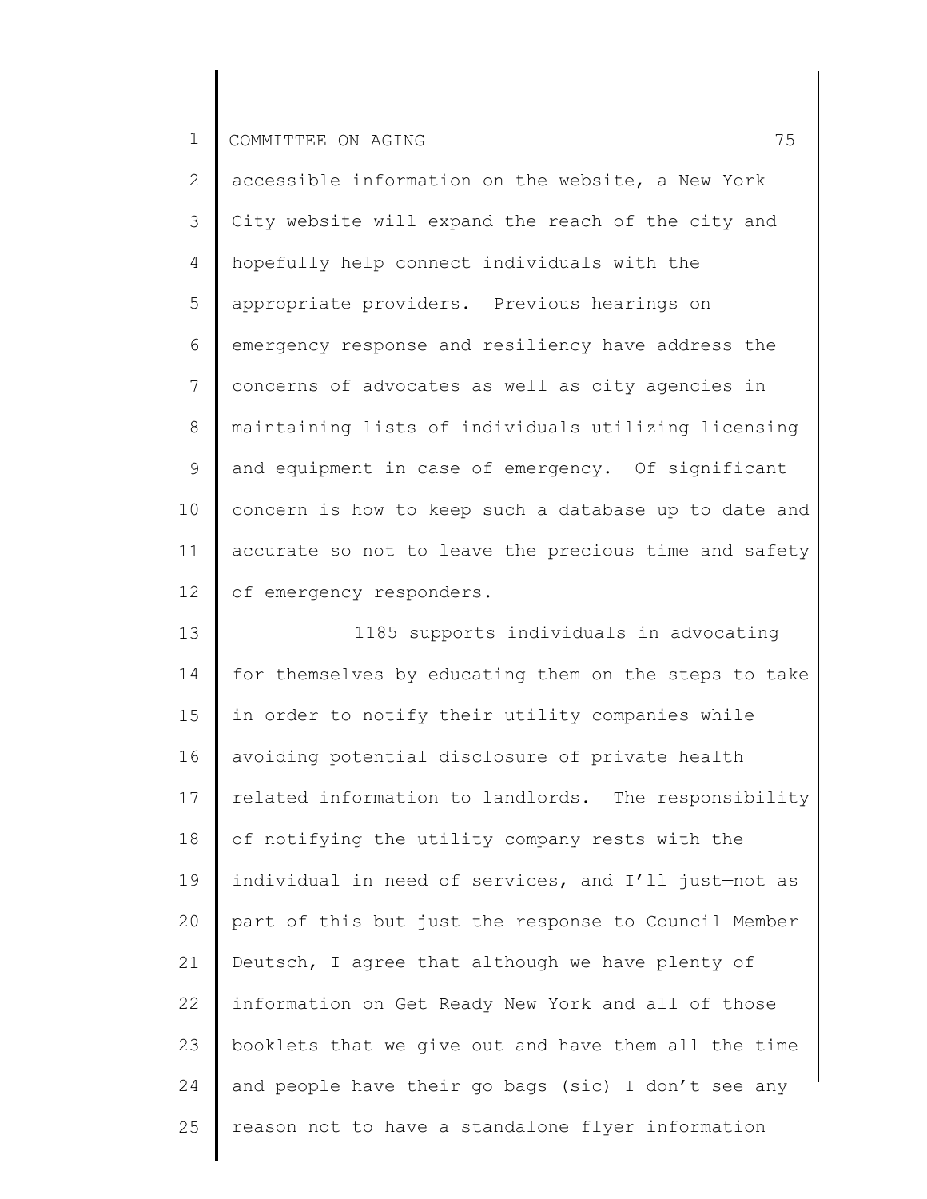accessible information on the website, a New York City website will expand the reach of the city and hopefully help connect individuals with the appropriate providers. Previous hearings on emergency response and resiliency have address the concerns of advocates as well as city agencies in maintaining lists of individuals utilizing licensing and equipment in case of emergency. Of significant concern is how to keep such a database up to date and accurate so not to leave the precious time and safety of emergency responders.

1185 supports individuals in advocating for themselves by educating them on the steps to take in order to notify their utility companies while avoiding potential disclosure of private health related information to landlords. The responsibility of notifying the utility company rests with the individual in need of services, and I'll just—not as part of this but just the response to Council Member Deutsch, I agree that although we have plenty of information on Get Ready New York and all of those booklets that we give out and have them all the time and people have their go bags (sic) I don't see any reason not to have a standalone flyer information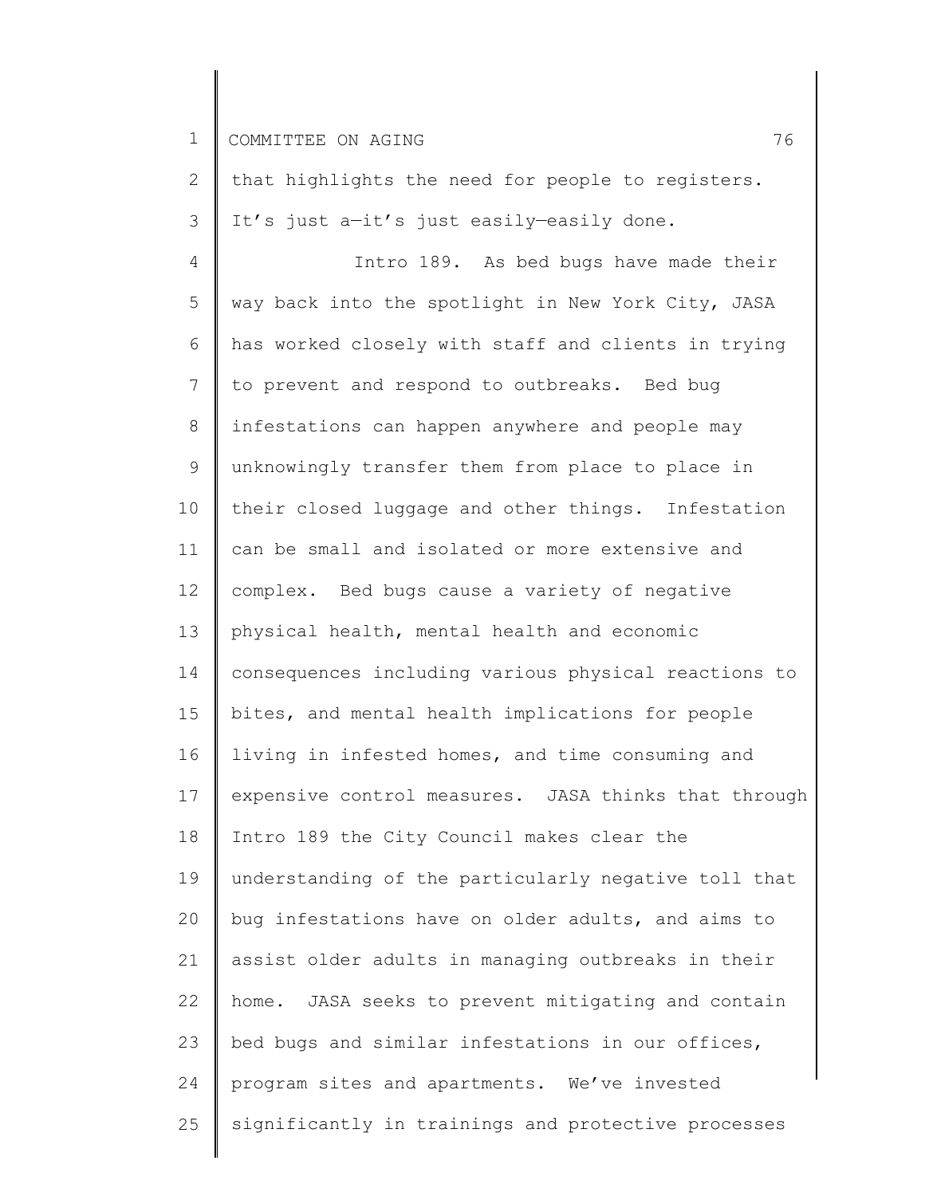that highlights the need for people to registers. It's just a—it's just easily—easily done.

Intro 189. As bed bugs have made their way back into the spotlight in New York City, JASA has worked closely with staff and clients in trying to prevent and respond to outbreaks. Bed bug infestations can happen anywhere and people may unknowingly transfer them from place to place in their closed luggage and other things. Infestation can be small and isolated or more extensive and complex. Bed bugs cause a variety of negative physical health, mental health and economic consequences including various physical reactions to bites, and mental health implications for people living in infested homes, and time consuming and expensive control measures. JASA thinks that through Intro 189 the City Council makes clear the understanding of the particularly negative toll that bug infestations have on older adults, and aims to assist older adults in managing outbreaks in their home. JASA seeks to prevent mitigating and contain bed bugs and similar infestations in our offices, program sites and apartments. We've invested significantly in trainings and protective processes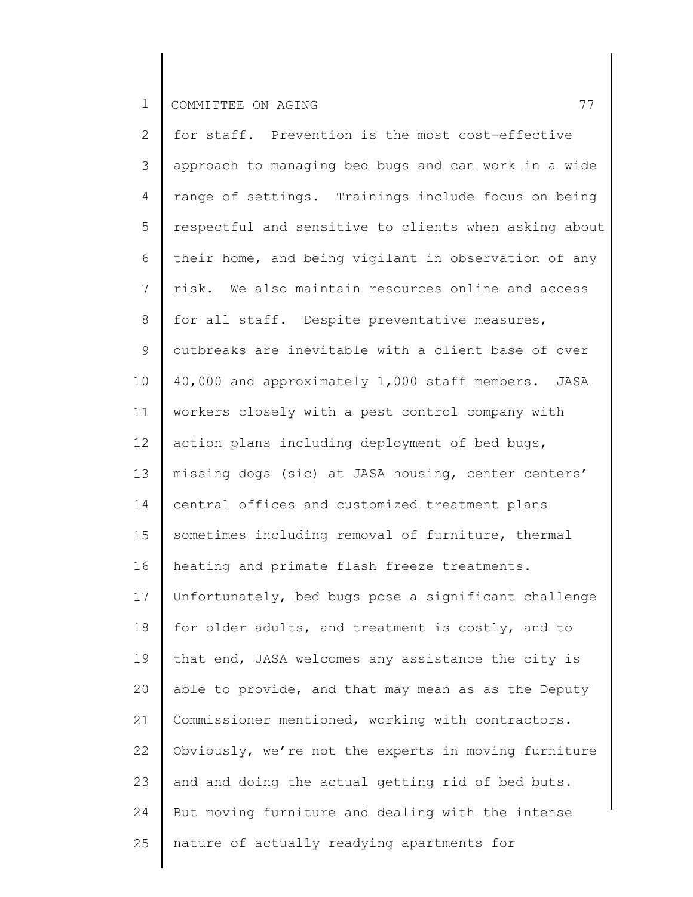for staff. Prevention is the most cost-effective approach to managing bed bugs and can work in a wide range of settings. Trainings include focus on being respectful and sensitive to clients when asking about their home, and being vigilant in observation of any risk. We also maintain resources online and access for all staff. Despite preventative measures, outbreaks are inevitable with a client base of over 40,000 and approximately 1,000 staff members. JASA workers closely with a pest control company with action plans including deployment of bed bugs, missing dogs (sic) at JASA housing, center centers' central offices and customized treatment plans sometimes including removal of furniture, thermal heating and primate flash freeze treatments. Unfortunately, bed bugs pose a significant challenge for older adults, and treatment is costly, and to that end, JASA welcomes any assistance the city is able to provide, and that may mean as—as the Deputy Commissioner mentioned, working with contractors. Obviously, we're not the experts in moving furniture and—and doing the actual getting rid of bed buts. But moving furniture and dealing with the intense nature of actually readying apartments for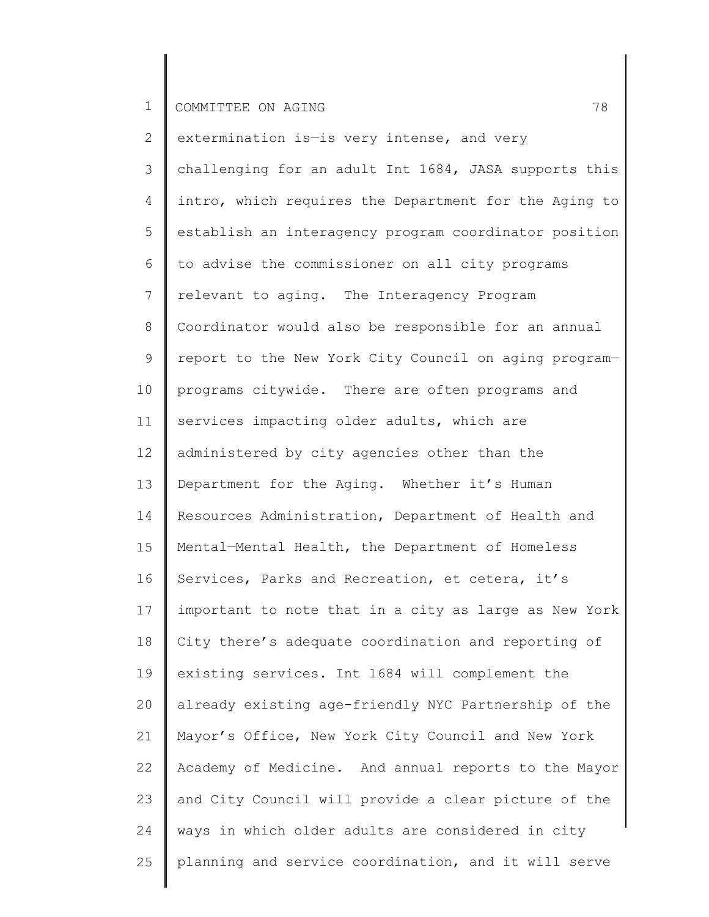extermination is—is very intense, and very challenging for an adult Int 1684, JASA supports this intro, which requires the Department for the Aging to establish an interagency program coordinator position to advise the commissioner on all city programs relevant to aging. The Interagency Program Coordinator would also be responsible for an annual report to the New York City Council on aging program—programs citywide. There are often programs and services impacting older adults, which are administered by city agencies other than the Department for the Aging. Whether it's Human Resources Administration, Department of Health and Mental—Mental Health, the Department of Homeless Services, Parks and Recreation, et cetera, it's important to note that in a city as large as New York City there's adequate coordination and reporting of existing services. Int 1684 will complement the already existing age-friendly NYC Partnership of the Mayor's Office, New York City Council and New York Academy of Medicine. And annual reports to the Mayor and City Council will provide a clear picture of the ways in which older adults are considered in city planning and service coordination, and it will serve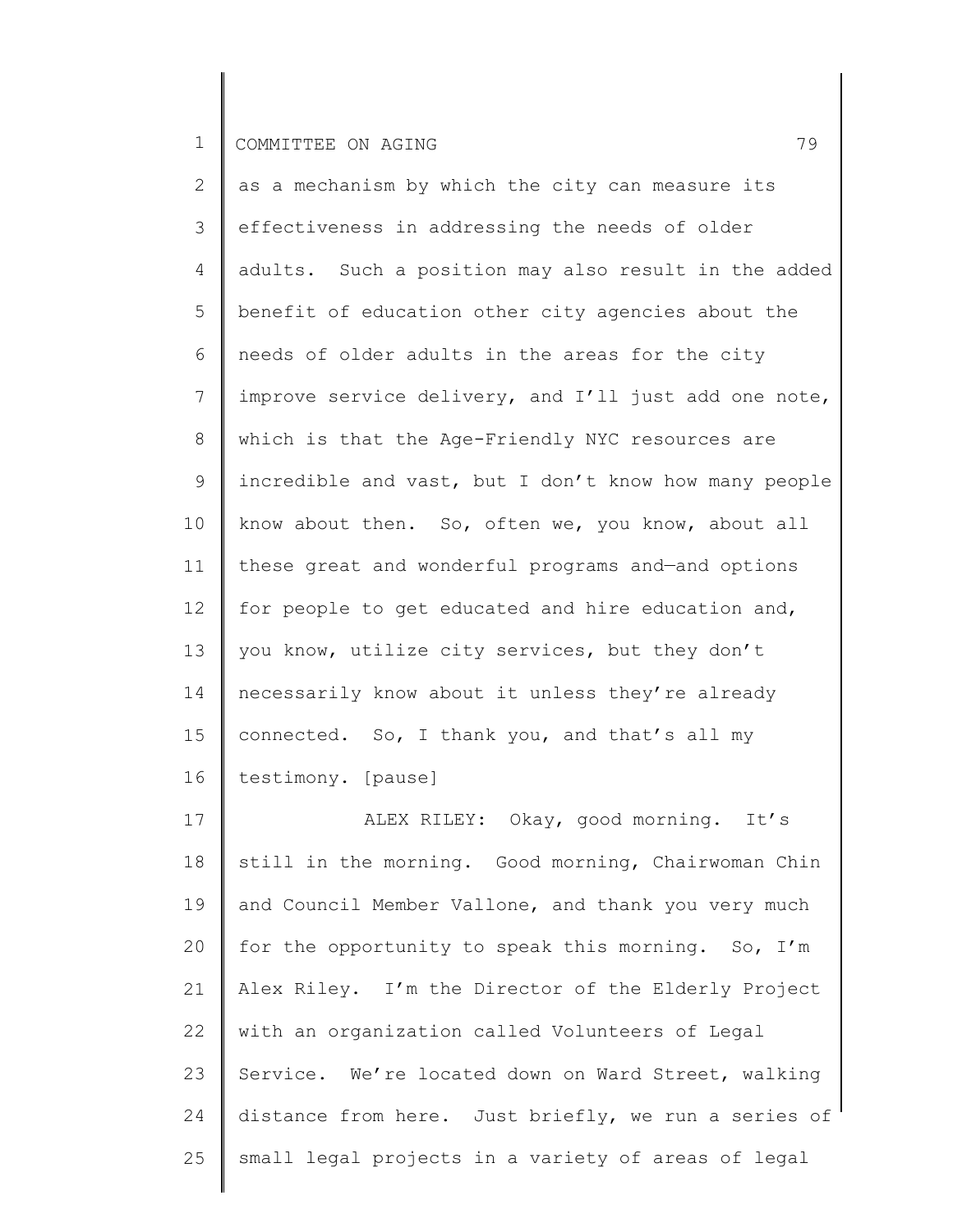as a mechanism by which the city can measure its effectiveness in addressing the needs of older adults. Such a position may also result in the added benefit of education other city agencies about the needs of older adults in the areas for the city improve service delivery, and I'll just add one note, which is that the Age-Friendly NYC resources are incredible and vast, but I don't know how many people know about then. So, often we, you know, about all these great and wonderful programs and—and options for people to get educated and hire education and, you know, utilize city services, but they don't necessarily know about it unless they're already connected. So, I thank you, and that's all my testimony. [pause]

ALEX RILEY: Okay, good morning. It's still in the morning. Good morning, Chairwoman Chin and Council Member Vallone, and thank you very much for the opportunity to speak this morning. So, I'm Alex Riley. I'm the Director of the Elderly Project with an organization called Volunteers of Legal Service. We're located down on Ward Street, walking distance from here. Just briefly, we run a series of small legal projects in a variety of areas of legal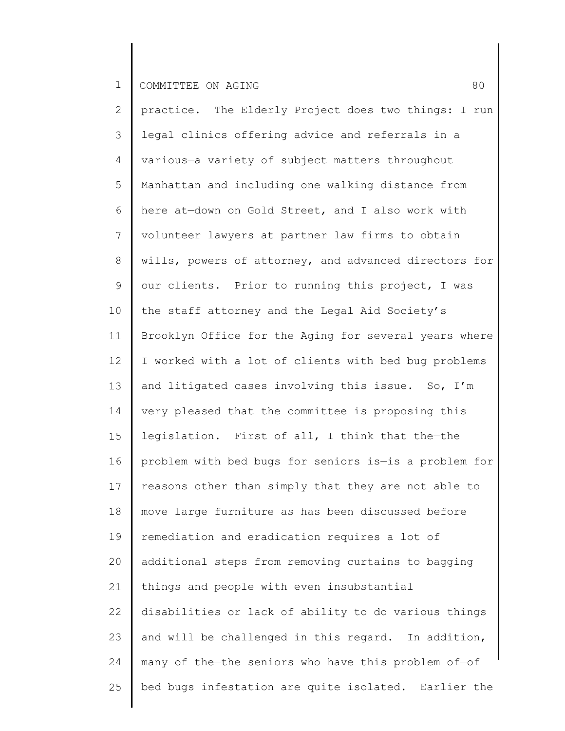practice. The Elderly Project does two things: I run legal clinics offering advice and referrals in a various—a variety of subject matters throughout Manhattan and including one walking distance from here at—down on Gold Street, and I also work with volunteer lawyers at partner law firms to obtain wills, powers of attorney, and advanced directors for our clients. Prior to running this project, I was the staff attorney and the Legal Aid Society's Brooklyn Office for the Aging for several years where I worked with a lot of clients with bed bug problems and litigated cases involving this issue. So, I'm very pleased that the committee is proposing this legislation. First of all, I think that the—the problem with bed bugs for seniors is—is a problem for reasons other than simply that they are not able to move large furniture as has been discussed before remediation and eradication requires a lot of additional steps from removing curtains to bagging things and people with even insubstantial disabilities or lack of ability to do various things and will be challenged in this regard. In addition, many of the—the seniors who have this problem of—of bed bugs infestation are quite isolated. Earlier the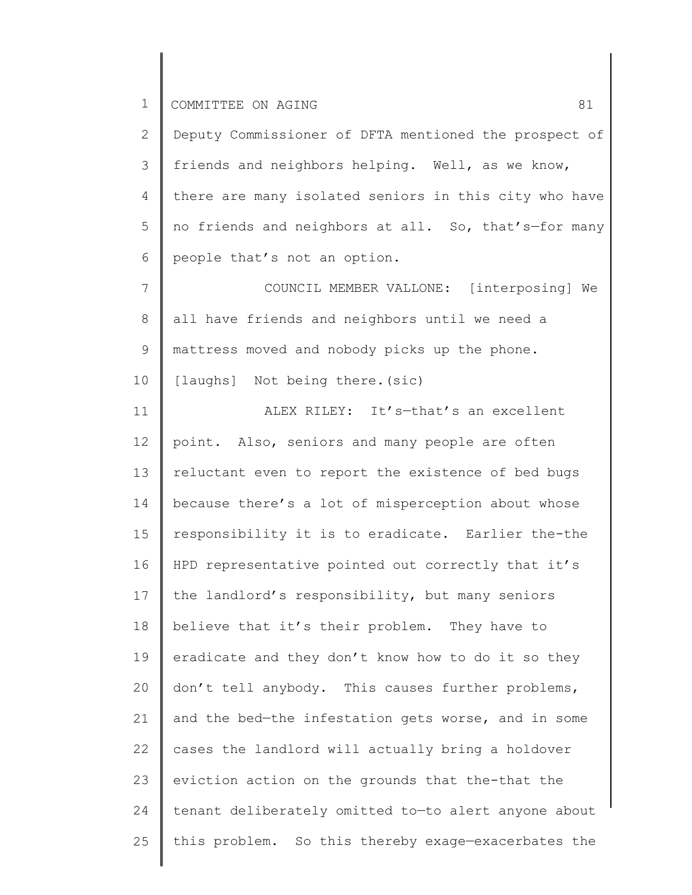Deputy Commissioner of DFTA mentioned the prospect of friends and neighbors helping. Well, as we know, there are many isolated seniors in this city who have no friends and neighbors at all. So, that's—for many people that's not an option.

COUNCIL MEMBER VALLONE: [interposing] We all have friends and neighbors until we need a mattress moved and nobody picks up the phone. [laughs] Not being there.(sic)

ALEX RILEY: It's—that's an excellent point. Also, seniors and many people are often reluctant even to report the existence of bed bugs because there's a lot of misperception about whose responsibility it is to eradicate. Earlier the-the HPD representative pointed out correctly that it's the landlord's responsibility, but many seniors believe that it's their problem. They have to eradicate and they don't know how to do it so they don't tell anybody. This causes further problems, and the bed—the infestation gets worse, and in some cases the landlord will actually bring a holdover eviction action on the grounds that the-that the tenant deliberately omitted to—to alert anyone about this problem. So this thereby exage—exacerbates the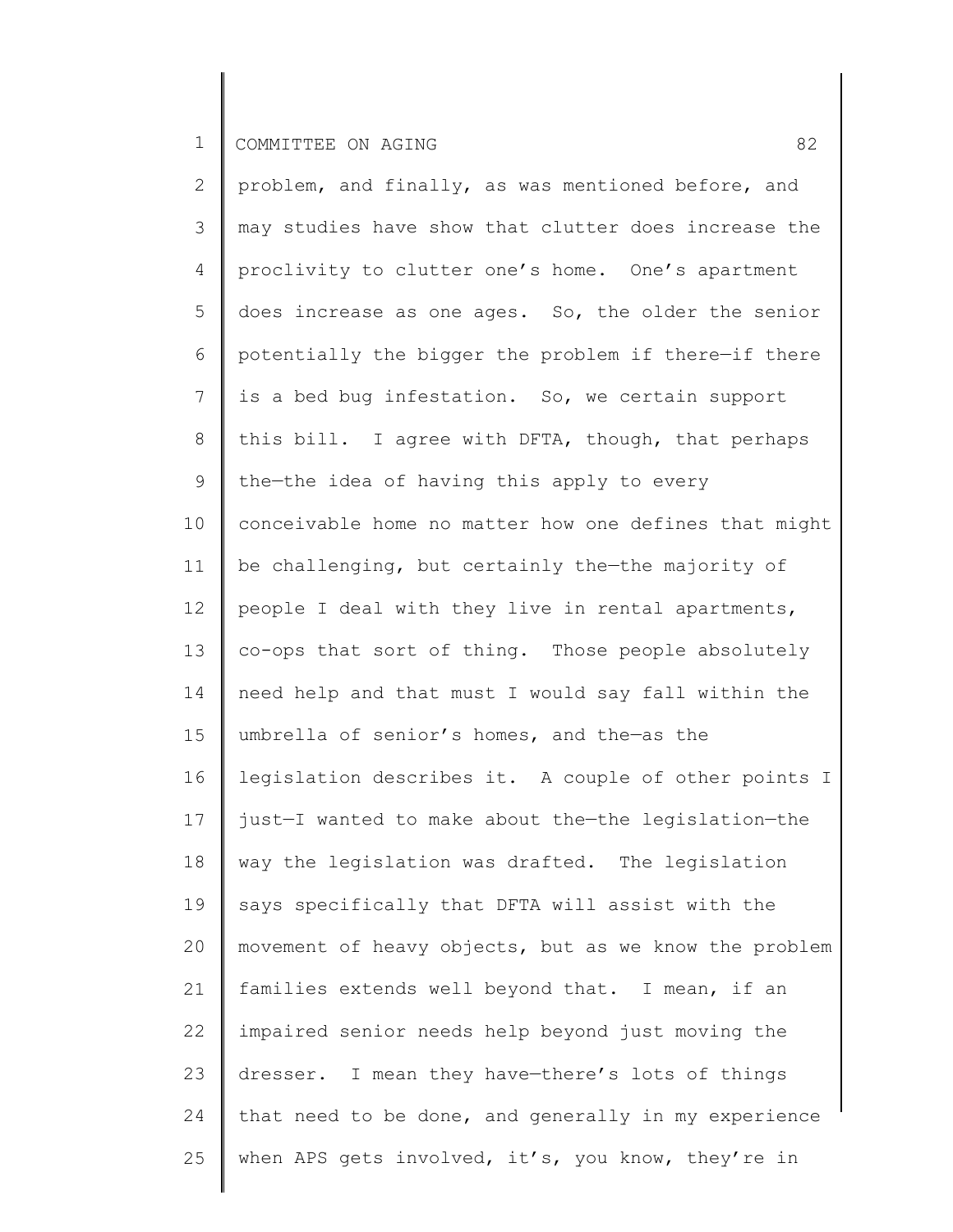problem, and finally, as was mentioned before, and may studies have show that clutter does increase the proclivity to clutter one's home. One's apartment does increase as one ages. So, the older the senior potentially the bigger the problem if there—if there is a bed bug infestation. So, we certain support this bill. I agree with DFTA, though, that perhaps the—the idea of having this apply to every conceivable home no matter how one defines that might be challenging, but certainly the—the majority of people I deal with they live in rental apartments, co-ops that sort of thing. Those people absolutely need help and that must I would say fall within the umbrella of senior's homes, and the—as the legislation describes it. A couple of other points I just—I wanted to make about the—the legislation—the way the legislation was drafted. The legislation says specifically that DFTA will assist with the movement of heavy objects, but as we know the problem families extends well beyond that. I mean, if an impaired senior needs help beyond just moving the dresser. I mean they have—there's lots of things that need to be done, and generally in my experience when APS gets involved, it's, you know, they're in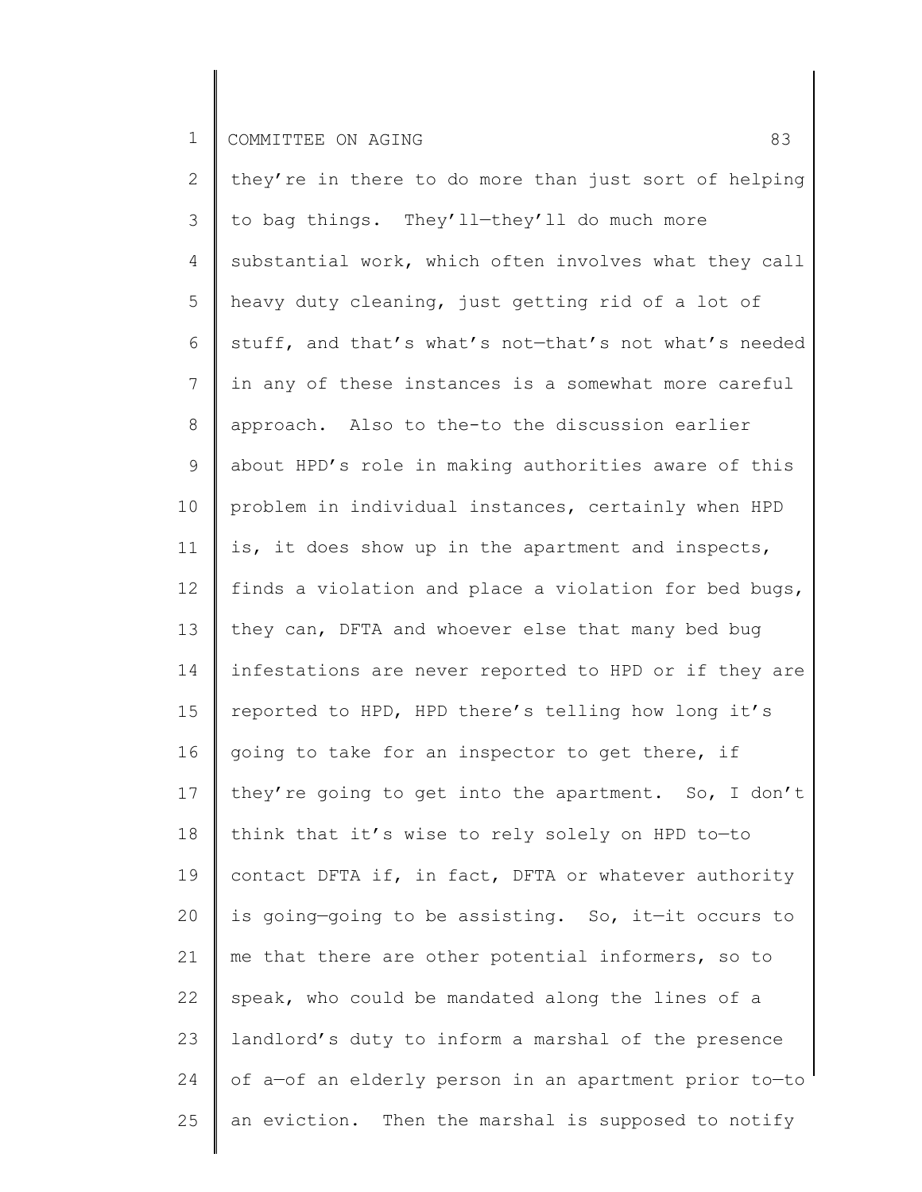they're in there to do more than just sort of helping to bag things. They'll—they'll do much more substantial work, which often involves what they call heavy duty cleaning, just getting rid of a lot of stuff, and that's what's not—that's not what's needed in any of these instances is a somewhat more careful approach. Also to the-to the discussion earlier about HPD's role in making authorities aware of this problem in individual instances, certainly when HPD is, it does show up in the apartment and inspects, finds a violation and place a violation for bed bugs, they can, DFTA and whoever else that many bed bug infestations are never reported to HPD or if they are reported to HPD, HPD there's telling how long it's going to take for an inspector to get there, if they're going to get into the apartment. So, I don't think that it's wise to rely solely on HPD to—to contact DFTA if, in fact, DFTA or whatever authority is going—going to be assisting. So, it—it occurs to me that there are other potential informers, so to speak, who could be mandated along the lines of a landlord's duty to inform a marshal of the presence of a—of an elderly person in an apartment prior to—to an eviction. Then the marshal is supposed to notify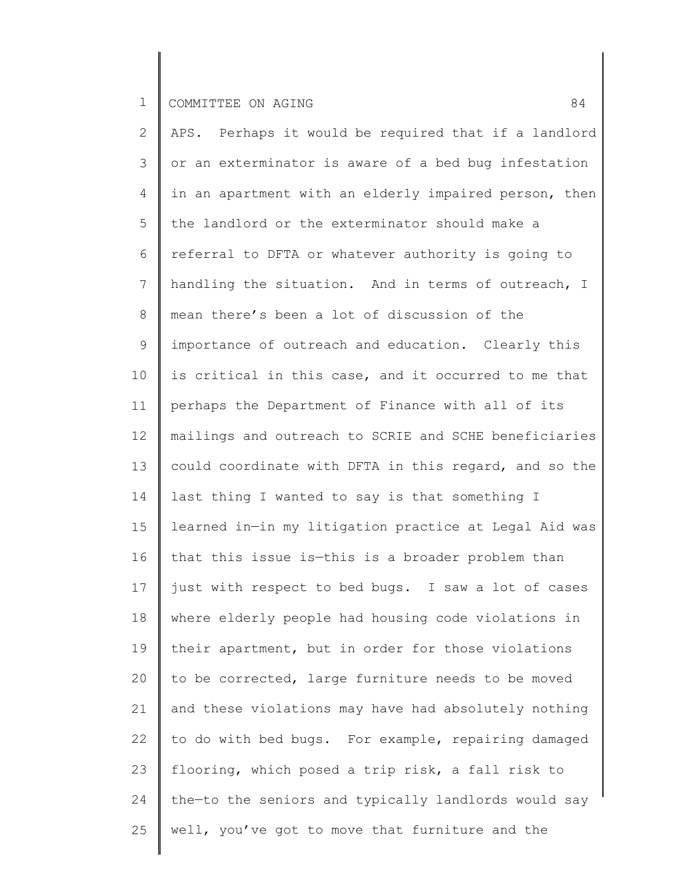APS. Perhaps it would be required that if a landlord or an exterminator is aware of a bed bug infestation in an apartment with an elderly impaired person, then the landlord or the exterminator should make a referral to DFTA or whatever authority is going to handling the situation. And in terms of outreach, I mean there's been a lot of discussion of the importance of outreach and education. Clearly this is critical in this case, and it occurred to me that perhaps the Department of Finance with all of its mailings and outreach to SCRIE and SCHE beneficiaries could coordinate with DFTA in this regard, and so the last thing I wanted to say is that something I learned in—in my litigation practice at Legal Aid was that this issue is—this is a broader problem than just with respect to bed bugs. I saw a lot of cases where elderly people had housing code violations in their apartment, but in order for those violations to be corrected, large furniture needs to be moved and these violations may have had absolutely nothing to do with bed bugs. For example, repairing damaged flooring, which posed a trip risk, a fall risk to the—to the seniors and typically landlords would say well, you've got to move that furniture and the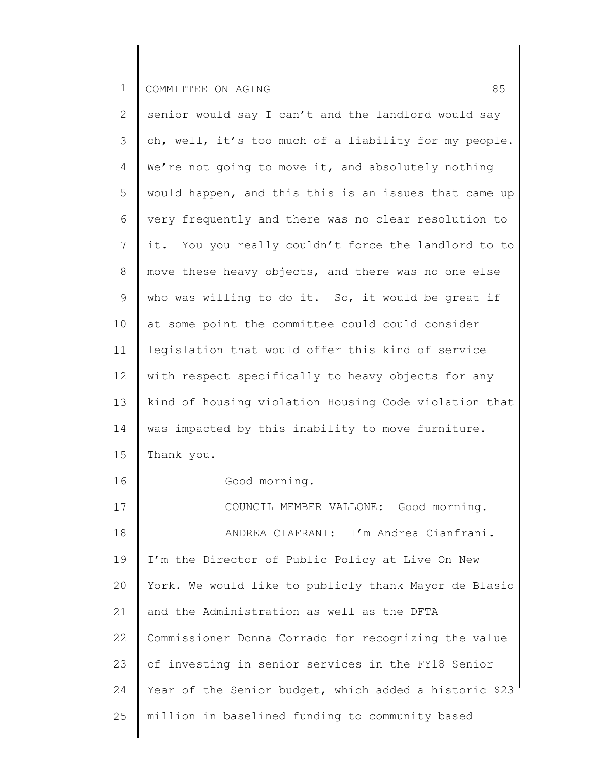senior would say I can't and the landlord would say oh, well, it's too much of a liability for my people. We're not going to move it, and absolutely nothing would happen, and this—this is an issues that came up very frequently and there was no clear resolution to it. You—you really couldn't force the landlord to—to move these heavy objects, and there was no one else who was willing to do it. So, it would be great if at some point the committee could—could consider legislation that would offer this kind of service with respect specifically to heavy objects for any kind of housing violation—Housing Code violation that was impacted by this inability to move furniture. Thank you.

Good morning.

COUNCIL MEMBER VALLONE: Good morning.

ANDREA CIAFRANI: I'm Andrea Cianfrani. I'm the Director of Public Policy at Live On New York. We would like to publicly thank Mayor de Blasio and the Administration as well as the DFTA Commissioner Donna Corrado for recognizing the value of investing in senior services in the FY18 Senior—Year of the Senior budget, which added a historic $23 million in baselined funding to community based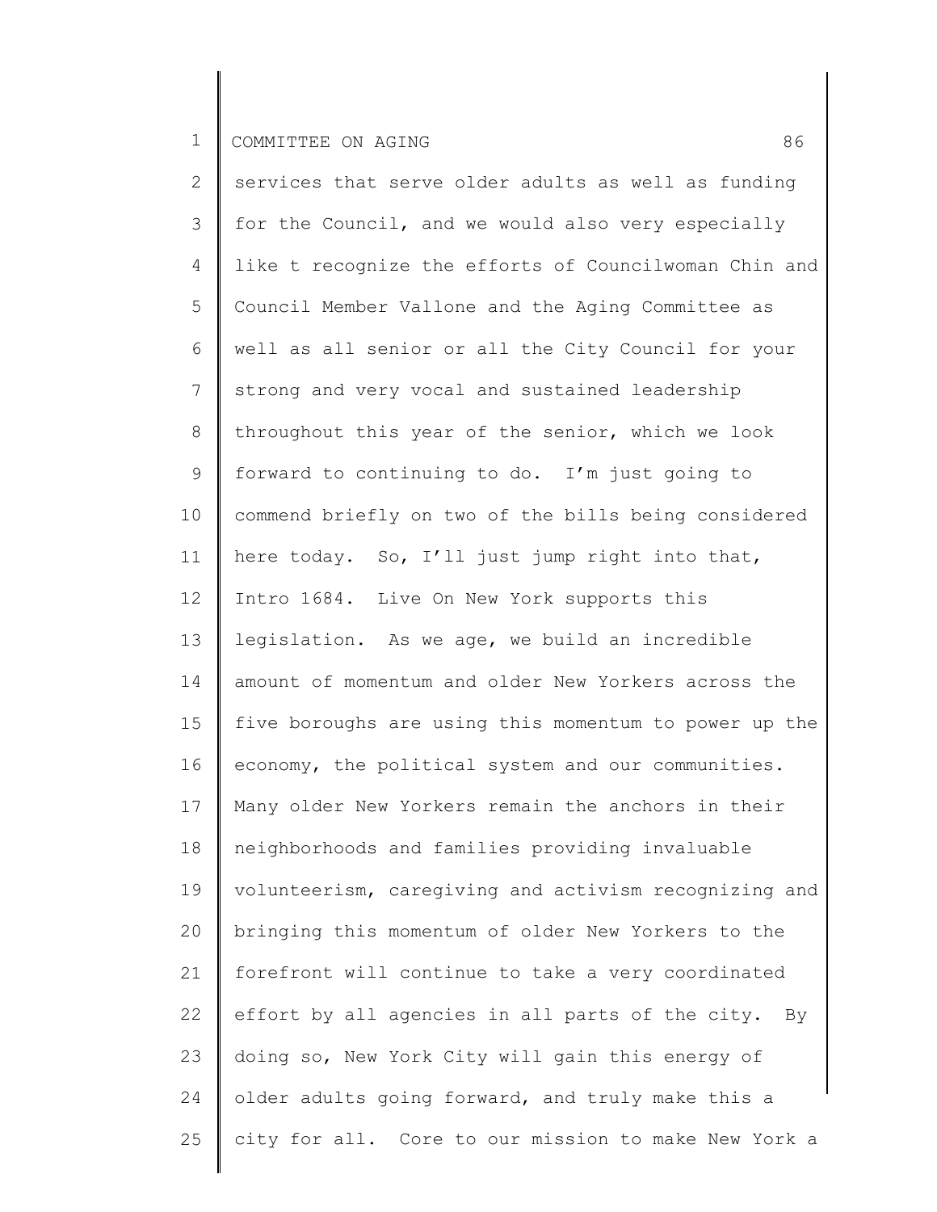services that serve older adults as well as funding for the Council, and we would also very especially like t recognize the efforts of Councilwoman Chin and Council Member Vallone and the Aging Committee as well as all senior or all the City Council for your strong and very vocal and sustained leadership throughout this year of the senior, which we look forward to continuing to do. I'm just going to commend briefly on two of the bills being considered here today. So, I'll just jump right into that, Intro 1684. Live On New York supports this legislation. As we age, we build an incredible amount of momentum and older New Yorkers across the five boroughs are using this momentum to power up the economy, the political system and our communities. Many older New Yorkers remain the anchors in their neighborhoods and families providing invaluable volunteerism, caregiving and activism recognizing and bringing this momentum of older New Yorkers to the forefront will continue to take a very coordinated effort by all agencies in all parts of the city. By doing so, New York City will gain this energy of older adults going forward, and truly make this a city for all. Core to our mission to make New York a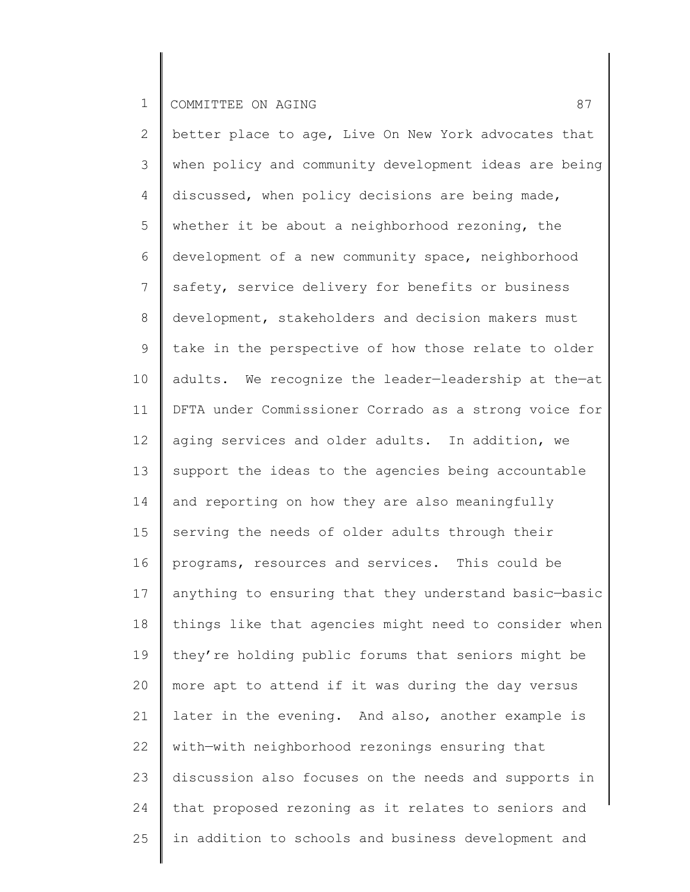better place to age, Live On New York advocates that when policy and community development ideas are being discussed, when policy decisions are being made, whether it be about a neighborhood rezoning, the development of a new community space, neighborhood safety, service delivery for benefits or business development, stakeholders and decision makers must take in the perspective of how those relate to older adults. We recognize the leader—leadership at the—at DFTA under Commissioner Corrado as a strong voice for aging services and older adults. In addition, we support the ideas to the agencies being accountable and reporting on how they are also meaningfully serving the needs of older adults through their programs, resources and services. This could be anything to ensuring that they understand basic—basic things like that agencies might need to consider when they're holding public forums that seniors might be more apt to attend if it was during the day versus later in the evening. And also, another example is with—with neighborhood rezonings ensuring that discussion also focuses on the needs and supports in that proposed rezoning as it relates to seniors and in addition to schools and business development and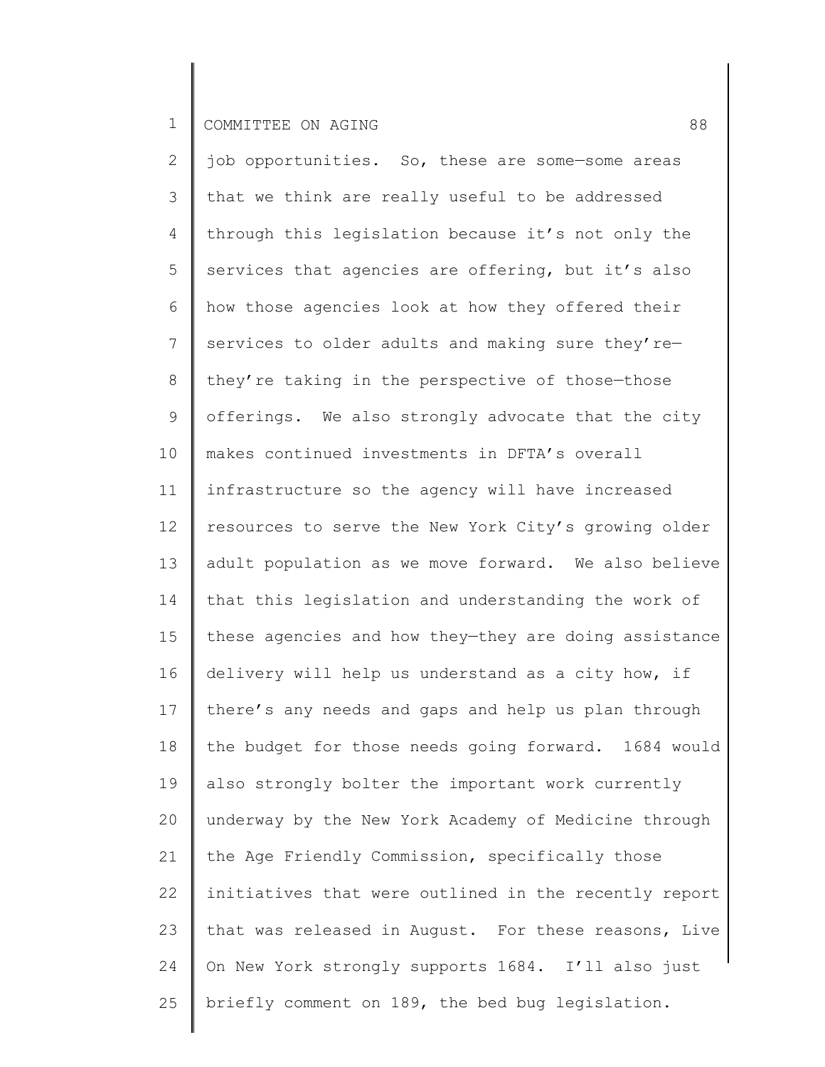job opportunities. So, these are some—some areas that we think are really useful to be addressed through this legislation because it's not only the services that agencies are offering, but it's also how those agencies look at how they offered their services to older adults and making sure they're—they're taking in the perspective of those—those offerings. We also strongly advocate that the city makes continued investments in DFTA's overall infrastructure so the agency will have increased resources to serve the New York City's growing older adult population as we move forward. We also believe that this legislation and understanding the work of these agencies and how they—they are doing assistance delivery will help us understand as a city how, if there's any needs and gaps and help us plan through the budget for those needs going forward. 1684 would also strongly bolter the important work currently underway by the New York Academy of Medicine through the Age Friendly Commission, specifically those initiatives that were outlined in the recently report that was released in August. For these reasons, Live On New York strongly supports 1684. I'll also just briefly comment on 189, the bed bug legislation.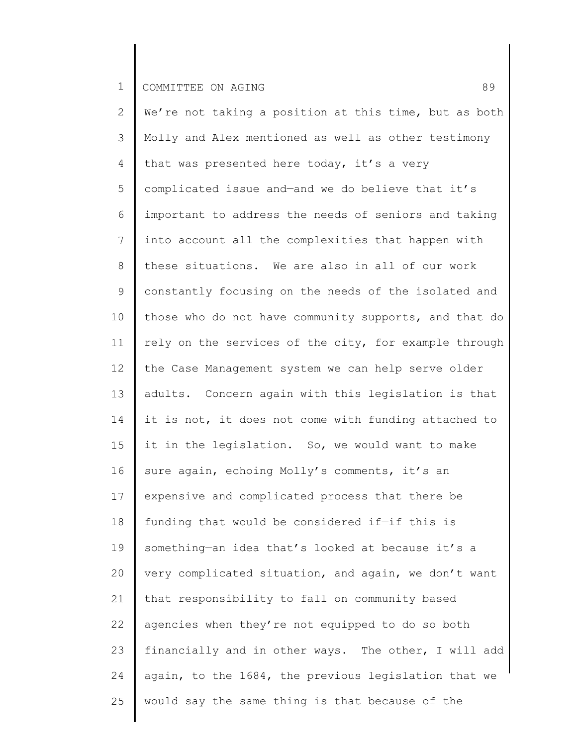We're not taking a position at this time, but as both Molly and Alex mentioned as well as other testimony that was presented here today, it's a very complicated issue and—and we do believe that it's important to address the needs of seniors and taking into account all the complexities that happen with these situations. We are also in all of our work constantly focusing on the needs of the isolated and those who do not have community supports, and that do rely on the services of the city, for example through the Case Management system we can help serve older adults. Concern again with this legislation is that it is not, it does not come with funding attached to it in the legislation. So, we would want to make sure again, echoing Molly's comments, it's an expensive and complicated process that there be funding that would be considered if—if this is something—an idea that's looked at because it's a very complicated situation, and again, we don't want that responsibility to fall on community based agencies when they're not equipped to do so both financially and in other ways. The other, I will add again, to the 1684, the previous legislation that we would say the same thing is that because of the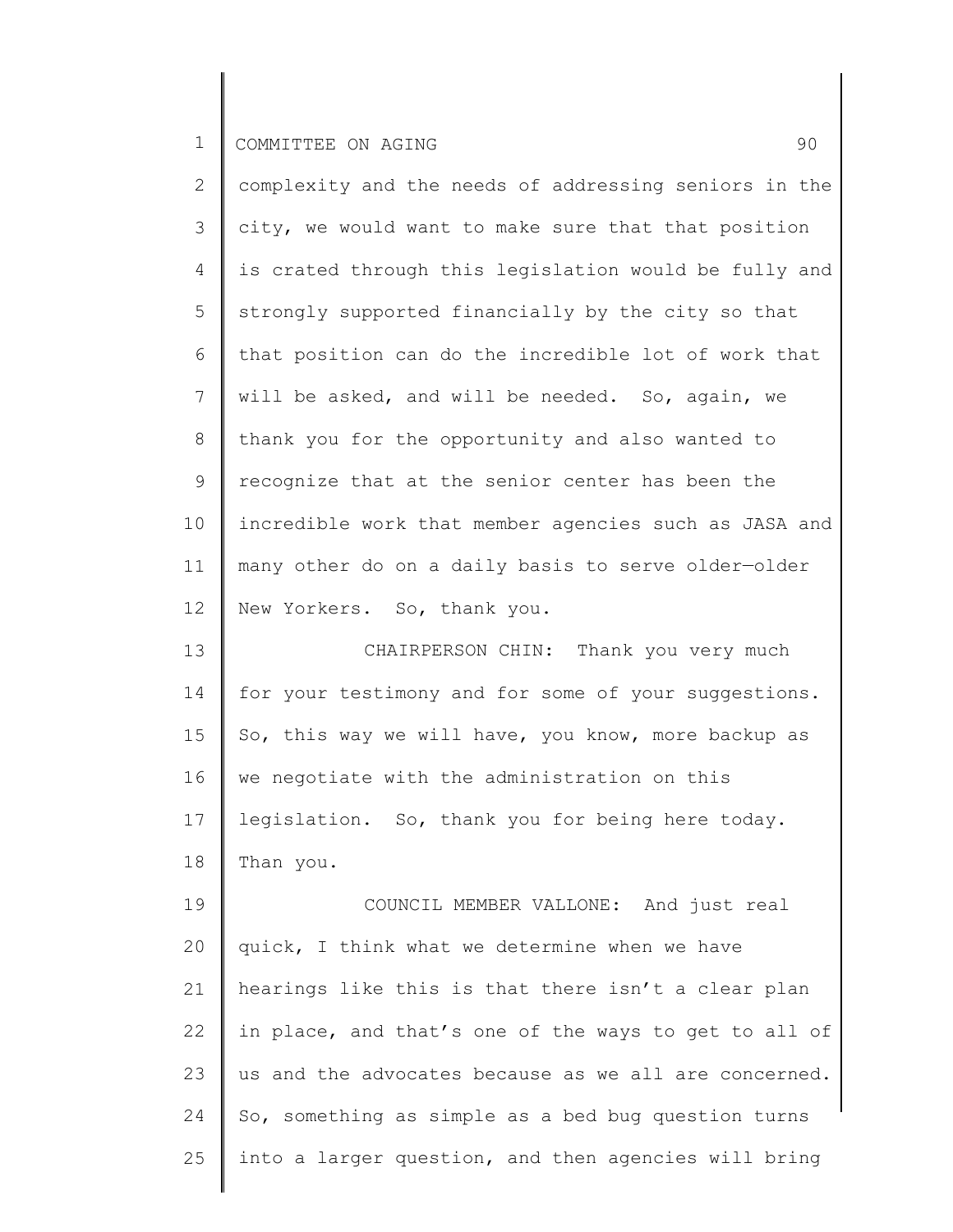complexity and the needs of addressing seniors in the city, we would want to make sure that that position is crated through this legislation would be fully and strongly supported financially by the city so that that position can do the incredible lot of work that will be asked, and will be needed. So, again, we thank you for the opportunity and also wanted to recognize that at the senior center has been the incredible work that member agencies such as JASA and many other do on a daily basis to serve older—older New Yorkers. So, thank you.

CHAIRPERSON CHIN: Thank you very much for your testimony and for some of your suggestions. So, this way we will have, you know, more backup as we negotiate with the administration on this legislation. So, thank you for being here today. Than you.

COUNCIL MEMBER VALLONE: And just real quick, I think what we determine when we have hearings like this is that there isn't a clear plan in place, and that's one of the ways to get to all of us and the advocates because as we all are concerned. So, something as simple as a bed bug question turns into a larger question, and then agencies will bring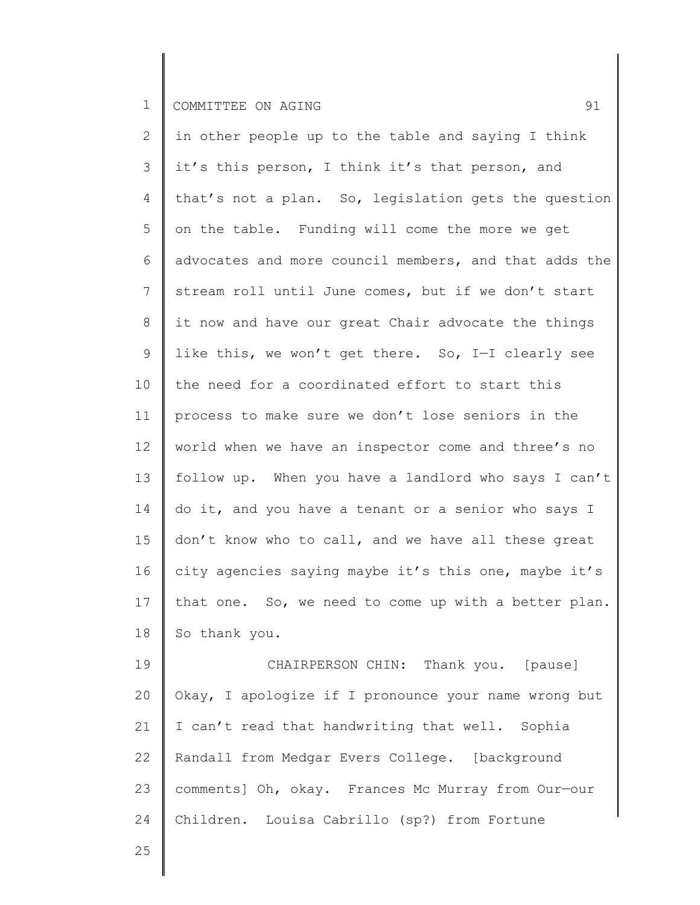in other people up to the table and saying I think it's this person, I think it's that person, and that's not a plan. So, legislation gets the question on the table. Funding will come the more we get advocates and more council members, and that adds the stream roll until June comes, but if we don't start it now and have our great Chair advocate the things like this, we won't get there. So, I—I clearly see the need for a coordinated effort to start this process to make sure we don't lose seniors in the world when we have an inspector come and three's no follow up. When you have a landlord who says I can't do it, and you have a tenant or a senior who says I don't know who to call, and we have all these great city agencies saying maybe it's this one, maybe it's that one. So, we need to come up with a better plan. So thank you.

CHAIRPERSON CHIN: Thank you. [pause] Okay, I apologize if I pronounce your name wrong but I can't read that handwriting that well. Sophia Randall from Medgar Evers College. [background comments] Oh, okay. Frances Mc Murray from Our—our Children. Louisa Cabrillo (sp?) from Fortune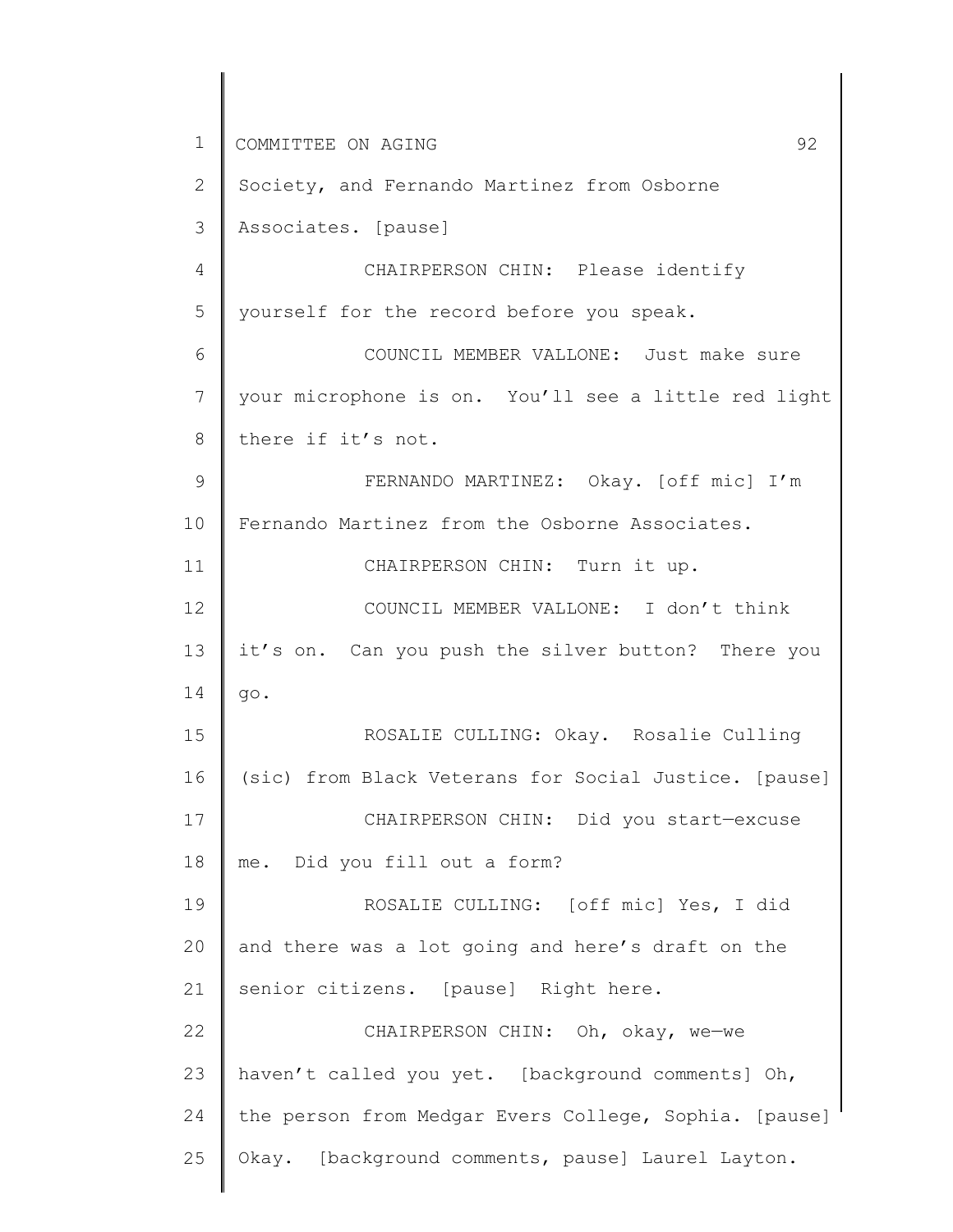Society, and Fernando Martinez from Osborne Associates. [pause]

CHAIRPERSON CHIN: Please identify yourself for the record before you speak.

COUNCIL MEMBER VALLONE: Just make sure your microphone is on. You'll see a little red light there if it's not.

FERNANDO MARTINEZ: Okay. [off mic] I'm Fernando Martinez from the Osborne Associates.

CHAIRPERSON CHIN: Turn it up.

COUNCIL MEMBER VALLONE: I don't think it's on. Can you push the silver button? There you go.

ROSALIE CULLING: Okay. Rosalie Culling (sic) from Black Veterans for Social Justice. [pause]

CHAIRPERSON CHIN: Did you start—excuse me. Did you fill out a form?

ROSALIE CULLING: [off mic] Yes, I did and there was a lot going and here's draft on the senior citizens. [pause] Right here.

CHAIRPERSON CHIN: Oh, okay, we—we haven't called you yet. [background comments] Oh, the person from Medgar Evers College, Sophia. [pause] Okay. [background comments, pause] Laurel Layton.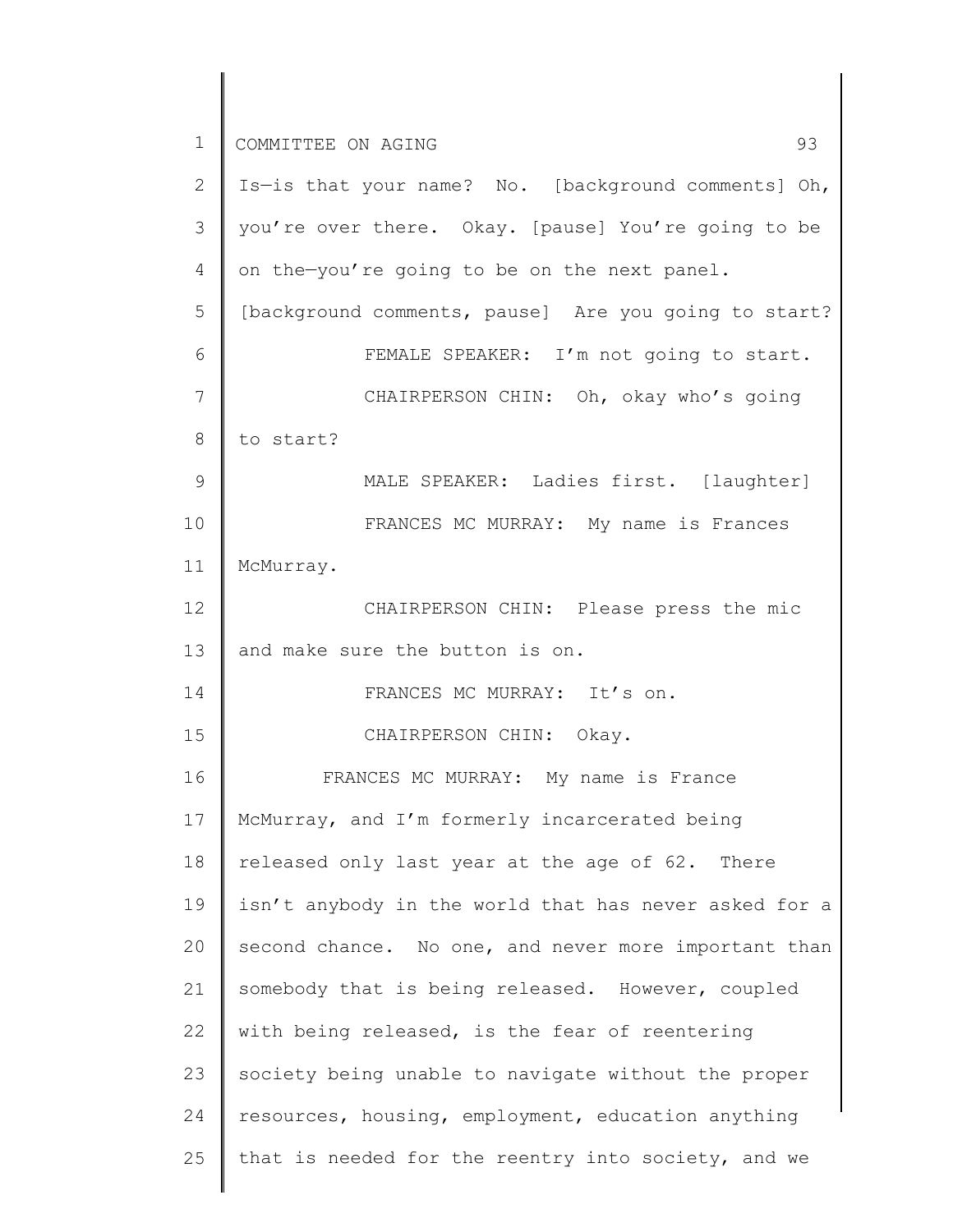Is—is that your name? No. [background comments] Oh, you're over there. Okay. [pause] You're going to be on the—you're going to be on the next panel. [background comments, pause] Are you going to start?

FEMALE SPEAKER: I'm not going to start.

CHAIRPERSON CHIN: Oh, okay who's going to start?

MALE SPEAKER: Ladies first. [laughter]

FRANCES MC MURRAY: My name is Frances McMurray.

CHAIRPERSON CHIN: Please press the mic and make sure the button is on.

FRANCES MC MURRAY: It's on.

CHAIRPERSON CHIN: Okay.

FRANCES MC MURRAY: My name is France McMurray, and I'm formerly incarcerated being released only last year at the age of 62. There isn't anybody in the world that has never asked for a second chance. No one, and never more important than somebody that is being released. However, coupled with being released, is the fear of reentering society being unable to navigate without the proper resources, housing, employment, education anything that is needed for the reentry into society, and we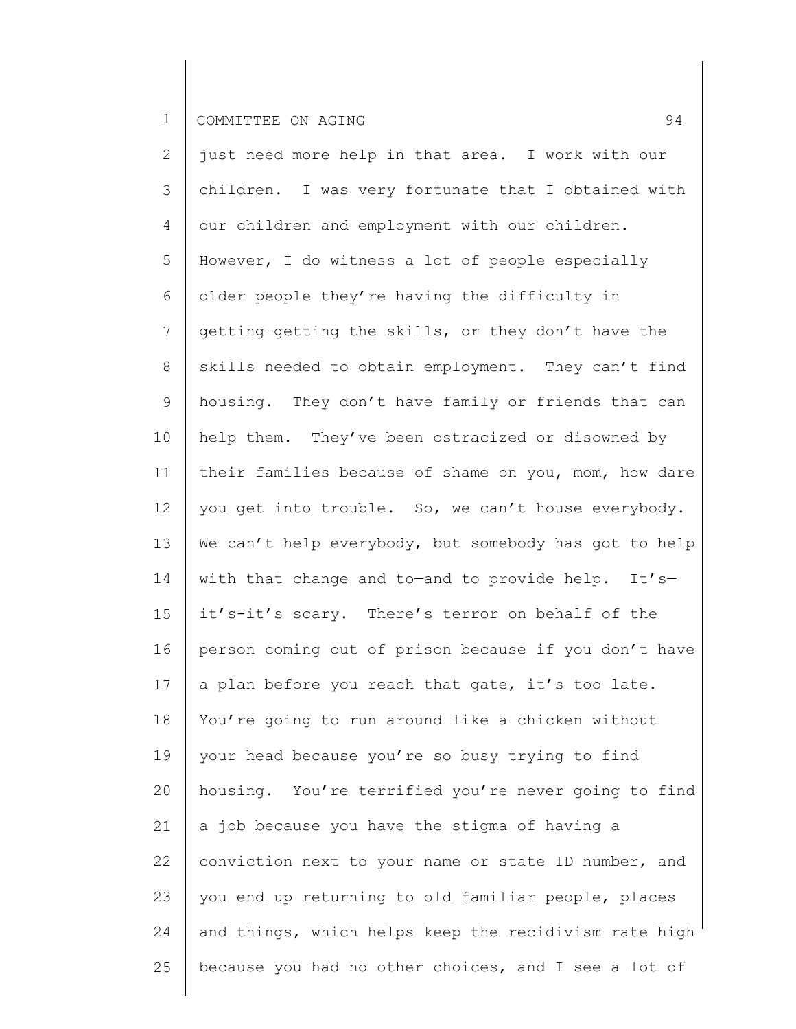just need more help in that area. I work with our children. I was very fortunate that I obtained with our children and employment with our children. However, I do witness a lot of people especially older people they're having the difficulty in getting—getting the skills, or they don't have the skills needed to obtain employment. They can't find housing. They don't have family or friends that can help them. They've been ostracized or disowned by their families because of shame on you, mom, how dare you get into trouble. So, we can't house everybody. We can't help everybody, but somebody has got to help with that change and to—and to provide help. It's—it's-it's scary. There's terror on behalf of the person coming out of prison because if you don't have a plan before you reach that gate, it's too late. You're going to run around like a chicken without your head because you're so busy trying to find housing. You're terrified you're never going to find a job because you have the stigma of having a conviction next to your name or state ID number, and you end up returning to old familiar people, places and things, which helps keep the recidivism rate high because you had no other choices, and I see a lot of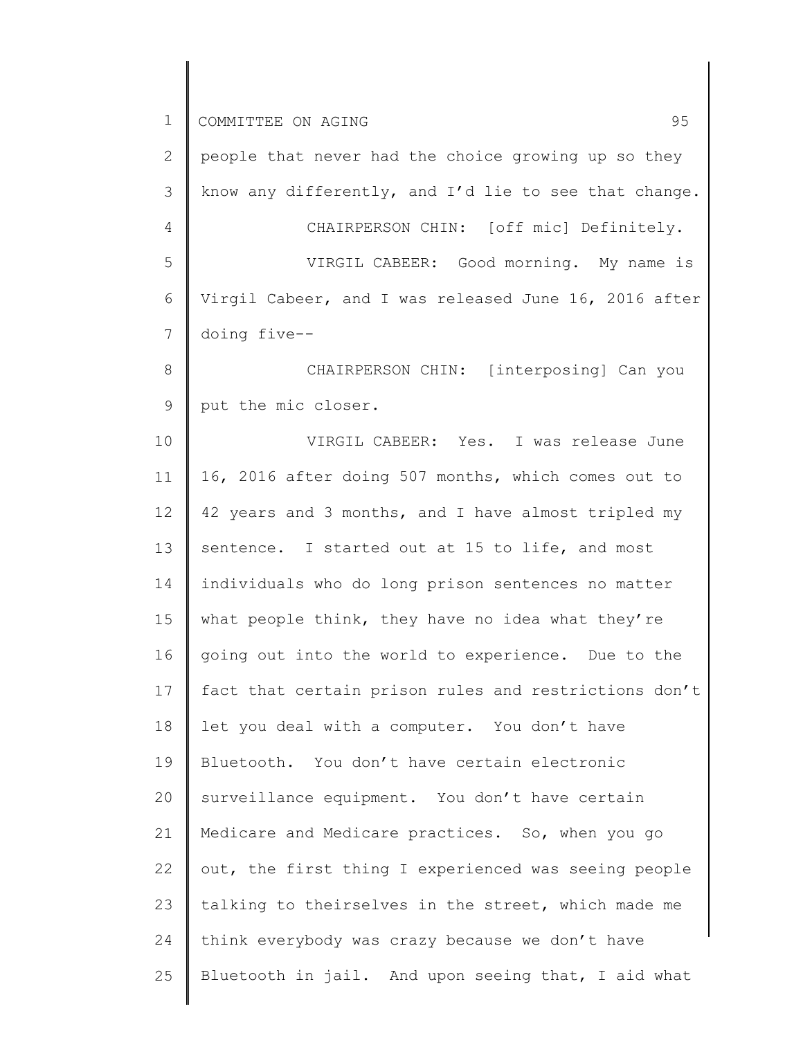people that never had the choice growing up so they know any differently, and I'd lie to see that change.

CHAIRPERSON CHIN: [off mic] Definitely.

VIRGIL CABEER: Good morning. My name is Virgil Cabeer, and I was released June 16, 2016 after doing five--

CHAIRPERSON CHIN: [interposing] Can you put the mic closer.

VIRGIL CABEER: Yes. I was release June 16, 2016 after doing 507 months, which comes out to 42 years and 3 months, and I have almost tripled my sentence. I started out at 15 to life, and most individuals who do long prison sentences no matter what people think, they have no idea what they're going out into the world to experience. Due to the fact that certain prison rules and restrictions don't let you deal with a computer. You don't have Bluetooth. You don't have certain electronic surveillance equipment. You don't have certain Medicare and Medicare practices. So, when you go out, the first thing I experienced was seeing people talking to theirselves in the street, which made me think everybody was crazy because we don't have Bluetooth in jail. And upon seeing that, I aid what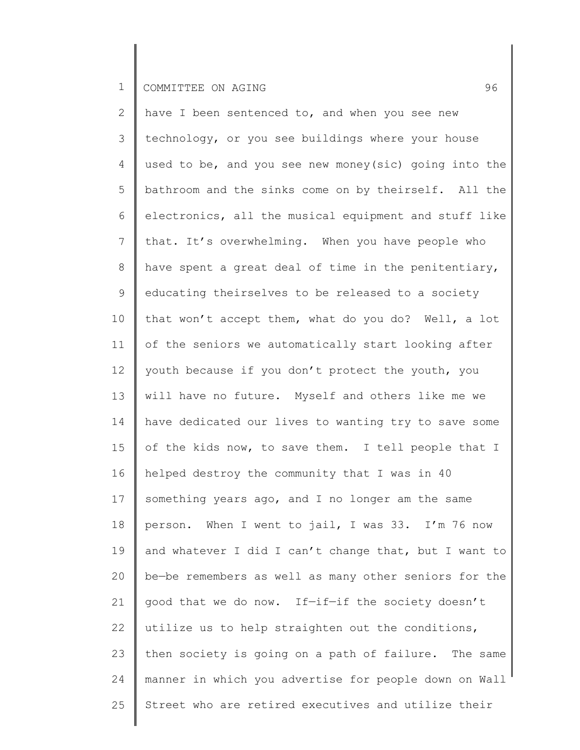have I been sentenced to, and when you see new technology, or you see buildings where your house used to be, and you see new money(sic) going into the bathroom and the sinks come on by theirself. All the electronics, all the musical equipment and stuff like that. It's overwhelming. When you have people who have spent a great deal of time in the penitentiary, educating theirselves to be released to a society that won't accept them, what do you do? Well, a lot of the seniors we automatically start looking after youth because if you don't protect the youth, you will have no future. Myself and others like me we have dedicated our lives to wanting try to save some of the kids now, to save them. I tell people that I helped destroy the community that I was in 40 something years ago, and I no longer am the same person. When I went to jail, I was 33. I'm 76 now and whatever I did I can't change that, but I want to be—be remembers as well as many other seniors for the good that we do now. If—if—if the society doesn't utilize us to help straighten out the conditions, then society is going on a path of failure. The same manner in which you advertise for people down on Wall Street who are retired executives and utilize their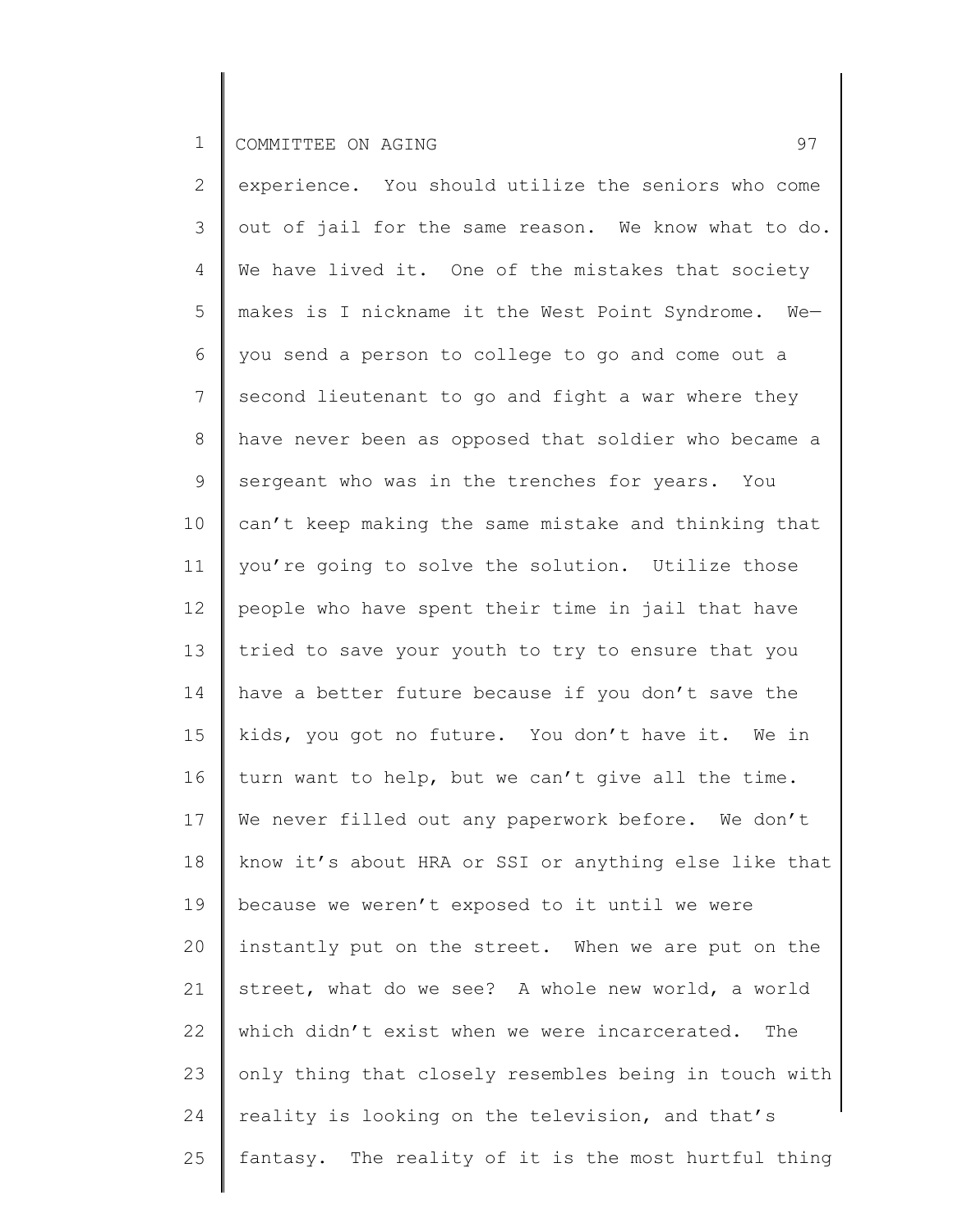experience. You should utilize the seniors who come out of jail for the same reason. We know what to do. We have lived it. One of the mistakes that society makes is I nickname it the West Point Syndrome. We—you send a person to college to go and come out a second lieutenant to go and fight a war where they have never been as opposed that soldier who became a sergeant who was in the trenches for years. You can't keep making the same mistake and thinking that you're going to solve the solution. Utilize those people who have spent their time in jail that have tried to save your youth to try to ensure that you have a better future because if you don't save the kids, you got no future. You don't have it. We in turn want to help, but we can't give all the time. We never filled out any paperwork before. We don't know it's about HRA or SSI or anything else like that because we weren't exposed to it until we were instantly put on the street. When we are put on the street, what do we see? A whole new world, a world which didn't exist when we were incarcerated. The only thing that closely resembles being in touch with reality is looking on the television, and that's fantasy. The reality of it is the most hurtful thing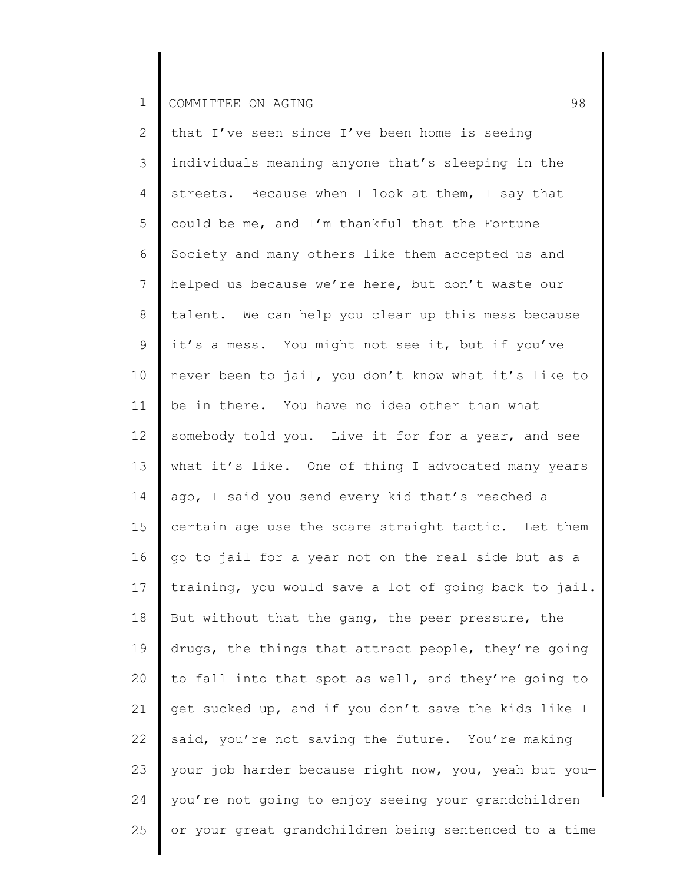that I've seen since I've been home is seeing individuals meaning anyone that's sleeping in the streets. Because when I look at them, I say that could be me, and I'm thankful that the Fortune Society and many others like them accepted us and helped us because we're here, but don't waste our talent. We can help you clear up this mess because it's a mess. You might not see it, but if you've never been to jail, you don't know what it's like to be in there. You have no idea other than what somebody told you. Live it for—for a year, and see what it's like. One of thing I advocated many years ago, I said you send every kid that's reached a certain age use the scare straight tactic. Let them go to jail for a year not on the real side but as a training, you would save a lot of going back to jail. But without that the gang, the peer pressure, the drugs, the things that attract people, they're going to fall into that spot as well, and they're going to get sucked up, and if you don't save the kids like I said, you're not saving the future. You're making your job harder because right now, you, yeah but you—you're not going to enjoy seeing your grandchildren or your great grandchildren being sentenced to a time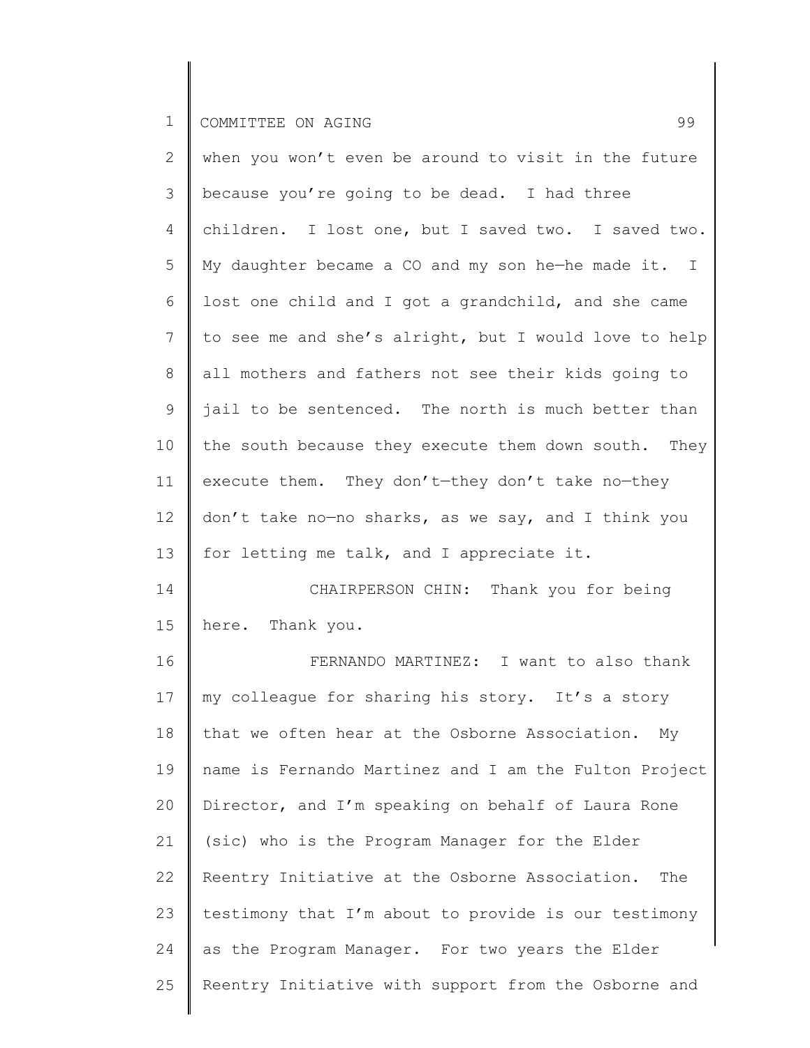when you won't even be around to visit in the future because you're going to be dead. I had three children. I lost one, but I saved two. I saved two. My daughter became a CO and my son he—he made it. I lost one child and I got a grandchild, and she came to see me and she's alright, but I would love to help all mothers and fathers not see their kids going to jail to be sentenced. The north is much better than the south because they execute them down south. They execute them. They don't—they don't take no—they don't take no—no sharks, as we say, and I think you for letting me talk, and I appreciate it.

CHAIRPERSON CHIN: Thank you for being here. Thank you.

FERNANDO MARTINEZ: I want to also thank my colleague for sharing his story. It's a story that we often hear at the Osborne Association. My name is Fernando Martinez and I am the Fulton Project Director, and I'm speaking on behalf of Laura Rone (sic) who is the Program Manager for the Elder Reentry Initiative at the Osborne Association. The testimony that I'm about to provide is our testimony as the Program Manager. For two years the Elder Reentry Initiative with support from the Osborne and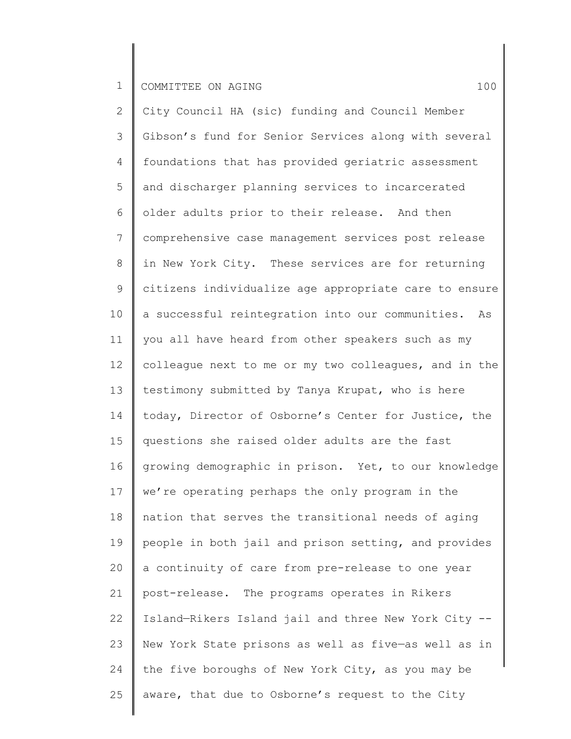City Council HA (sic) funding and Council Member Gibson's fund for Senior Services along with several foundations that has provided geriatric assessment and discharger planning services to incarcerated older adults prior to their release. And then comprehensive case management services post release in New York City. These services are for returning citizens individualize age appropriate care to ensure a successful reintegration into our communities. As you all have heard from other speakers such as my colleague next to me or my two colleagues, and in the testimony submitted by Tanya Krupat, who is here today, Director of Osborne's Center for Justice, the questions she raised older adults are the fast growing demographic in prison. Yet, to our knowledge we're operating perhaps the only program in the nation that serves the transitional needs of aging people in both jail and prison setting, and provides a continuity of care from pre-release to one year post-release. The programs operates in Rikers Island—Rikers Island jail and three New York City -- New York State prisons as well as five—as well as in the five boroughs of New York City, as you may be aware, that due to Osborne's request to the City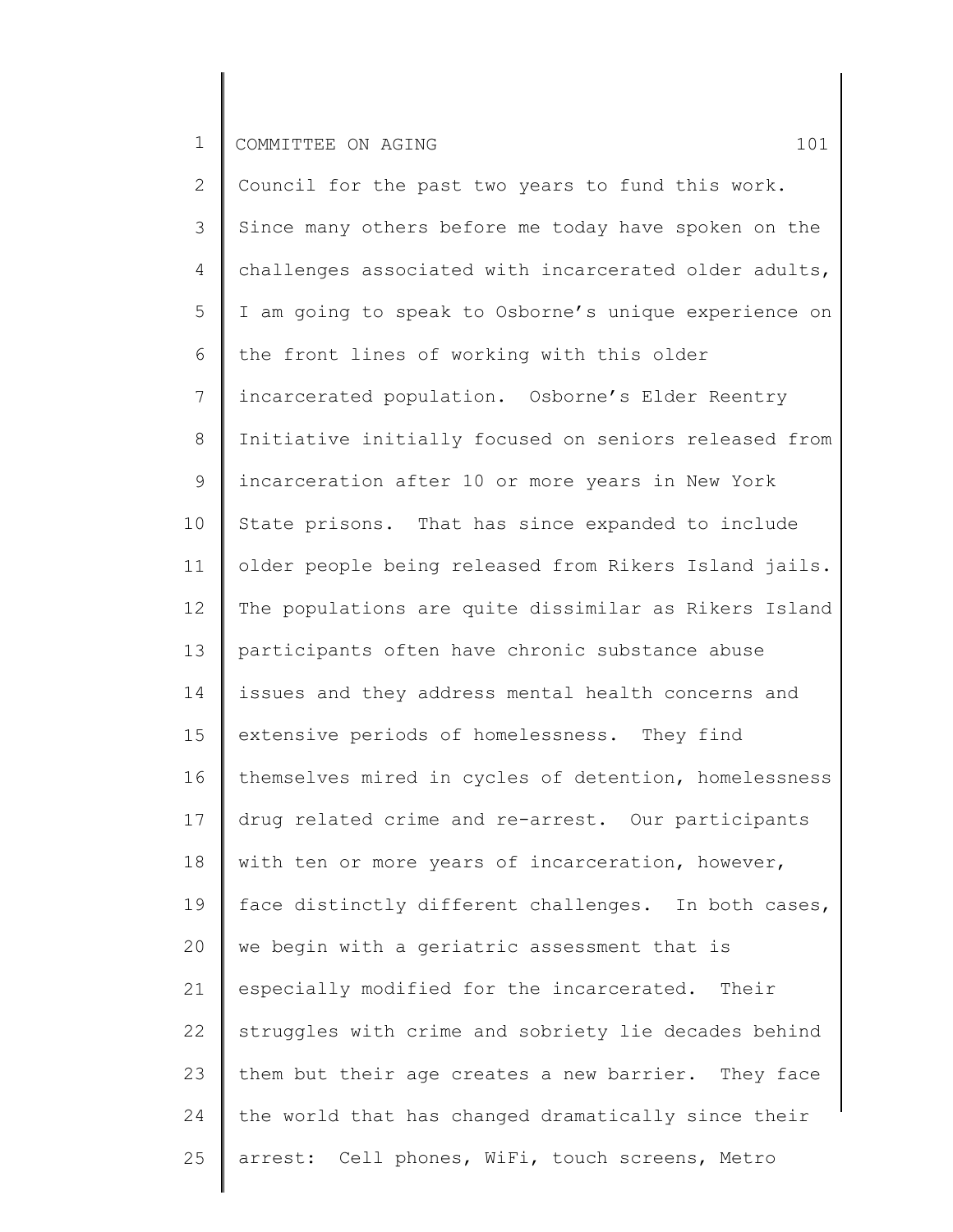Council for the past two years to fund this work. Since many others before me today have spoken on the challenges associated with incarcerated older adults, I am going to speak to Osborne's unique experience on the front lines of working with this older incarcerated population. Osborne's Elder Reentry Initiative initially focused on seniors released from incarceration after 10 or more years in New York State prisons. That has since expanded to include older people being released from Rikers Island jails. The populations are quite dissimilar as Rikers Island participants often have chronic substance abuse issues and they address mental health concerns and extensive periods of homelessness. They find themselves mired in cycles of detention, homelessness drug related crime and re-arrest. Our participants with ten or more years of incarceration, however, face distinctly different challenges. In both cases, we begin with a geriatric assessment that is especially modified for the incarcerated. Their struggles with crime and sobriety lie decades behind them but their age creates a new barrier. They face the world that has changed dramatically since their arrest: Cell phones, WiFi, touch screens, Metro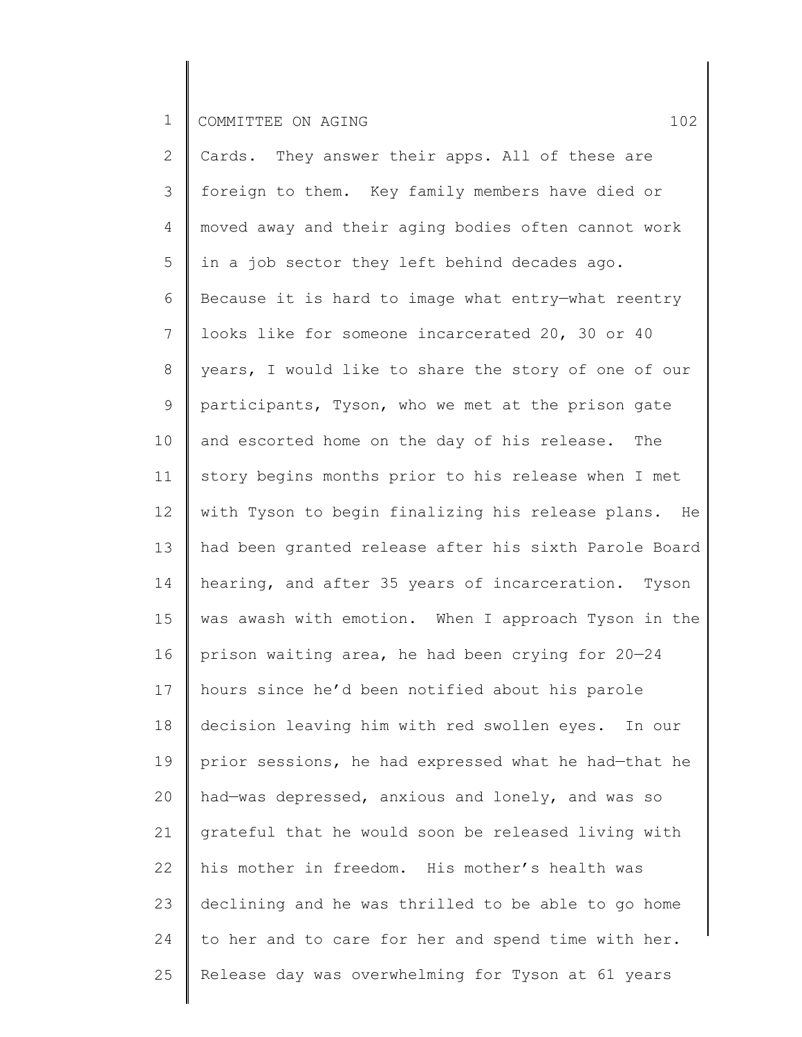Cards. They answer their apps. All of these are foreign to them. Key family members have died or moved away and their aging bodies often cannot work in a job sector they left behind decades ago. Because it is hard to image what entry—what reentry looks like for someone incarcerated 20, 30 or 40 years, I would like to share the story of one of our participants, Tyson, who we met at the prison gate and escorted home on the day of his release. The story begins months prior to his release when I met with Tyson to begin finalizing his release plans. He had been granted release after his sixth Parole Board hearing, and after 35 years of incarceration. Tyson was awash with emotion. When I approach Tyson in the prison waiting area, he had been crying for 20—24 hours since he'd been notified about his parole decision leaving him with red swollen eyes. In our prior sessions, he had expressed what he had—that he had—was depressed, anxious and lonely, and was so grateful that he would soon be released living with his mother in freedom. His mother's health was declining and he was thrilled to be able to go home to her and to care for her and spend time with her. Release day was overwhelming for Tyson at 61 years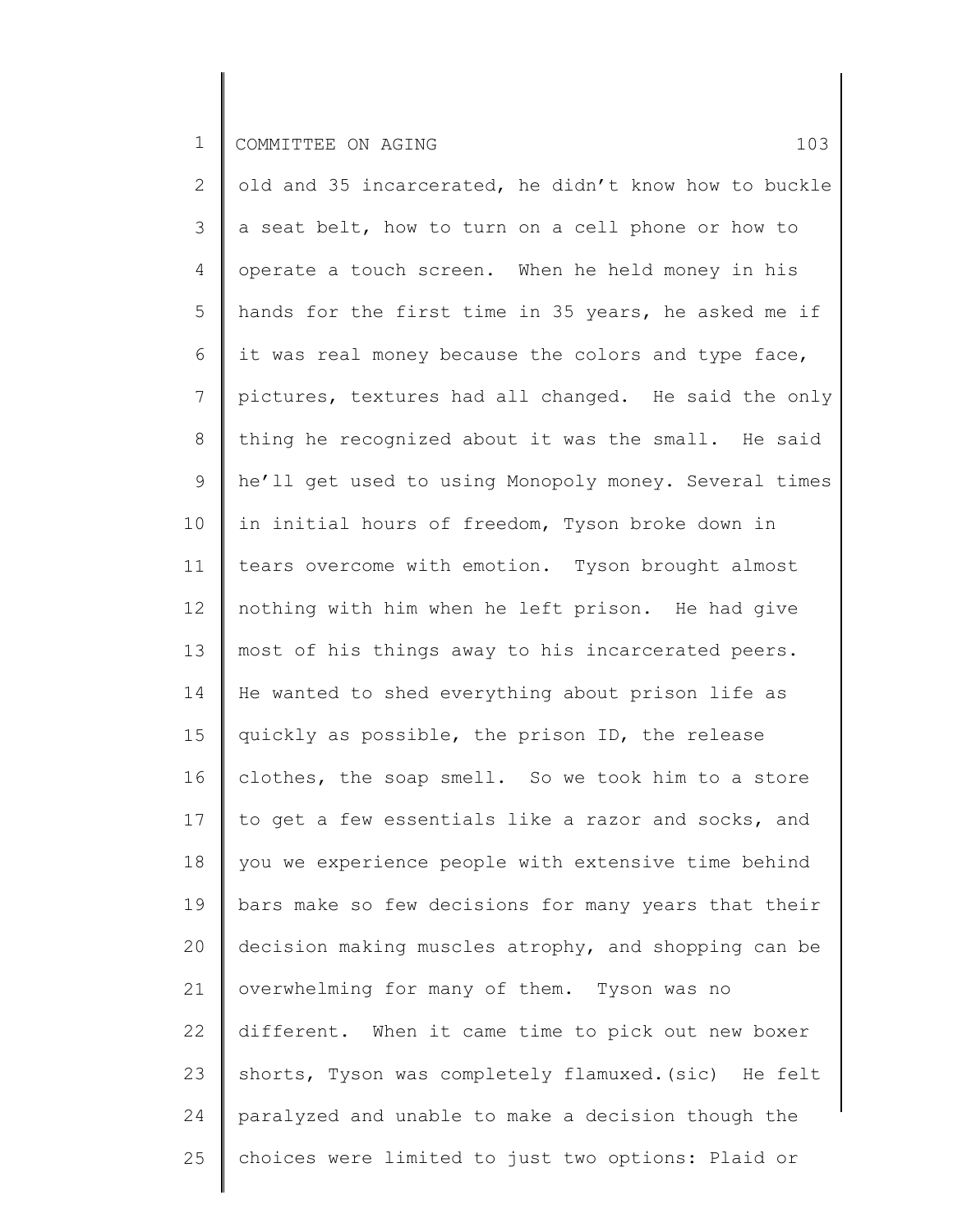old and 35 incarcerated, he didn't know how to buckle a seat belt, how to turn on a cell phone or how to operate a touch screen. When he held money in his hands for the first time in 35 years, he asked me if it was real money because the colors and type face, pictures, textures had all changed. He said the only thing he recognized about it was the small. He said he'll get used to using Monopoly money. Several times in initial hours of freedom, Tyson broke down in tears overcome with emotion. Tyson brought almost nothing with him when he left prison. He had give most of his things away to his incarcerated peers. He wanted to shed everything about prison life as quickly as possible, the prison ID, the release clothes, the soap smell. So we took him to a store to get a few essentials like a razor and socks, and you we experience people with extensive time behind bars make so few decisions for many years that their decision making muscles atrophy, and shopping can be overwhelming for many of them. Tyson was no different. When it came time to pick out new boxer shorts, Tyson was completely flamuxed.(sic) He felt paralyzed and unable to make a decision though the choices were limited to just two options: Plaid or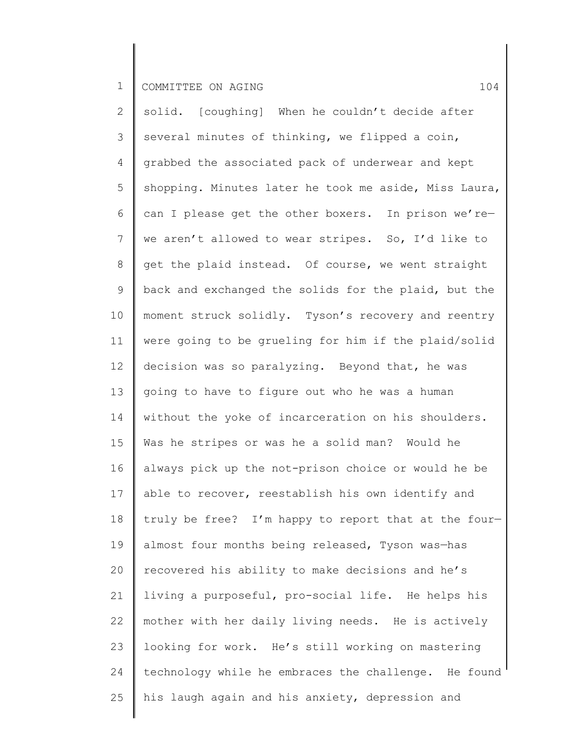solid. [coughing] When he couldn't decide after several minutes of thinking, we flipped a coin, grabbed the associated pack of underwear and kept shopping. Minutes later he took me aside, Miss Laura, can I please get the other boxers. In prison we're— we aren't allowed to wear stripes. So, I'd like to get the plaid instead. Of course, we went straight back and exchanged the solids for the plaid, but the moment struck solidly. Tyson's recovery and reentry were going to be grueling for him if the plaid/solid decision was so paralyzing. Beyond that, he was going to have to figure out who he was a human without the yoke of incarceration on his shoulders. Was he stripes or was he a solid man? Would he always pick up the not-prison choice or would he be able to recover, reestablish his own identify and truly be free? I'm happy to report that at the four— almost four months being released, Tyson was—has recovered his ability to make decisions and he's living a purposeful, pro-social life. He helps his mother with her daily living needs. He is actively looking for work. He's still working on mastering technology while he embraces the challenge. He found his laugh again and his anxiety, depression and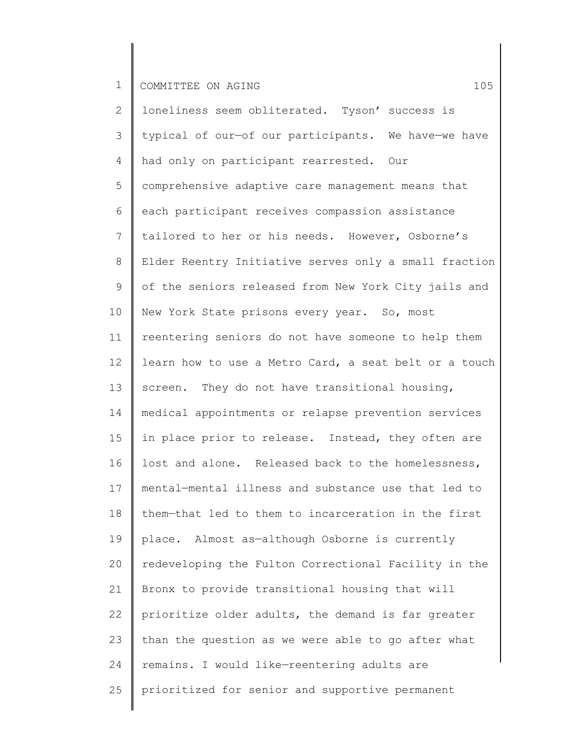loneliness seem obliterated. Tyson' success is typical of our—of our participants. We have—we have had only on participant rearrested. Our comprehensive adaptive care management means that each participant receives compassion assistance tailored to her or his needs. However, Osborne's Elder Reentry Initiative serves only a small fraction of the seniors released from New York City jails and New York State prisons every year. So, most reentering seniors do not have someone to help them learn how to use a Metro Card, a seat belt or a touch screen. They do not have transitional housing, medical appointments or relapse prevention services in place prior to release. Instead, they often are lost and alone. Released back to the homelessness, mental—mental illness and substance use that led to them—that led to them to incarceration in the first place. Almost as—although Osborne is currently redeveloping the Fulton Correctional Facility in the Bronx to provide transitional housing that will prioritize older adults, the demand is far greater than the question as we were able to go after what remains. I would like—reentering adults are prioritized for senior and supportive permanent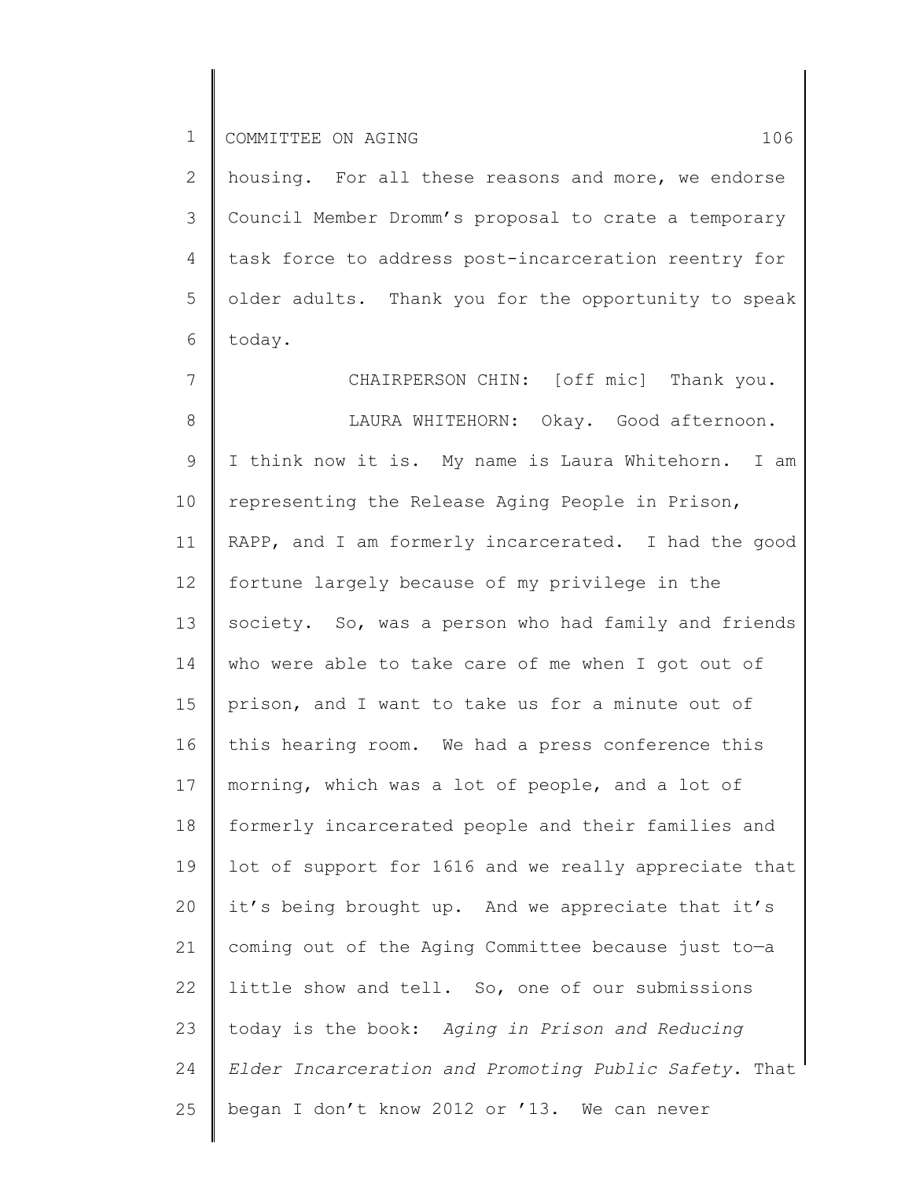housing. For all these reasons and more, we endorse Council Member Dromm's proposal to crate a temporary task force to address post-incarceration reentry for older adults. Thank you for the opportunity to speak today.

CHAIRPERSON CHIN: [off mic] Thank you.

LAURA WHITEHORN: Okay. Good afternoon. I think now it is. My name is Laura Whitehorn. I am representing the Release Aging People in Prison, RAPP, and I am formerly incarcerated. I had the good fortune largely because of my privilege in the society. So, was a person who had family and friends who were able to take care of me when I got out of prison, and I want to take us for a minute out of this hearing room. We had a press conference this morning, which was a lot of people, and a lot of formerly incarcerated people and their families and lot of support for 1616 and we really appreciate that it's being brought up. And we appreciate that it's coming out of the Aging Committee because just to—a little show and tell. So, one of our submissions today is the book: *Aging in Prison and Reducing Elder Incarceration and Promoting Public Safety*. That began I don't know 2012 or '13. We can never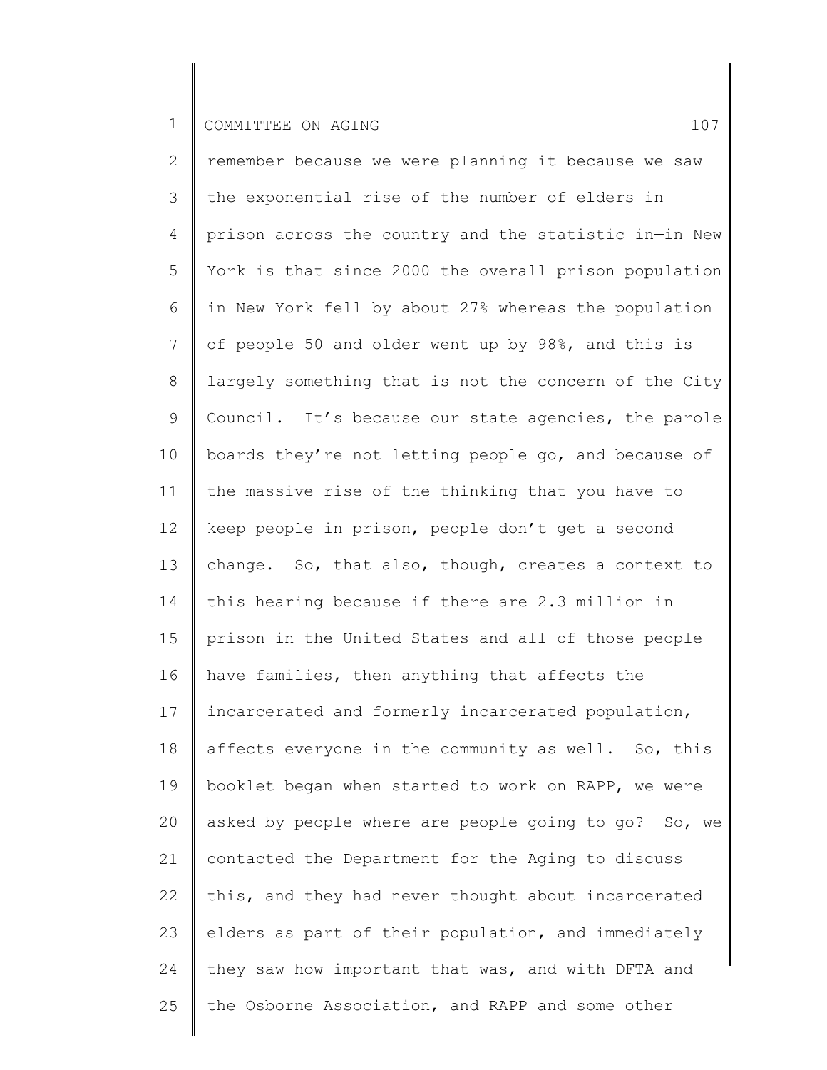remember because we were planning it because we saw the exponential rise of the number of elders in prison across the country and the statistic in—in New York is that since 2000 the overall prison population in New York fell by about 27% whereas the population of people 50 and older went up by 98%, and this is largely something that is not the concern of the City Council. It's because our state agencies, the parole boards they're not letting people go, and because of the massive rise of the thinking that you have to keep people in prison, people don't get a second change. So, that also, though, creates a context to this hearing because if there are 2.3 million in prison in the United States and all of those people have families, then anything that affects the incarcerated and formerly incarcerated population, affects everyone in the community as well. So, this booklet began when started to work on RAPP, we were asked by people where are people going to go? So, we contacted the Department for the Aging to discuss this, and they had never thought about incarcerated elders as part of their population, and immediately they saw how important that was, and with DFTA and the Osborne Association, and RAPP and some other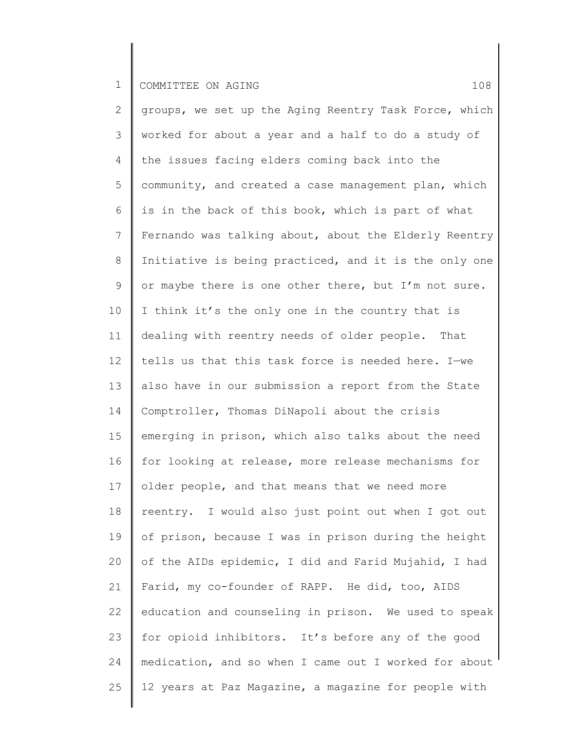groups, we set up the Aging Reentry Task Force, which worked for about a year and a half to do a study of the issues facing elders coming back into the community, and created a case management plan, which is in the back of this book, which is part of what Fernando was talking about, about the Elderly Reentry Initiative is being practiced, and it is the only one or maybe there is one other there, but I'm not sure. I think it's the only one in the country that is dealing with reentry needs of older people. That tells us that this task force is needed here. I—we also have in our submission a report from the State Comptroller, Thomas DiNapoli about the crisis emerging in prison, which also talks about the need for looking at release, more release mechanisms for older people, and that means that we need more reentry. I would also just point out when I got out of prison, because I was in prison during the height of the AIDs epidemic, I did and Farid Mujahid, I had Farid, my co-founder of RAPP. He did, too, AIDS education and counseling in prison. We used to speak for opioid inhibitors. It's before any of the good medication, and so when I came out I worked for about 12 years at Paz Magazine, a magazine for people with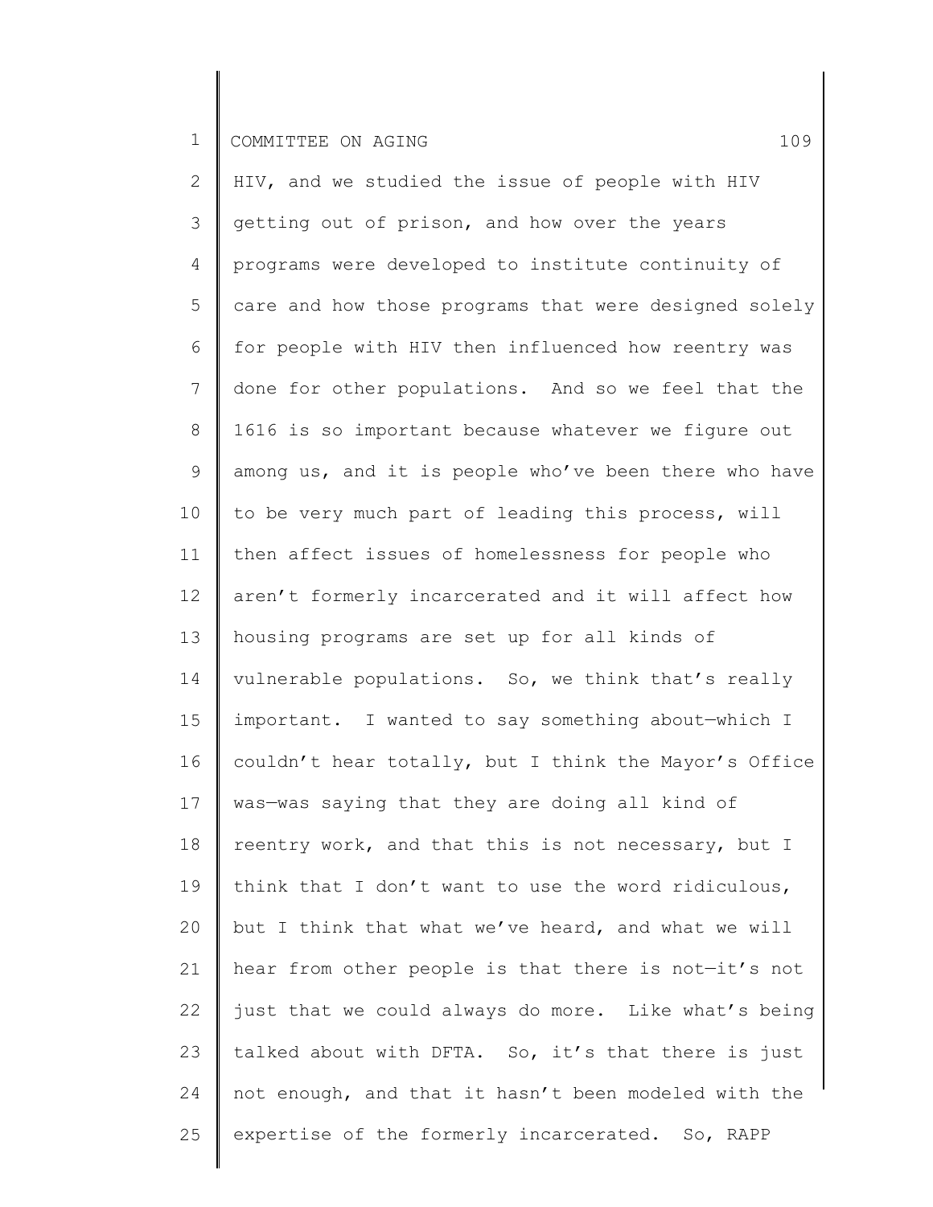HIV, and we studied the issue of people with HIV getting out of prison, and how over the years programs were developed to institute continuity of care and how those programs that were designed solely for people with HIV then influenced how reentry was done for other populations. And so we feel that the 1616 is so important because whatever we figure out among us, and it is people who've been there who have to be very much part of leading this process, will then affect issues of homelessness for people who aren't formerly incarcerated and it will affect how housing programs are set up for all kinds of vulnerable populations. So, we think that's really important. I wanted to say something about—which I couldn't hear totally, but I think the Mayor's Office was—was saying that they are doing all kind of reentry work, and that this is not necessary, but I think that I don't want to use the word ridiculous, but I think that what we've heard, and what we will hear from other people is that there is not—it's not just that we could always do more. Like what's being talked about with DFTA. So, it's that there is just not enough, and that it hasn't been modeled with the expertise of the formerly incarcerated. So, RAPP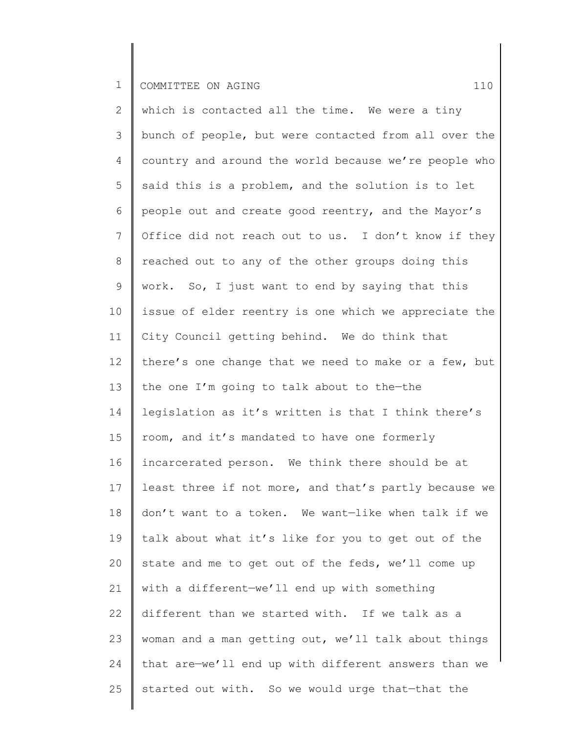which is contacted all the time. We were a tiny bunch of people, but were contacted from all over the country and around the world because we're people who said this is a problem, and the solution is to let people out and create good reentry, and the Mayor's Office did not reach out to us. I don't know if they reached out to any of the other groups doing this work. So, I just want to end by saying that this issue of elder reentry is one which we appreciate the City Council getting behind. We do think that there's one change that we need to make or a few, but the one I'm going to talk about to the—the legislation as it's written is that I think there's room, and it's mandated to have one formerly incarcerated person. We think there should be at least three if not more, and that's partly because we don't want to a token. We want—like when talk if we talk about what it's like for you to get out of the state and me to get out of the feds, we'll come up with a different—we'll end up with something different than we started with. If we talk as a woman and a man getting out, we'll talk about things that are—we'll end up with different answers than we started out with. So we would urge that—that the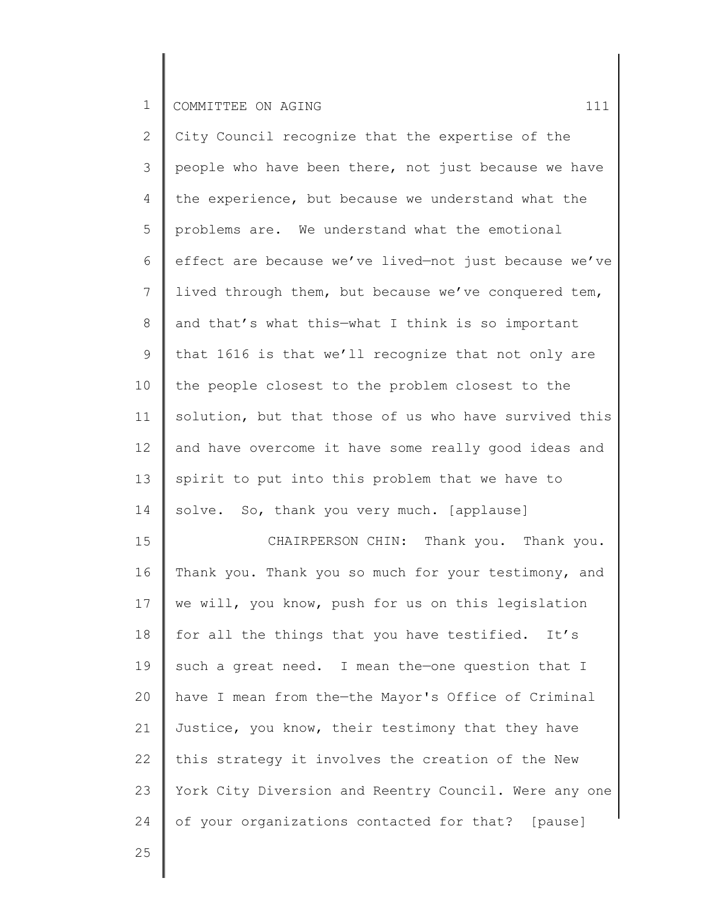City Council recognize that the expertise of the people who have been there, not just because we have the experience, but because we understand what the problems are. We understand what the emotional effect are because we've lived—not just because we've lived through them, but because we've conquered tem, and that's what this—what I think is so important that 1616 is that we'll recognize that not only are the people closest to the problem closest to the solution, but that those of us who have survived this and have overcome it have some really good ideas and spirit to put into this problem that we have to solve. So, thank you very much. [applause]

CHAIRPERSON CHIN: Thank you. Thank you. Thank you. Thank you so much for your testimony, and we will, you know, push for us on this legislation for all the things that you have testified. It's such a great need. I mean the—one question that I have I mean from the—the Mayor's Office of Criminal Justice, you know, their testimony that they have this strategy it involves the creation of the New York City Diversion and Reentry Council. Were any one of your organizations contacted for that? [pause]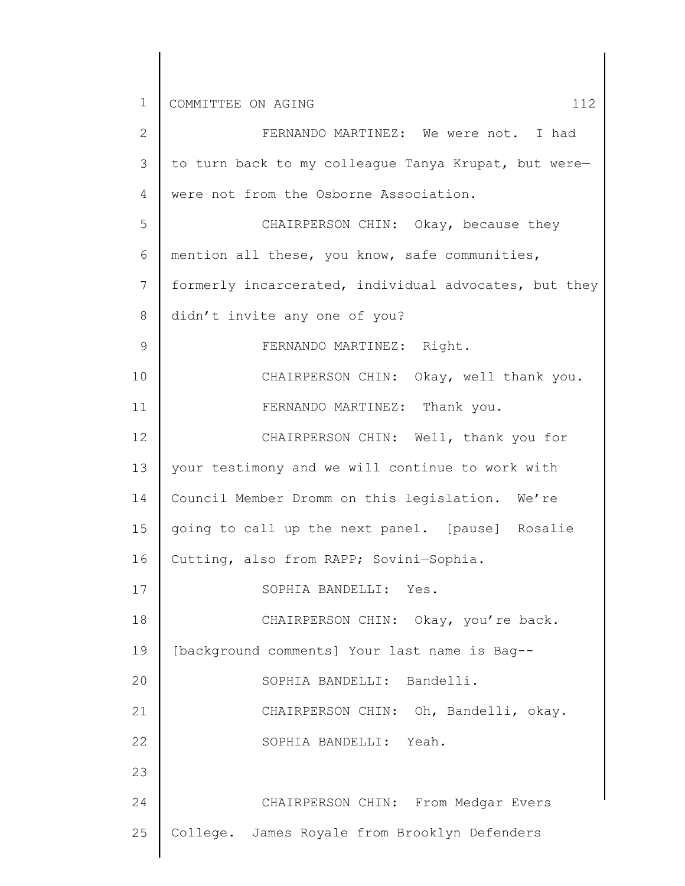FERNANDO MARTINEZ: We were not. I had to turn back to my colleague Tanya Krupat, but were—were not from the Osborne Association.

CHAIRPERSON CHIN: Okay, because they mention all these, you know, safe communities, formerly incarcerated, individual advocates, but they didn't invite any one of you?

FERNANDO MARTINEZ: Right.

CHAIRPERSON CHIN: Okay, well thank you.

FERNANDO MARTINEZ: Thank you.

CHAIRPERSON CHIN: Well, thank you for your testimony and we will continue to work with Council Member Dromm on this legislation. We're going to call up the next panel. [pause] Rosalie Cutting, also from RAPP; Sovini—Sophia.

SOPHIA BANDELLI: Yes.

CHAIRPERSON CHIN: Okay, you're back. [background comments] Your last name is Bag--

SOPHIA BANDELLI: Bandelli.

CHAIRPERSON CHIN: Oh, Bandelli, okay.

SOPHIA BANDELLI: Yeah.

CHAIRPERSON CHIN: From Medgar Evers College. James Royale from Brooklyn Defenders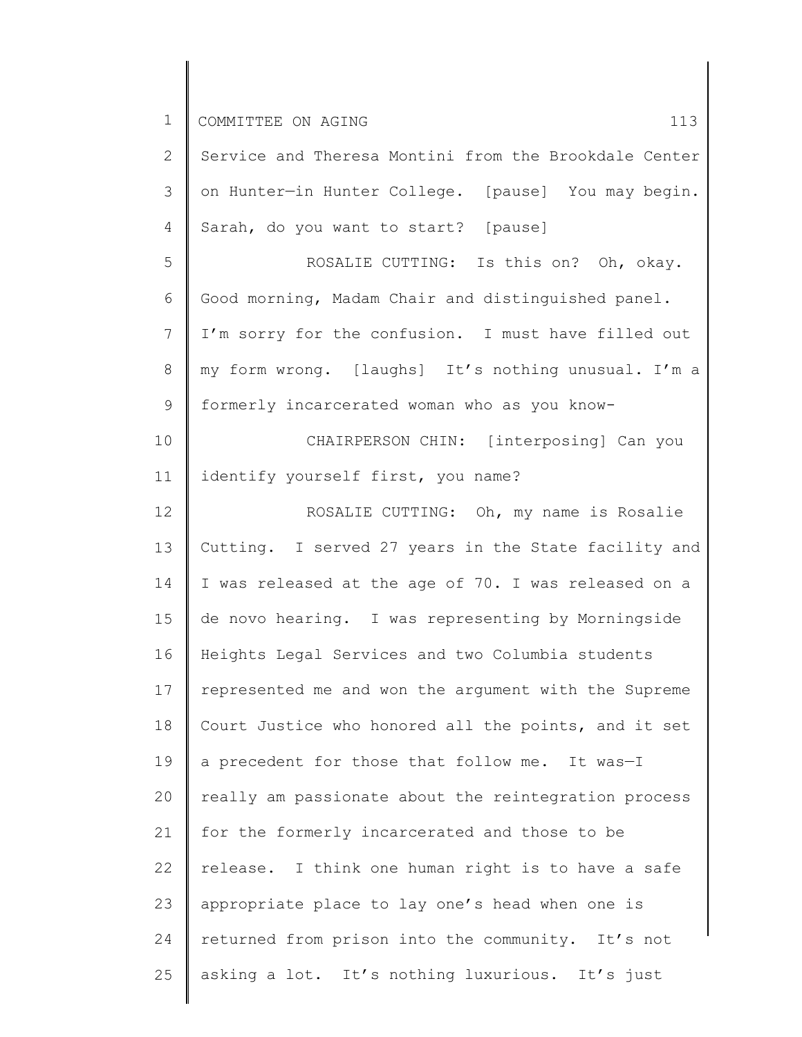Service and Theresa Montini from the Brookdale Center on Hunter—in Hunter College. [pause] You may begin. Sarah, do you want to start? [pause]

ROSALIE CUTTING: Is this on? Oh, okay. Good morning, Madam Chair and distinguished panel. I'm sorry for the confusion. I must have filled out my form wrong. [laughs] It's nothing unusual. I'm a formerly incarcerated woman who as you know-

CHAIRPERSON CHIN: [interposing] Can you identify yourself first, you name?

ROSALIE CUTTING: Oh, my name is Rosalie Cutting. I served 27 years in the State facility and I was released at the age of 70. I was released on a de novo hearing. I was representing by Morningside Heights Legal Services and two Columbia students represented me and won the argument with the Supreme Court Justice who honored all the points, and it set a precedent for those that follow me. It was—I really am passionate about the reintegration process for the formerly incarcerated and those to be release. I think one human right is to have a safe appropriate place to lay one's head when one is returned from prison into the community. It's not asking a lot. It's nothing luxurious. It's just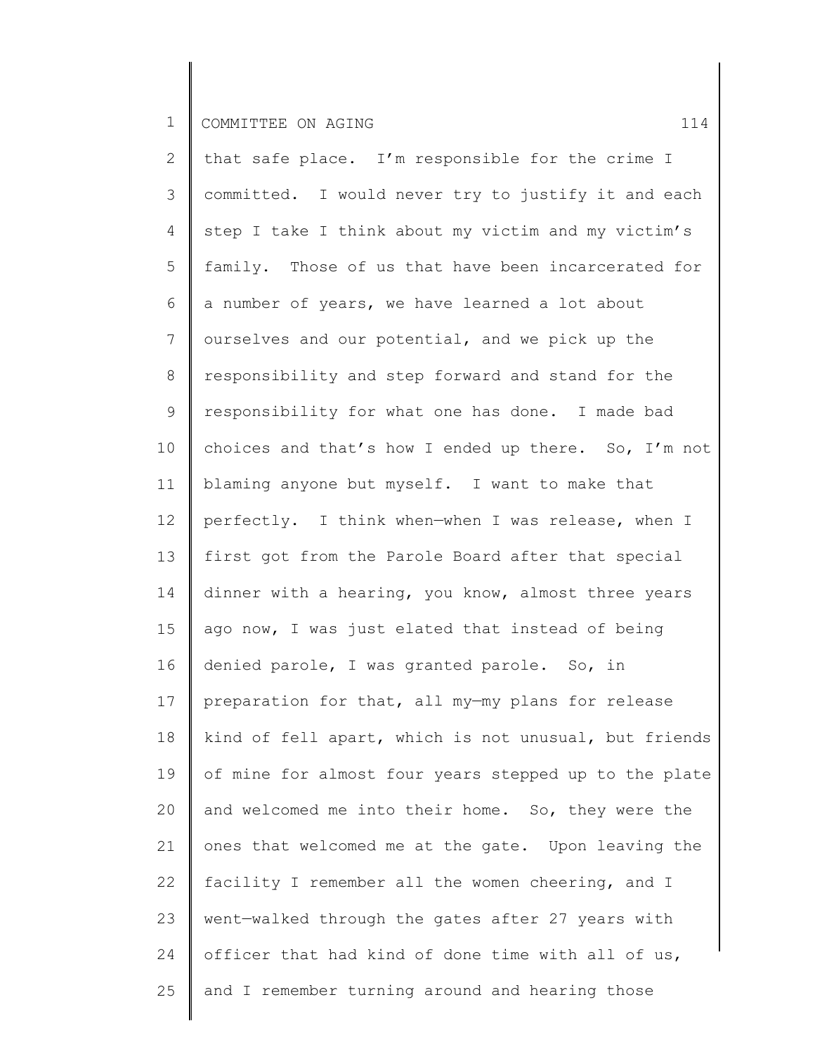that safe place. I'm responsible for the crime I committed. I would never try to justify it and each step I take I think about my victim and my victim's family. Those of us that have been incarcerated for a number of years, we have learned a lot about ourselves and our potential, and we pick up the responsibility and step forward and stand for the responsibility for what one has done. I made bad choices and that's how I ended up there. So, I'm not blaming anyone but myself. I want to make that perfectly. I think when—when I was release, when I first got from the Parole Board after that special dinner with a hearing, you know, almost three years ago now, I was just elated that instead of being denied parole, I was granted parole. So, in preparation for that, all my—my plans for release kind of fell apart, which is not unusual, but friends of mine for almost four years stepped up to the plate and welcomed me into their home. So, they were the ones that welcomed me at the gate. Upon leaving the facility I remember all the women cheering, and I went—walked through the gates after 27 years with officer that had kind of done time with all of us, and I remember turning around and hearing those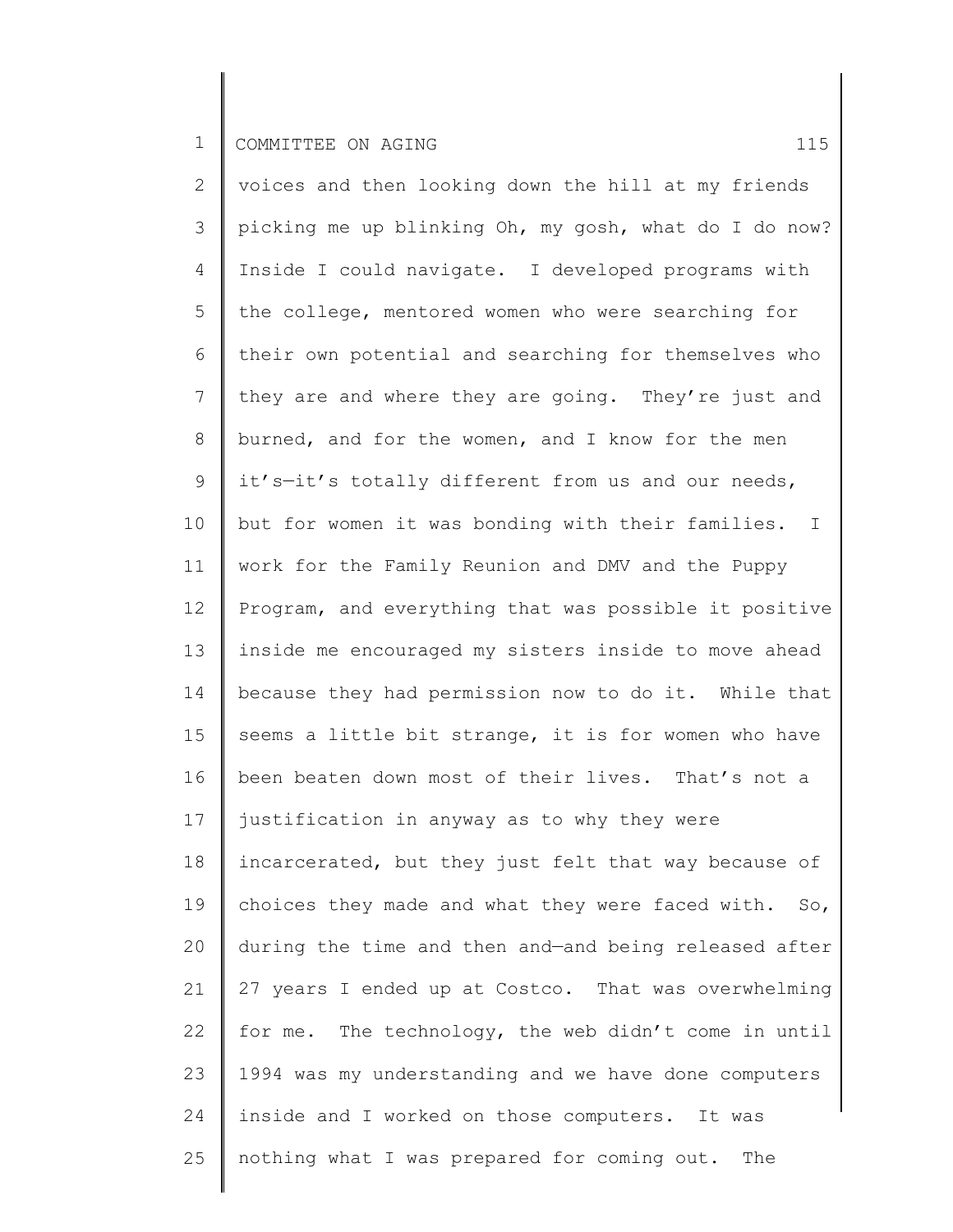voices and then looking down the hill at my friends picking me up blinking Oh, my gosh, what do I do now? Inside I could navigate. I developed programs with the college, mentored women who were searching for their own potential and searching for themselves who they are and where they are going. They're just and burned, and for the women, and I know for the men it's—it's totally different from us and our needs, but for women it was bonding with their families. I work for the Family Reunion and DMV and the Puppy Program, and everything that was possible it positive inside me encouraged my sisters inside to move ahead because they had permission now to do it. While that seems a little bit strange, it is for women who have been beaten down most of their lives. That's not a justification in anyway as to why they were incarcerated, but they just felt that way because of choices they made and what they were faced with. So, during the time and then and—and being released after 27 years I ended up at Costco. That was overwhelming for me. The technology, the web didn't come in until 1994 was my understanding and we have done computers inside and I worked on those computers. It was nothing what I was prepared for coming out. The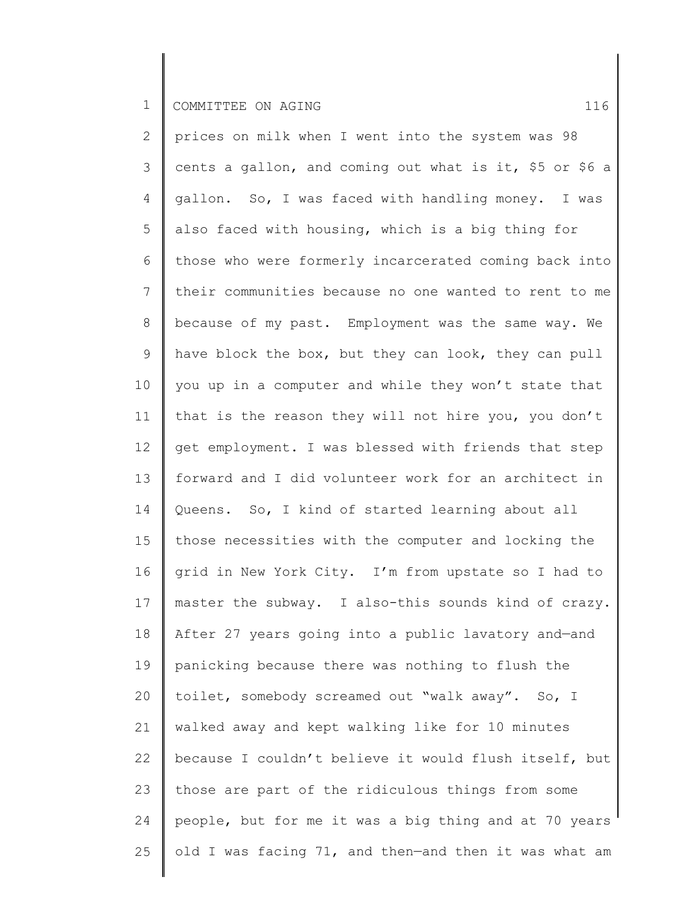prices on milk when I went into the system was 98 cents a gallon, and coming out what is it, $5 or $6 a gallon. So, I was faced with handling money. I was also faced with housing, which is a big thing for those who were formerly incarcerated coming back into their communities because no one wanted to rent to me because of my past. Employment was the same way. We have block the box, but they can look, they can pull you up in a computer and while they won't state that that is the reason they will not hire you, you don't get employment. I was blessed with friends that step forward and I did volunteer work for an architect in Queens. So, I kind of started learning about all those necessities with the computer and locking the grid in New York City. I'm from upstate so I had to master the subway. I also-this sounds kind of crazy. After 27 years going into a public lavatory and—and panicking because there was nothing to flush the toilet, somebody screamed out "walk away". So, I walked away and kept walking like for 10 minutes because I couldn't believe it would flush itself, but those are part of the ridiculous things from some people, but for me it was a big thing and at 70 years old I was facing 71, and then—and then it was what am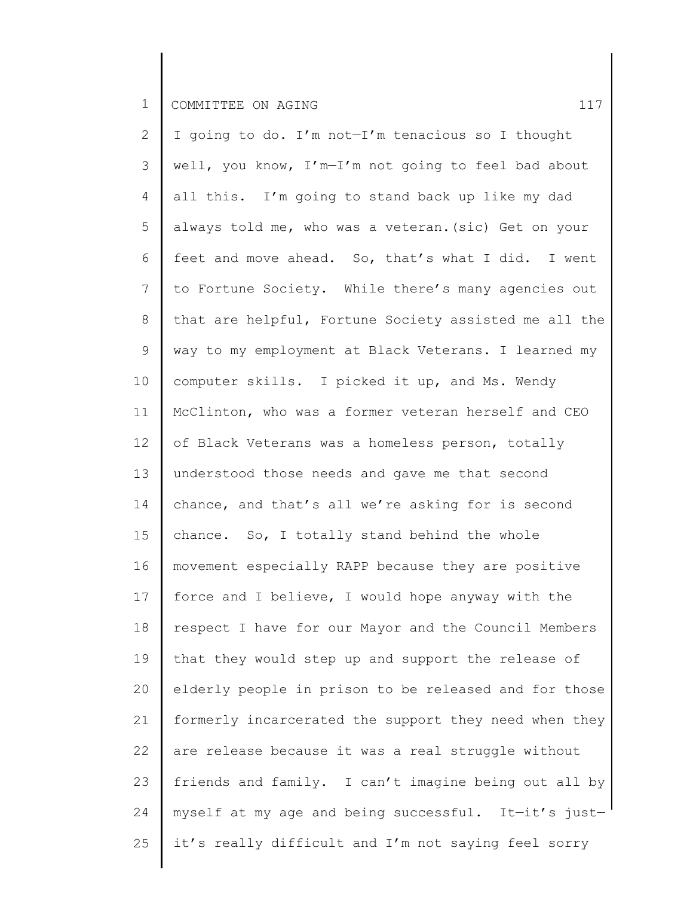I going to do. I'm not—I'm tenacious so I thought well, you know, I'm—I'm not going to feel bad about all this. I'm going to stand back up like my dad always told me, who was a veteran.(sic) Get on your feet and move ahead. So, that's what I did. I went to Fortune Society. While there's many agencies out that are helpful, Fortune Society assisted me all the way to my employment at Black Veterans. I learned my computer skills. I picked it up, and Ms. Wendy McClinton, who was a former veteran herself and CEO of Black Veterans was a homeless person, totally understood those needs and gave me that second chance, and that's all we're asking for is second chance. So, I totally stand behind the whole movement especially RAPP because they are positive force and I believe, I would hope anyway with the respect I have for our Mayor and the Council Members that they would step up and support the release of elderly people in prison to be released and for those formerly incarcerated the support they need when they are release because it was a real struggle without friends and family. I can't imagine being out all by myself at my age and being successful. It—it's just—it's really difficult and I'm not saying feel sorry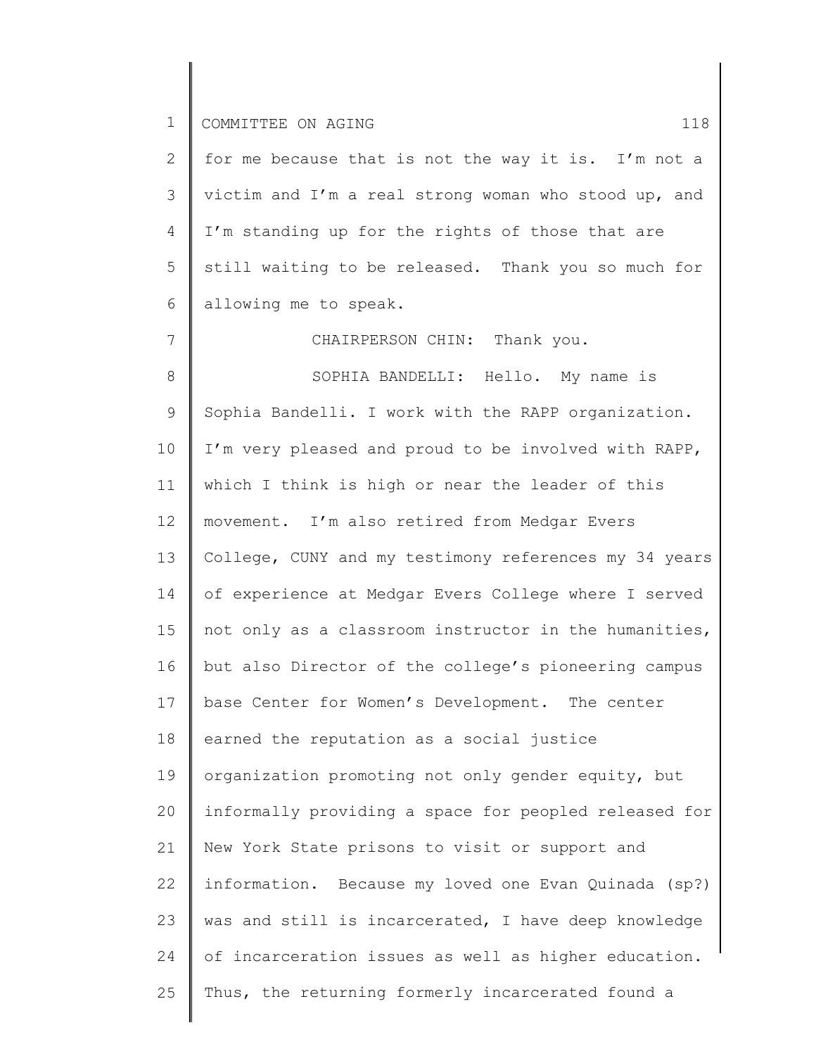for me because that is not the way it is. I'm not a victim and I'm a real strong woman who stood up, and I'm standing up for the rights of those that are still waiting to be released. Thank you so much for allowing me to speak.

CHAIRPERSON CHIN: Thank you.

SOPHIA BANDELLI: Hello. My name is Sophia Bandelli. I work with the RAPP organization. I'm very pleased and proud to be involved with RAPP, which I think is high or near the leader of this movement. I'm also retired from Medgar Evers College, CUNY and my testimony references my 34 years of experience at Medgar Evers College where I served not only as a classroom instructor in the humanities, but also Director of the college's pioneering campus base Center for Women's Development. The center earned the reputation as a social justice organization promoting not only gender equity, but informally providing a space for peopled released for New York State prisons to visit or support and information. Because my loved one Evan Quinada (sp?) was and still is incarcerated, I have deep knowledge of incarceration issues as well as higher education. Thus, the returning formerly incarcerated found a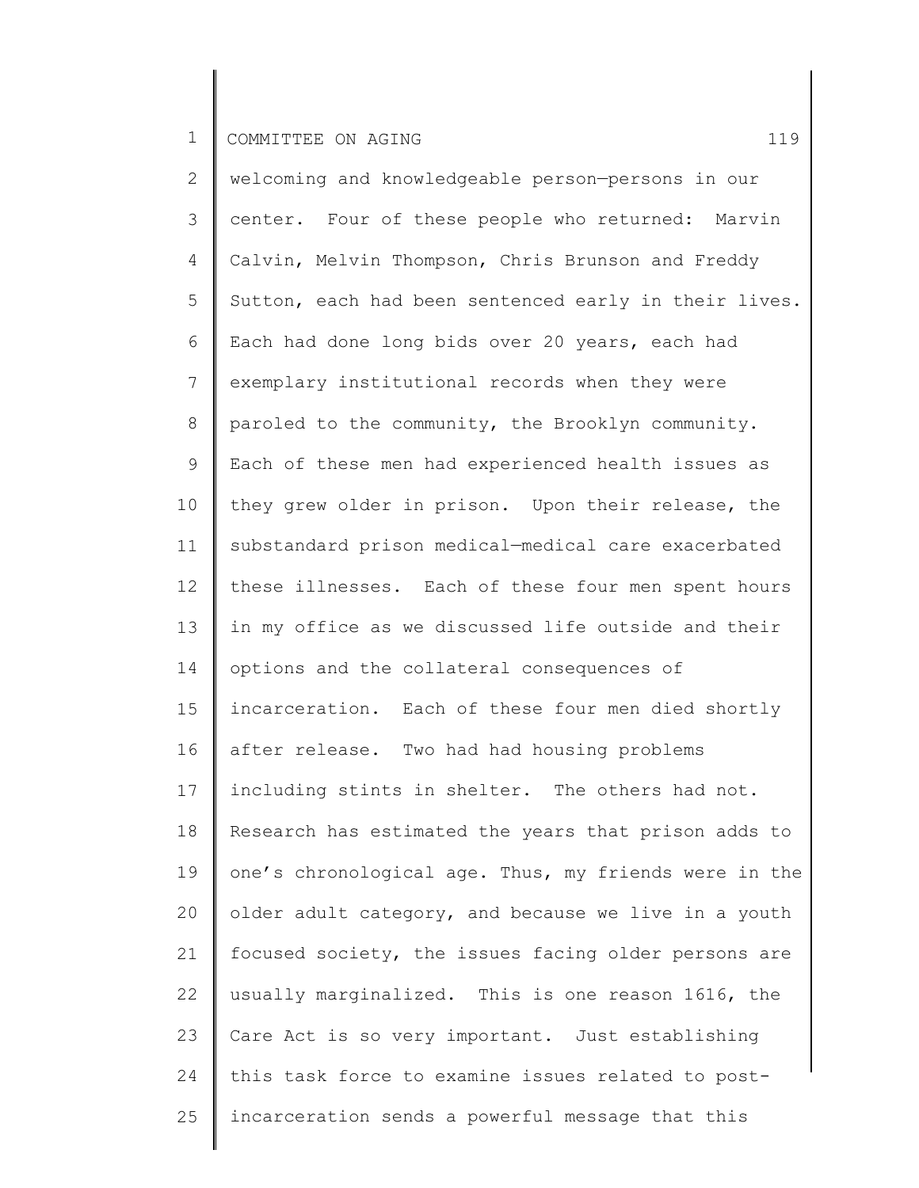welcoming and knowledgeable person—persons in our center. Four of these people who returned: Marvin Calvin, Melvin Thompson, Chris Brunson and Freddy Sutton, each had been sentenced early in their lives. Each had done long bids over 20 years, each had exemplary institutional records when they were paroled to the community, the Brooklyn community. Each of these men had experienced health issues as they grew older in prison. Upon their release, the substandard prison medical—medical care exacerbated these illnesses. Each of these four men spent hours in my office as we discussed life outside and their options and the collateral consequences of incarceration. Each of these four men died shortly after release. Two had had housing problems including stints in shelter. The others had not. Research has estimated the years that prison adds to one's chronological age. Thus, my friends were in the older adult category, and because we live in a youth focused society, the issues facing older persons are usually marginalized. This is one reason 1616, the Care Act is so very important. Just establishing this task force to examine issues related to post-incarceration sends a powerful message that this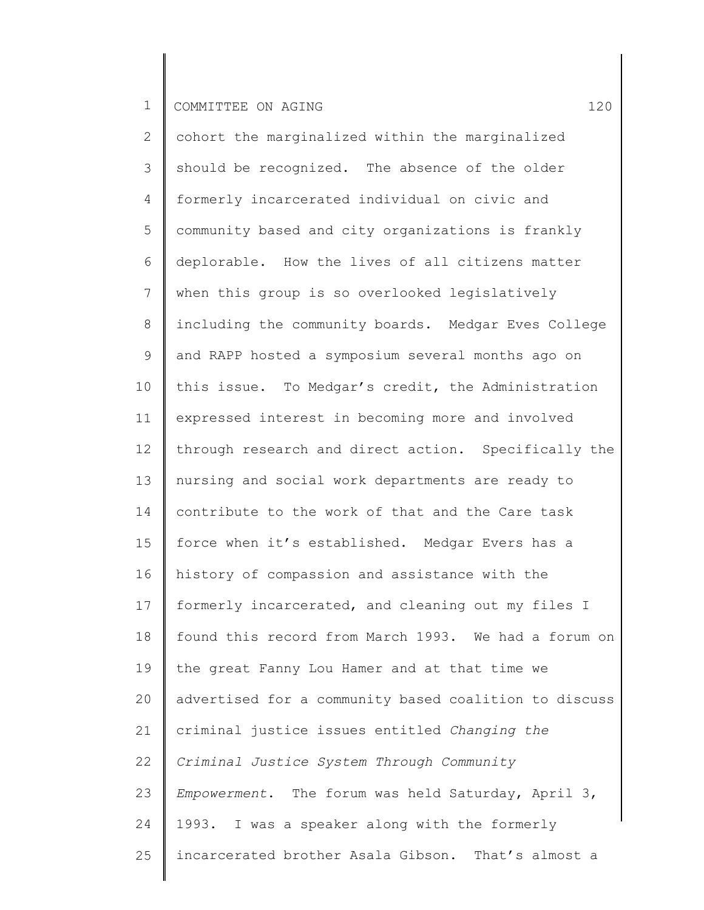cohort the marginalized within the marginalized should be recognized. The absence of the older formerly incarcerated individual on civic and community based and city organizations is frankly deplorable. How the lives of all citizens matter when this group is so overlooked legislatively including the community boards. Medgar Eves College and RAPP hosted a symposium several months ago on this issue. To Medgar's credit, the Administration expressed interest in becoming more and involved through research and direct action. Specifically the nursing and social work departments are ready to contribute to the work of that and the Care task force when it's established. Medgar Evers has a history of compassion and assistance with the formerly incarcerated, and cleaning out my files I found this record from March 1993. We had a forum on the great Fanny Lou Hamer and at that time we advertised for a community based coalition to discuss criminal justice issues entitled *Changing the Criminal Justice System Through Community Empowerment*. The forum was held Saturday, April 3, 1993. I was a speaker along with the formerly incarcerated brother Asala Gibson. That's almost a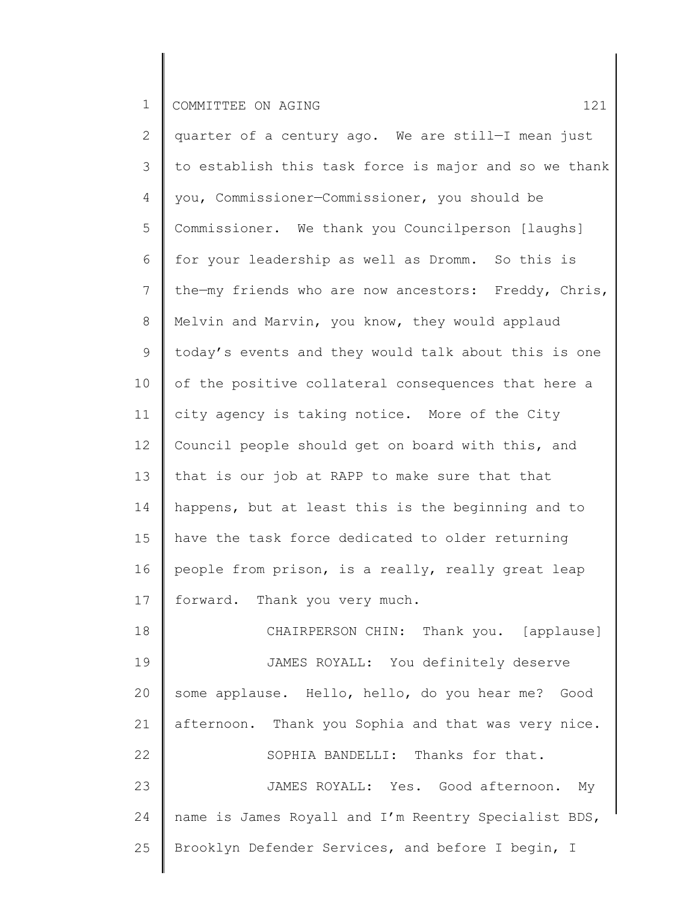quarter of a century ago. We are still—I mean just to establish this task force is major and so we thank you, Commissioner—Commissioner, you should be Commissioner. We thank you Councilperson [laughs] for your leadership as well as Dromm. So this is the—my friends who are now ancestors: Freddy, Chris, Melvin and Marvin, you know, they would applaud today's events and they would talk about this is one of the positive collateral consequences that here a city agency is taking notice. More of the City Council people should get on board with this, and that is our job at RAPP to make sure that that happens, but at least this is the beginning and to have the task force dedicated to older returning people from prison, is a really, really great leap forward. Thank you very much.

CHAIRPERSON CHIN: Thank you. [applause]

JAMES ROYALL: You definitely deserve some applause. Hello, hello, do you hear me? Good afternoon. Thank you Sophia and that was very nice.

SOPHIA BANDELLI: Thanks for that.

JAMES ROYALL: Yes. Good afternoon. My name is James Royall and I'm Reentry Specialist BDS, Brooklyn Defender Services, and before I begin, I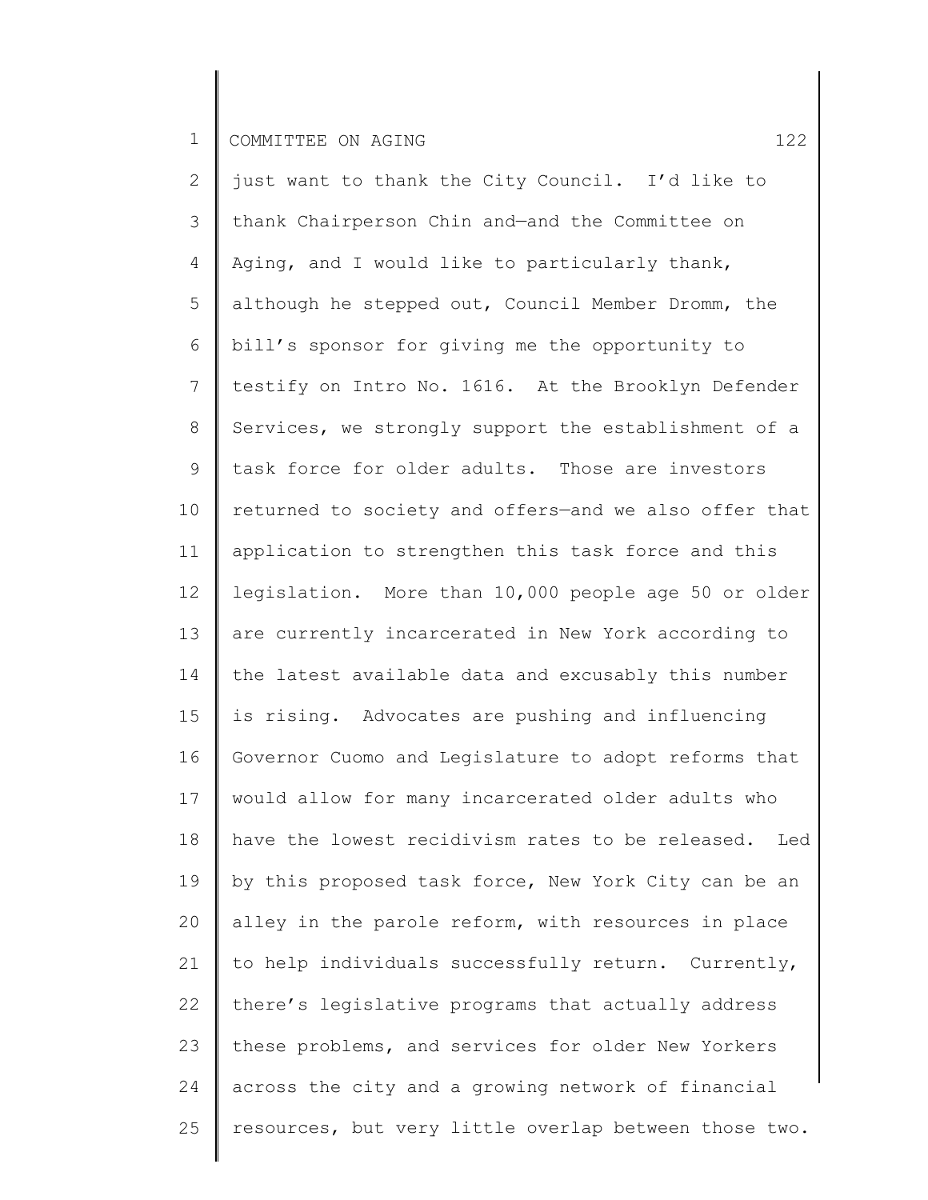just want to thank the City Council. I'd like to thank Chairperson Chin and—and the Committee on Aging, and I would like to particularly thank, although he stepped out, Council Member Dromm, the bill's sponsor for giving me the opportunity to testify on Intro No. 1616. At the Brooklyn Defender Services, we strongly support the establishment of a task force for older adults. Those are investors returned to society and offers—and we also offer that application to strengthen this task force and this legislation. More than 10,000 people age 50 or older are currently incarcerated in New York according to the latest available data and excusably this number is rising. Advocates are pushing and influencing Governor Cuomo and Legislature to adopt reforms that would allow for many incarcerated older adults who have the lowest recidivism rates to be released. Led by this proposed task force, New York City can be an alley in the parole reform, with resources in place to help individuals successfully return. Currently, there's legislative programs that actually address these problems, and services for older New Yorkers across the city and a growing network of financial resources, but very little overlap between those two.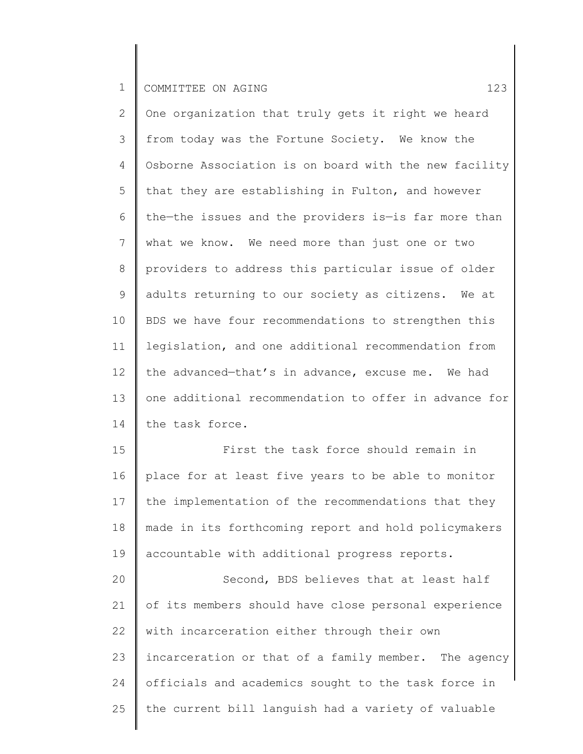One organization that truly gets it right we heard from today was the Fortune Society. We know the Osborne Association is on board with the new facility that they are establishing in Fulton, and however the—the issues and the providers is—is far more than what we know. We need more than just one or two providers to address this particular issue of older adults returning to our society as citizens. We at BDS we have four recommendations to strengthen this legislation, and one additional recommendation from the advanced—that's in advance, excuse me. We had one additional recommendation to offer in advance for the task force.

First the task force should remain in place for at least five years to be able to monitor the implementation of the recommendations that they made in its forthcoming report and hold policymakers accountable with additional progress reports.

Second, BDS believes that at least half of its members should have close personal experience with incarceration either through their own incarceration or that of a family member. The agency officials and academics sought to the task force in the current bill languish had a variety of valuable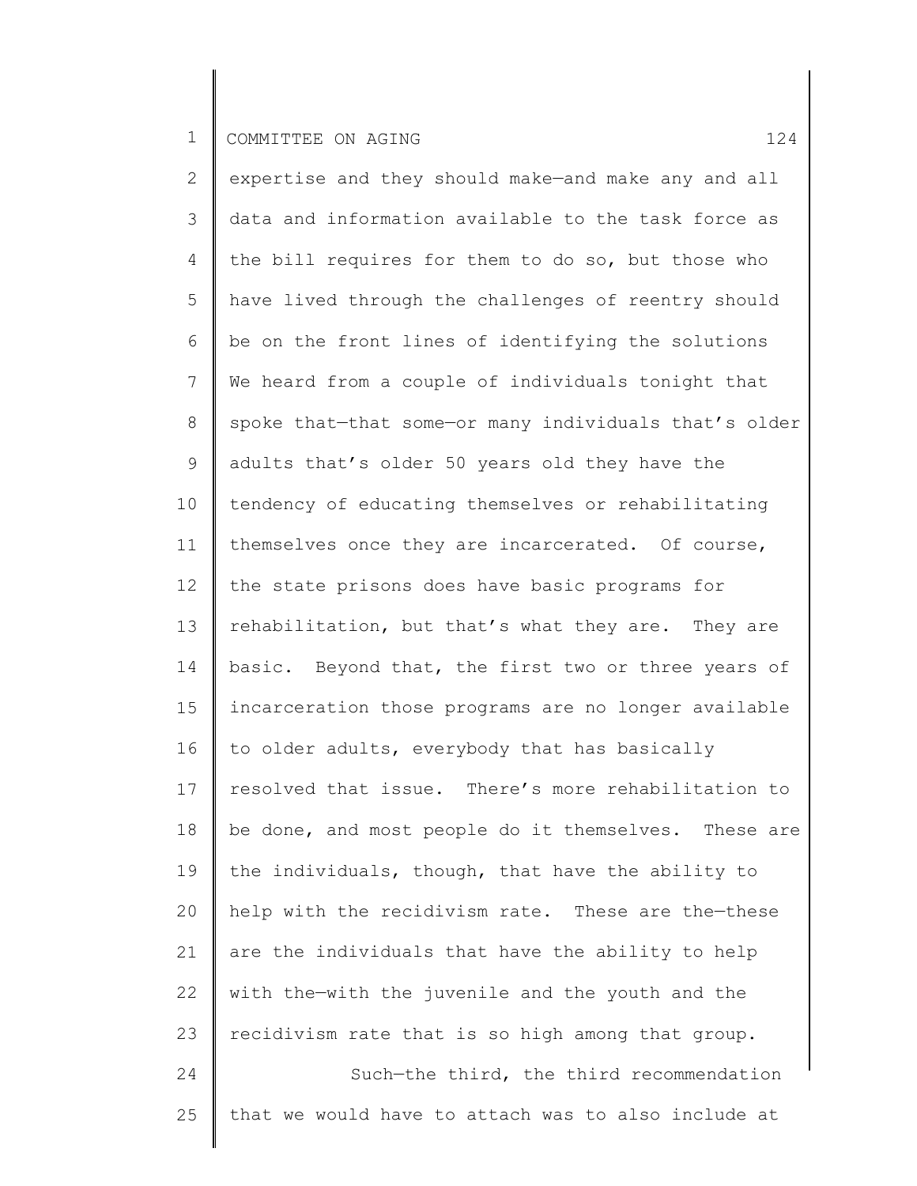expertise and they should make—and make any and all data and information available to the task force as the bill requires for them to do so, but those who have lived through the challenges of reentry should be on the front lines of identifying the solutions We heard from a couple of individuals tonight that spoke that—that some—or many individuals that's older adults that's older 50 years old they have the tendency of educating themselves or rehabilitating themselves once they are incarcerated. Of course, the state prisons does have basic programs for rehabilitation, but that's what they are. They are basic. Beyond that, the first two or three years of incarceration those programs are no longer available to older adults, everybody that has basically resolved that issue. There's more rehabilitation to be done, and most people do it themselves. These are the individuals, though, that have the ability to help with the recidivism rate. These are the—these are the individuals that have the ability to help with the—with the juvenile and the youth and the recidivism rate that is so high among that group.

Such—the third, the third recommendation that we would have to attach was to also include at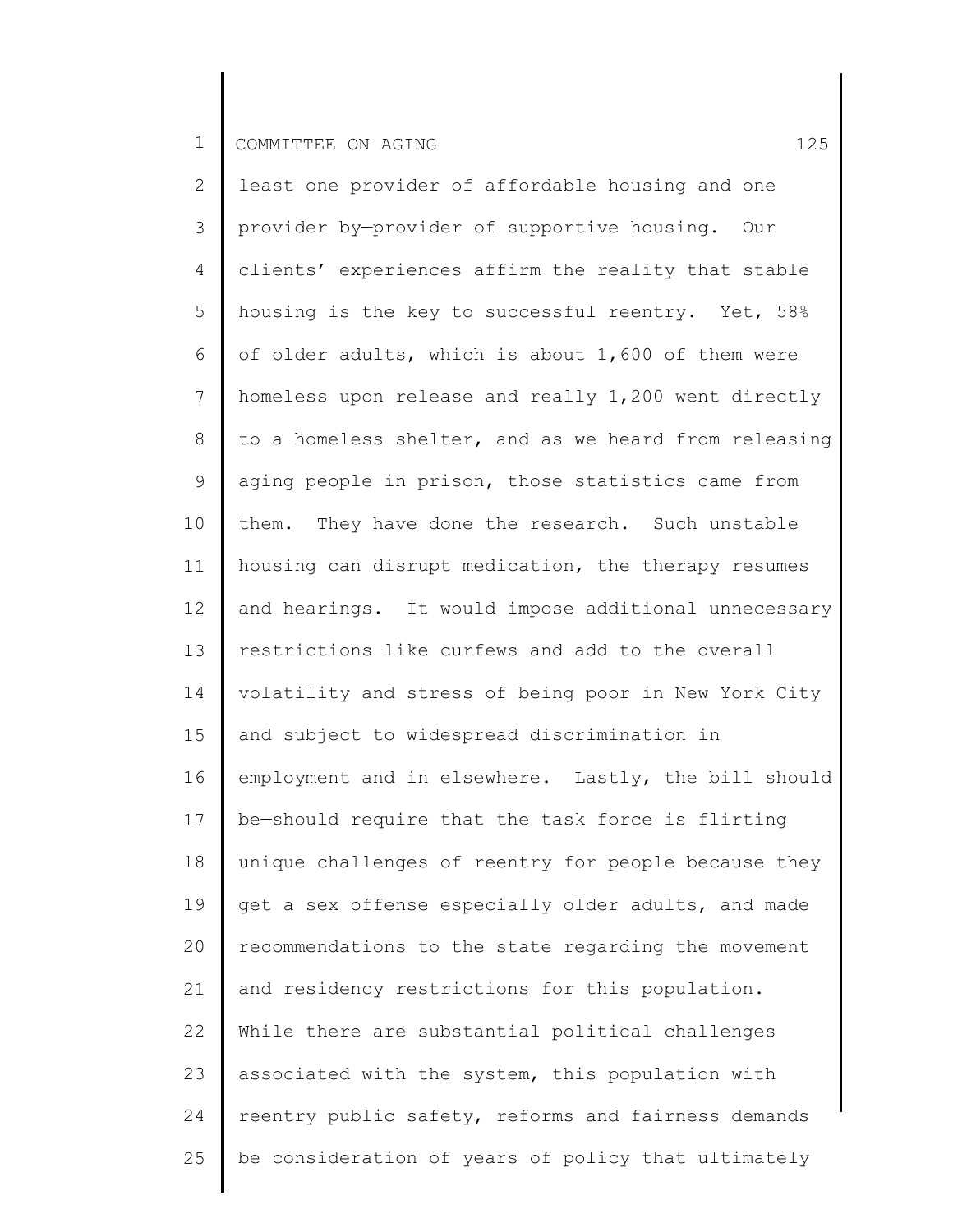least one provider of affordable housing and one provider by—provider of supportive housing. Our clients' experiences affirm the reality that stable housing is the key to successful reentry. Yet, 58% of older adults, which is about 1,600 of them were homeless upon release and really 1,200 went directly to a homeless shelter, and as we heard from releasing aging people in prison, those statistics came from them. They have done the research. Such unstable housing can disrupt medication, the therapy resumes and hearings. It would impose additional unnecessary restrictions like curfews and add to the overall volatility and stress of being poor in New York City and subject to widespread discrimination in employment and in elsewhere. Lastly, the bill should be—should require that the task force is flirting unique challenges of reentry for people because they get a sex offense especially older adults, and made recommendations to the state regarding the movement and residency restrictions for this population. While there are substantial political challenges associated with the system, this population with reentry public safety, reforms and fairness demands be consideration of years of policy that ultimately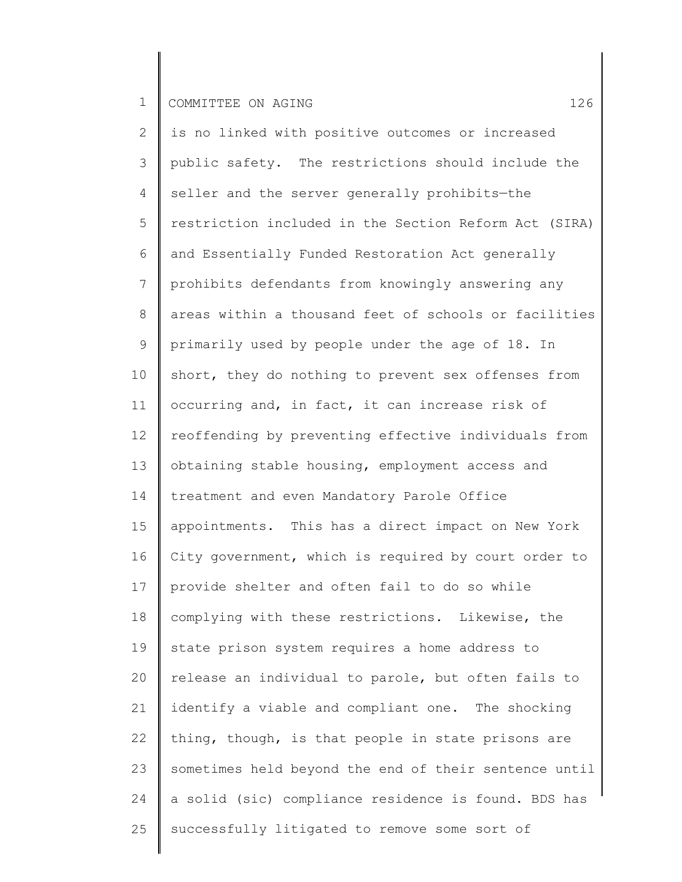is no linked with positive outcomes or increased public safety. The restrictions should include the seller and the server generally prohibits—the restriction included in the Section Reform Act (SIRA) and Essentially Funded Restoration Act generally prohibits defendants from knowingly answering any areas within a thousand feet of schools or facilities primarily used by people under the age of 18. In short, they do nothing to prevent sex offenses from occurring and, in fact, it can increase risk of reoffending by preventing effective individuals from obtaining stable housing, employment access and treatment and even Mandatory Parole Office appointments. This has a direct impact on New York City government, which is required by court order to provide shelter and often fail to do so while complying with these restrictions. Likewise, the state prison system requires a home address to release an individual to parole, but often fails to identify a viable and compliant one. The shocking thing, though, is that people in state prisons are sometimes held beyond the end of their sentence until a solid (sic) compliance residence is found. BDS has successfully litigated to remove some sort of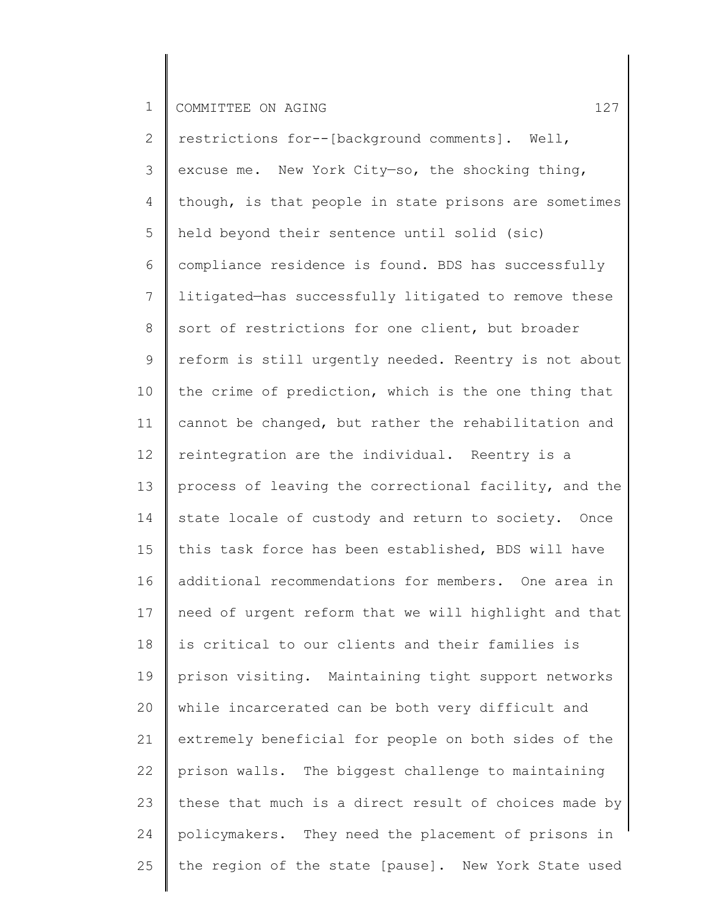restrictions for--[background comments]. Well, excuse me. New York City—so, the shocking thing, though, is that people in state prisons are sometimes held beyond their sentence until solid (sic) compliance residence is found. BDS has successfully litigated—has successfully litigated to remove these sort of restrictions for one client, but broader reform is still urgently needed. Reentry is not about the crime of prediction, which is the one thing that cannot be changed, but rather the rehabilitation and reintegration are the individual. Reentry is a process of leaving the correctional facility, and the state locale of custody and return to society. Once this task force has been established, BDS will have additional recommendations for members. One area in need of urgent reform that we will highlight and that is critical to our clients and their families is prison visiting. Maintaining tight support networks while incarcerated can be both very difficult and extremely beneficial for people on both sides of the prison walls. The biggest challenge to maintaining these that much is a direct result of choices made by policymakers. They need the placement of prisons in the region of the state [pause]. New York State used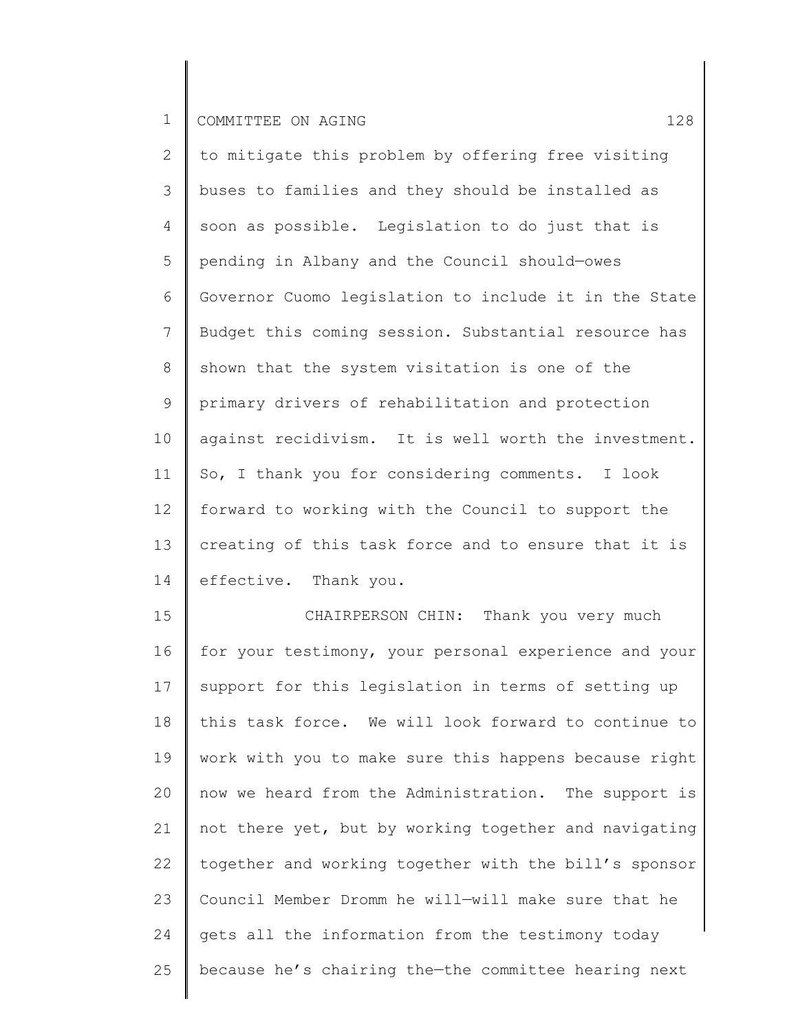to mitigate this problem by offering free visiting buses to families and they should be installed as soon as possible. Legislation to do just that is pending in Albany and the Council should—owes Governor Cuomo legislation to include it in the State Budget this coming session. Substantial resource has shown that the system visitation is one of the primary drivers of rehabilitation and protection against recidivism. It is well worth the investment. So, I thank you for considering comments. I look forward to working with the Council to support the creating of this task force and to ensure that it is effective. Thank you.

CHAIRPERSON CHIN: Thank you very much for your testimony, your personal experience and your support for this legislation in terms of setting up this task force. We will look forward to continue to work with you to make sure this happens because right now we heard from the Administration. The support is not there yet, but by working together and navigating together and working together with the bill's sponsor Council Member Dromm he will—will make sure that he gets all the information from the testimony today because he's chairing the—the committee hearing next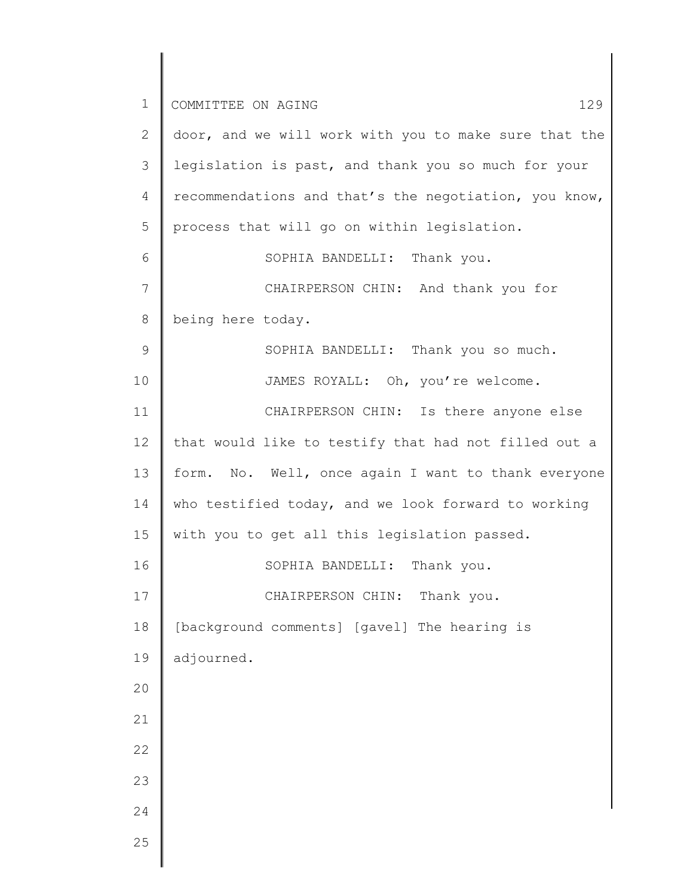door, and we will work with you to make sure that the legislation is past, and thank you so much for your recommendations and that's the negotiation, you know, process that will go on within legislation.

SOPHIA BANDELLI: Thank you.

CHAIRPERSON CHIN: And thank you for being here today.

SOPHIA BANDELLI: Thank you so much.

JAMES ROYALL: Oh, you're welcome.

CHAIRPERSON CHIN: Is there anyone else that would like to testify that had not filled out a form. No. Well, once again I want to thank everyone who testified today, and we look forward to working with you to get all this legislation passed.

SOPHIA BANDELLI: Thank you.

CHAIRPERSON CHIN: Thank you.

[background comments] [gavel] The hearing is adjourned.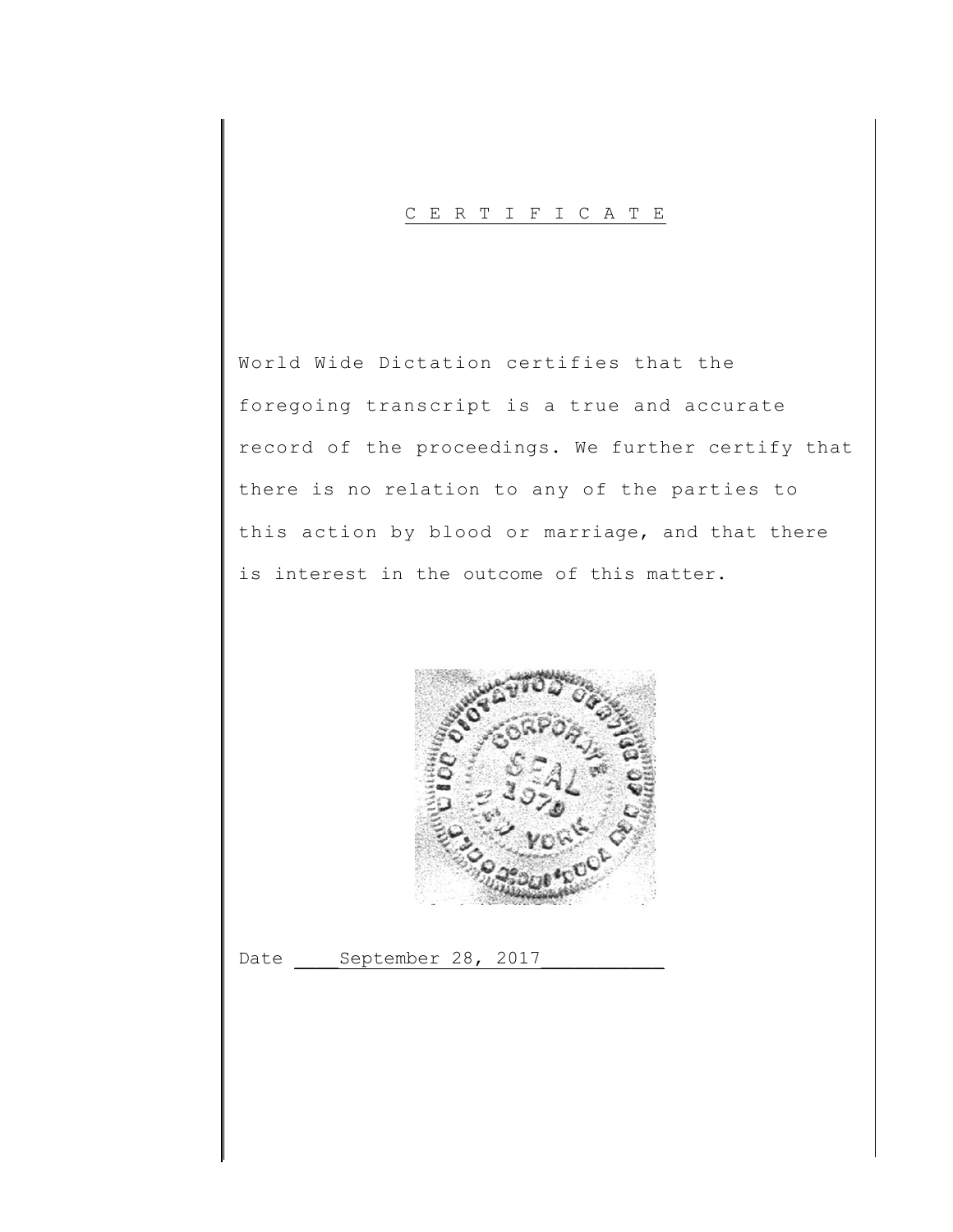C E R T I F I C A T E

World Wide Dictation certifies that the foregoing transcript is a true and accurate record of the proceedings. We further certify that there is no relation to any of the parties to this action by blood or marriage, and that there is interest in the outcome of this matter.

Date September 28, 2017